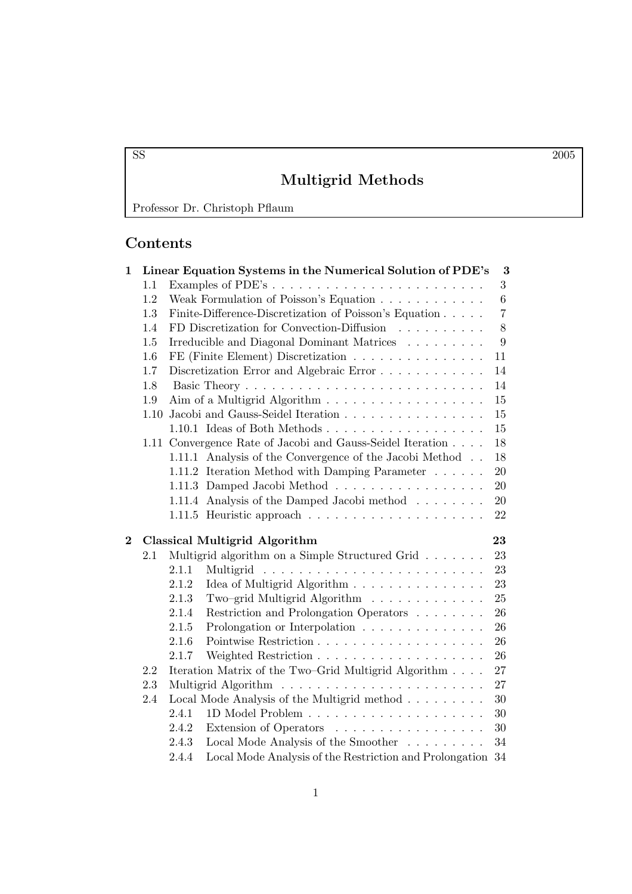SS 2005

# Multigrid Methods

Professor Dr. Christoph Pflaum

## Contents

**1 Linear Equation Systems in the Numerical Solution of PDE's — 3**

- 1.1 Examples of PDE's — 3
- 1.2 Weak Formulation of Poisson's Equation — 6
- 1.3 Finite-Difference-Discretization of Poisson's Equation — 7
- 1.4 FD Discretization for Convection-Diffusion — 8
- 1.5 Irreducible and Diagonal Dominant Matrices — 9
- 1.6 FE (Finite Element) Discretization — 11
- 1.7 Discretization Error and Algebraic Error — 14
- 1.8 Basic Theory — 14
- 1.9 Aim of a Multigrid Algorithm — 15
- 1.10 Jacobi and Gauss-Seidel Iteration — 15
  - 1.10.1 Ideas of Both Methods — 15
- 1.11 Convergence Rate of Jacobi and Gauss-Seidel Iteration — 18
  - 1.11.1 Analysis of the Convergence of the Jacobi Method — 18
  - 1.11.2 Iteration Method with Damping Parameter — 20
  - 1.11.3 Damped Jacobi Method — 20
  - 1.11.4 Analysis of the Damped Jacobi method — 20
  - 1.11.5 Heuristic approach — 22

**2 Classical Multigrid Algorithm — 23**

- 2.1 Multigrid algorithm on a Simple Structured Grid — 23
  - 2.1.1 Multigrid — 23
  - 2.1.2 Idea of Multigrid Algorithm — 23
  - 2.1.3 Two–grid Multigrid Algorithm — 25
  - 2.1.4 Restriction and Prolongation Operators — 26
  - 2.1.5 Prolongation or Interpolation — 26
  - 2.1.6 Pointwise Restriction — 26
  - 2.1.7 Weighted Restriction — 26
- 2.2 Iteration Matrix of the Two–Grid Multigrid Algorithm — 27
- 2.3 Multigrid Algorithm — 27
- 2.4 Local Mode Analysis of the Multigrid method — 30
  - 2.4.1 1D Model Problem — 30
  - 2.4.2 Extension of Operators — 30
  - 2.4.3 Local Mode Analysis of the Smoother — 34
  - 2.4.4 Local Mode Analysis of the Restriction and Prolongation — 34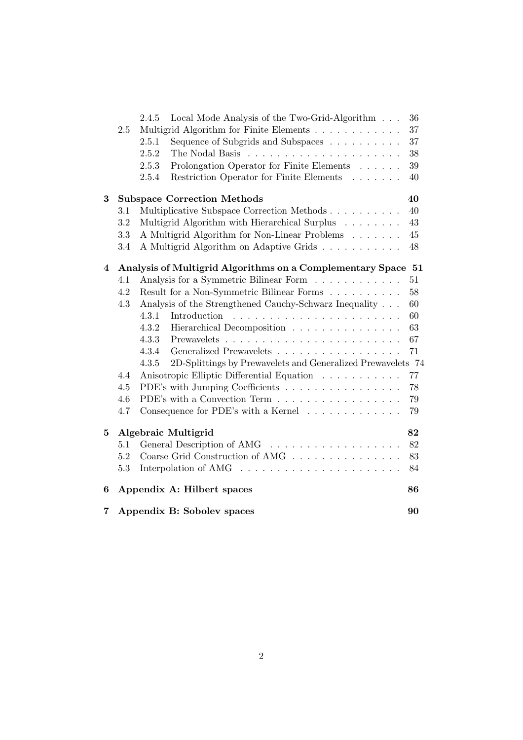- 2.4.5 Local Mode Analysis of the Two-Grid-Algorithm . . . 36
- 2.5 Multigrid Algorithm for Finite Elements . . . . . . . . . . . . 37
  - 2.5.1 Sequence of Subgrids and Subspaces . . . . . . . . . . 37
  - 2.5.2 The Nodal Basis . . . . . . . . . . . . . . . . . . . . . 38
  - 2.5.3 Prolongation Operator for Finite Elements . . . . . . 39
  - 2.5.4 Restriction Operator for Finite Elements . . . . . . . 40

**3 Subspace Correction Methods** **40**
- 3.1 Multiplicative Subspace Correction Methods . . . . . . . . . . 40
- 3.2 Multigrid Algorithm with Hierarchical Surplus . . . . . . . . 43
- 3.3 A Multigrid Algorithm for Non-Linear Problems . . . . . . . 45
- 3.4 A Multigrid Algorithm on Adaptive Grids . . . . . . . . . . . 48

**4 Analysis of Multigrid Algorithms on a Complementary Space** **51**
- 4.1 Analysis for a Symmetric Bilinear Form . . . . . . . . . . . . 51
- 4.2 Result for a Non-Symmetric Bilinear Forms . . . . . . . . . . 58
- 4.3 Analysis of the Strengthened Cauchy-Schwarz Inequality . . . 60
  - 4.3.1 Introduction . . . . . . . . . . . . . . . . . . . . . . . 60
  - 4.3.2 Hierarchical Decomposition . . . . . . . . . . . . . . . 63
  - 4.3.3 Prewavelets . . . . . . . . . . . . . . . . . . . . . . . . 67
  - 4.3.4 Generalized Prewavelets . . . . . . . . . . . . . . . . . 71
  - 4.3.5 2D-Splittings by Prewavelets and Generalized Prewavelets 74
- 4.4 Anisotropic Elliptic Differential Equation . . . . . . . . . . . 77
- 4.5 PDE's with Jumping Coefficients . . . . . . . . . . . . . . . . 78
- 4.6 PDE's with a Convection Term . . . . . . . . . . . . . . . . . 79
- 4.7 Consequence for PDE's with a Kernel . . . . . . . . . . . . . 79

**5 Algebraic Multigrid** **82**
- 5.1 General Description of AMG . . . . . . . . . . . . . . . . . . 82
- 5.2 Coarse Grid Construction of AMG . . . . . . . . . . . . . . . 83
- 5.3 Interpolation of AMG . . . . . . . . . . . . . . . . . . . . . . 84

**6 Appendix A: Hilbert spaces** **86**

**7 Appendix B: Sobolev spaces** **90**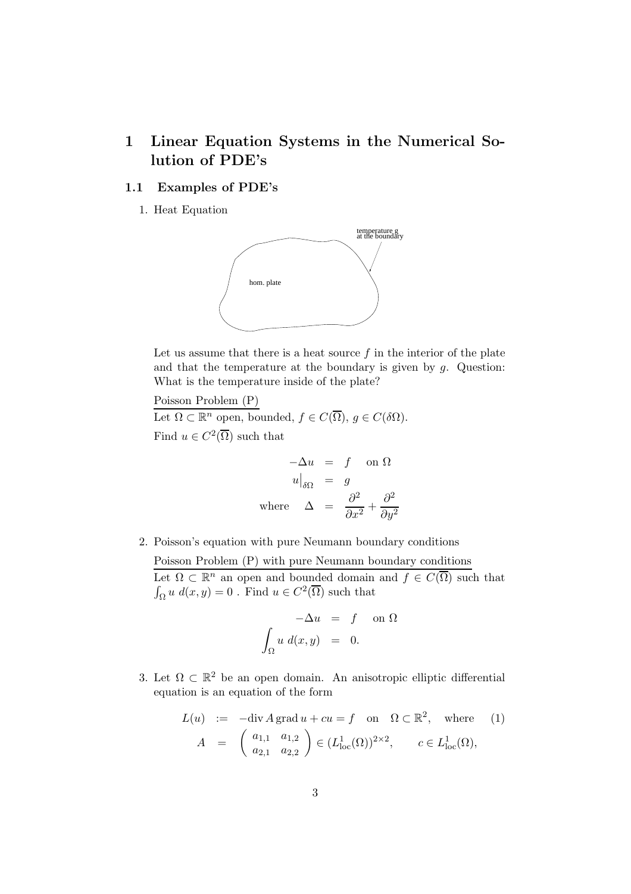# 1 Linear Equation Systems in the Numerical Solution of PDE's

## 1.1 Examples of PDE's

1. Heat Equation

   Let us assume that there is a heat source $f$ in the interior of the plate and that the temperature at the boundary is given by $g$. Question: What is the temperature inside of the plate?

   Poisson Problem (P)

   Let $\Omega \subset \mathbb{R}^n$ open, bounded, $f \in C(\overline{\Omega})$, $g \in C(\delta\Omega)$.

   Find $u \in C^2(\overline{\Omega})$ such that

$$
\begin{aligned}
-\Delta u &= f \quad \text{on } \Omega \\
u\big|_{\delta\Omega} &= g \\
\text{where} \quad \Delta &= \frac{\partial^2}{\partial x^2} + \frac{\partial^2}{\partial y^2}
\end{aligned}
$$

2. Poisson's equation with pure Neumann boundary conditions

   Poisson Problem (P) with pure Neumann boundary conditions

   Let $\Omega \subset \mathbb{R}^n$ an open and bounded domain and $f \in C(\overline{\Omega})$ such that $\int_\Omega u \; d(x,y) = 0$ . Find $u \in C^2(\overline{\Omega})$ such that

$$
\begin{aligned}
-\Delta u &= f \quad \text{on } \Omega \\
\int_\Omega u \; d(x,y) &= 0.
\end{aligned}
$$

3. Let $\Omega \subset \mathbb{R}^2$ be an open domain. An anisotropic elliptic differential equation is an equation of the form

$$
\begin{aligned}
L(u) &:= -\operatorname{div} A \operatorname{grad} u + cu = f \quad \text{on} \quad \Omega \subset \mathbb{R}^2, \quad \text{where} \qquad (1) \\
A &= \begin{pmatrix} a_{1,1} & a_{1,2} \\ a_{2,1} & a_{2,2} \end{pmatrix} \in (L^1_{\text{loc}}(\Omega))^{2\times 2}, \qquad c \in L^1_{\text{loc}}(\Omega),
\end{aligned}
$$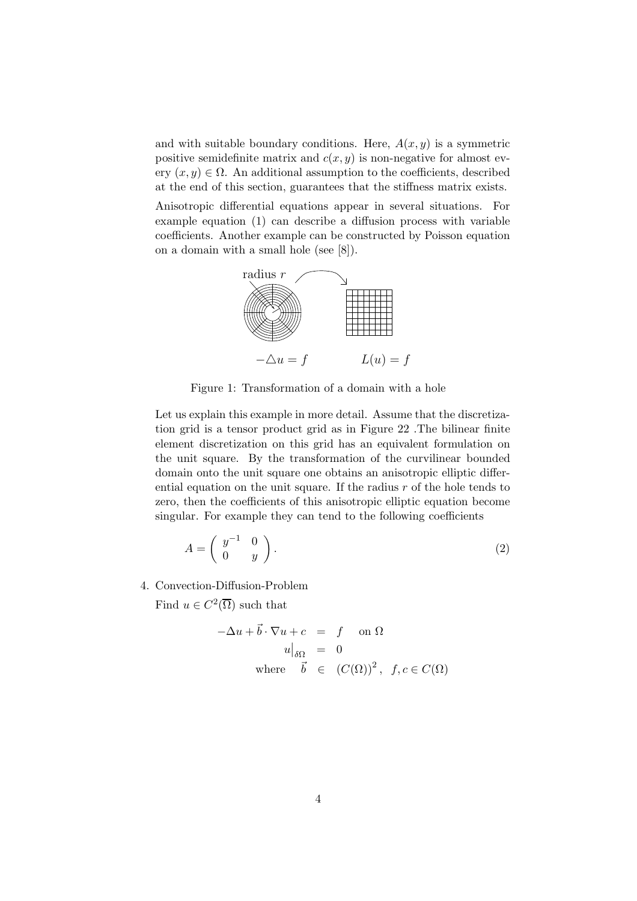and with suitable boundary conditions. Here, $A(x, y)$ is a symmetric positive semidefinite matrix and $c(x, y)$ is non-negative for almost every $(x, y) \in \Omega$. An additional assumption to the coefficients, described at the end of this section, guarantees that the stiffness matrix exists.

Anisotropic differential equations appear in several situations. For example equation (1) can describe a diffusion process with variable coefficients. Another example can be constructed by Poisson equation on a domain with a small hole (see [8]).

radius $r$

$-\triangle u = f$ $\qquad\qquad$ $L(u) = f$

Figure 1: Transformation of a domain with a hole

Let us explain this example in more detail. Assume that the discretization grid is a tensor product grid as in Figure 22 .The bilinear finite element discretization on this grid has an equivalent formulation on the unit square. By the transformation of the curvilinear bounded domain onto the unit square one obtains an anisotropic elliptic differential equation on the unit square. If the radius $r$ of the hole tends to zero, then the coefficients of this anisotropic elliptic equation become singular. For example they can tend to the following coefficients

$$A = \begin{pmatrix} y^{-1} & 0 \\ 0 & y \end{pmatrix}. \tag{2}$$

4. Convection-Diffusion-Problem

   Find $u \in C^2(\overline{\Omega})$ such that

$$\begin{aligned} -\Delta u + \vec{b} \cdot \nabla u + c &= f \quad \text{on } \Omega \\ u\big|_{\delta\Omega} &= 0 \\ \text{where} \quad \vec{b} &\in (C(\Omega))^2, \quad f, c \in C(\Omega) \end{aligned}$$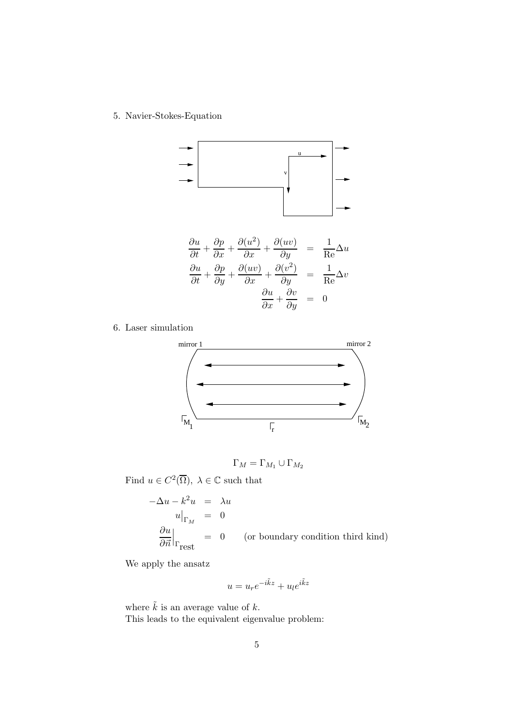5. Navier-Stokes-Equation

$$
\begin{aligned}
\frac{\partial u}{\partial t} + \frac{\partial p}{\partial x} + \frac{\partial (u^2)}{\partial x} + \frac{\partial (uv)}{\partial y} &= \frac{1}{\mathrm{Re}} \Delta u \\
\frac{\partial u}{\partial t} + \frac{\partial p}{\partial y} + \frac{\partial (uv)}{\partial x} + \frac{\partial (v^2)}{\partial y} &= \frac{1}{\mathrm{Re}} \Delta v \\
\frac{\partial u}{\partial x} + \frac{\partial v}{\partial y} &= 0
\end{aligned}
$$

6. Laser simulation

$$\Gamma_M = \Gamma_{M_1} \cup \Gamma_{M_2}$$

Find $u \in C^2(\overline{\Omega}),\ \lambda \in \mathbb{C}$ such that

$$
\begin{aligned}
-\Delta u - k^2 u &= \lambda u \\
u\big|_{\Gamma_M} &= 0 \\
\frac{\partial u}{\partial \vec{n}}\Big|_{\Gamma_{\text{rest}}} &= 0 \qquad \text{(or boundary condition third kind)}
\end{aligned}
$$

We apply the ansatz

$$u = u_r e^{-i\tilde{k}z} + u_l e^{i\tilde{k}z}$$

where $\tilde{k}$ is an average value of $k$.
This leads to the equivalent eigenvalue problem: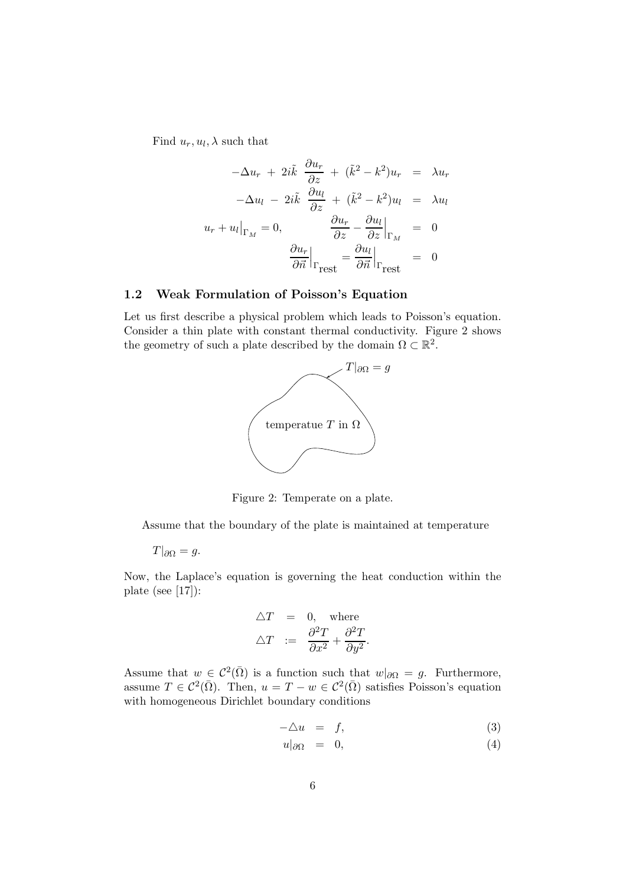Find $u_r, u_l, \lambda$ such that

$$
\begin{aligned}
-\Delta u_r \; + \; 2i\tilde{k} \; \frac{\partial u_r}{\partial z} \; + \; (\tilde{k}^2 - k^2) u_r \;&=\; \lambda u_r \\
-\Delta u_l \; - \; 2i\tilde{k} \; \frac{\partial u_l}{\partial z} \; + \; (\tilde{k}^2 - k^2) u_l \;&=\; \lambda u_l \\
u_r + u_l\big|_{\Gamma_M} = 0, \qquad \frac{\partial u_r}{\partial z} - \frac{\partial u_l}{\partial z}\Big|_{\Gamma_M} \;&=\; 0 \\
\frac{\partial u_r}{\partial \vec{n}}\Big|_{\Gamma_{\text{rest}}} = \frac{\partial u_l}{\partial \vec{n}}\Big|_{\Gamma_{\text{rest}}} \;&=\; 0
\end{aligned}
$$

### 1.2 Weak Formulation of Poisson's Equation

Let us first describe a physical problem which leads to Poisson's equation. Consider a thin plate with constant thermal conductivity. Figure 2 shows the geometry of such a plate described by the domain $\Omega \subset \mathbb{R}^2$.

Figure 2: Temperate on a plate.

Assume that the boundary of the plate is maintained at temperature

$$T|_{\partial\Omega} = g.$$

Now, the Laplace's equation is governing the heat conduction within the plate (see [17]):

$$
\begin{aligned}
\triangle T &= 0, \quad \text{where} \\
\triangle T &:= \frac{\partial^2 T}{\partial x^2} + \frac{\partial^2 T}{\partial y^2}.
\end{aligned}
$$

Assume that $w \in \mathcal{C}^2(\bar{\Omega})$ is a function such that $w|_{\partial\Omega} = g$. Furthermore, assume $T \in \mathcal{C}^2(\bar{\Omega})$. Then, $u = T - w \in \mathcal{C}^2(\bar{\Omega})$ satisfies Poisson's equation with homogeneous Dirichlet boundary conditions

$$-\triangle u = f, \tag{3}$$

$$u|_{\partial\Omega} = 0, \tag{4}$$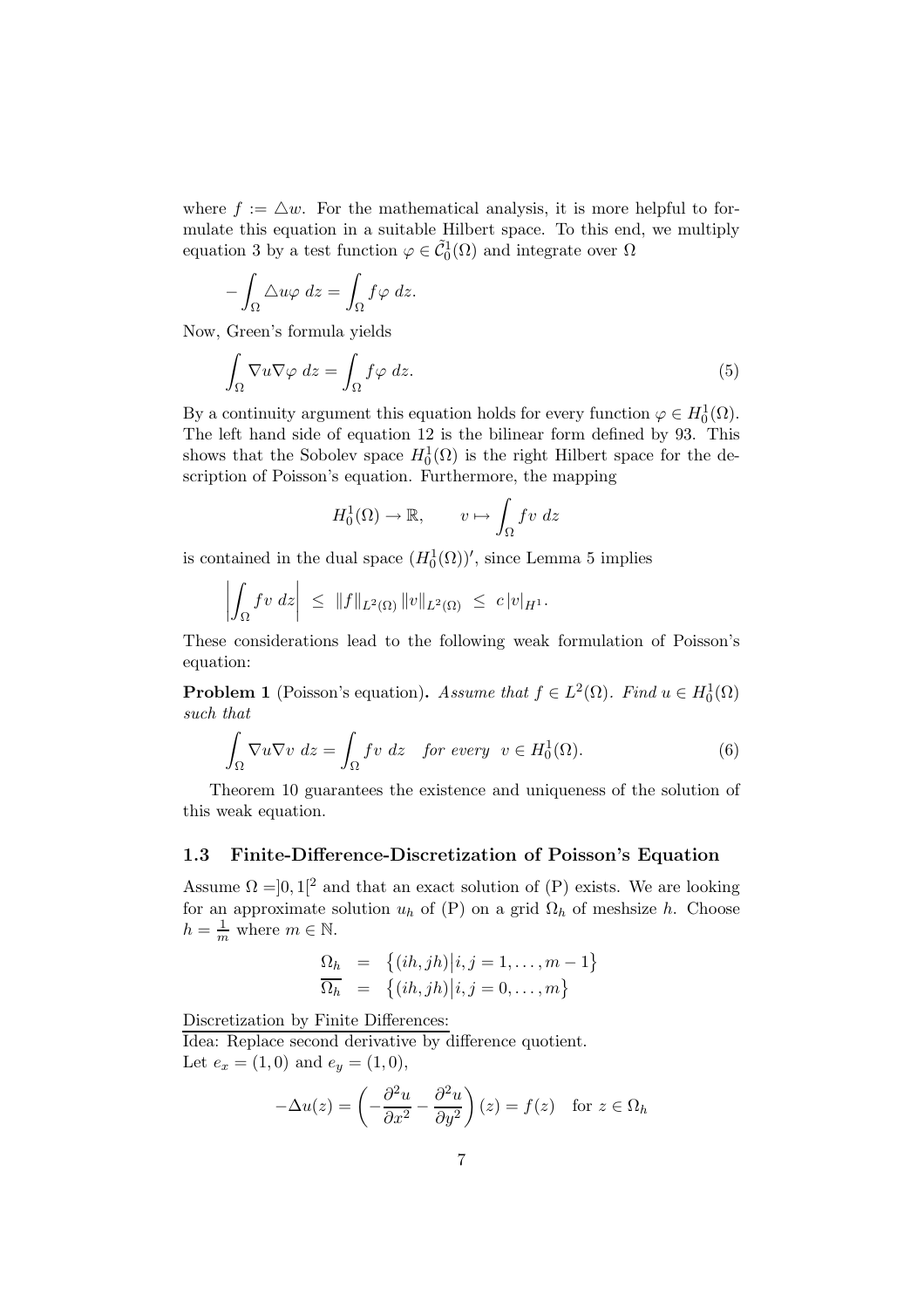where $f := \triangle w$. For the mathematical analysis, it is more helpful to formulate this equation in a suitable Hilbert space. To this end, we multiply equation 3 by a test function $\varphi \in \tilde{\mathcal{C}}_0^1(\Omega)$ and integrate over $\Omega$

$$-\int_\Omega \triangle u \varphi \, dz = \int_\Omega f \varphi \, dz.$$

Now, Green's formula yields

$$\int_\Omega \nabla u \nabla \varphi \, dz = \int_\Omega f \varphi \, dz. \tag{5}$$

By a continuity argument this equation holds for every function $\varphi \in H_0^1(\Omega)$. The left hand side of equation 12 is the bilinear form defined by 93. This shows that the Sobolev space $H_0^1(\Omega)$ is the right Hilbert space for the description of Poisson's equation. Furthermore, the mapping

$$H_0^1(\Omega) \to \mathbb{R}, \qquad v \mapsto \int_\Omega f v \, dz$$

is contained in the dual space $(H_0^1(\Omega))'$, since Lemma 5 implies

$$\left| \int_\Omega f v \, dz \right| \;\leq\; \|f\|_{L^2(\Omega)} \|v\|_{L^2(\Omega)} \;\leq\; c\,|v|_{H^1}.$$

These considerations lead to the following weak formulation of Poisson's equation:

**Problem 1** (Poisson's equation)**.** *Assume that $f \in L^2(\Omega)$. Find $u \in H_0^1(\Omega)$ such that*

$$\int_\Omega \nabla u \nabla v \, dz = \int_\Omega f v \, dz \quad \textit{for every} \;\; v \in H_0^1(\Omega). \tag{6}$$

Theorem 10 guarantees the existence and uniqueness of the solution of this weak equation.

### 1.3 Finite-Difference-Discretization of Poisson's Equation

Assume $\Omega = ]0,1[^2$ and that an exact solution of (P) exists. We are looking for an approximate solution $u_h$ of (P) on a grid $\Omega_h$ of meshsize $h$. Choose $h = \frac{1}{m}$ where $m \in \mathbb{N}$.

$$\begin{aligned} \Omega_h &= \big\{(ih, jh) \big| i,j = 1, \ldots, m-1\big\} \\ \overline{\Omega_h} &= \big\{(ih, jh) \big| i,j = 0, \ldots, m\big\} \end{aligned}$$

<u>Discretization by Finite Differences:</u>

Idea: Replace second derivative by difference quotient.

Let $e_x = (1,0)$ and $e_y = (1,0)$,

$$-\Delta u(z) = \left( -\frac{\partial^2 u}{\partial x^2} - \frac{\partial^2 u}{\partial y^2} \right)(z) = f(z) \quad \text{for } z \in \Omega_h$$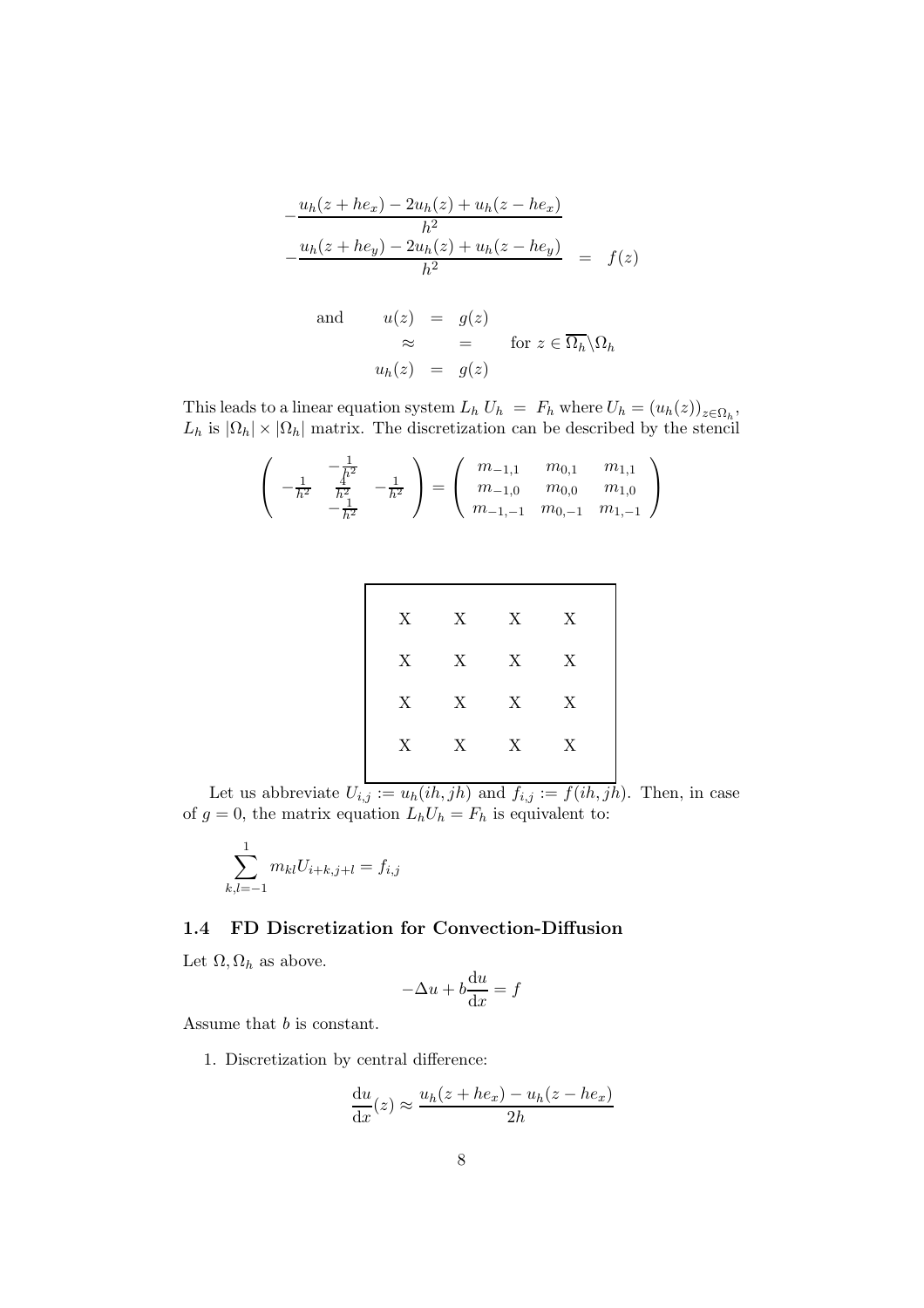$$
\begin{aligned}
-\frac{u_h(z+he_x)-2u_h(z)+u_h(z-he_x)}{h^2} & \\
-\frac{u_h(z+he_y)-2u_h(z)+u_h(z-he_y)}{h^2} &= f(z)
\end{aligned}
$$

$$
\begin{aligned}
\text{and} \qquad u(z) &= g(z) \\
\approx \quad & \quad = \qquad \text{for } z \in \overline{\Omega_h} \backslash \Omega_h \\
u_h(z) &= g(z)
\end{aligned}
$$

This leads to a linear equation system $L_h\, U_h \;=\; F_h$ where $U_h = (u_h(z))_{z\in\Omega_h}$, $L_h$ is $|\Omega_h| \times |\Omega_h|$ matrix. The discretization can be described by the stencil

$$
\begin{pmatrix} & -\frac{1}{h^2} & \\ -\frac{1}{h^2} & \frac{4}{h^2} & -\frac{1}{h^2} \\ & -\frac{1}{h^2} & \end{pmatrix} = \begin{pmatrix} m_{-1,1} & m_{0,1} & m_{1,1} \\ m_{-1,0} & m_{0,0} & m_{1,0} \\ m_{-1,-1} & m_{0,-1} & m_{1,-1} \end{pmatrix}
$$

```
X   X   X   X

X   X   X   X

X   X   X   X

X   X   X   X
```

Let us abbreviate $U_{i,j} := u_h(ih, jh)$ and $f_{i,j} := f(ih, jh)$. Then, in case of $g = 0$, the matrix equation $L_h U_h = F_h$ is equivalent to:

$$
\sum_{k,l=-1}^{1} m_{kl} U_{i+k,j+l} = f_{i,j}
$$

### 1.4 FD Discretization for Convection-Diffusion

Let $\Omega, \Omega_h$ as above.

$$
-\Delta u + b\frac{\mathrm{d}u}{\mathrm{d}x} = f
$$

Assume that $b$ is constant.

1. Discretization by central difference:

$$
\frac{\mathrm{d}u}{\mathrm{d}x}(z) \approx \frac{u_h(z+he_x) - u_h(z-he_x)}{2h}
$$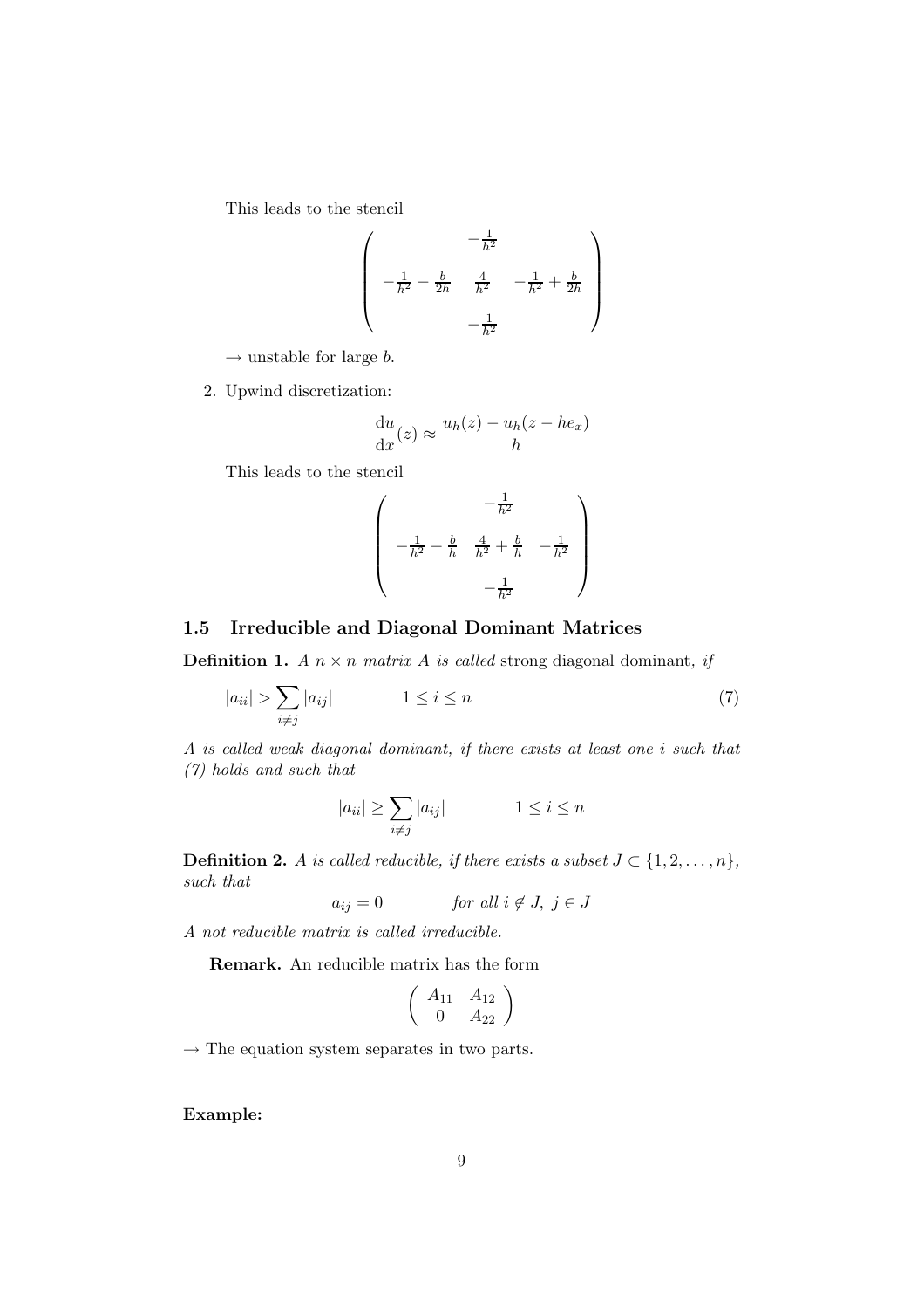This leads to the stencil

$$\begin{pmatrix} & -\frac{1}{h^2} & \\ -\frac{1}{h^2} - \frac{b}{2h} & \frac{4}{h^2} & -\frac{1}{h^2} + \frac{b}{2h} \\ & -\frac{1}{h^2} & \end{pmatrix}$$

$\rightarrow$ unstable for large $b$.

2. Upwind discretization:

$$\frac{\mathrm{d}u}{\mathrm{d}x}(z) \approx \frac{u_h(z) - u_h(z - he_x)}{h}$$

This leads to the stencil

$$\begin{pmatrix} & -\frac{1}{h^2} & \\ -\frac{1}{h^2} - \frac{b}{h} & \frac{4}{h^2} + \frac{b}{h} & -\frac{1}{h^2} \\ & -\frac{1}{h^2} & \end{pmatrix}$$

### 1.5 Irreducible and Diagonal Dominant Matrices

**Definition 1.** *A $n \times n$ matrix $A$ is called* strong diagonal dominant*, if*

$$|a_{ii}| > \sum_{i \neq j} |a_{ij}| \qquad 1 \leq i \leq n \tag{7}$$

*A is called weak diagonal dominant, if there exists at least one $i$ such that (7) holds and such that*

$$|a_{ii}| \geq \sum_{i \neq j} |a_{ij}| \qquad 1 \leq i \leq n$$

**Definition 2.** *A is called reducible, if there exists a subset $J \subset \{1, 2, \ldots, n\}$, such that*

$$a_{ij} = 0 \qquad \textit{for all } i \notin J,\ j \in J$$

*A not reducible matrix is called irreducible.*

**Remark.** An reducible matrix has the form

$$\begin{pmatrix} A_{11} & A_{12} \\ 0 & A_{22} \end{pmatrix}$$

$\rightarrow$ The equation system separates in two parts.

**Example:**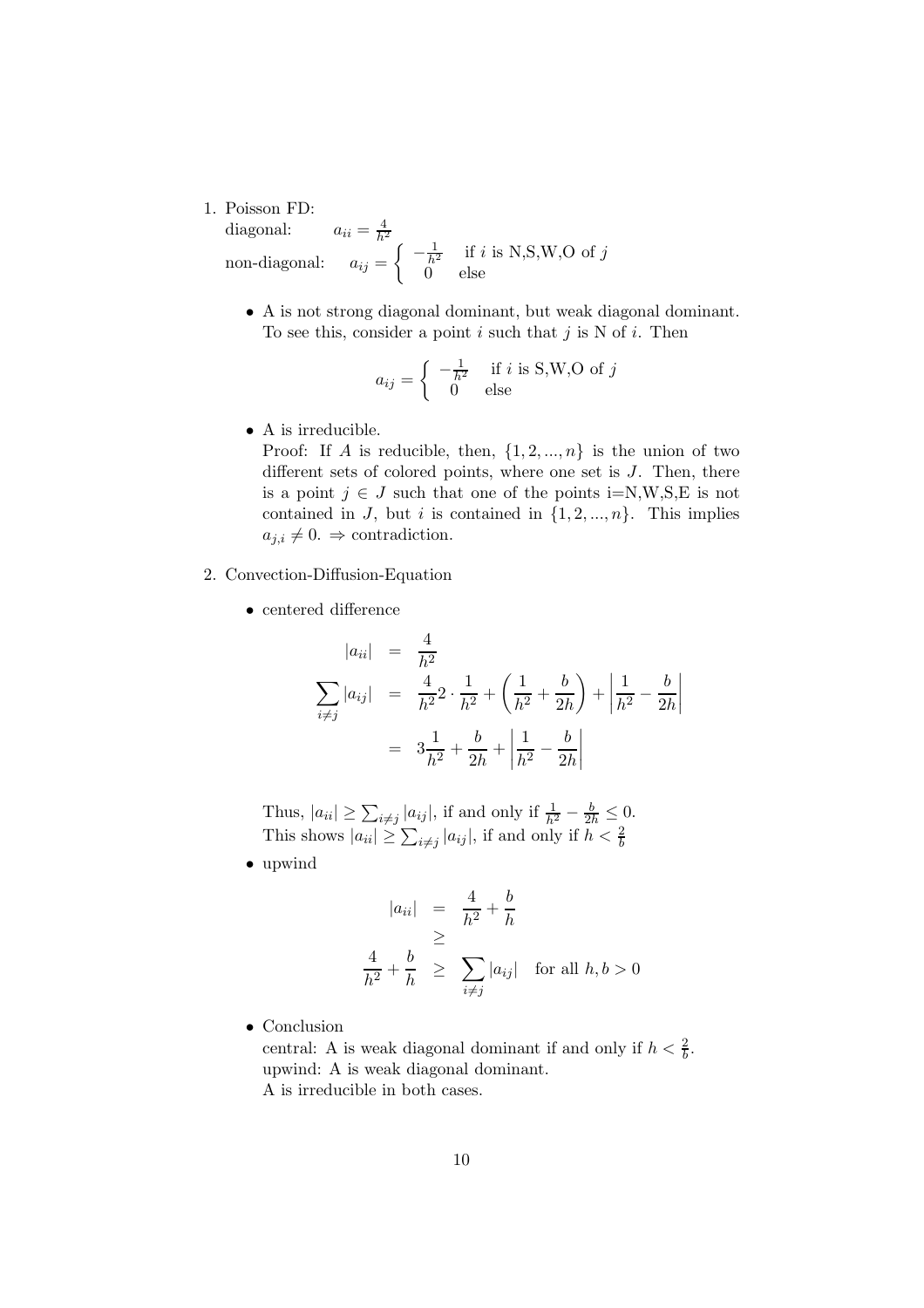1. Poisson FD:

   diagonal: $\quad a_{ii} = \frac{4}{h^2}$

   non-diagonal: $\quad a_{ij} = \left\{ \begin{array}{ll} -\frac{1}{h^2} & \text{if } i \text{ is N,S,W,O of } j \\ 0 & \text{else} \end{array} \right.$

   - A is not strong diagonal dominant, but weak diagonal dominant. To see this, consider a point $i$ such that $j$ is N of $i$. Then

     $$a_{ij} = \left\{ \begin{array}{ll} -\frac{1}{h^2} & \text{if } i \text{ is S,W,O of } j \\ 0 & \text{else} \end{array} \right.$$

   - A is irreducible.
     Proof: If $A$ is reducible, then, $\{1, 2, ..., n\}$ is the union of two different sets of colored points, where one set is $J$. Then, there is a point $j \in J$ such that one of the points i=N,W,S,E is not contained in $J$, but $i$ is contained in $\{1, 2, ..., n\}$. This implies $a_{j,i} \neq 0$. $\Rightarrow$ contradiction.

2. Convection-Diffusion-Equation

   - centered difference

     $$\begin{aligned} |a_{ii}| &= \frac{4}{h^2} \\ \sum_{i \neq j} |a_{ij}| &= \frac{4}{h^2} 2 \cdot \frac{1}{h^2} + \left( \frac{1}{h^2} + \frac{b}{2h} \right) + \left| \frac{1}{h^2} - \frac{b}{2h} \right| \\ &= 3\frac{1}{h^2} + \frac{b}{2h} + \left| \frac{1}{h^2} - \frac{b}{2h} \right| \end{aligned}$$

     Thus, $|a_{ii}| \geq \sum_{i \neq j} |a_{ij}|$, if and only if $\frac{1}{h^2} - \frac{b}{2h} \leq 0$.
     This shows $|a_{ii}| \geq \sum_{i \neq j} |a_{ij}|$, if and only if $h < \frac{2}{b}$

   - upwind

     $$\begin{aligned} |a_{ii}| &= \frac{4}{h^2} + \frac{b}{h} \\ &\geq \\ \frac{4}{h^2} + \frac{b}{h} &\geq \sum_{i \neq j} |a_{ij}| \quad \text{for all } h, b > 0 \end{aligned}$$

   - Conclusion
     central: A is weak diagonal dominant if and only if $h < \frac{2}{b}$.
     upwind: A is weak diagonal dominant.
     A is irreducible in both cases.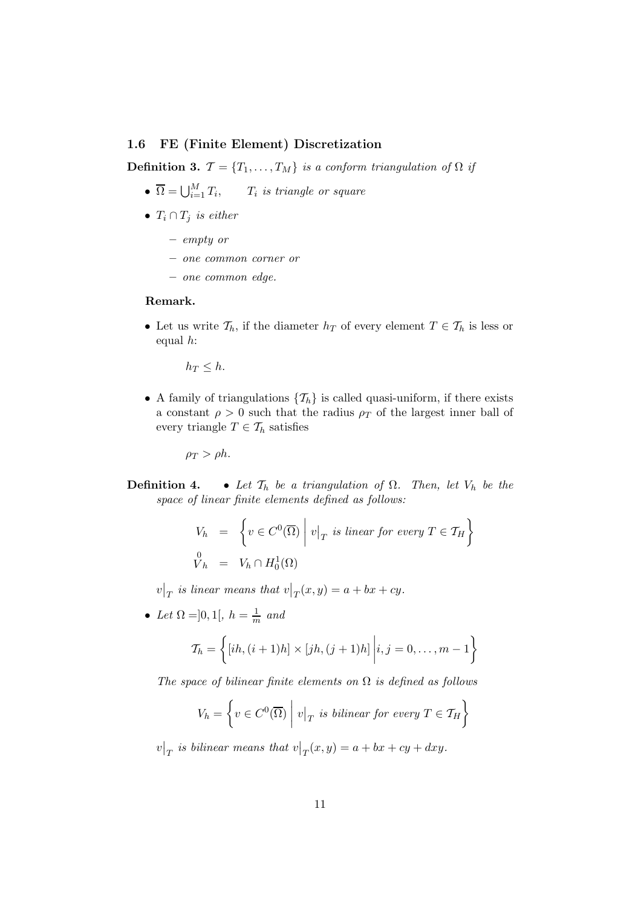### 1.6 FE (Finite Element) Discretization

**Definition 3.** *$\mathcal{T} = \{T_1, \ldots, T_M\}$ is a conform triangulation of $\Omega$ if*

- $\overline{\Omega} = \bigcup_{i=1}^{M} T_i, \qquad T_i$ *is triangle or square*
- $T_i \cap T_j$ *is either*
  - *empty or*
  - *one common corner or*
  - *one common edge.*

**Remark.**

- Let us write $\mathcal{T}_h$, if the diameter $h_T$ of every element $T \in \mathcal{T}_h$ is less or equal $h$:

  $$h_T \leq h.$$

- A family of triangulations $\{\mathcal{T}_h\}$ is called quasi-uniform, if there exists a constant $\rho > 0$ such that the radius $\rho_T$ of the largest inner ball of every triangle $T \in \mathcal{T}_h$ satisfies

  $$\rho_T > \rho h.$$

**Definition 4.**

- *Let $\mathcal{T}_h$ be a triangulation of $\Omega$. Then, let $V_h$ be the space of linear finite elements defined as follows:*

  $$\begin{aligned} V_h &= \left\{ v \in C^0(\overline{\Omega}) \;\middle|\; v\big|_T \text{ is linear for every } T \in \mathcal{T}_H \right\} \\ \overset{0}{V}_h &= V_h \cap H_0^1(\Omega) \end{aligned}$$

  *$v\big|_T$ is linear means that $v\big|_T(x, y) = a + bx + cy$.*

- *Let $\Omega = ]0, 1[$, $h = \frac{1}{m}$ and*

  $$\mathcal{T}_h = \left\{ [ih, (i+1)h] \times [jh, (j+1)h] \;\middle|\; i, j = 0, \ldots, m-1 \right\}$$

  *The space of bilinear finite elements on $\Omega$ is defined as follows*

  $$V_h = \left\{ v \in C^0(\overline{\Omega}) \;\middle|\; v\big|_T \text{ is bilinear for every } T \in \mathcal{T}_H \right\}$$

  *$v\big|_T$ is bilinear means that $v\big|_T(x, y) = a + bx + cy + dxy$.*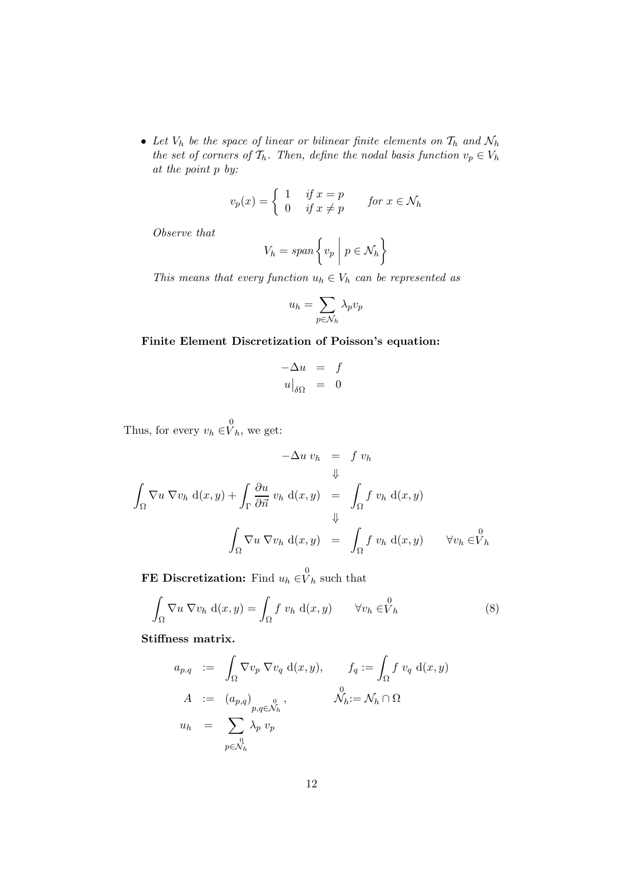- *Let $V_h$ be the space of linear or bilinear finite elements on $\mathcal{T}_h$ and $\mathcal{N}_h$ the set of corners of $\mathcal{T}_h$. Then, define the nodal basis function $v_p \in V_h$ at the point $p$ by:*

$$v_p(x) = \begin{cases} 1 & \text{if } x = p \\ 0 & \text{if } x \neq p \end{cases} \qquad \text{for } x \in \mathcal{N}_h$$

*Observe that*

$$V_h = span\left\{ v_p \;\middle|\; p \in \mathcal{N}_h \right\}$$

*This means that every function $u_h \in V_h$ can be represented as*

$$u_h = \sum_{p \in \mathcal{N}_h} \lambda_p v_p$$

**Finite Element Discretization of Poisson's equation:**

$$\begin{aligned} -\Delta u &= f \\ u\big|_{\delta\Omega} &= 0 \end{aligned}$$

Thus, for every $v_h \in \overset{0}{V}_h$, we get:

$$\begin{aligned} -\Delta u \; v_h &= f \; v_h \\ &\Downarrow \\ \int_\Omega \nabla u \; \nabla v_h \; \mathrm{d}(x,y) + \int_\Gamma \frac{\partial u}{\partial \vec{n}} \; v_h \; \mathrm{d}(x,y) &= \int_\Omega f \; v_h \; \mathrm{d}(x,y) \\ &\Downarrow \\ \int_\Omega \nabla u \; \nabla v_h \; \mathrm{d}(x,y) &= \int_\Omega f \; v_h \; \mathrm{d}(x,y) \qquad \forall v_h \in \overset{0}{V}_h \end{aligned}$$

**FE Discretization:** Find $u_h \in \overset{0}{V}_h$ such that

$$\int_\Omega \nabla u \; \nabla v_h \; \mathrm{d}(x,y) = \int_\Omega f \; v_h \; \mathrm{d}(x,y) \qquad \forall v_h \in \overset{0}{V}_h \tag{8}$$

**Stiffness matrix.**

$$\begin{aligned} a_{p.q} &:= \int_\Omega \nabla v_p \; \nabla v_q \; \mathrm{d}(x,y), \qquad f_q := \int_\Omega f \; v_q \; \mathrm{d}(x,y) \\ A &:= (a_{p,q})_{p,q \in \overset{0}{\mathcal{N}}_h}, \qquad \overset{0}{\mathcal{N}}_h := \mathcal{N}_h \cap \Omega \\ u_h &= \sum_{p \in \overset{0}{\mathcal{N}}_h} \lambda_p \; v_p \end{aligned}$$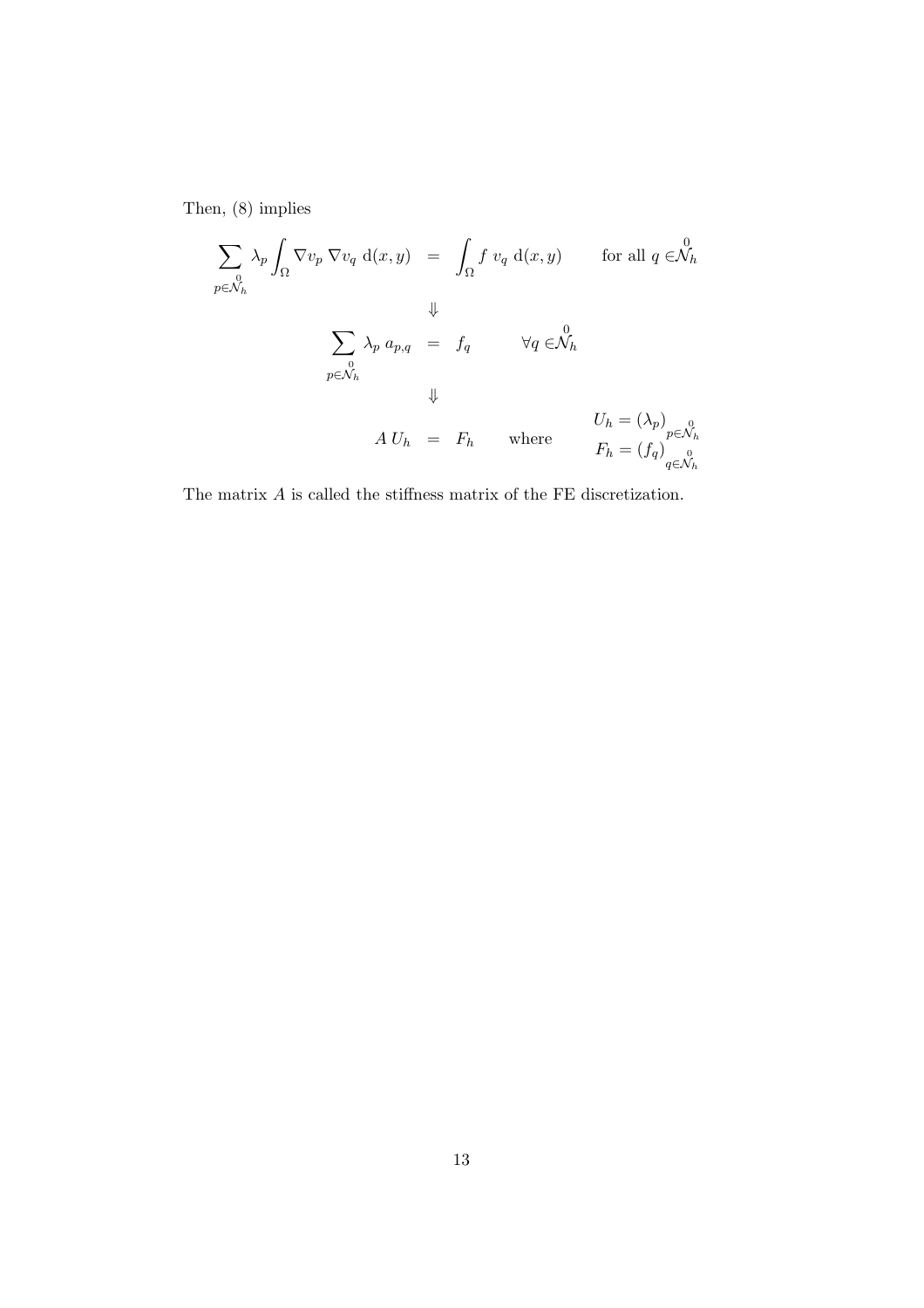Then, (8) implies

$$
\begin{aligned}
\sum_{p \in \overset{0}{\mathcal{N}}_h} \lambda_p \int_\Omega \nabla v_p \, \nabla v_q \; \mathrm{d}(x,y) \quad &= \quad \int_\Omega f \; v_q \; \mathrm{d}(x,y) \qquad \text{for all } q \in \overset{0}{\mathcal{N}}_h \\
&\Downarrow \\
\sum_{p \in \overset{0}{\mathcal{N}}_h} \lambda_p \; a_{p,q} \quad &= \quad f_q \qquad \forall q \in \overset{0}{\mathcal{N}}_h \\
&\Downarrow \\
A \, U_h \quad &= \quad F_h \qquad \text{where} \qquad \begin{array}{c} U_h = (\lambda_p)_{p \in \overset{0}{\mathcal{N}}_h} \\ F_h = (f_q)_{q \in \overset{0}{\mathcal{N}}_h} \end{array}
\end{aligned}
$$

The matrix $A$ is called the stiffness matrix of the FE discretization.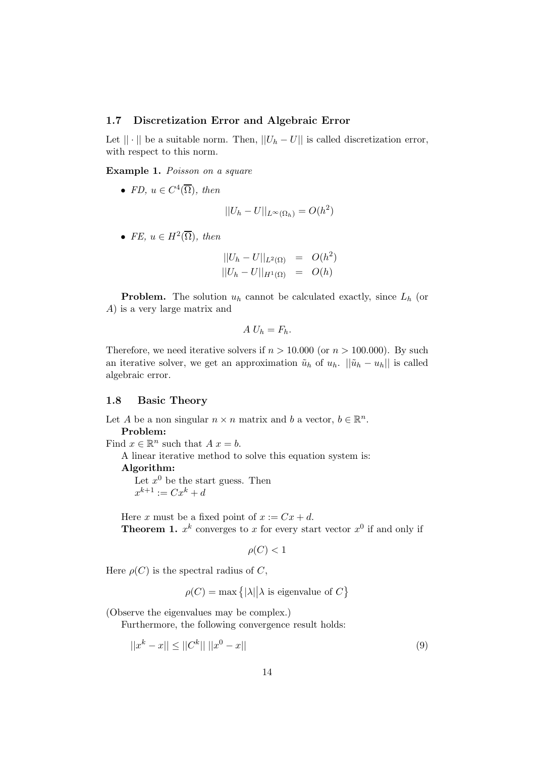### 1.7 Discretization Error and Algebraic Error

Let $||\cdot||$ be a suitable norm. Then, $||U_h - U||$ is called discretization error, with respect to this norm.

**Example 1.** *Poisson on a square*

- *FD,* $u \in C^4(\overline{\Omega})$*, then*

$$||U_h - U||_{L^\infty(\Omega_h)} = O(h^2)$$

- *FE,* $u \in H^2(\overline{\Omega})$*, then*

$$\begin{aligned} ||U_h - U||_{L^2(\Omega)} &= O(h^2) \\ ||U_h - U||_{H^1(\Omega)} &= O(h) \end{aligned}$$

**Problem.** The solution $u_h$ cannot be calculated exactly, since $L_h$ (or $A$) is a very large matrix and

$$A\,U_h = F_h.$$

Therefore, we need iterative solvers if $n > 10.000$ (or $n > 100.000$). By such an iterative solver, we get an approximation $\tilde{u}_h$ of $u_h$. $||\tilde{u}_h - u_h||$ is called algebraic error.

### 1.8 Basic Theory

Let $A$ be a non singular $n \times n$ matrix and $b$ a vector, $b \in \mathbb{R}^n$.

**Problem:**

Find $x \in \mathbb{R}^n$ such that $A\,x = b$.

A linear iterative method to solve this equation system is:

**Algorithm:**

Let $x^0$ be the start guess. Then
$x^{k+1} := Cx^k + d$

Here $x$ must be a fixed point of $x := Cx + d$.

**Theorem 1.** $x^k$ converges to $x$ for every start vector $x^0$ if and only if

$$\rho(C) < 1$$

Here $\rho(C)$ is the spectral radius of $C$,

$$\rho(C) = \max\left\{|\lambda| \middle| \lambda \text{ is eigenvalue of } C\right\}$$

(Observe the eigenvalues may be complex.)

Furthermore, the following convergence result holds:

$$||x^k - x|| \leq ||C^k||\,||x^0 - x|| \tag{9}$$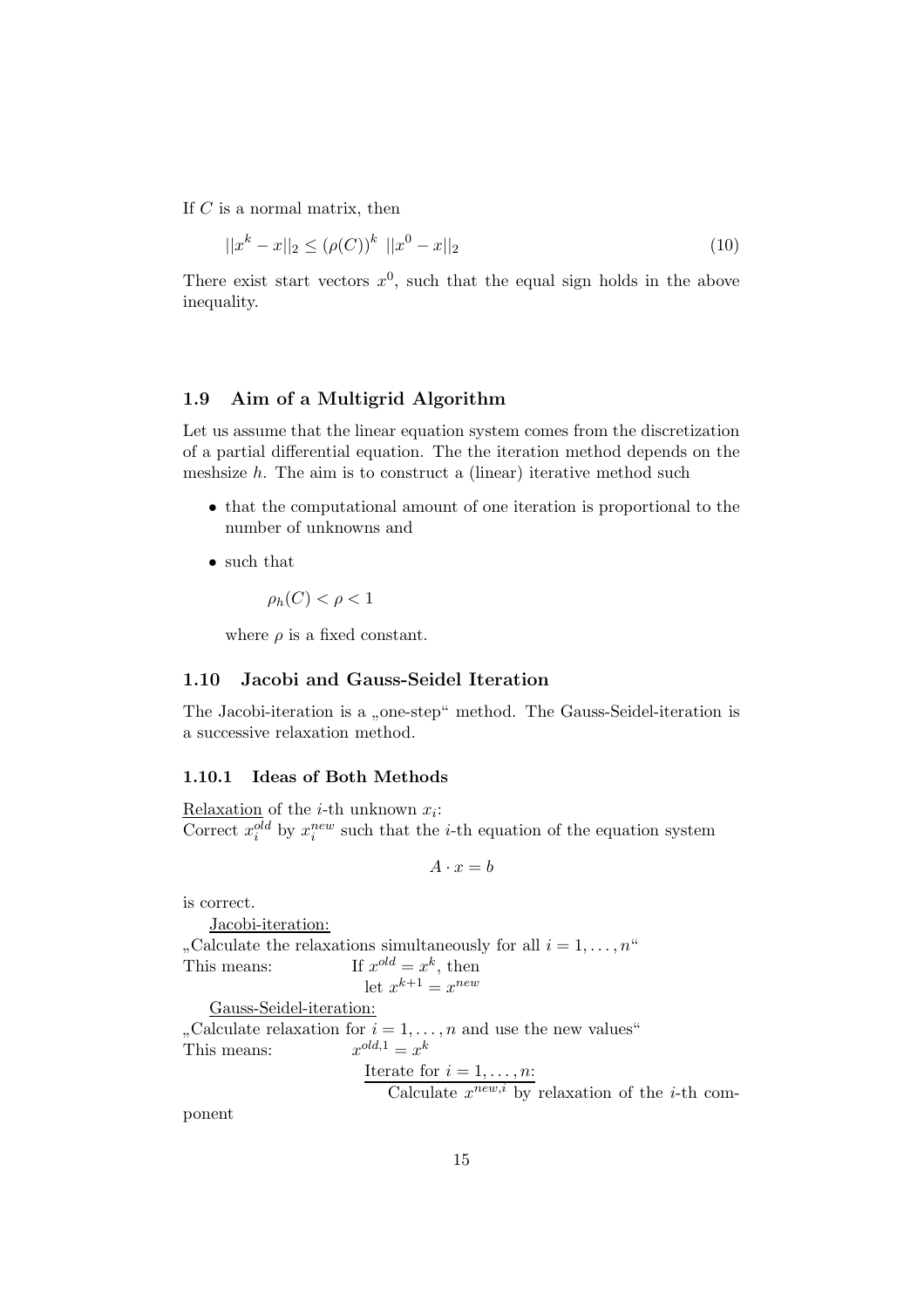If $C$ is a normal matrix, then

$$||x^k - x||_2 \leq (\rho(C))^k \; ||x^0 - x||_2 \tag{10}$$

There exist start vectors $x^0$, such that the equal sign holds in the above inequality.

### 1.9 Aim of a Multigrid Algorithm

Let us assume that the linear equation system comes from the discretization of a partial differential equation. The the iteration method depends on the meshsize $h$. The aim is to construct a (linear) iterative method such

- that the computational amount of one iteration is proportional to the number of unknowns and
- such that

  $\rho_h(C) < \rho < 1$

  where $\rho$ is a fixed constant.

### 1.10 Jacobi and Gauss-Seidel Iteration

The Jacobi-iteration is a „one-step" method. The Gauss-Seidel-iteration is a successive relaxation method.

#### 1.10.1 Ideas of Both Methods

Relaxation of the $i$-th unknown $x_i$:
Correct $x_i^{old}$ by $x_i^{new}$ such that the $i$-th equation of the equation system

$$A \cdot x = b$$

is correct.

Jacobi-iteration:
„Calculate the relaxations simultaneously for all $i = 1, \ldots, n$"
This means: If $x^{old} = x^k$, then
let $x^{k+1} = x^{new}$

Gauss-Seidel-iteration:
„Calculate relaxation for $i = 1, \ldots, n$ and use the new values"
This means: $x^{old,1} = x^k$
Iterate for $i = 1, \ldots, n$:
Calculate $x^{new,i}$ by relaxation of the $i$-th component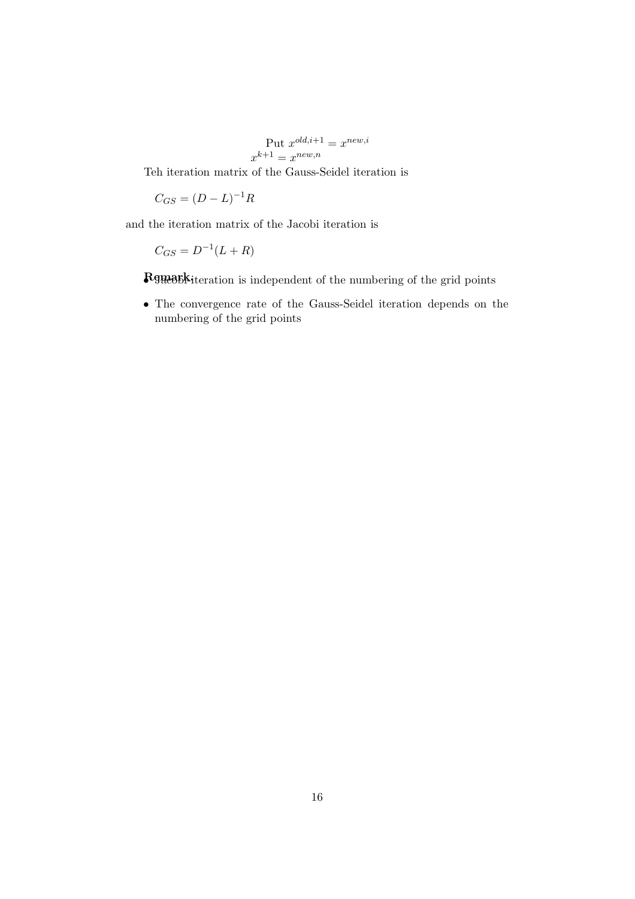Put $x^{old,i+1} = x^{new,i}$

$x^{k+1} = x^{new,n}$

Teh iteration matrix of the Gauss-Seidel iteration is

$$C_{GS} = (D - L)^{-1} R$$

and the iteration matrix of the Jacobi iteration is

$$C_{GS} = D^{-1}(L + R)$$

**Remark:**

- Jacobi iteration is independent of the numbering of the grid points
- The convergence rate of the Gauss-Seidel iteration depends on the numbering of the grid points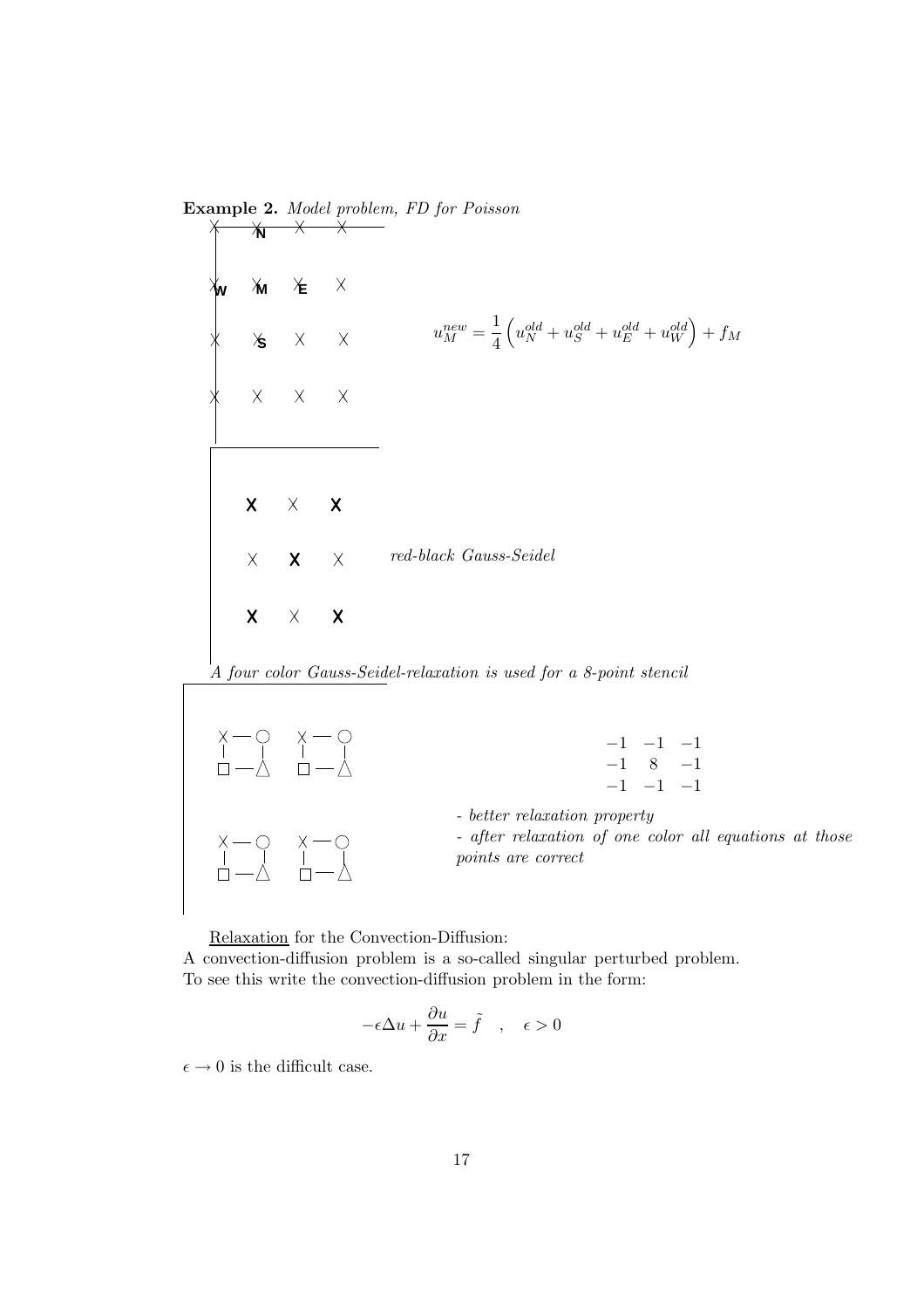**Example 2.** *Model problem, FD for Poisson*

$$u_M^{new} = \frac{1}{4}\left(u_N^{old} + u_S^{old} + u_E^{old} + u_W^{old}\right) + f_M$$

*red-black Gauss-Seidel*

*A four color Gauss-Seidel-relaxation is used for a 8-point stencil*

$$\begin{matrix} -1 & -1 & -1 \\ -1 & 8 & -1 \\ -1 & -1 & -1 \end{matrix}$$

- *better relaxation property*
- *after relaxation of one color all equations at those points are correct*

Relaxation for the Convection-Diffusion:
A convection-diffusion problem is a so-called singular perturbed problem. To see this write the convection-diffusion problem in the form:

$$-\epsilon \Delta u + \frac{\partial u}{\partial x} = \tilde{f} \quad , \quad \epsilon > 0$$

$\epsilon \to 0$ is the difficult case.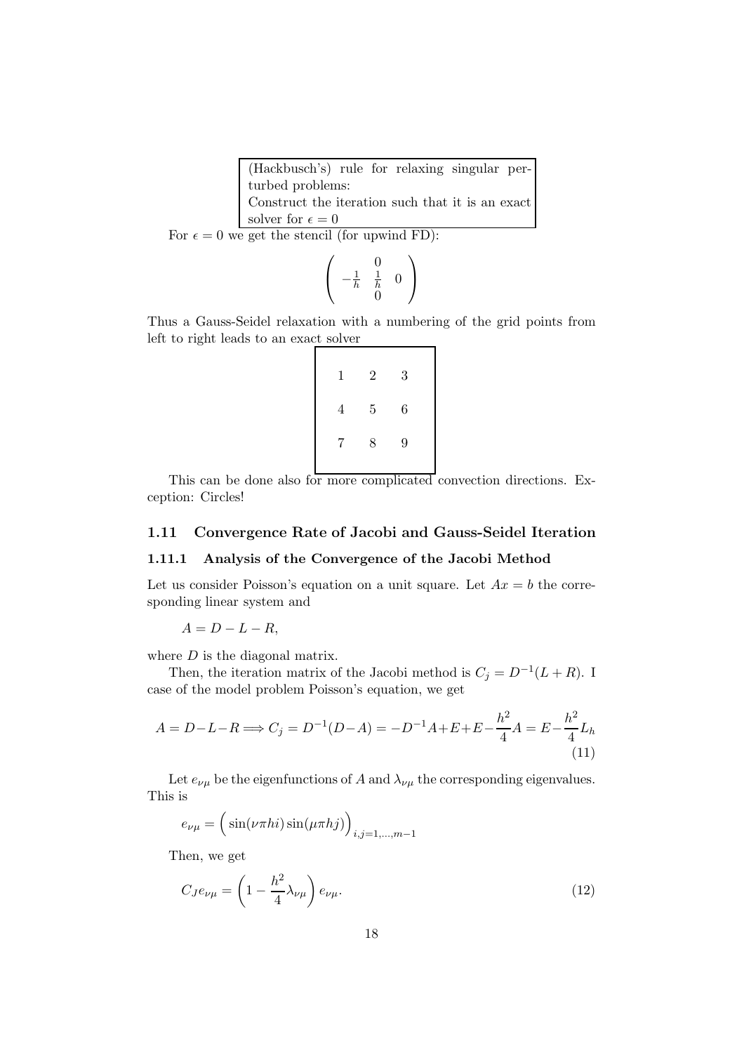(Hackbusch's) rule for relaxing singular perturbed problems:
Construct the iteration such that it is an exact solver for $\epsilon = 0$

For $\epsilon = 0$ we get the stencil (for upwind FD):

$$\begin{pmatrix} & 0 & \\ -\frac{1}{h} & \frac{1}{h} & 0 \\ & 0 & \end{pmatrix}$$

Thus a Gauss-Seidel relaxation with a numbering of the grid points from left to right leads to an exact solver

|   |   |   |
|---|---|---|
| 1 | 2 | 3 |
| 4 | 5 | 6 |
| 7 | 8 | 9 |

This can be done also for more complicated convection directions. Exception: Circles!

## 1.11 Convergence Rate of Jacobi and Gauss-Seidel Iteration

### 1.11.1 Analysis of the Convergence of the Jacobi Method

Let us consider Poisson's equation on a unit square. Let $Ax = b$ the corresponding linear system and

$$A = D - L - R,$$

where $D$ is the diagonal matrix.

Then, the iteration matrix of the Jacobi method is $C_j = D^{-1}(L + R)$. I case of the model problem Poisson's equation, we get

$$A = D - L - R \Longrightarrow C_j = D^{-1}(D - A) = -D^{-1}A + E + E - \frac{h^2}{4}A = E - \frac{h^2}{4}L_h \tag{11}$$

Let $e_{\nu\mu}$ be the eigenfunctions of $A$ and $\lambda_{\nu\mu}$ the corresponding eigenvalues. This is

$$e_{\nu\mu} = \Big(\sin(\nu\pi hi)\sin(\mu\pi hj)\Big)_{i,j=1,\ldots,m-1}$$

Then, we get

$$C_J e_{\nu\mu} = \left(1 - \frac{h^2}{4}\lambda_{\nu\mu}\right) e_{\nu\mu}. \tag{12}$$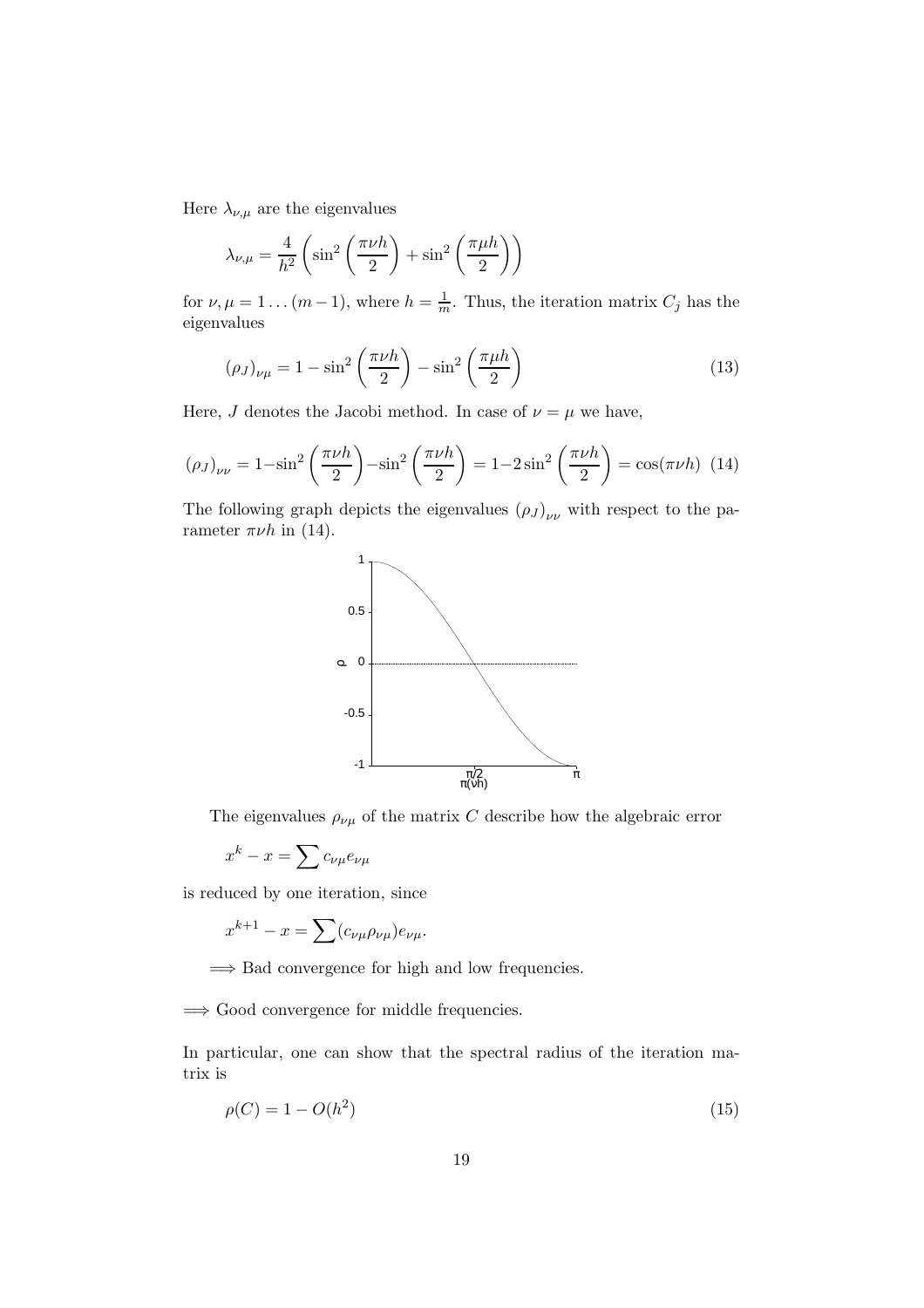Here $\lambda_{\nu,\mu}$ are the eigenvalues

$$\lambda_{\nu,\mu} = \frac{4}{h^2}\left(\sin^2\left(\frac{\pi\nu h}{2}\right) + \sin^2\left(\frac{\pi\mu h}{2}\right)\right)$$

for $\nu, \mu = 1\ldots(m-1)$, where $h = \frac{1}{m}$. Thus, the iteration matrix $C_j$ has the eigenvalues

$$(\rho_J)_{\nu\mu} = 1 - \sin^2\left(\frac{\pi\nu h}{2}\right) - \sin^2\left(\frac{\pi\mu h}{2}\right) \tag{13}$$

Here, $J$ denotes the Jacobi method. In case of $\nu = \mu$ we have,

$$(\rho_J)_{\nu\nu} = 1 - \sin^2\left(\frac{\pi\nu h}{2}\right) - \sin^2\left(\frac{\pi\nu h}{2}\right) = 1 - 2\sin^2\left(\frac{\pi\nu h}{2}\right) = \cos(\pi\nu h) \tag{14}$$

The following graph depicts the eigenvalues $(\rho_J)_{\nu\nu}$ with respect to the parameter $\pi\nu h$ in (14).

The eigenvalues $\rho_{\nu\mu}$ of the matrix $C$ describe how the algebraic error

$$x^k - x = \sum c_{\nu\mu} e_{\nu\mu}$$

is reduced by one iteration, since

$$x^{k+1} - x = \sum (c_{\nu\mu}\rho_{\nu\mu}) e_{\nu\mu}.$$

$\Longrightarrow$ Bad convergence for high and low frequencies.

$\Longrightarrow$ Good convergence for middle frequencies.

In particular, one can show that the spectral radius of the iteration matrix is

$$\rho(C) = 1 - O(h^2) \tag{15}$$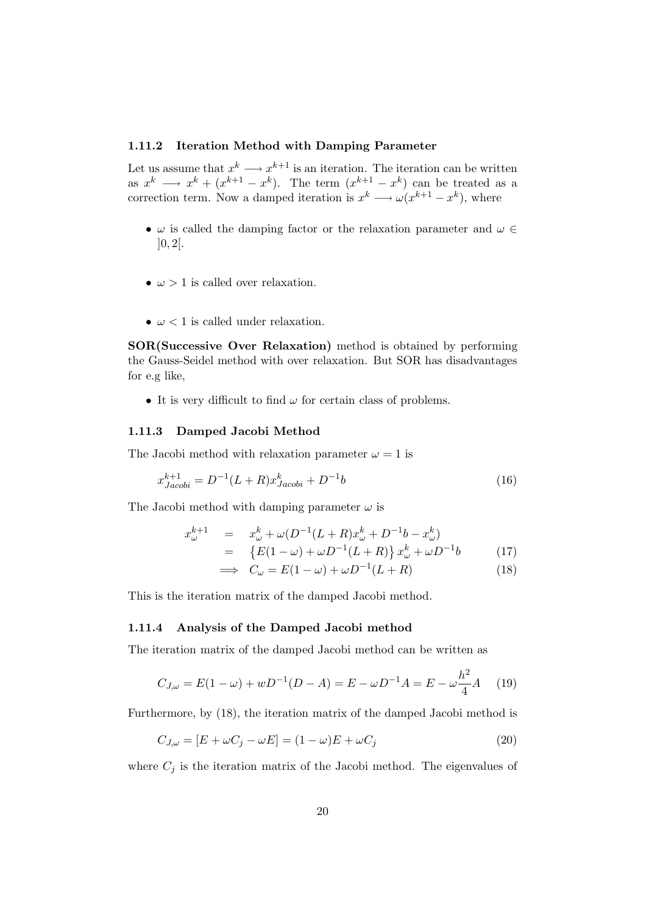### 1.11.2 Iteration Method with Damping Parameter

Let us assume that $x^k \longrightarrow x^{k+1}$ is an iteration. The iteration can be written as $x^k \longrightarrow x^k + (x^{k+1} - x^k)$. The term $(x^{k+1} - x^k)$ can be treated as a correction term. Now a damped iteration is $x^k \longrightarrow \omega(x^{k+1} - x^k)$, where

- $\omega$ is called the damping factor or the relaxation parameter and $\omega \in ]0, 2[$.
- $\omega > 1$ is called over relaxation.
- $\omega < 1$ is called under relaxation.

**SOR(Successive Over Relaxation)** method is obtained by performing the Gauss-Seidel method with over relaxation. But SOR has disadvantages for e.g like,

- It is very difficult to find $\omega$ for certain class of problems.

### 1.11.3 Damped Jacobi Method

The Jacobi method with relaxation parameter $\omega = 1$ is

$$x^{k+1}_{Jacobi} = D^{-1}(L + R)x^k_{Jacobi} + D^{-1}b \tag{16}$$

The Jacobi method with damping parameter $\omega$ is

$$\begin{aligned} x^{k+1}_{\omega} &= x^k_{\omega} + \omega(D^{-1}(L + R)x^k_{\omega} + D^{-1}b - x^k_{\omega}) \\ &= \left\{E(1 - \omega) + \omega D^{-1}(L + R)\right\} x^k_{\omega} + \omega D^{-1}b \qquad (17) \\ \Longrightarrow \; & C_{\omega} = E(1 - \omega) + \omega D^{-1}(L + R) \qquad (18) \end{aligned}$$

This is the iteration matrix of the damped Jacobi method.

### 1.11.4 Analysis of the Damped Jacobi method

The iteration matrix of the damped Jacobi method can be written as

$$C_{J,\omega} = E(1 - \omega) + wD^{-1}(D - A) = E - \omega D^{-1}A = E - \omega\frac{h^2}{4}A \tag{19}$$

Furthermore, by (18), the iteration matrix of the damped Jacobi method is

$$C_{J,\omega} = [E + \omega C_j - \omega E] = (1 - \omega)E + \omega C_j \tag{20}$$

where $C_j$ is the iteration matrix of the Jacobi method. The eigenvalues of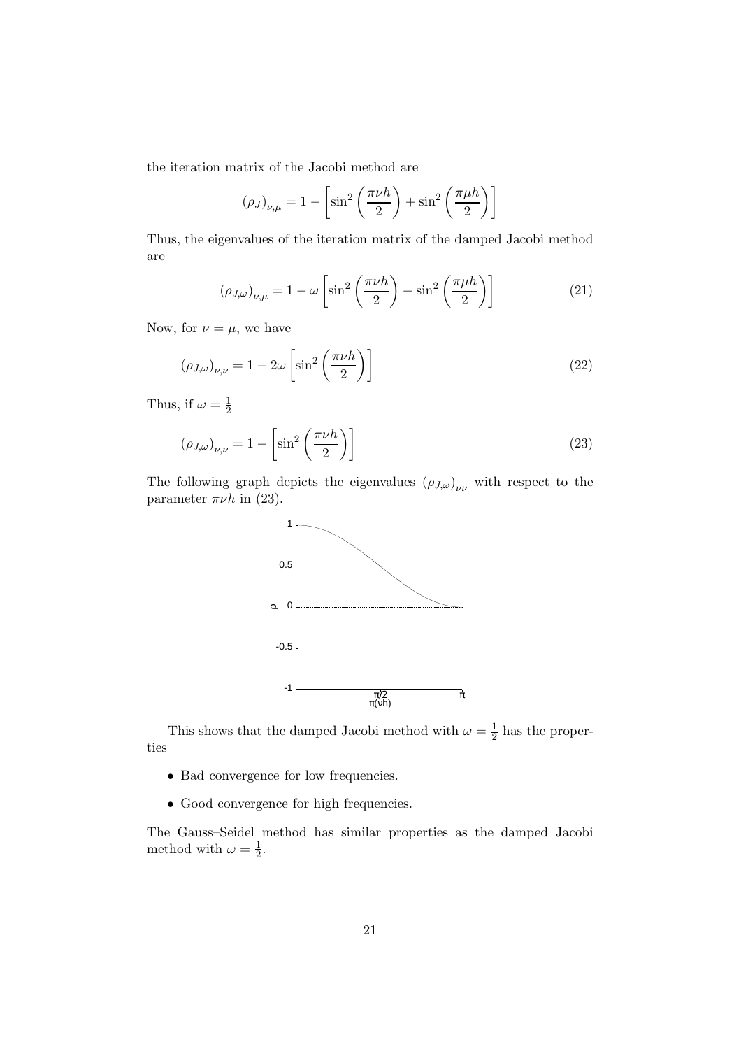the iteration matrix of the Jacobi method are

$$(\rho_J)_{\nu,\mu} = 1 - \left[ \sin^2\left(\frac{\pi \nu h}{2}\right) + \sin^2\left(\frac{\pi \mu h}{2}\right) \right]$$

Thus, the eigenvalues of the iteration matrix of the damped Jacobi method are

$$(\rho_{J,\omega})_{\nu,\mu} = 1 - \omega \left[ \sin^2\left(\frac{\pi \nu h}{2}\right) + \sin^2\left(\frac{\pi \mu h}{2}\right) \right] \tag{21}$$

Now, for $\nu = \mu$, we have

$$(\rho_{J,\omega})_{\nu,\nu} = 1 - 2\omega \left[ \sin^2\left(\frac{\pi \nu h}{2}\right) \right] \tag{22}$$

Thus, if $\omega = \frac{1}{2}$

$$(\rho_{J,\omega})_{\nu,\nu} = 1 - \left[ \sin^2\left(\frac{\pi \nu h}{2}\right) \right] \tag{23}$$

The following graph depicts the eigenvalues $(\rho_{J,\omega})_{\nu\nu}$ with respect to the parameter $\pi\nu h$ in (23).

This shows that the damped Jacobi method with $\omega = \frac{1}{2}$ has the properties

- Bad convergence for low frequencies.
- Good convergence for high frequencies.

The Gauss–Seidel method has similar properties as the damped Jacobi method with $\omega = \frac{1}{2}$.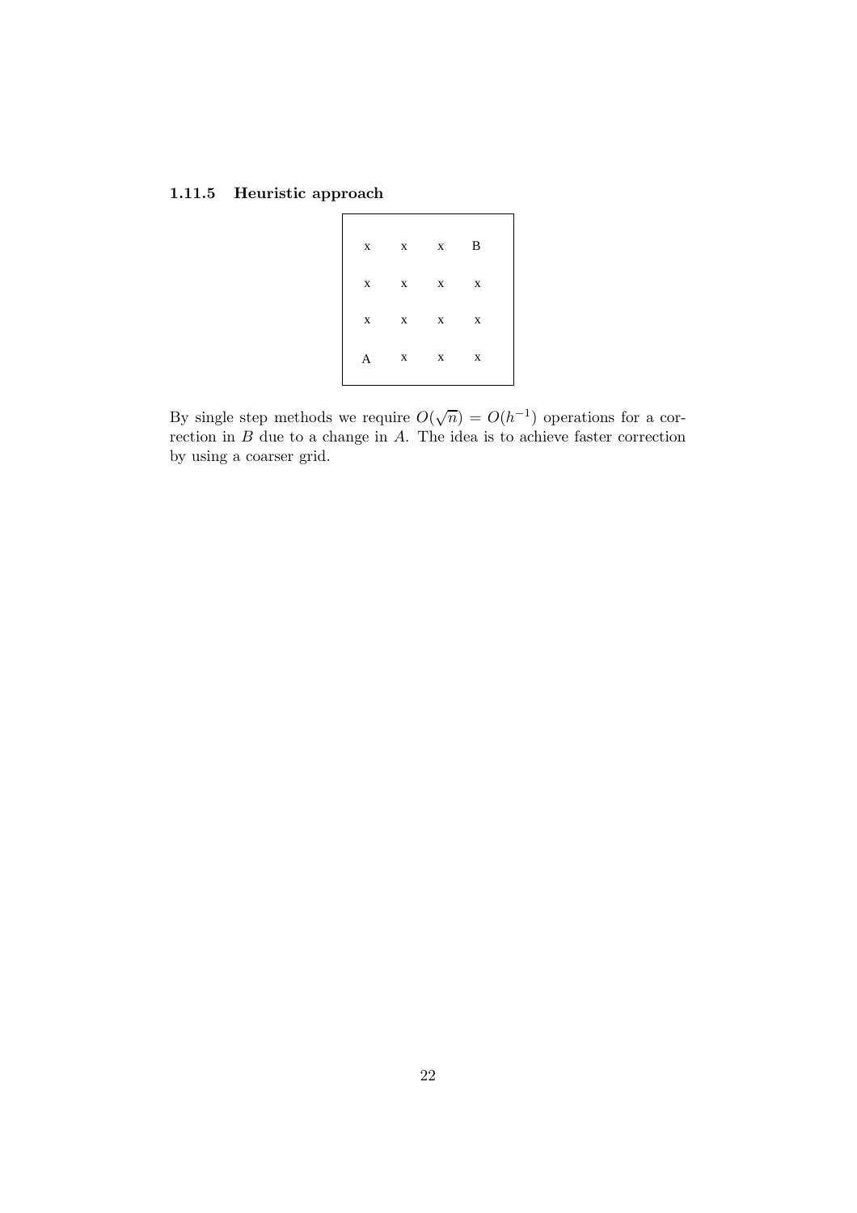### 1.11.5 Heuristic approach

```
x   x   x   B

x   x   x   x

x   x   x   x

A   x   x   x
```

By single step methods we require $O(\sqrt{n}) = O(h^{-1})$ operations for a correction in $B$ due to a change in $A$. The idea is to achieve faster correction by using a coarser grid.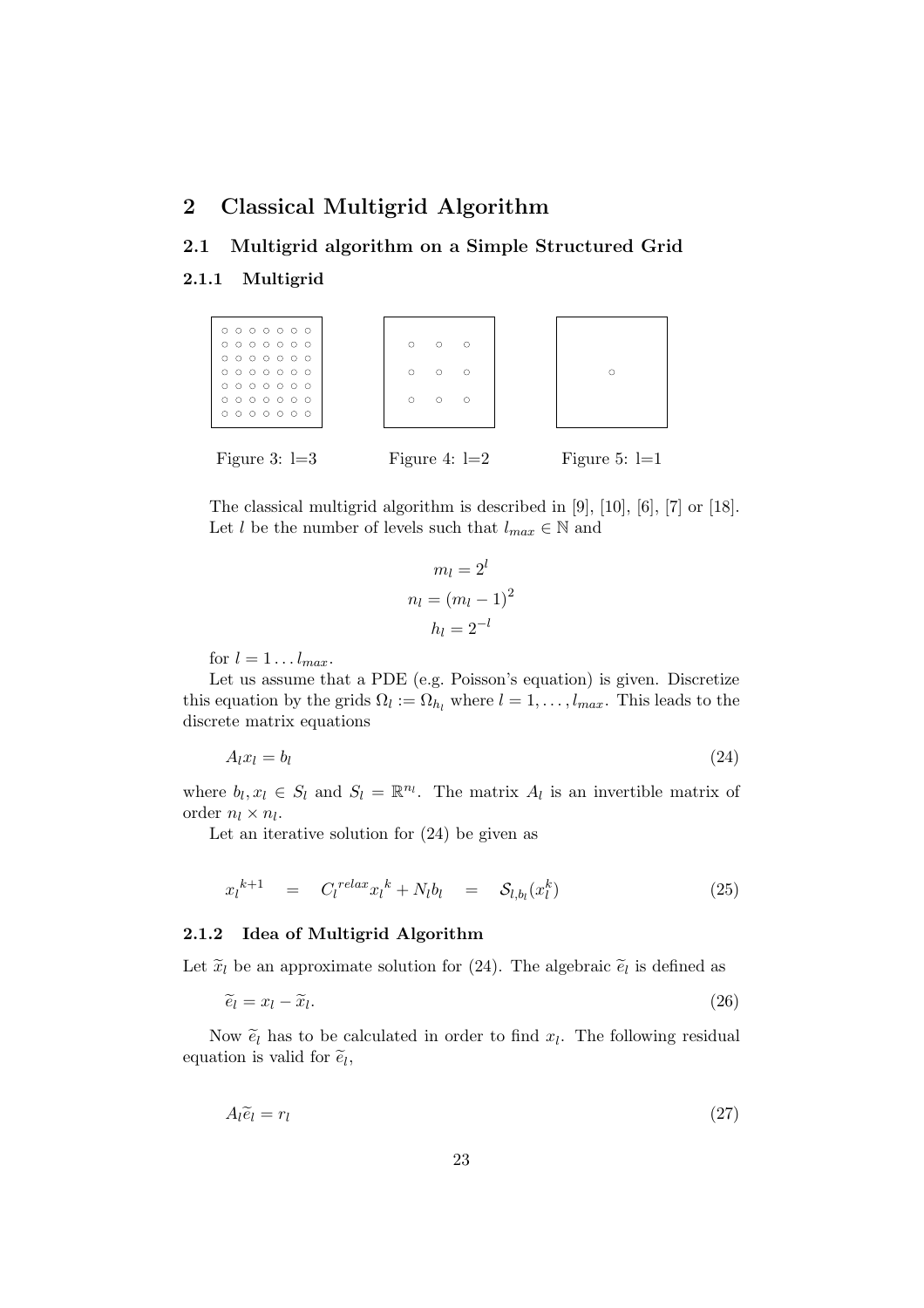# 2 Classical Multigrid Algorithm

## 2.1 Multigrid algorithm on a Simple Structured Grid

### 2.1.1 Multigrid

Figure 3: l=3

Figure 4: l=2

Figure 5: l=1

The classical multigrid algorithm is described in [9], [10], [6], [7] or [18]. Let $l$ be the number of levels such that $l_{max} \in \mathbb{N}$ and

$$m_l = 2^l$$
$$n_l = (m_l - 1)^2$$
$$h_l = 2^{-l}$$

for $l = 1 \dots l_{max}$.

Let us assume that a PDE (e.g. Poisson's equation) is given. Discretize this equation by the grids $\Omega_l := \Omega_{h_l}$ where $l = 1, \dots, l_{max}$. This leads to the discrete matrix equations

$$A_l x_l = b_l \tag{24}$$

where $b_l, x_l \in S_l$ and $S_l = \mathbb{R}^{n_l}$. The matrix $A_l$ is an invertible matrix of order $n_l \times n_l$.

Let an iterative solution for (24) be given as

$$x_l^{k+1} \quad = \quad C_l^{relax} x_l^k + N_l b_l \quad = \quad \mathcal{S}_{l,b_l}(x_l^k) \tag{25}$$

### 2.1.2 Idea of Multigrid Algorithm

Let $\widetilde{x}_l$ be an approximate solution for (24). The algebraic $\widetilde{e}_l$ is defined as

$$\widetilde{e}_l = x_l - \widetilde{x}_l. \tag{26}$$

Now $\widetilde{e}_l$ has to be calculated in order to find $x_l$. The following residual equation is valid for $\widetilde{e}_l$,

$$A_l \widetilde{e}_l = r_l \tag{27}$$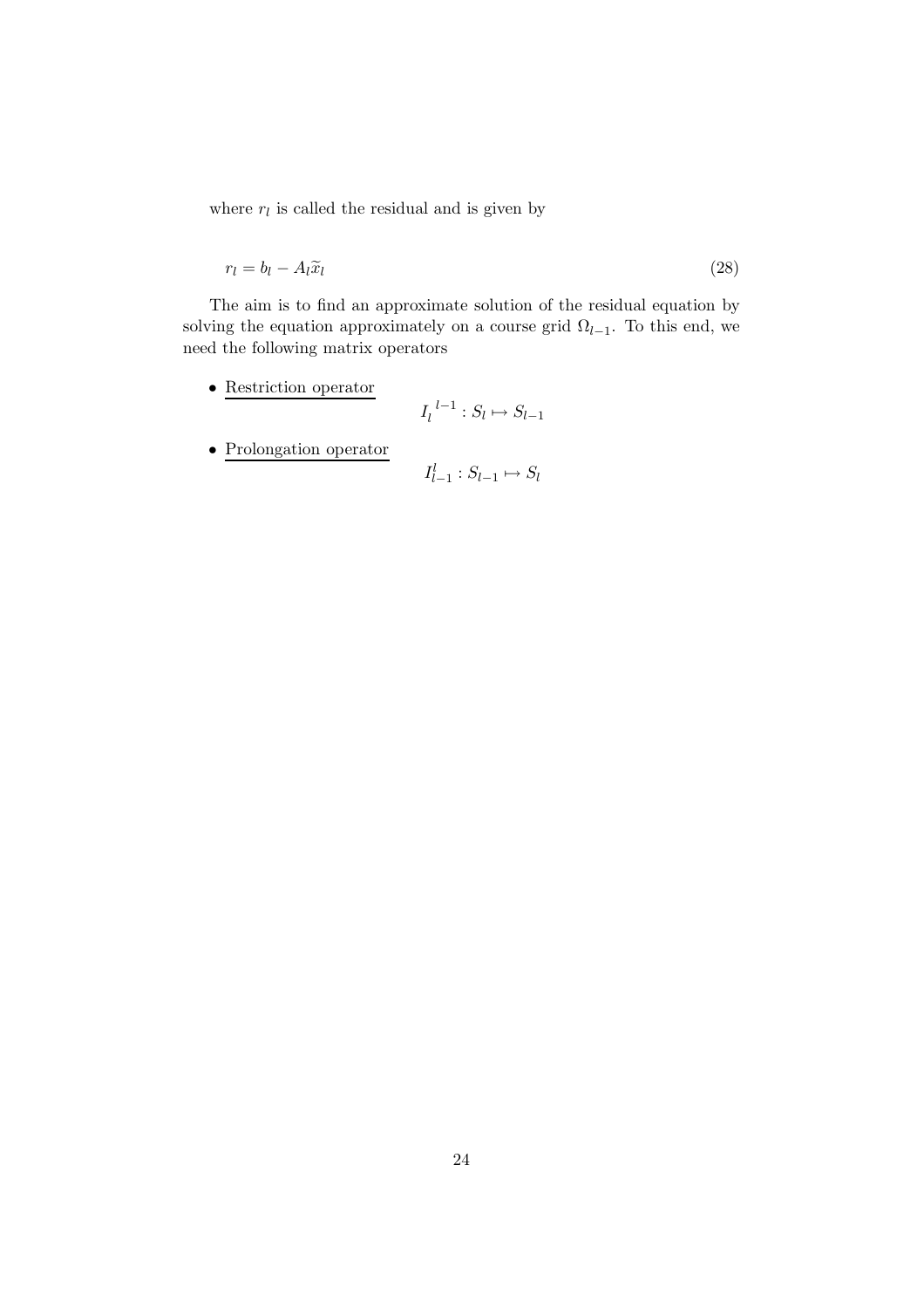where $r_l$ is called the residual and is given by

$$r_l = b_l - A_l \widetilde{x}_l \tag{28}$$

The aim is to find an approximate solution of the residual equation by solving the equation approximately on a course grid $\Omega_{l-1}$. To this end, we need the following matrix operators

- Restriction operator
$$I_l^{\,l-1} : S_l \mapsto S_{l-1}$$
- Prolongation operator
$$I_{l-1}^{l} : S_{l-1} \mapsto S_l$$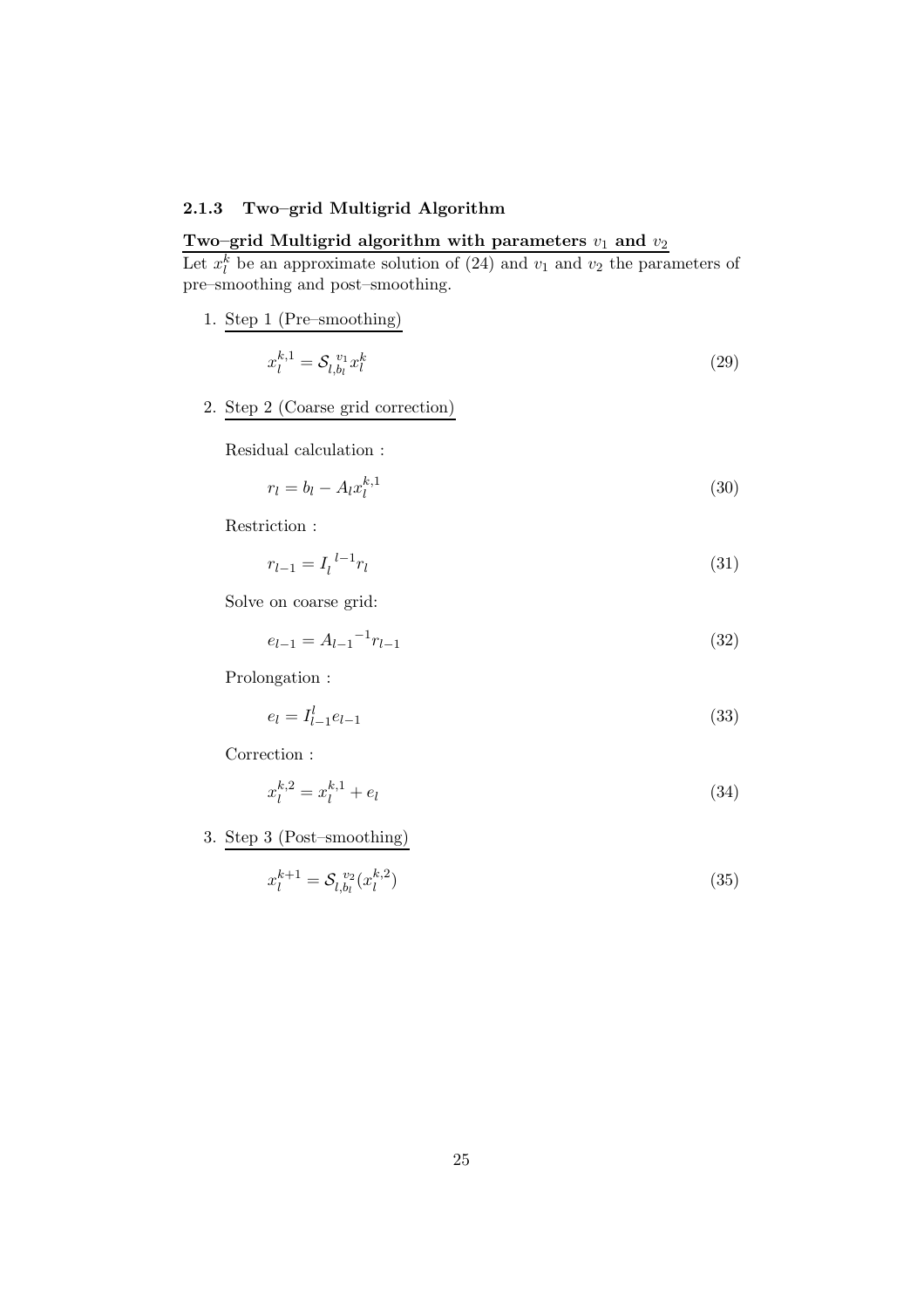### 2.1.3 Two–grid Multigrid Algorithm

**Two–grid Multigrid algorithm with parameters $v_1$ and $v_2$**

Let $x_l^k$ be an approximate solution of (24) and $v_1$ and $v_2$ the parameters of pre–smoothing and post–smoothing.

1. Step 1 (Pre–smoothing)

$$x_l^{k,1} = \mathcal{S}_{l,b_l}^{\;v_1} x_l^k \tag{29}$$

2. Step 2 (Coarse grid correction)

   Residual calculation :

$$r_l = b_l - A_l x_l^{k,1} \tag{30}$$

   Restriction :

$$r_{l-1} = I_l^{\;l-1} r_l \tag{31}$$

   Solve on coarse grid:

$$e_{l-1} = {A_{l-1}}^{-1} r_{l-1} \tag{32}$$

   Prolongation :

$$e_l = I_{l-1}^l e_{l-1} \tag{33}$$

   Correction :

$$x_l^{k,2} = x_l^{k,1} + e_l \tag{34}$$

3. Step 3 (Post–smoothing)

$$x_l^{k+1} = \mathcal{S}_{l,b_l}^{\;v_2}(x_l^{k,2}) \tag{35}$$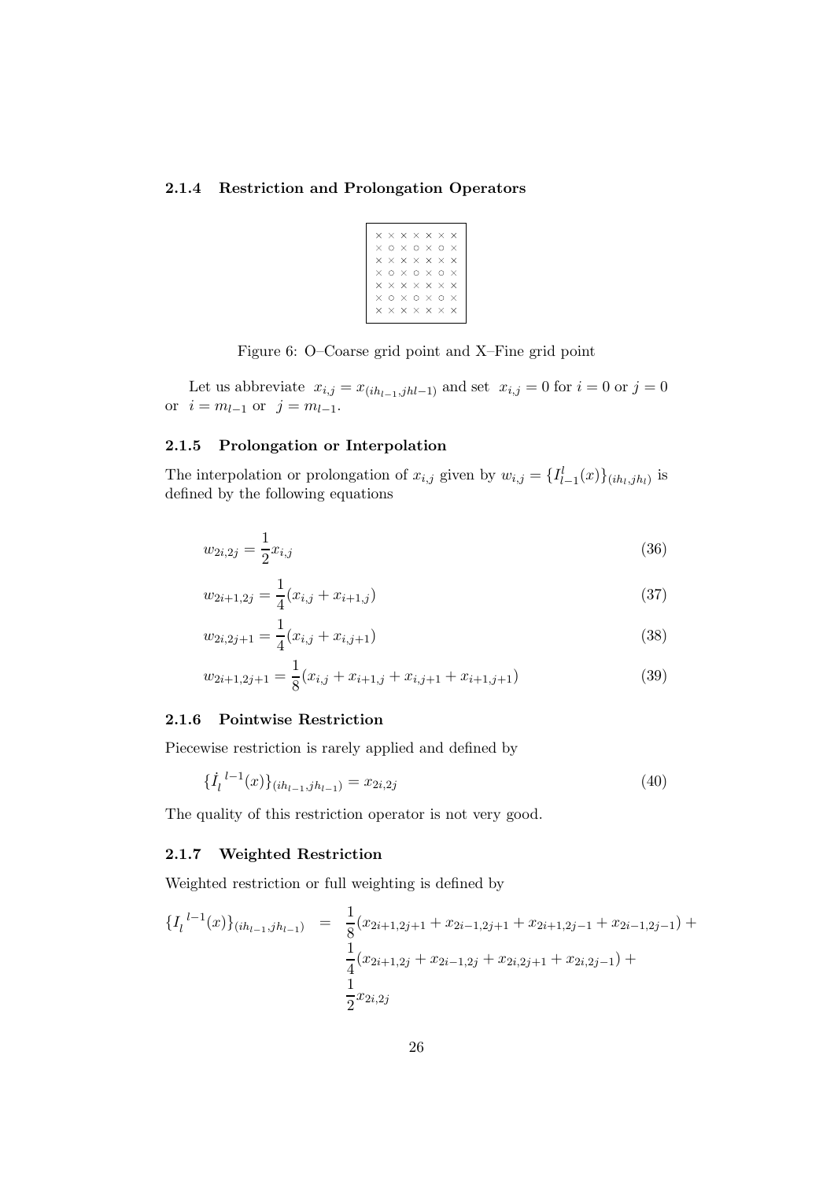### 2.1.4 Restriction and Prolongation Operators

```
× × × × × × ×
× ○ × ○ × ○ ×
× × × × × × ×
× ○ × ○ × ○ ×
× × × × × × ×
× ○ × ○ × ○ ×
× × × × × × ×
```

Figure 6: O–Coarse grid point and X–Fine grid point

Let us abbreviate $x_{i,j} = x_{(ih_{l-1},jhl-1)}$ and set $x_{i,j} = 0$ for $i = 0$ or $j = 0$ or $i = m_{l-1}$ or $j = m_{l-1}$.

### 2.1.5 Prolongation or Interpolation

The interpolation or prolongation of $x_{i,j}$ given by $w_{i,j} = \{I_{l-1}^{l}(x)\}_{(ih_l,jh_l)}$ is defined by the following equations

$$w_{2i,2j} = \frac{1}{2} x_{i,j} \tag{36}$$

$$w_{2i+1,2j} = \frac{1}{4}(x_{i,j} + x_{i+1,j}) \tag{37}$$

$$w_{2i,2j+1} = \frac{1}{4}(x_{i,j} + x_{i,j+1}) \tag{38}$$

$$w_{2i+1,2j+1} = \frac{1}{8}(x_{i,j} + x_{i+1,j} + x_{i,j+1} + x_{i+1,j+1}) \tag{39}$$

### 2.1.6 Pointwise Restriction

Piecewise restriction is rarely applied and defined by

$$\{\dot{I}_l^{\,l-1}(x)\}_{(ih_{l-1},jh_{l-1})} = x_{2i,2j} \tag{40}$$

The quality of this restriction operator is not very good.

### 2.1.7 Weighted Restriction

Weighted restriction or full weighting is defined by

$$\begin{aligned}\{I_l^{\,l-1}(x)\}_{(ih_{l-1},jh_{l-1})} &= \frac{1}{8}(x_{2i+1,2j+1} + x_{2i-1,2j+1} + x_{2i+1,2j-1} + x_{2i-1,2j-1}) + \\ &\quad \frac{1}{4}(x_{2i+1,2j} + x_{2i-1,2j} + x_{2i,2j+1} + x_{2i,2j-1}) + \\ &\quad \frac{1}{2} x_{2i,2j}\end{aligned}$$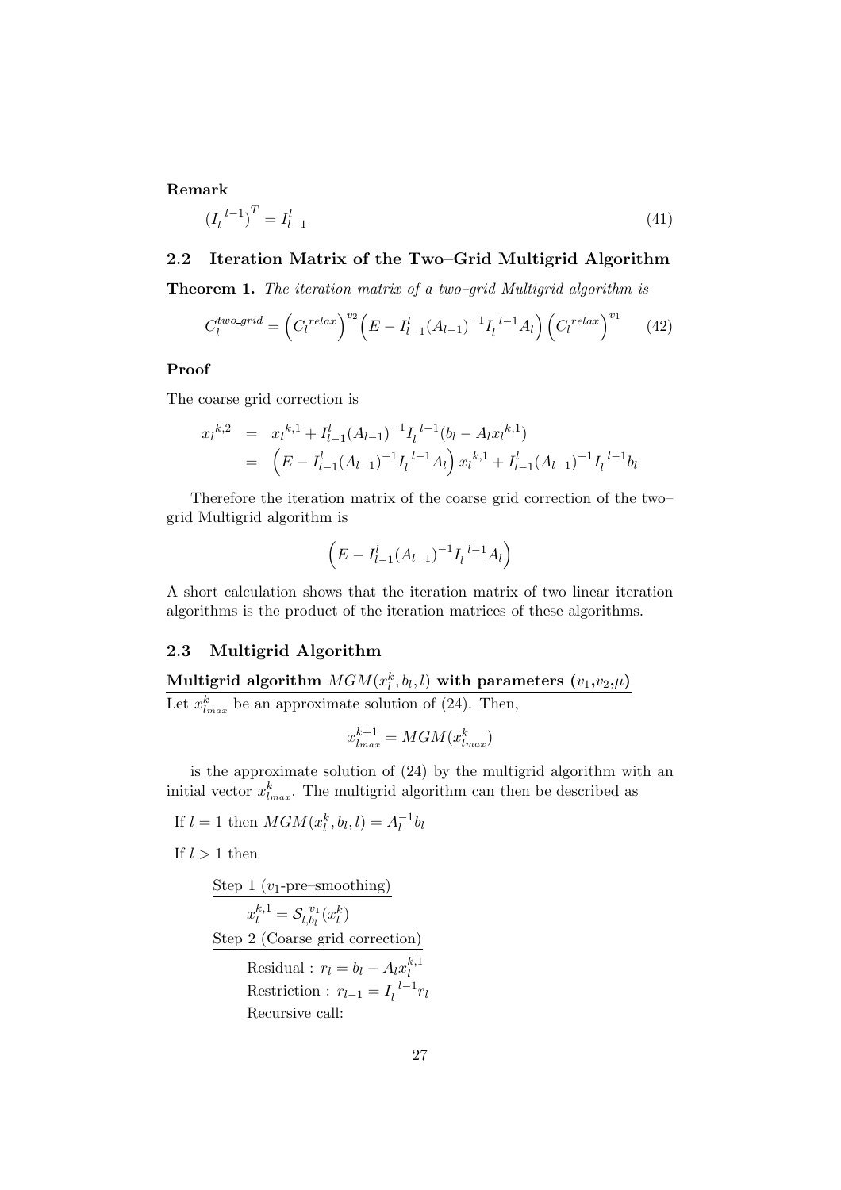**Remark**

$$({I_l}^{l-1})^T = I_{l-1}^l \tag{41}$$

## 2.2 Iteration Matrix of the Two–Grid Multigrid Algorithm

**Theorem 1.** *The iteration matrix of a two–grid Multigrid algorithm is*

$$C_l^{two\_grid} = \left(C_l^{relax}\right)^{v_2}\left(E - I_{l-1}^l (A_{l-1})^{-1} {I_l}^{l-1} A_l\right)\left(C_l^{relax}\right)^{v_1} \tag{42}$$

**Proof**

The coarse grid correction is

$$\begin{aligned}
{x_l}^{k,2} &= {x_l}^{k,1} + I_{l-1}^l (A_{l-1})^{-1} {I_l}^{l-1} (b_l - A_l {x_l}^{k,1}) \\
&= \left(E - I_{l-1}^l (A_{l-1})^{-1} {I_l}^{l-1} A_l\right) {x_l}^{k,1} + I_{l-1}^l (A_{l-1})^{-1} {I_l}^{l-1} b_l
\end{aligned}$$

Therefore the iteration matrix of the coarse grid correction of the two–grid Multigrid algorithm is

$$\left(E - I_{l-1}^l (A_{l-1})^{-1} {I_l}^{l-1} A_l\right)$$

A short calculation shows that the iteration matrix of two linear iteration algorithms is the product of the iteration matrices of these algorithms.

## 2.3 Multigrid Algorithm

**Multigrid algorithm $MGM(x_l^k, b_l, l)$ with parameters ($v_1$,$v_2$,$\mu$)**

Let $x_{l_{max}}^k$ be an approximate solution of (24). Then,

$$x_{l_{max}}^{k+1} = MGM(x_{l_{max}}^k)$$

is the approximate solution of (24) by the multigrid algorithm with an initial vector $x_{l_{max}}^k$. The multigrid algorithm can then be described as

If $l = 1$ then $MGM(x_l^k, b_l, l) = A_l^{-1} b_l$

If $l > 1$ then

Step 1 ($v_1$-pre–smoothing)

$x_l^{k,1} = \mathcal{S}_{l,b_l}^{\,v_1}(x_l^k)$

Step 2 (Coarse grid correction)

Residual : $r_l = b_l - A_l x_l^{k,1}$

Restriction : $r_{l-1} = {I_l}^{l-1} r_l$

Recursive call: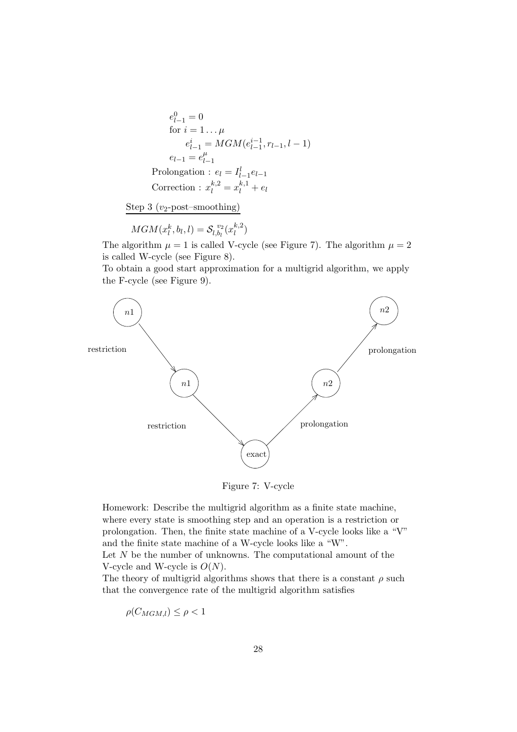$$
\begin{aligned}
&e_{l-1}^{0} = 0 \\
&\text{for } i = 1 \ldots \mu \\
&\qquad e_{l-1}^{i} = MGM(e_{l-1}^{i-1}, r_{l-1}, l-1) \\
&e_{l-1} = e_{l-1}^{\mu}
\end{aligned}
$$

Prolongation : $e_l = I_{l-1}^{l} e_{l-1}$

Correction : $x_l^{k,2} = x_l^{k,1} + e_l$

Step 3 ($v_2$-post–smoothing)

$$MGM(x_l^k, b_l, l) = \mathcal{S}_{l,b_l}^{\,v_2}(x_l^{k,2})$$

The algorithm $\mu = 1$ is called V-cycle (see Figure 7). The algorithm $\mu = 2$ is called W-cycle (see Figure 8).
To obtain a good start approximation for a multigrid algorithm, we apply the F-cycle (see Figure 9).

Figure 7: V-cycle

Homework: Describe the multigrid algorithm as a finite state machine, where every state is smoothing step and an operation is a restriction or prolongation. Then, the finite state machine of a V-cycle looks like a "V" and the finite state machine of a W-cycle looks like a "W".
Let $N$ be the number of unknowns. The computational amount of the V-cycle and W-cycle is $O(N)$.
The theory of multigrid algorithms shows that there is a constant $\rho$ such that the convergence rate of the multigrid algorithm satisfies

$$\rho(C_{MGM,l}) \leq \rho < 1$$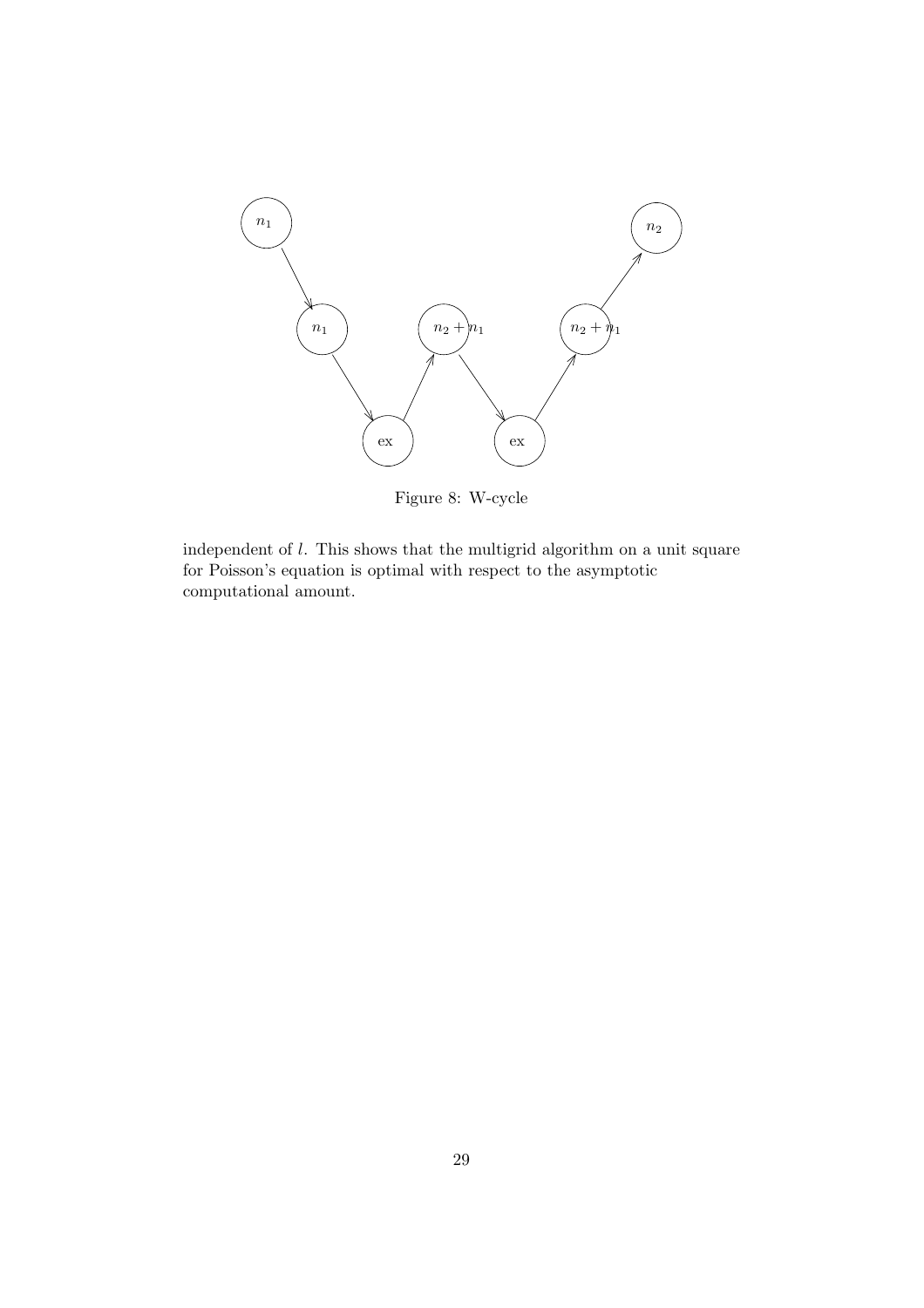Figure 8: W-cycle

independent of $l$. This shows that the multigrid algorithm on a unit square for Poisson's equation is optimal with respect to the asymptotic computational amount.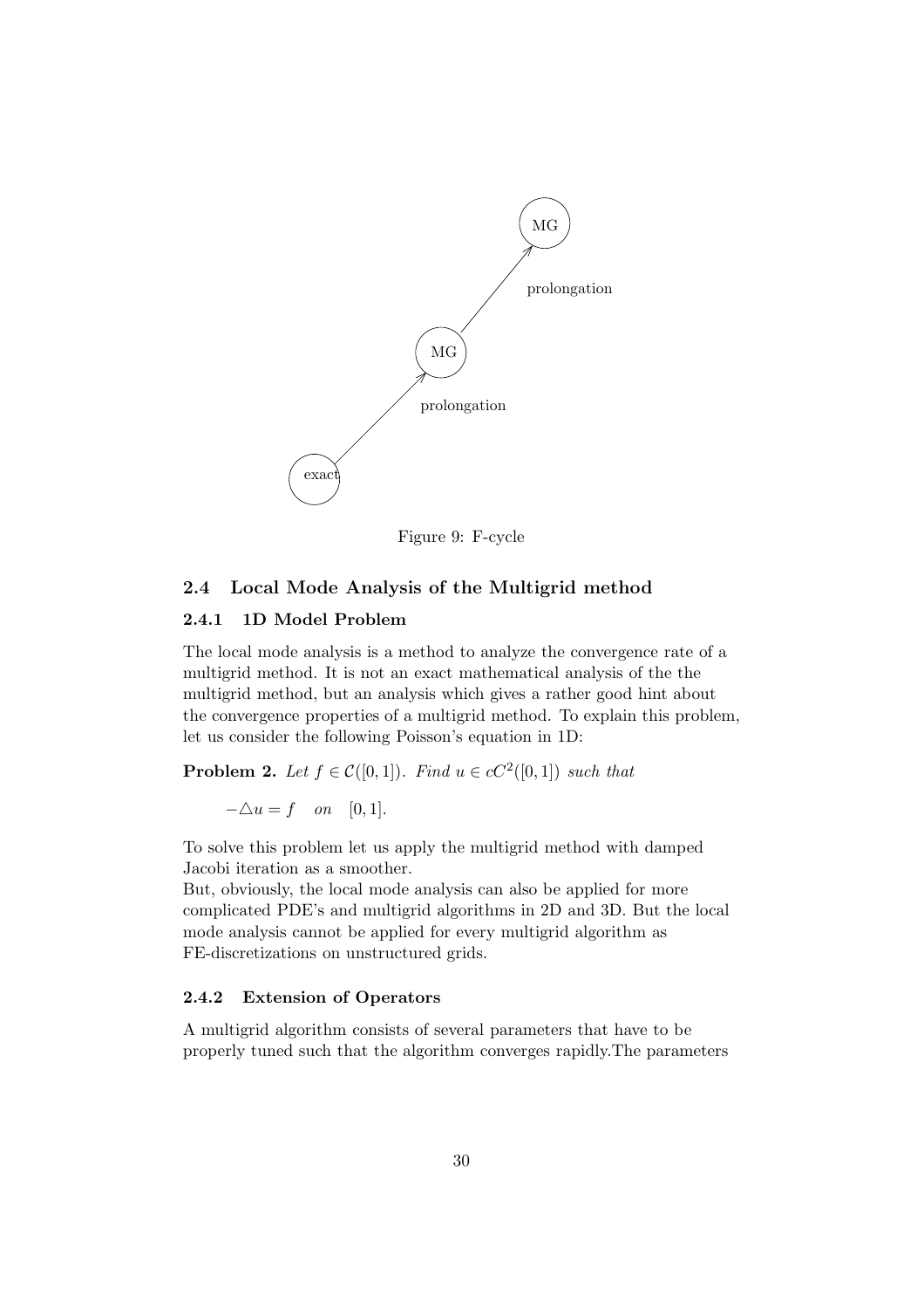MG

prolongation

MG

prolongation

exact

Figure 9: F-cycle

## 2.4 Local Mode Analysis of the Multigrid method

### 2.4.1 1D Model Problem

The local mode analysis is a method to analyze the convergence rate of a multigrid method. It is not an exact mathematical analysis of the the multigrid method, but an analysis which gives a rather good hint about the convergence properties of a multigrid method. To explain this problem, let us consider the following Poisson's equation in 1D:

**Problem 2.** *Let $f \in \mathcal{C}([0,1])$. Find $u \in cC^2([0,1])$ such that*

$$-\triangle u = f \quad on \quad [0,1].$$

To solve this problem let us apply the multigrid method with damped Jacobi iteration as a smoother.
But, obviously, the local mode analysis can also be applied for more complicated PDE's and multigrid algorithms in 2D and 3D. But the local mode analysis cannot be applied for every multigrid algorithm as FE-discretizations on unstructured grids.

### 2.4.2 Extension of Operators

A multigrid algorithm consists of several parameters that have to be properly tuned such that the algorithm converges rapidly.The parameters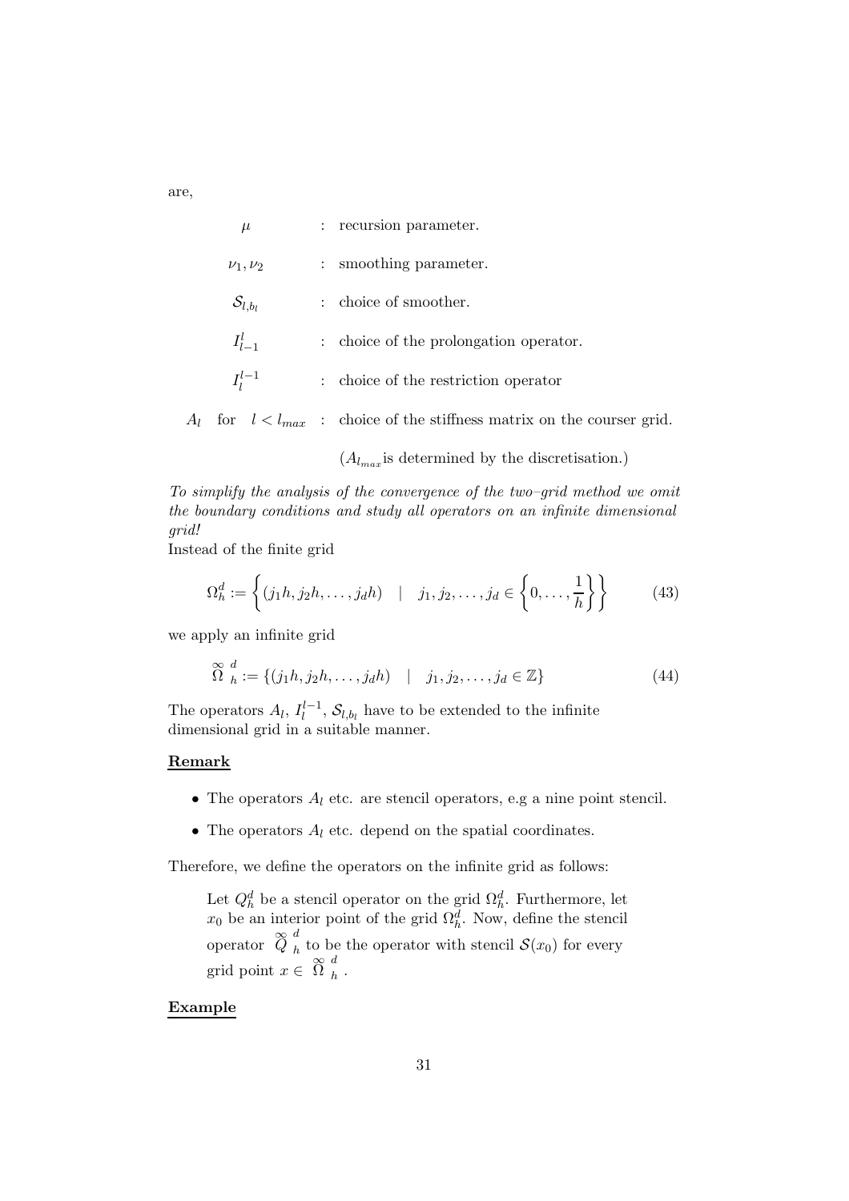are,

| | | |
|---|---|---|
| $\mu$ | : | recursion parameter. |
| $\nu_1, \nu_2$ | : | smoothing parameter. |
| $\mathcal{S}_{l,b_l}$ | : | choice of smoother. |
| $I_{l-1}^{l}$ | : | choice of the prolongation operator. |
| $I_{l}^{l-1}$ | : | choice of the restriction operator |
| $A_l$ for $l < l_{max}$ | : | choice of the stiffness matrix on the courser grid. |
| | | ($A_{l_{max}}$ is determined by the discretisation.) |

*To simplify the analysis of the convergence of the two–grid method we omit the boundary conditions and study all operators on an infinite dimensional grid!*

Instead of the finite grid

$$\Omega_h^d := \left\{ (j_1 h, j_2 h, \ldots, j_d h) \quad | \quad j_1, j_2, \ldots, j_d \in \left\{ 0, \ldots, \frac{1}{h} \right\} \right\} \tag{43}$$

we apply an infinite grid

$$\overset{\infty}{\Omega}{}_h^d := \{ (j_1 h, j_2 h, \ldots, j_d h) \quad | \quad j_1, j_2, \ldots, j_d \in \mathbb{Z} \} \tag{44}$$

The operators $A_l$, $I_l^{l-1}$, $\mathcal{S}_{l,b_l}$ have to be extended to the infinite dimensional grid in a suitable manner.

**Remark**

- The operators $A_l$ etc. are stencil operators, e.g a nine point stencil.
- The operators $A_l$ etc. depend on the spatial coordinates.

Therefore, we define the operators on the infinite grid as follows:

> Let $Q_h^d$ be a stencil operator on the grid $\Omega_h^d$. Furthermore, let $x_0$ be an interior point of the grid $\Omega_h^d$. Now, define the stencil operator $\overset{\infty}{Q}{}_h^d$ to be the operator with stencil $\mathcal{S}(x_0)$ for every grid point $x \in \overset{\infty}{\Omega}{}_h^d$.

**Example**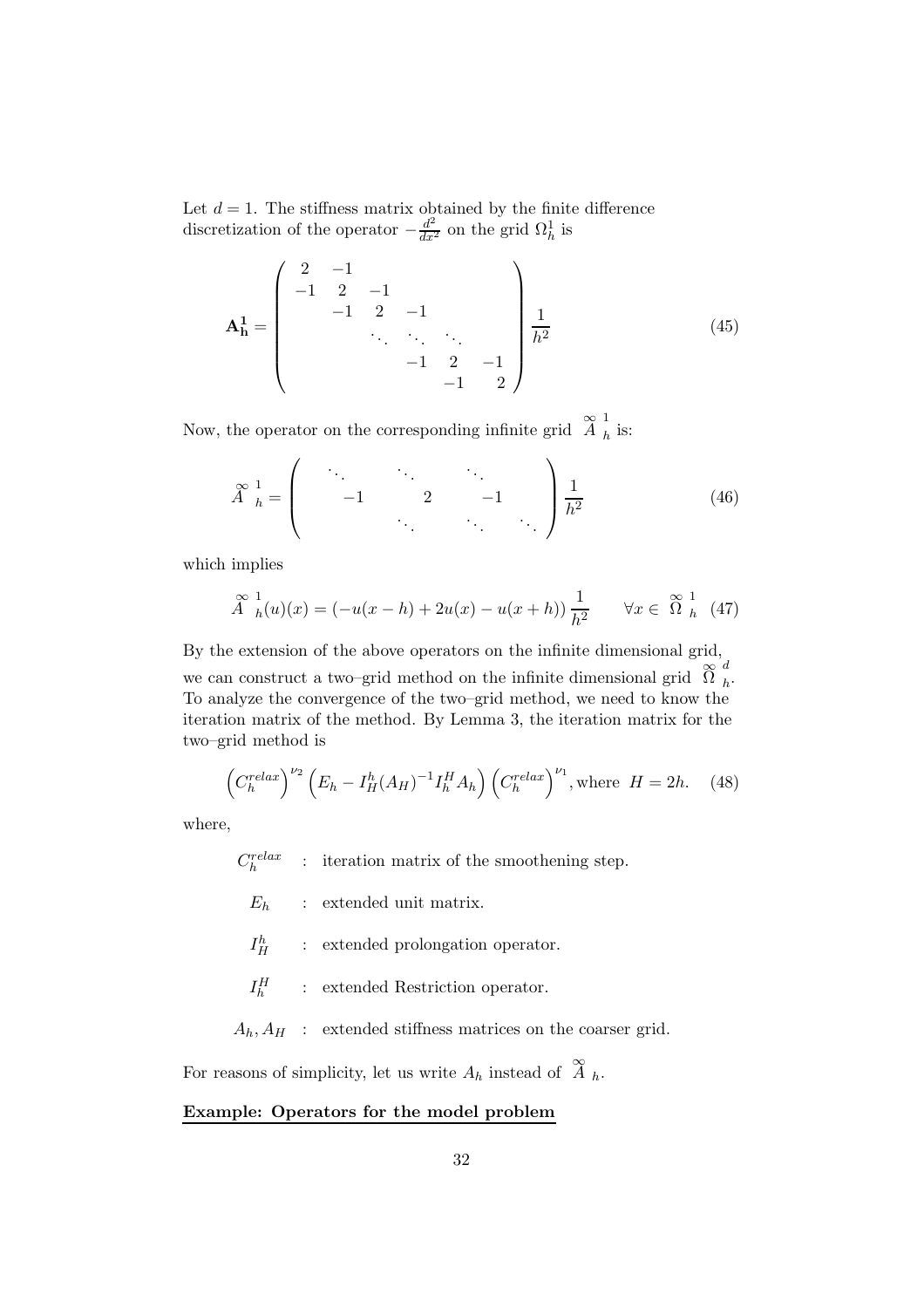Let $d = 1$. The stiffness matrix obtained by the finite difference discretization of the operator $-\frac{d^2}{dx^2}$ on the grid $\Omega_h^1$ is

$$\mathbf{A_h^1} = \begin{pmatrix} 2 & -1 & & & & \\ -1 & 2 & -1 & & & \\ & -1 & 2 & -1 & & \\ & & \ddots & \ddots & \ddots & \\ & & & -1 & 2 & -1 \\ & & & & -1 & 2 \end{pmatrix} \frac{1}{h^2} \tag{45}$$

Now, the operator on the corresponding infinite grid $\overset{\infty}{A}{}_h^1$ is:

$$\overset{\infty}{A}{}_h^1 = \begin{pmatrix} \ddots & & \ddots & & \ddots & \\ & -1 & & 2 & & -1 \\ & & \ddots & & \ddots & & \ddots \end{pmatrix} \frac{1}{h^2} \tag{46}$$

which implies

$$\overset{\infty}{A}{}_h^1(u)(x) = (-u(x-h) + 2u(x) - u(x+h)) \frac{1}{h^2} \qquad \forall x \in \overset{\infty}{\Omega}{}_h^1 \tag{47}$$

By the extension of the above operators on the infinite dimensional grid, we can construct a two–grid method on the infinite dimensional grid $\overset{\infty}{\Omega}{}_h^d$. To analyze the convergence of the two–grid method, we need to know the iteration matrix of the method. By Lemma 3, the iteration matrix for the two–grid method is

$$\left(C_h^{relax}\right)^{\nu_2} \left(E_h - I_H^h (A_H)^{-1} I_h^H A_h\right) \left(C_h^{relax}\right)^{\nu_1}, \text{where } H = 2h. \tag{48}$$

where,

- $C_h^{relax}$ : iteration matrix of the smoothening step.
- $E_h$ : extended unit matrix.
- $I_H^h$ : extended prolongation operator.
- $I_h^H$ : extended Restriction operator.
- $A_h, A_H$ : extended stiffness matrices on the coarser grid.

For reasons of simplicity, let us write $A_h$ instead of $\overset{\infty}{A}{}_h$.

**Example: Operators for the model problem**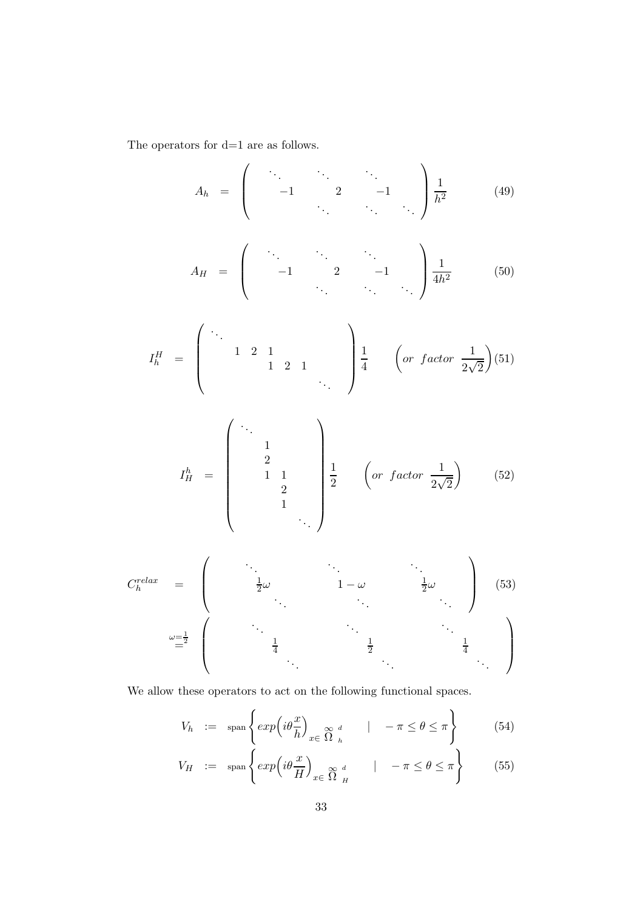The operators for d=1 are as follows.

$$A_h = \begin{pmatrix} \ddots & \ddots & \ddots & \\ -1 & 2 & -1 & \\ & \ddots & \ddots & \ddots \end{pmatrix} \frac{1}{h^2} \tag{49}$$

$$A_H = \begin{pmatrix} \ddots & \ddots & \ddots & \\ -1 & 2 & -1 & \\ & \ddots & \ddots & \ddots \end{pmatrix} \frac{1}{4h^2} \tag{50}$$

$$I_h^H = \begin{pmatrix} \ddots & & & & & \\ & 1 & 2 & 1 & & \\ & & & 1 & 2 & 1 \\ & & & & & & \ddots \end{pmatrix} \frac{1}{4} \qquad \left( or \;\; factor \;\; \frac{1}{2\sqrt{2}} \right) \tag{51}$$

$$I_H^h = \begin{pmatrix} \ddots & & \\ & 1 & \\ & 2 & \\ & 1 & 1 \\ & & 2 \\ & & 1 \\ & & & \ddots \end{pmatrix} \frac{1}{2} \qquad \left( or \;\; factor \;\; \frac{1}{2\sqrt{2}} \right) \tag{52}$$

$$\begin{aligned} C_h^{relax} &= \begin{pmatrix} \ddots & \ddots & \ddots & \\ \frac{1}{2}\omega & 1-\omega & \frac{1}{2}\omega & \\ & \ddots & \ddots & \ddots \end{pmatrix} \\ &\overset{\omega=\frac{1}{2}}{=} \begin{pmatrix} \ddots & \ddots & \ddots & \\ \frac{1}{4} & \frac{1}{2} & \frac{1}{4} & \\ & \ddots & \ddots & \ddots \end{pmatrix} \end{aligned} \tag{53}$$

We allow these operators to act on the following functional spaces.

$$V_h := \text{span}\left\{ exp\Big(i\theta\frac{x}{h}\Big)_{x \in \overset{\infty}{\Omega}{}^d_h} \quad | \quad -\pi \le \theta \le \pi \right\} \tag{54}$$

$$V_H := \text{span}\left\{ exp\Big(i\theta\frac{x}{H}\Big)_{x \in \overset{\infty}{\Omega}{}^d_H} \quad | \quad -\pi \le \theta \le \pi \right\} \tag{55}$$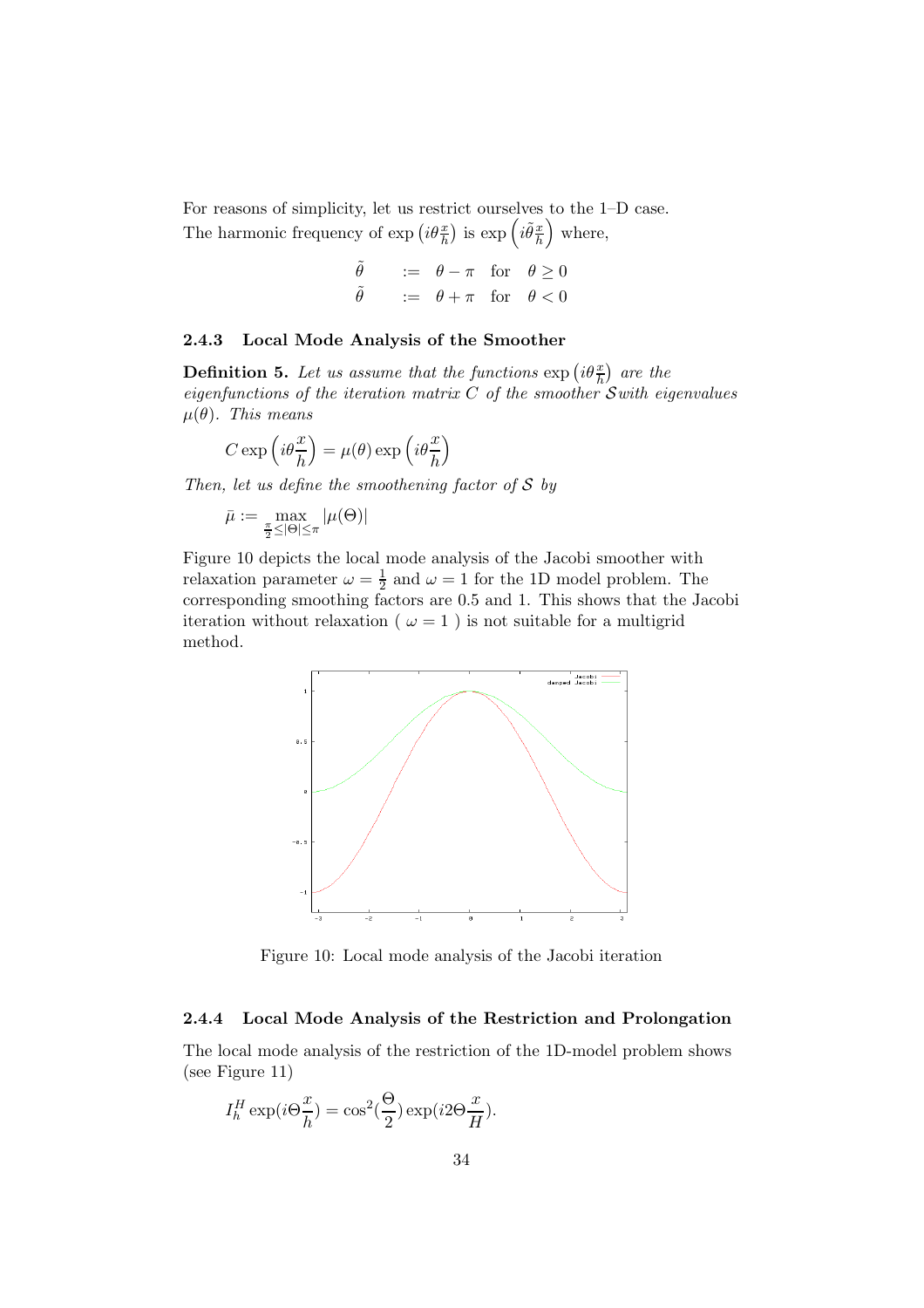For reasons of simplicity, let us restrict ourselves to the 1–D case. The harmonic frequency of $\exp\left(i\theta\frac{x}{h}\right)$ is $\exp\left(i\tilde{\theta}\frac{x}{h}\right)$ where,

$$
\begin{aligned}
\tilde{\theta} \quad &:= \quad \theta - \pi \quad \text{for} \quad \theta \geq 0 \\
\tilde{\theta} \quad &:= \quad \theta + \pi \quad \text{for} \quad \theta < 0
\end{aligned}
$$

### 2.4.3 Local Mode Analysis of the Smoother

**Definition 5.** *Let us assume that the functions $\exp\left(i\theta\frac{x}{h}\right)$ are the eigenfunctions of the iteration matrix $C$ of the smoother $\mathcal{S}$with eigenvalues $\mu(\theta)$. This means*

$$
C\exp\left(i\theta\frac{x}{h}\right) = \mu(\theta)\exp\left(i\theta\frac{x}{h}\right)
$$

*Then, let us define the smoothening factor of $\mathcal{S}$ by*

$$
\bar{\mu} := \max_{\frac{\pi}{2}\leq|\Theta|\leq\pi} |\mu(\Theta)|
$$

Figure 10 depicts the local mode analysis of the Jacobi smoother with relaxation parameter $\omega = \frac{1}{2}$ and $\omega = 1$ for the 1D model problem. The corresponding smoothing factors are 0.5 and 1. This shows that the Jacobi iteration without relaxation ( $\omega = 1$ ) is not suitable for a multigrid method.

Figure 10: Local mode analysis of the Jacobi iteration

### 2.4.4 Local Mode Analysis of the Restriction and Prolongation

The local mode analysis of the restriction of the 1D-model problem shows (see Figure 11)

$$
I_h^H \exp(i\Theta\frac{x}{h}) = \cos^2(\frac{\Theta}{2})\exp(i2\Theta\frac{x}{H}).
$$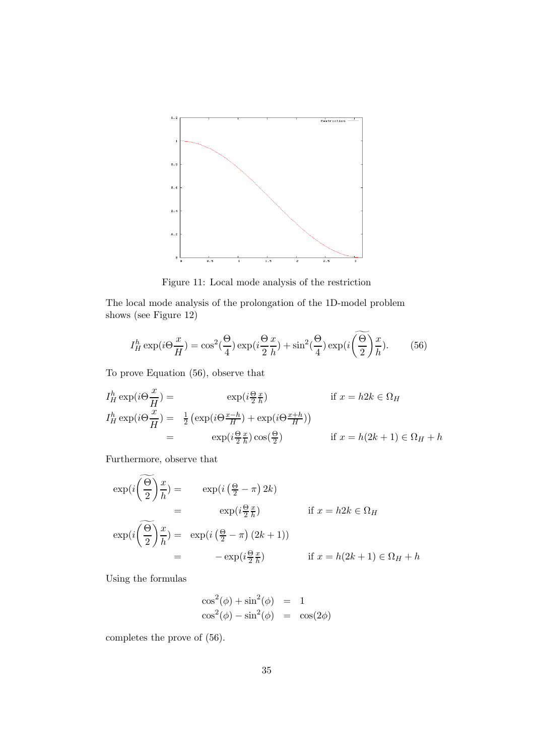Figure 11: Local mode analysis of the restriction

The local mode analysis of the prolongation of the 1D-model problem shows (see Figure 12)

$$I_H^h \exp(i\Theta\frac{x}{H}) = \cos^2(\frac{\Theta}{4})\exp(i\frac{\Theta}{2}\frac{x}{h}) + \sin^2(\frac{\Theta}{4})\exp(i\widetilde{\left(\frac{\Theta}{2}\right)}\frac{x}{h}). \qquad (56)$$

To prove Equation (56), observe that

$$\begin{aligned}
I_H^h \exp(i\Theta\frac{x}{H}) &= \exp(i\tfrac{\Theta}{2}\tfrac{x}{h}) && \text{if } x = h2k \in \Omega_H \\
I_H^h \exp(i\Theta\frac{x}{H}) &= \tfrac{1}{2}\left(\exp(i\Theta\tfrac{x-h}{H}) + \exp(i\Theta\tfrac{x+h}{H})\right) \\
&= \exp(i\tfrac{\Theta}{2}\tfrac{x}{h})\cos(\tfrac{\Theta}{2}) && \text{if } x = h(2k+1) \in \Omega_H + h
\end{aligned}$$

Furthermore, observe that

$$\begin{aligned}
\exp(i\widetilde{\left(\frac{\Theta}{2}\right)}\frac{x}{h}) &= \exp(i\left(\tfrac{\Theta}{2} - \pi\right)2k) \\
&= \exp(i\tfrac{\Theta}{2}\tfrac{x}{h}) && \text{if } x = h2k \in \Omega_H \\
\exp(i\widetilde{\left(\frac{\Theta}{2}\right)}\frac{x}{h}) &= \exp(i\left(\tfrac{\Theta}{2} - \pi\right)(2k+1)) \\
&= -\exp(i\tfrac{\Theta}{2}\tfrac{x}{h}) && \text{if } x = h(2k+1) \in \Omega_H + h
\end{aligned}$$

Using the formulas

$$\begin{aligned}
\cos^2(\phi) + \sin^2(\phi) &= 1 \\
\cos^2(\phi) - \sin^2(\phi) &= \cos(2\phi)
\end{aligned}$$

completes the prove of (56).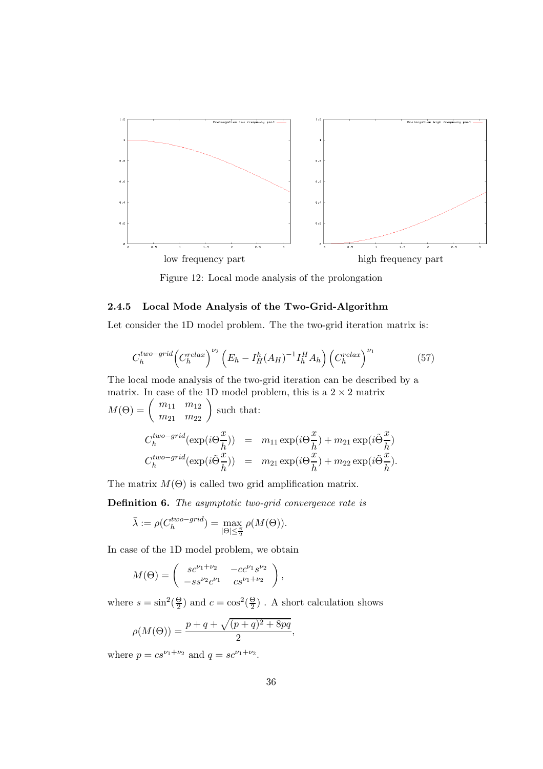low frequency part high frequency part

Figure 12: Local mode analysis of the prolongation

### 2.4.5 Local Mode Analysis of the Two-Grid-Algorithm

Let consider the 1D model problem. The the two-grid iteration matrix is:

$$C_h^{two-grid}\Big(C_h^{relax}\Big)^{\nu_2}\Big(E_h - I_H^h(A_H)^{-1}I_h^H A_h\Big)\Big(C_h^{relax}\Big)^{\nu_1} \tag{57}$$

The local mode analysis of the two-grid iteration can be described by a matrix. In case of the 1D model problem, this is a $2\times 2$ matrix $M(\Theta) = \begin{pmatrix} m_{11} & m_{12} \\ m_{21} & m_{22} \end{pmatrix}$ such that:

$$\begin{aligned}
C_h^{two-grid}(\exp(i\Theta\frac{x}{h})) &= m_{11}\exp(i\Theta\frac{x}{h}) + m_{21}\exp(i\tilde{\Theta}\frac{x}{h}) \\
C_h^{two-grid}(\exp(i\tilde{\Theta}\frac{x}{h})) &= m_{21}\exp(i\Theta\frac{x}{h}) + m_{22}\exp(i\tilde{\Theta}\frac{x}{h}).
\end{aligned}$$

The matrix $M(\Theta)$ is called two grid amplification matrix.

**Definition 6.** *The asymptotic two-grid convergence rate is*

$$\bar{\lambda} := \rho(C_h^{two-grid}) = \max_{|\Theta|\leq\frac{\pi}{2}} \rho(M(\Theta)).$$

In case of the 1D model problem, we obtain

$$M(\Theta) = \begin{pmatrix} sc^{\nu_1+\nu_2} & -cc^{\nu_1}s^{\nu_2} \\ -ss^{\nu_2}c^{\nu_1} & cs^{\nu_1+\nu_2} \end{pmatrix},$$

where $s = \sin^2(\frac{\Theta}{2})$ and $c = \cos^2(\frac{\Theta}{2})$ . A short calculation shows

$$\rho(M(\Theta)) = \frac{p + q + \sqrt{(p+q)^2 + 8pq}}{2},$$

where $p = cs^{\nu_1+\nu_2}$ and $q = sc^{\nu_1+\nu_2}$.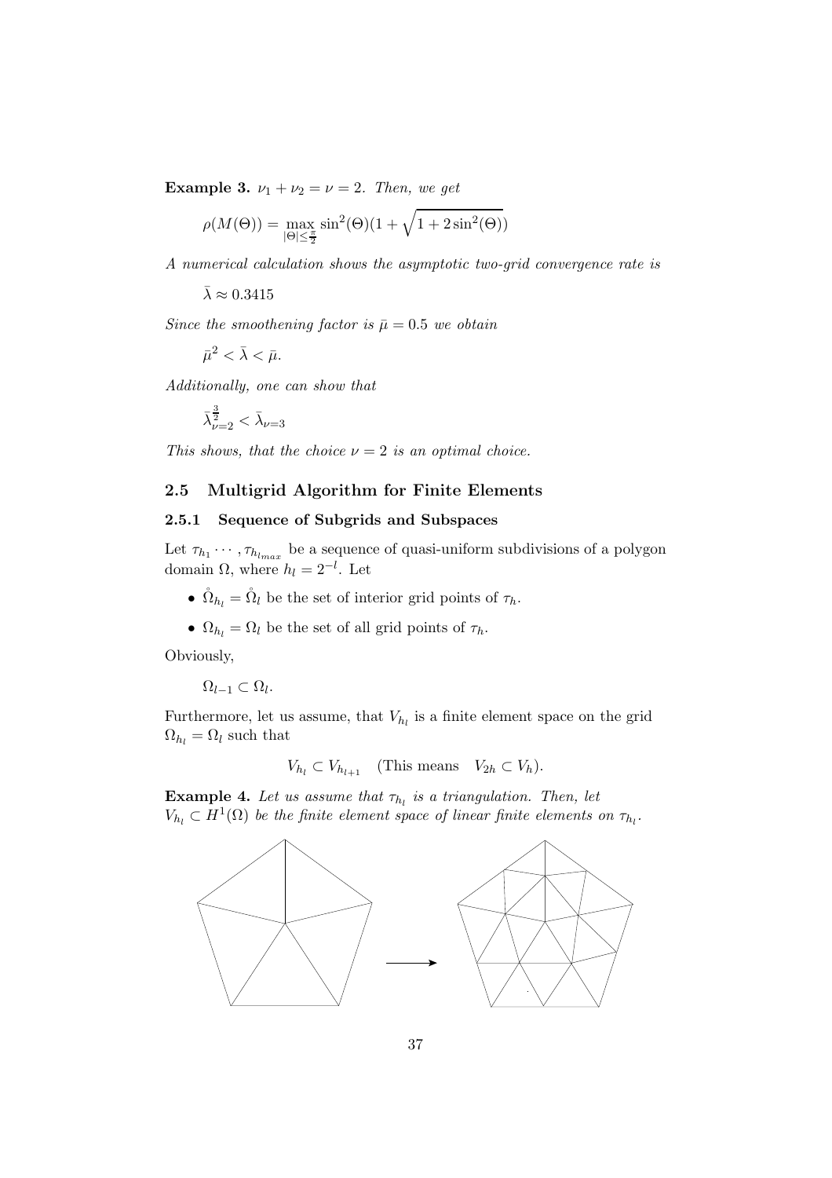**Example 3.** *$\nu_1 + \nu_2 = \nu = 2$. Then, we get*

$$\rho(M(\Theta)) = \max_{|\Theta| \leq \frac{\pi}{2}} \sin^2(\Theta)(1 + \sqrt{1 + 2\sin^2(\Theta)})$$

*A numerical calculation shows the asymptotic two-grid convergence rate is*

$$\bar{\lambda} \approx 0.3415$$

*Since the smoothening factor is $\bar{\mu} = 0.5$ we obtain*

$$\bar{\mu}^2 < \bar{\lambda} < \bar{\mu}.$$

*Additionally, one can show that*

$$\bar{\lambda}_{\nu=2}^{\frac{3}{2}} < \bar{\lambda}_{\nu=3}$$

*This shows, that the choice $\nu = 2$ is an optimal choice.*

## 2.5 Multigrid Algorithm for Finite Elements

### 2.5.1 Sequence of Subgrids and Subspaces

Let $\tau_{h_1} \cdots, \tau_{h_{l_{max}}}$ be a sequence of quasi-uniform subdivisions of a polygon domain $\Omega$, where $h_l = 2^{-l}$. Let

- $\mathring{\Omega}_{h_l} = \mathring{\Omega}_l$ be the set of interior grid points of $\tau_h$.
- $\Omega_{h_l} = \Omega_l$ be the set of all grid points of $\tau_h$.

Obviously,

$$\Omega_{l-1} \subset \Omega_l.$$

Furthermore, let us assume, that $V_{h_l}$ is a finite element space on the grid $\Omega_{h_l} = \Omega_l$ such that

$$V_{h_l} \subset V_{h_{l+1}} \quad \text{(This means} \quad V_{2h} \subset V_h).$$

**Example 4.** *Let us assume that $\tau_{h_l}$ is a triangulation. Then, let $V_{h_l} \subset H^1(\Omega)$ be the finite element space of linear finite elements on $\tau_{h_l}$.*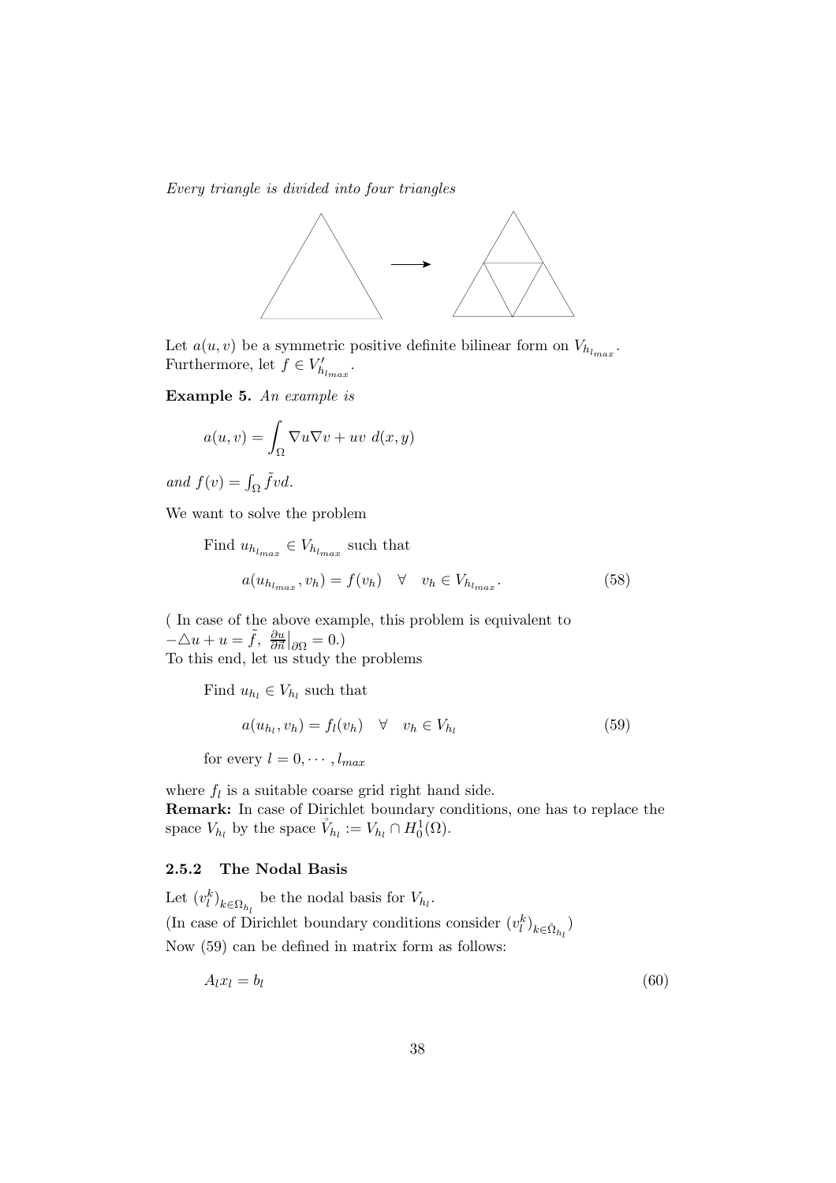*Every triangle is divided into four triangles*

Let $a(u, v)$ be a symmetric positive definite bilinear form on $V_{h_{l_{max}}}$.
Furthermore, let $f \in V'_{h_{l_{max}}}$.

**Example 5.** *An example is*

$$a(u, v) = \int_{\Omega} \nabla u \nabla v + uv \; d(x, y)$$

*and* $f(v) = \int_{\Omega} \tilde{f} v d$.

We want to solve the problem

Find $u_{h_{l_{max}}} \in V_{h_{l_{max}}}$ such that

$$a(u_{h_{l_{max}}}, v_h) = f(v_h) \quad \forall \quad v_h \in V_{h_{l_{max}}}. \tag{58}$$

( In case of the above example, this problem is equivalent to
$-\triangle u + u = \tilde{f}, \; \frac{\partial u}{\partial \vec{n}}\big|_{\partial\Omega} = 0.$)
To this end, let us study the problems

Find $u_{h_l} \in V_{h_l}$ such that

$$a(u_{h_l}, v_h) = f_l(v_h) \quad \forall \quad v_h \in V_{h_l} \tag{59}$$

for every $l = 0, \cdots, l_{max}$

where $f_l$ is a suitable coarse grid right hand side.
**Remark:** In case of Dirichlet boundary conditions, one has to replace the space $V_{h_l}$ by the space $\mathring{V}_{h_l} := V_{h_l} \cap H_0^1(\Omega)$.

### 2.5.2 The Nodal Basis

Let $(v_l^k)_{k \in \Omega_{h_l}}$ be the nodal basis for $V_{h_l}$.
(In case of Dirichlet boundary conditions consider $(v_l^k)_{k \in \mathring{\Omega}_{h_l}}$)
Now (59) can be defined in matrix form as follows:

$$A_l x_l = b_l \tag{60}$$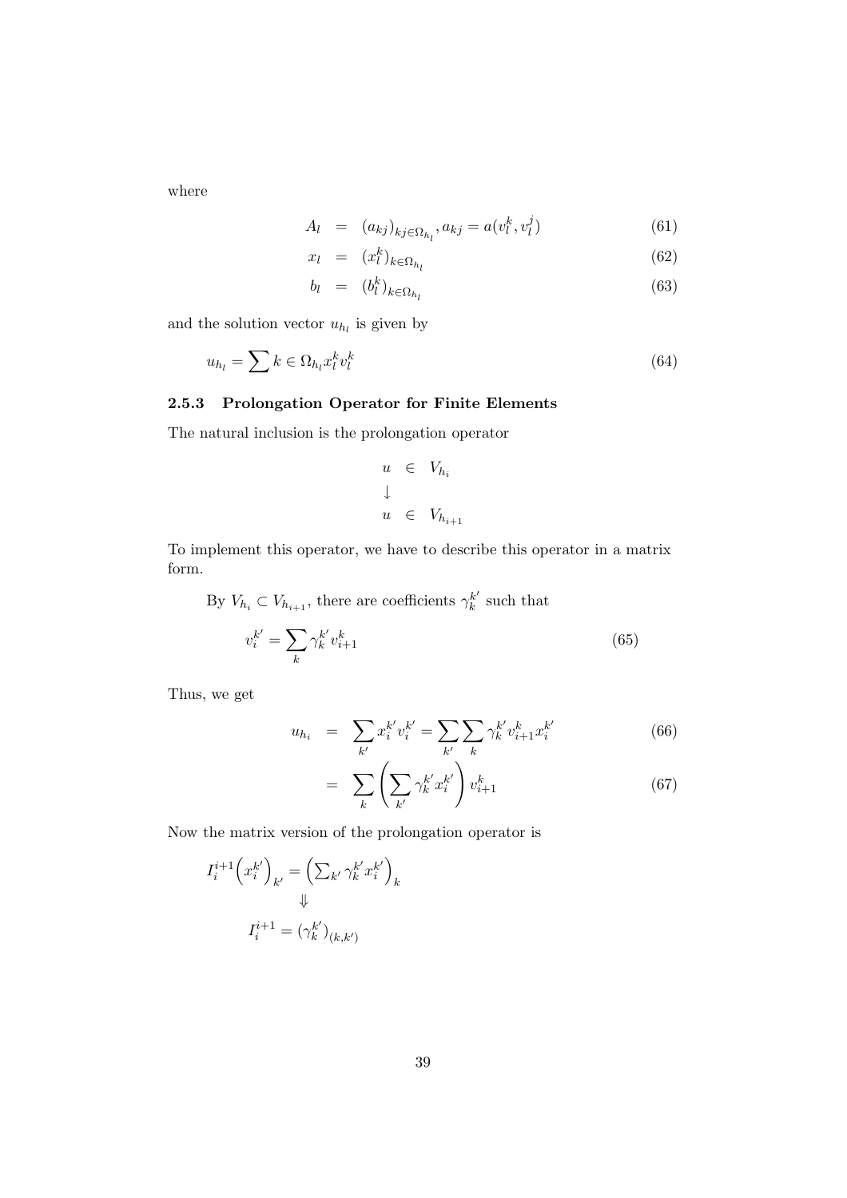where

$$
\begin{aligned}
A_l &= (a_{kj})_{kj \in \Omega_{h_l}}, a_{kj} = a(v_l^k, v_l^j) && (61)\\
x_l &= (x_l^k)_{k \in \Omega_{h_l}} && (62)\\
b_l &= (b_l^k)_{k \in \Omega_{h_l}} && (63)
\end{aligned}
$$

and the solution vector $u_{h_l}$ is given by

$$
u_{h_l} = \sum k \in \Omega_{h_l} x_l^k v_l^k \tag{64}
$$

### 2.5.3 Prolongation Operator for Finite Elements

The natural inclusion is the prolongation operator

$$
\begin{array}{lcl}
u & \in & V_{h_i} \\
\downarrow & & \\
u & \in & V_{h_{i+1}}
\end{array}
$$

To implement this operator, we have to describe this operator in a matrix form.

By $V_{h_i} \subset V_{h_{i+1}}$, there are coefficients $\gamma_k^{k'}$ such that

$$
v_i^{k'} = \sum_k \gamma_k^{k'} v_{i+1}^k \tag{65}
$$

Thus, we get

$$
\begin{aligned}
u_{h_i} &= \sum_{k'} x_i^{k'} v_i^{k'} = \sum_{k'} \sum_k \gamma_k^{k'} v_{i+1}^k x_i^{k'} && (66)\\
&= \sum_k \left( \sum_{k'} \gamma_k^{k'} x_i^{k'} \right) v_{i+1}^k && (67)
\end{aligned}
$$

Now the matrix version of the prolongation operator is

$$
I_i^{i+1} \Big( x_i^{k'} \Big)_{k'} = \Big( \textstyle\sum_{k'} \gamma_k^{k'} x_i^{k'} \Big)_k
$$

$$
\Downarrow
$$

$$
I_i^{i+1} = (\gamma_k^{k'})_{(k,k')}
$$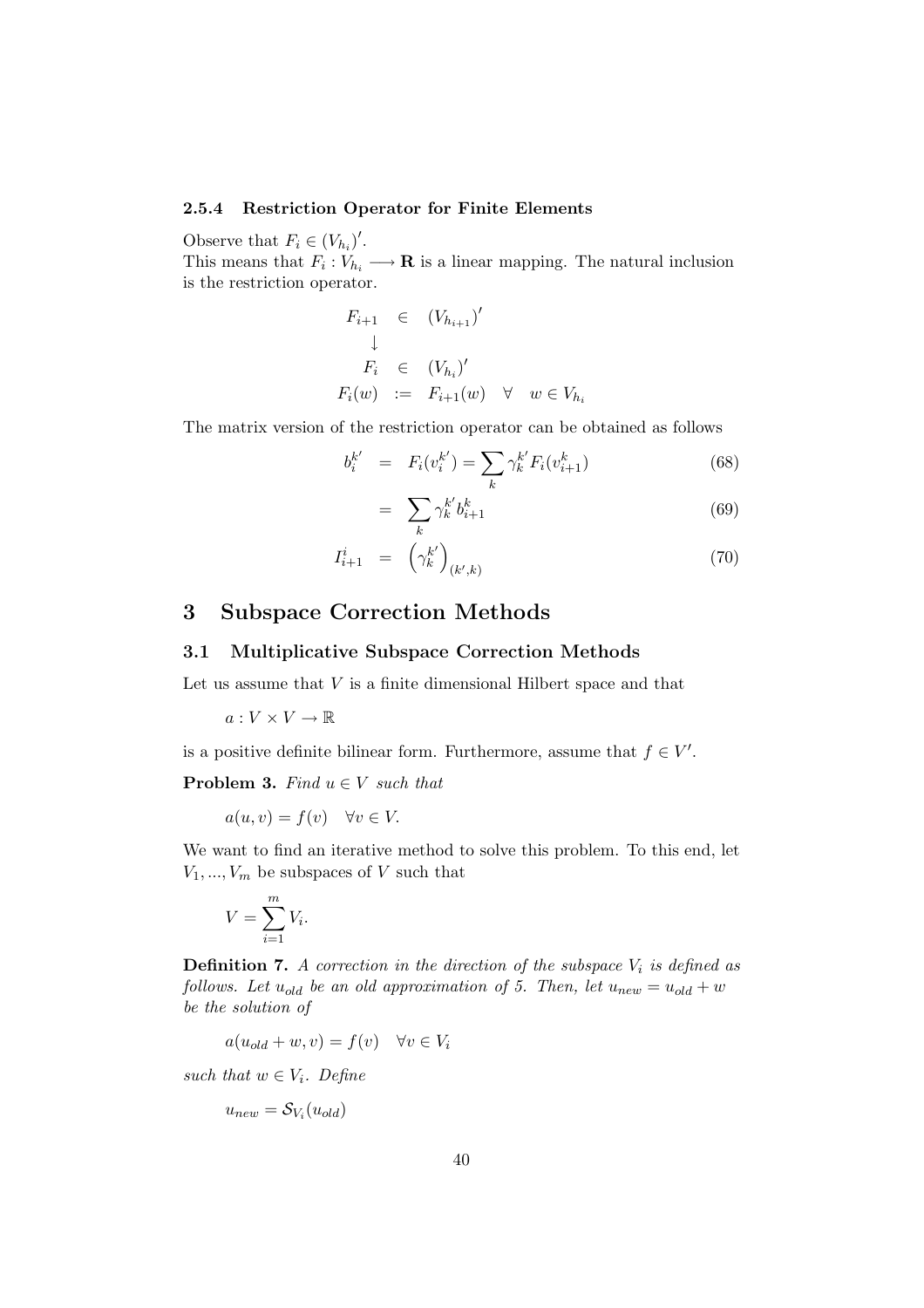#### 2.5.4 Restriction Operator for Finite Elements

Observe that $F_i \in (V_{h_i})'$.
This means that $F_i : V_{h_i} \longrightarrow \mathbf{R}$ is a linear mapping. The natural inclusion is the restriction operator.

$$
\begin{array}{rcl}
F_{i+1} & \in & (V_{h_{i+1}})' \\
\downarrow & & \\
F_i & \in & (V_{h_i})' \\
F_i(w) & := & F_{i+1}(w) \quad \forall \quad w \in V_{h_i}
\end{array}
$$

The matrix version of the restriction operator can be obtained as follows

$$
\begin{aligned}
b_i^{k'} &= F_i(v_i^{k'}) = \sum_k \gamma_k^{k'} F_i(v_{i+1}^k) && (68) \\
&= \sum_k \gamma_k^{k'} b_{i+1}^k && (69) \\
I_{i+1}^i &= \left(\gamma_k^{k'}\right)_{(k',k)} && (70)
\end{aligned}
$$

# 3 Subspace Correction Methods

## 3.1 Multiplicative Subspace Correction Methods

Let us assume that $V$ is a finite dimensional Hilbert space and that

$$a : V \times V \to \mathbb{R}$$

is a positive definite bilinear form. Furthermore, assume that $f \in V'$.

**Problem 3.** *Find $u \in V$ such that*

$$a(u, v) = f(v) \quad \forall v \in V.$$

We want to find an iterative method to solve this problem. To this end, let $V_1, ..., V_m$ be subspaces of $V$ such that

$$V = \sum_{i=1}^{m} V_i.$$

**Definition 7.** *A correction in the direction of the subspace $V_i$ is defined as follows. Let $u_{old}$ be an old approximation of 5. Then, let $u_{new} = u_{old} + w$ be the solution of*

$$a(u_{old} + w, v) = f(v) \quad \forall v \in V_i$$

*such that $w \in V_i$. Define*

$$u_{new} = \mathcal{S}_{V_i}(u_{old})$$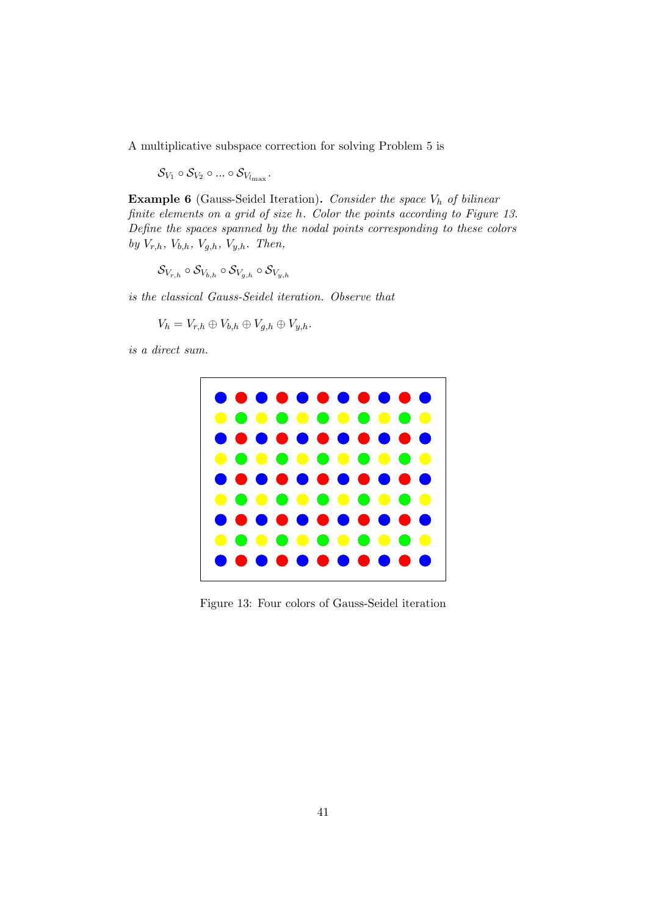A multiplicative subspace correction for solving Problem 5 is

$$\mathcal{S}_{V_1} \circ \mathcal{S}_{V_2} \circ ... \circ \mathcal{S}_{V_{l_{\max}}}.$$

**Example 6** (Gauss-Seidel Iteration)**.** *Consider the space $V_h$ of bilinear finite elements on a grid of size $h$. Color the points according to Figure 13. Define the spaces spanned by the nodal points corresponding to these colors by $V_{r,h}$, $V_{b,h}$, $V_{g,h}$, $V_{y,h}$. Then,*

$$\mathcal{S}_{V_{r,h}} \circ \mathcal{S}_{V_{b,h}} \circ \mathcal{S}_{V_{g,h}} \circ \mathcal{S}_{V_{y,h}}$$

*is the classical Gauss-Seidel iteration. Observe that*

$$V_h = V_{r,h} \oplus V_{b,h} \oplus V_{g,h} \oplus V_{y,h}.$$

*is a direct sum.*

Figure 13: Four colors of Gauss-Seidel iteration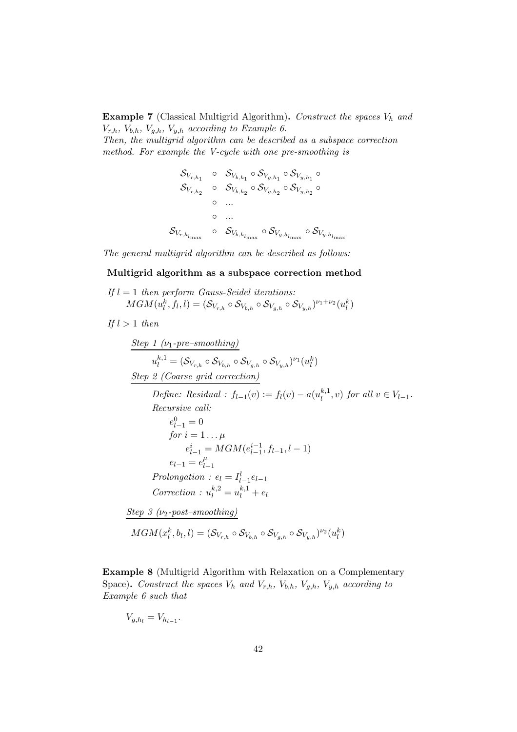**Example 7** (Classical Multigrid Algorithm)**.** *Construct the spaces $V_h$ and $V_{r,h}$, $V_{b,h}$, $V_{g,h}$, $V_{y,h}$ according to Example 6.*
*Then, the multigrid algorithm can be described as a subspace correction method. For example the V-cycle with one pre-smoothing is*

$$
\begin{array}{rl}
\mathcal{S}_{V_{r,h_1}} & \circ \quad \mathcal{S}_{V_{b,h_1}} \circ \mathcal{S}_{V_{g,h_1}} \circ \mathcal{S}_{V_{y,h_1}} \circ \\
\mathcal{S}_{V_{r,h_2}} & \circ \quad \mathcal{S}_{V_{b,h_2}} \circ \mathcal{S}_{V_{g,h_2}} \circ \mathcal{S}_{V_{y,h_2}} \circ \\
& \circ \quad ... \\
& \circ \quad ... \\
\mathcal{S}_{V_{r,h_{l_{\max}}}} & \circ \quad \mathcal{S}_{V_{b,h_{l_{\max}}}} \circ \mathcal{S}_{V_{g,h_{l_{\max}}}} \circ \mathcal{S}_{V_{y,h_{l_{\max}}}}
\end{array}
$$

*The general multigrid algorithm can be described as follows:*

**Multigrid algorithm as a subspace correction method**

*If $l = 1$ then perform Gauss-Seidel iterations:*
$MGM(u_l^k, f_l, l) = (\mathcal{S}_{V_{r,h}} \circ \mathcal{S}_{V_{b,h}} \circ \mathcal{S}_{V_{g,h}} \circ \mathcal{S}_{V_{y,h}})^{\nu_1+\nu_2}(u_l^k)$

*If $l > 1$ then*

*Step 1 ($\nu_1$-pre–smoothing)*

$u_l^{k,1} = (\mathcal{S}_{V_{r,h}} \circ \mathcal{S}_{V_{b,h}} \circ \mathcal{S}_{V_{g,h}} \circ \mathcal{S}_{V_{y,h}})^{\nu_1}(u_l^k)$

*Step 2 (Coarse grid correction)*

*Define: Residual : $f_{l-1}(v) := f_l(v) - a(u_l^{k,1}, v)$ for all $v \in V_{l-1}$.*
*Recursive call:*

$e_{l-1}^0 = 0$
*for $i = 1 \ldots \mu$*
$e_{l-1}^i = MGM(e_{l-1}^{i-1}, f_{l-1}, l-1)$
$e_{l-1} = e_{l-1}^\mu$

*Prolongation : $e_l = I_{l-1}^l e_{l-1}$*
*Correction : $u_l^{k,2} = u_l^{k,1} + e_l$*

*Step 3 ($\nu_2$-post–smoothing)*

$MGM(x_l^k, b_l, l) = (\mathcal{S}_{V_{r,h}} \circ \mathcal{S}_{V_{b,h}} \circ \mathcal{S}_{V_{g,h}} \circ \mathcal{S}_{V_{y,h}})^{\nu_2}(u_l^k)$

**Example 8** (Multigrid Algorithm with Relaxation on a Complementary Space)**.** *Construct the spaces $V_h$ and $V_{r,h}$, $V_{b,h}$, $V_{g,h}$, $V_{y,h}$ according to Example 6 such that*

$$V_{g,h_l} = V_{h_{l-1}}.$$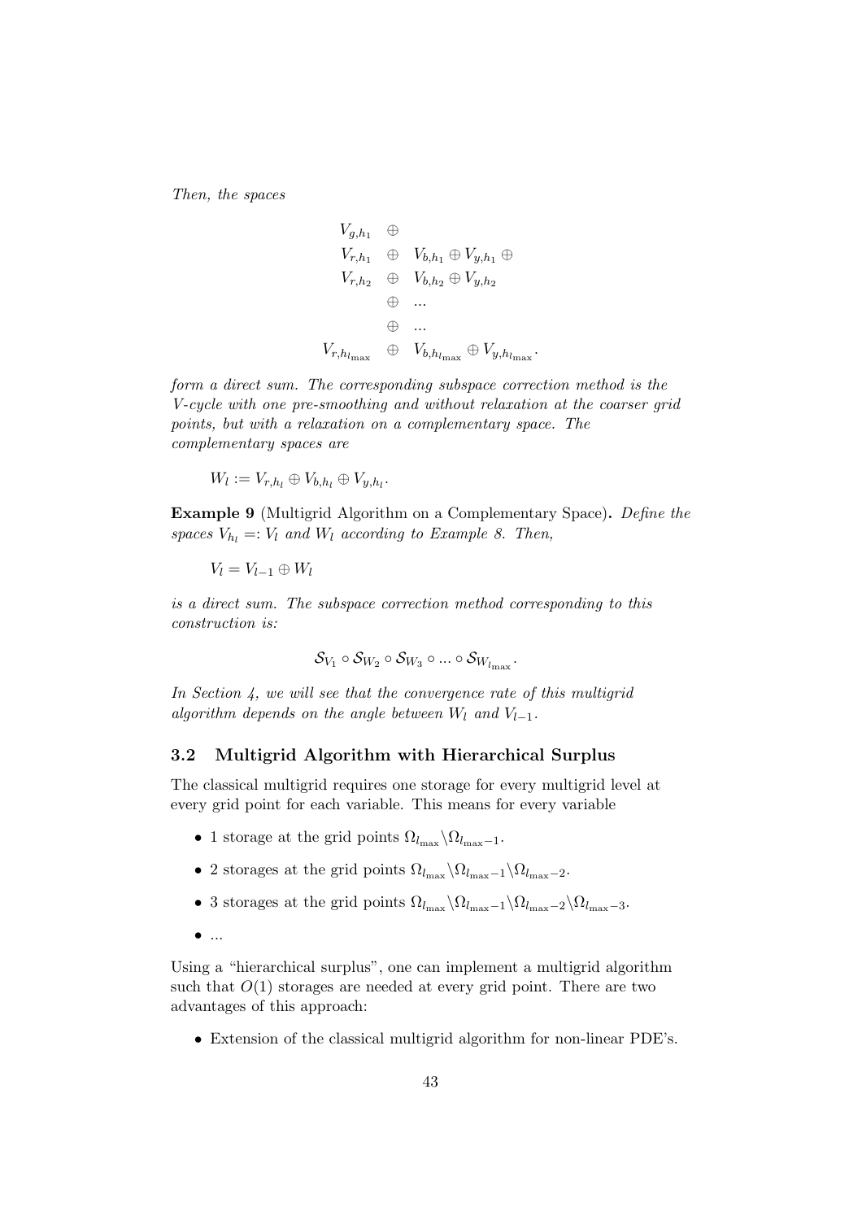*Then, the spaces*

$$
\begin{array}{rcl}
V_{g,h_1} & \oplus & \\
V_{r,h_1} & \oplus & V_{b,h_1} \oplus V_{y,h_1} \oplus \\
V_{r,h_2} & \oplus & V_{b,h_2} \oplus V_{y,h_2} \\
& \oplus & \ldots \\
& \oplus & \ldots \\
V_{r,h_{l_{\max}}} & \oplus & V_{b,h_{l_{\max}}} \oplus V_{y,h_{l_{\max}}}.
\end{array}
$$

*form a direct sum. The corresponding subspace correction method is the V-cycle with one pre-smoothing and without relaxation at the coarser grid points, but with a relaxation on a complementary space. The complementary spaces are*

$$W_l := V_{r,h_l} \oplus V_{b,h_l} \oplus V_{y,h_l}.$$

**Example 9** (Multigrid Algorithm on a Complementary Space)**.** *Define the spaces $V_{h_l} =: V_l$ and $W_l$ according to Example 8. Then,*

$$V_l = V_{l-1} \oplus W_l$$

*is a direct sum. The subspace correction method corresponding to this construction is:*

$$\mathcal{S}_{V_1} \circ \mathcal{S}_{W_2} \circ \mathcal{S}_{W_3} \circ \ldots \circ \mathcal{S}_{W_{l_{\max}}}.$$

*In Section 4, we will see that the convergence rate of this multigrid algorithm depends on the angle between $W_l$ and $V_{l-1}$.*

### 3.2 Multigrid Algorithm with Hierarchical Surplus

The classical multigrid requires one storage for every multigrid level at every grid point for each variable. This means for every variable

- 1 storage at the grid points $\Omega_{l_{\max}} \backslash \Omega_{l_{\max}-1}$.
- 2 storages at the grid points $\Omega_{l_{\max}} \backslash \Omega_{l_{\max}-1} \backslash \Omega_{l_{\max}-2}$.
- 3 storages at the grid points $\Omega_{l_{\max}} \backslash \Omega_{l_{\max}-1} \backslash \Omega_{l_{\max}-2} \backslash \Omega_{l_{\max}-3}$.
- ...

Using a "hierarchical surplus", one can implement a multigrid algorithm such that $O(1)$ storages are needed at every grid point. There are two advantages of this approach:

- Extension of the classical multigrid algorithm for non-linear PDE's.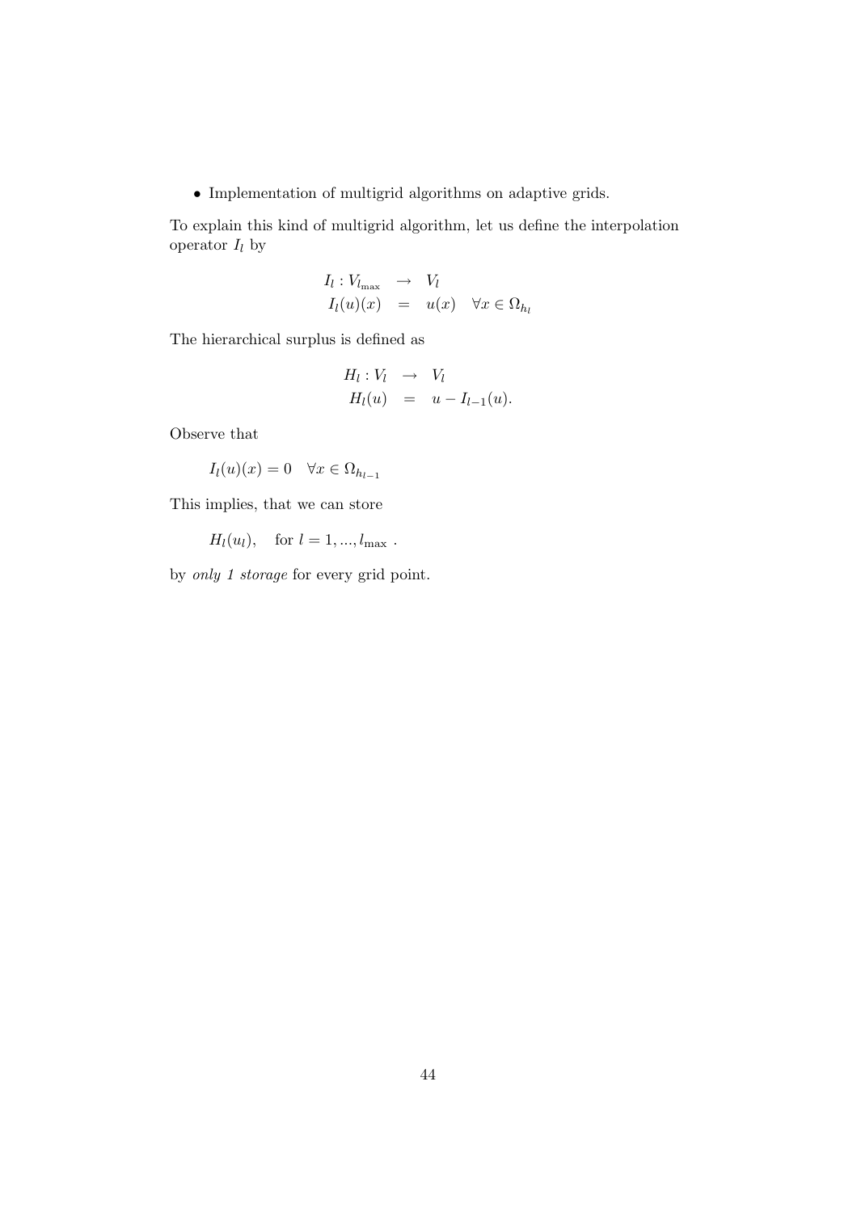- Implementation of multigrid algorithms on adaptive grids.

To explain this kind of multigrid algorithm, let us define the interpolation operator $I_l$ by

$$
\begin{aligned}
I_l : V_{l_{\max}} &\rightarrow V_l \\
I_l(u)(x) &= u(x) \quad \forall x \in \Omega_{h_l}
\end{aligned}
$$

The hierarchical surplus is defined as

$$
\begin{aligned}
H_l : V_l &\rightarrow V_l \\
H_l(u) &= u - I_{l-1}(u).
\end{aligned}
$$

Observe that

$$I_l(u)(x) = 0 \quad \forall x \in \Omega_{h_{l-1}}$$

This implies, that we can store

$$H_l(u_l), \quad \text{for } l = 1, ..., l_{\max} \ .$$

by *only 1 storage* for every grid point.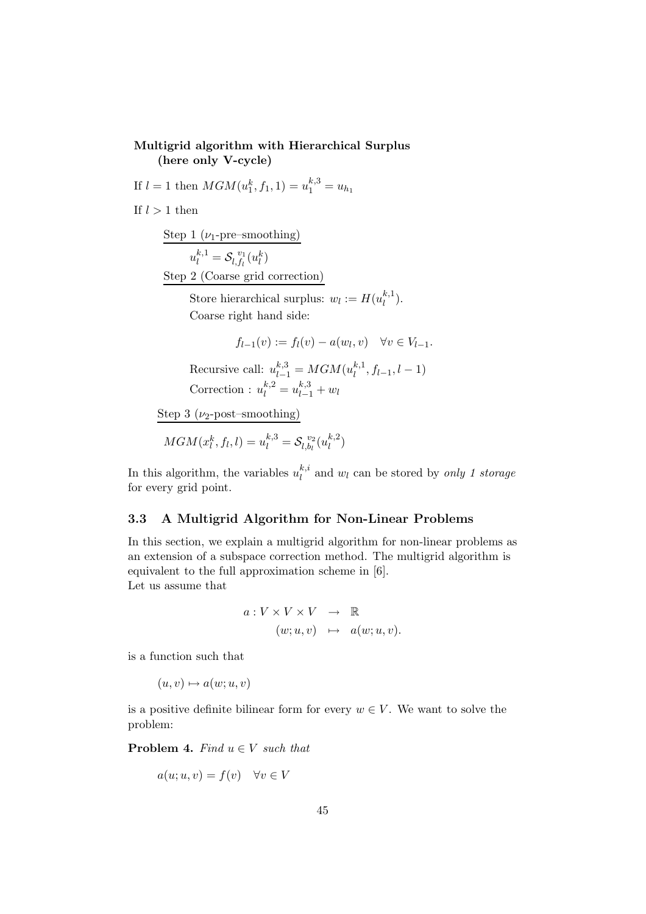**Multigrid algorithm with Hierarchical Surplus (here only V-cycle)**

If $l = 1$ then $MGM(u_1^k, f_1, 1) = u_1^{k,3} = u_{h_1}$

If $l > 1$ then

<u>Step 1 ($\nu_1$-pre–smoothing)</u>

$u_l^{k,1} = \mathcal{S}_{l,f_l}^{\,v_1}(u_l^k)$

<u>Step 2 (Coarse grid correction)</u>

Store hierarchical surplus: $w_l := H(u_l^{k,1})$.

Coarse right hand side:

$$f_{l-1}(v) := f_l(v) - a(w_l, v) \quad \forall v \in V_{l-1}.$$

Recursive call: $u_{l-1}^{k,3} = MGM(u_l^{k,1}, f_{l-1}, l-1)$

Correction : $u_l^{k,2} = u_{l-1}^{k,3} + w_l$

<u>Step 3 ($\nu_2$-post–smoothing)</u>

$MGM(x_l^k, f_l, l) = u_l^{k,3} = \mathcal{S}_{l,b_l}^{\,v_2}(u_l^{k,2})$

In this algorithm, the variables $u_l^{k,i}$ and $w_l$ can be stored by *only 1 storage* for every grid point.

### 3.3 A Multigrid Algorithm for Non-Linear Problems

In this section, we explain a multigrid algorithm for non-linear problems as an extension of a subspace correction method. The multigrid algorithm is equivalent to the full approximation scheme in [6].
Let us assume that

$$\begin{aligned} a : V \times V \times V &\rightarrow \mathbb{R} \\ (w; u, v) &\mapsto a(w; u, v). \end{aligned}$$

is a function such that

$$(u, v) \mapsto a(w; u, v)$$

is a positive definite bilinear form for every $w \in V$. We want to solve the problem:

**Problem 4.** *Find $u \in V$ such that*

$$a(u; u, v) = f(v) \quad \forall v \in V$$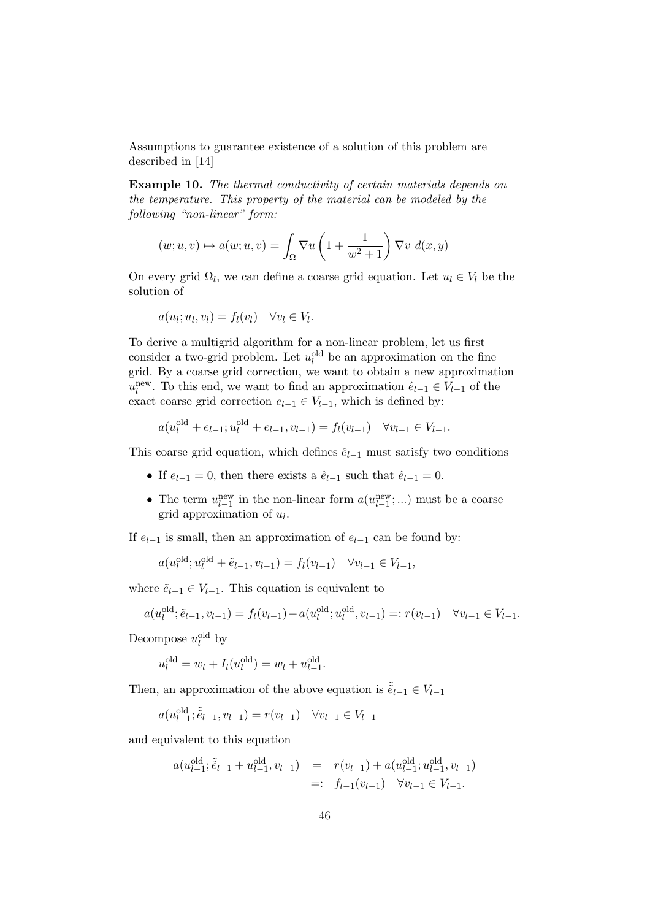Assumptions to guarantee existence of a solution of this problem are described in [14]

**Example 10.** *The thermal conductivity of certain materials depends on the temperature. This property of the material can be modeled by the following "non-linear" form:*

$$(w; u, v) \mapsto a(w; u, v) = \int_\Omega \nabla u \left(1 + \frac{1}{w^2 + 1}\right) \nabla v \; d(x, y)$$

On every grid $\Omega_l$, we can define a coarse grid equation. Let $u_l \in V_l$ be the solution of

$$a(u_l; u_l, v_l) = f_l(v_l) \quad \forall v_l \in V_l.$$

To derive a multigrid algorithm for a non-linear problem, let us first consider a two-grid problem. Let $u_l^{\text{old}}$ be an approximation on the fine grid. By a coarse grid correction, we want to obtain a new approximation $u_l^{\text{new}}$. To this end, we want to find an approximation $\hat{e}_{l-1} \in V_{l-1}$ of the exact coarse grid correction $e_{l-1} \in V_{l-1}$, which is defined by:

$$a(u_l^{\text{old}} + e_{l-1}; u_l^{\text{old}} + e_{l-1}, v_{l-1}) = f_l(v_{l-1}) \quad \forall v_{l-1} \in V_{l-1}.$$

This coarse grid equation, which defines $\hat{e}_{l-1}$ must satisfy two conditions

- If $e_{l-1} = 0$, then there exists a $\hat{e}_{l-1}$ such that $\hat{e}_{l-1} = 0$.
- The term $u_{l-1}^{\text{new}}$ in the non-linear form $a(u_{l-1}^{\text{new}}; ...)$ must be a coarse grid approximation of $u_l$.

If $e_{l-1}$ is small, then an approximation of $e_{l-1}$ can be found by:

$$a(u_l^{\text{old}}; u_l^{\text{old}} + \tilde{e}_{l-1}, v_{l-1}) = f_l(v_{l-1}) \quad \forall v_{l-1} \in V_{l-1},$$

where $\tilde{e}_{l-1} \in V_{l-1}$. This equation is equivalent to

$$a(u_l^{\text{old}}; \tilde{e}_{l-1}, v_{l-1}) = f_l(v_{l-1}) - a(u_l^{\text{old}}; u_l^{\text{old}}, v_{l-1}) =: r(v_{l-1}) \quad \forall v_{l-1} \in V_{l-1}.$$

Decompose $u_l^{\text{old}}$ by

$$u_l^{\text{old}} = w_l + I_l(u_l^{\text{old}}) = w_l + u_{l-1}^{\text{old}}.$$

Then, an approximation of the above equation is $\tilde{\tilde{e}}_{l-1} \in V_{l-1}$

$$a(u_{l-1}^{\text{old}}; \tilde{\tilde{e}}_{l-1}, v_{l-1}) = r(v_{l-1}) \quad \forall v_{l-1} \in V_{l-1}$$

and equivalent to this equation

$$\begin{aligned}
a(u_{l-1}^{\text{old}}; \tilde{\tilde{e}}_{l-1} + u_{l-1}^{\text{old}}, v_{l-1}) &= r(v_{l-1}) + a(u_{l-1}^{\text{old}}; u_{l-1}^{\text{old}}, v_{l-1}) \\
&=: f_{l-1}(v_{l-1}) \quad \forall v_{l-1} \in V_{l-1}.
\end{aligned}$$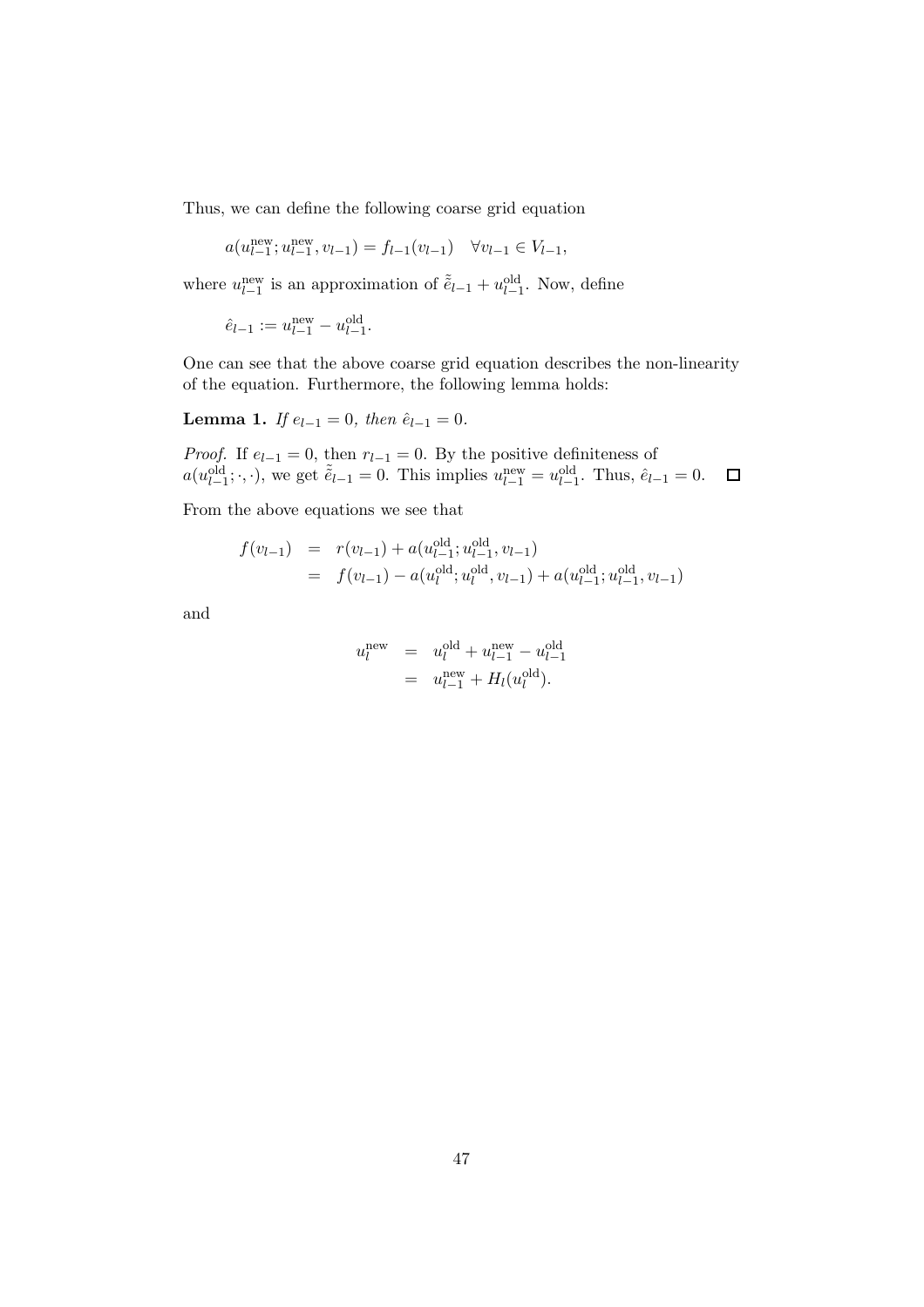Thus, we can define the following coarse grid equation

$$a(u_{l-1}^{\text{new}}; u_{l-1}^{\text{new}}, v_{l-1}) = f_{l-1}(v_{l-1}) \quad \forall v_{l-1} \in V_{l-1},$$

where $u_{l-1}^{\text{new}}$ is an approximation of $\tilde{\tilde{e}}_{l-1} + u_{l-1}^{\text{old}}$. Now, define

$$\hat{e}_{l-1} := u_{l-1}^{\text{new}} - u_{l-1}^{\text{old}}.$$

One can see that the above coarse grid equation describes the non-linearity of the equation. Furthermore, the following lemma holds:

**Lemma 1.** *If $e_{l-1} = 0$, then $\hat{e}_{l-1} = 0$.*

*Proof.* If $e_{l-1} = 0$, then $r_{l-1} = 0$. By the positive definiteness of $a(u_{l-1}^{\text{old}}; \cdot, \cdot)$, we get $\tilde{\tilde{e}}_{l-1} = 0$. This implies $u_{l-1}^{\text{new}} = u_{l-1}^{\text{old}}$. Thus, $\hat{e}_{l-1} = 0$. □

From the above equations we see that

$$\begin{aligned}
f(v_{l-1}) &= r(v_{l-1}) + a(u_{l-1}^{\text{old}}; u_{l-1}^{\text{old}}, v_{l-1}) \\
&= f(v_{l-1}) - a(u_l^{\text{old}}; u_l^{\text{old}}, v_{l-1}) + a(u_{l-1}^{\text{old}}; u_{l-1}^{\text{old}}, v_{l-1})
\end{aligned}$$

and

$$\begin{aligned}
u_l^{\text{new}} &= u_l^{\text{old}} + u_{l-1}^{\text{new}} - u_{l-1}^{\text{old}} \\
&= u_{l-1}^{\text{new}} + H_l(u_l^{\text{old}}).
\end{aligned}$$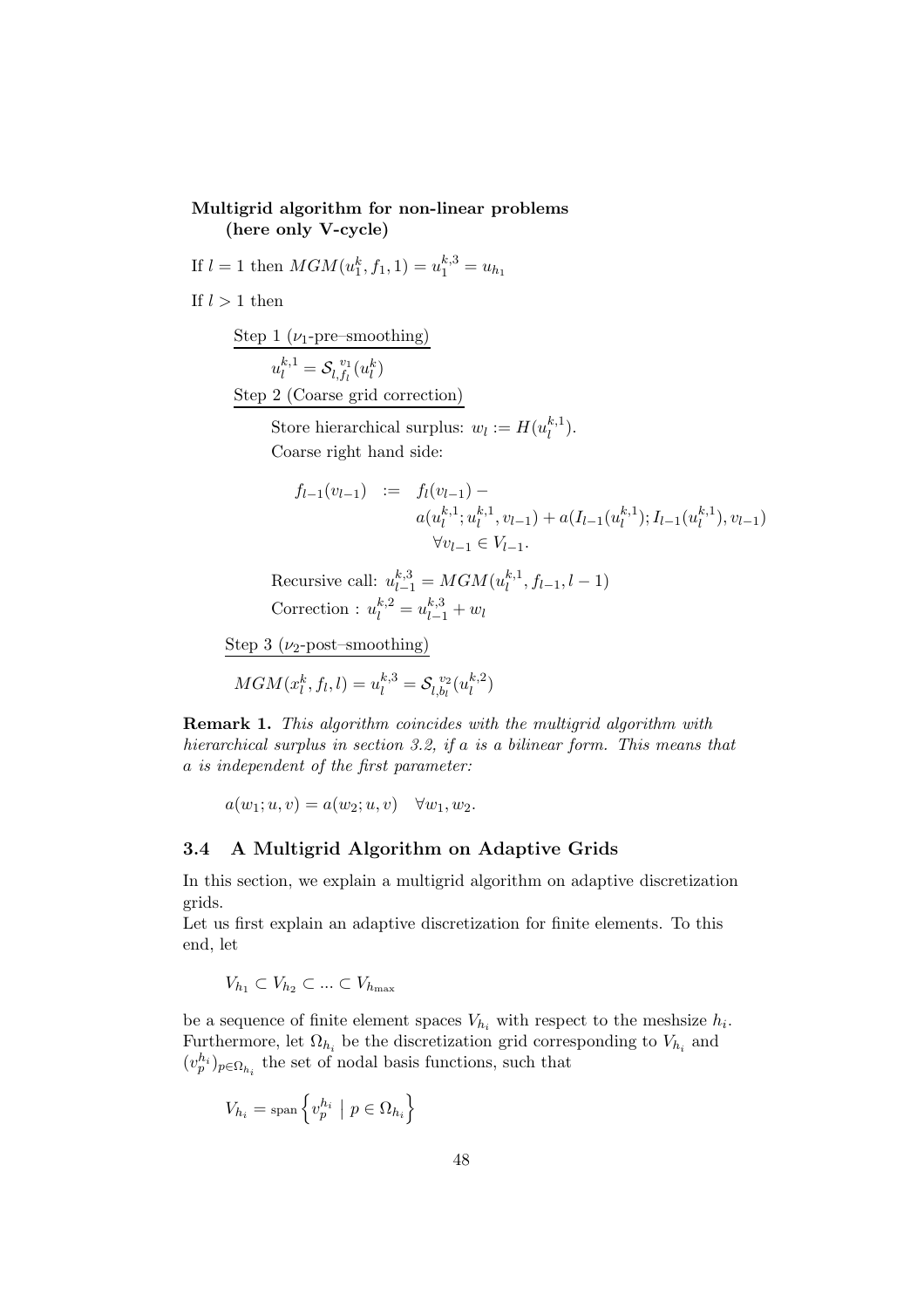**Multigrid algorithm for non-linear problems (here only V-cycle)**

If $l = 1$ then $MGM(u_1^k, f_1, 1) = u_1^{k,3} = u_{h_1}$

If $l > 1$ then

<u>Step 1 ($\nu_1$-pre–smoothing)</u>

$u_l^{k,1} = \mathcal{S}_{l,f_l}^{\,v_1}(u_l^k)$

<u>Step 2 (Coarse grid correction)</u>

Store hierarchical surplus: $w_l := H(u_l^{k,1})$.

Coarse right hand side:

$$
\begin{aligned}
f_{l-1}(v_{l-1}) \quad := \quad & f_l(v_{l-1}) - \\
& a(u_l^{k,1}; u_l^{k,1}, v_{l-1}) + a(I_{l-1}(u_l^{k,1}); I_{l-1}(u_l^{k,1}), v_{l-1}) \\
& \forall v_{l-1} \in V_{l-1}.
\end{aligned}
$$

Recursive call: $u_{l-1}^{k,3} = MGM(u_l^{k,1}, f_{l-1}, l-1)$

Correction : $u_l^{k,2} = u_{l-1}^{k,3} + w_l$

<u>Step 3 ($\nu_2$-post–smoothing)</u>

$MGM(x_l^k, f_l, l) = u_l^{k,3} = \mathcal{S}_{l,b_l}^{\,v_2}(u_l^{k,2})$

**Remark 1.** *This algorithm coincides with the multigrid algorithm with hierarchical surplus in section 3.2, if a is a bilinear form. This means that a is independent of the first parameter:*

$$a(w_1; u, v) = a(w_2; u, v) \quad \forall w_1, w_2.$$

### 3.4 A Multigrid Algorithm on Adaptive Grids

In this section, we explain a multigrid algorithm on adaptive discretization grids.

Let us first explain an adaptive discretization for finite elements. To this end, let

$$V_{h_1} \subset V_{h_2} \subset ... \subset V_{h_{\max}}$$

be a sequence of finite element spaces $V_{h_i}$ with respect to the meshsize $h_i$. Furthermore, let $\Omega_{h_i}$ be the discretization grid corresponding to $V_{h_i}$ and $(v_p^{h_i})_{p \in \Omega_{h_i}}$ the set of nodal basis functions, such that

$$V_{h_i} = \text{span}\left\{ v_p^{h_i} \mid p \in \Omega_{h_i} \right\}$$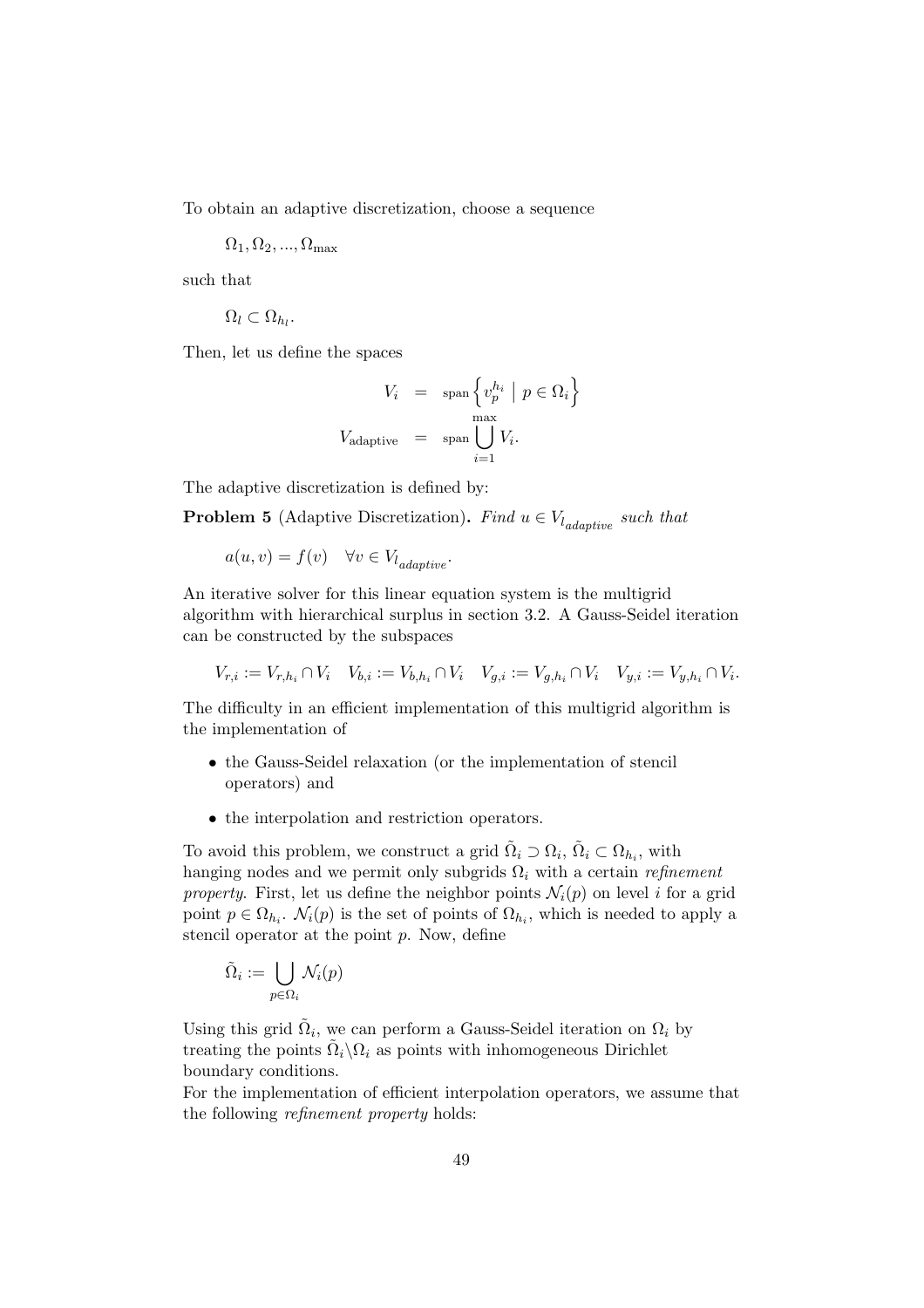To obtain an adaptive discretization, choose a sequence

$$\Omega_1, \Omega_2, ..., \Omega_{\max}$$

such that

$$\Omega_l \subset \Omega_{h_l}.$$

Then, let us define the spaces

$$\begin{aligned} V_i &= \operatorname{span}\left\{ v_p^{h_i} \mid p \in \Omega_i \right\} \\ V_{\text{adaptive}} &= \operatorname{span} \bigcup_{i=1}^{\max} V_i. \end{aligned}$$

The adaptive discretization is defined by:

**Problem 5** (Adaptive Discretization). *Find $u \in V_{l_{adaptive}}$ such that*

$$a(u, v) = f(v) \quad \forall v \in V_{l_{adaptive}}.$$

An iterative solver for this linear equation system is the multigrid algorithm with hierarchical surplus in section 3.2. A Gauss-Seidel iteration can be constructed by the subspaces

$$V_{r,i} := V_{r,h_i} \cap V_i \quad V_{b,i} := V_{b,h_i} \cap V_i \quad V_{g,i} := V_{g,h_i} \cap V_i \quad V_{y,i} := V_{y,h_i} \cap V_i.$$

The difficulty in an efficient implementation of this multigrid algorithm is the implementation of

- the Gauss-Seidel relaxation (or the implementation of stencil operators) and
- the interpolation and restriction operators.

To avoid this problem, we construct a grid $\tilde{\Omega}_i \supset \Omega_i$, $\tilde{\Omega}_i \subset \Omega_{h_i}$, with hanging nodes and we permit only subgrids $\Omega_i$ with a certain *refinement property*. First, let us define the neighbor points $\mathcal{N}_i(p)$ on level $i$ for a grid point $p \in \Omega_{h_i}$. $\mathcal{N}_i(p)$ is the set of points of $\Omega_{h_i}$, which is needed to apply a stencil operator at the point $p$. Now, define

$$\tilde{\Omega}_i := \bigcup_{p \in \Omega_i} \mathcal{N}_i(p)$$

Using this grid $\tilde{\Omega}_i$, we can perform a Gauss-Seidel iteration on $\Omega_i$ by treating the points $\tilde{\Omega}_i \backslash \Omega_i$ as points with inhomogeneous Dirichlet boundary conditions.

For the implementation of efficient interpolation operators, we assume that the following *refinement property* holds: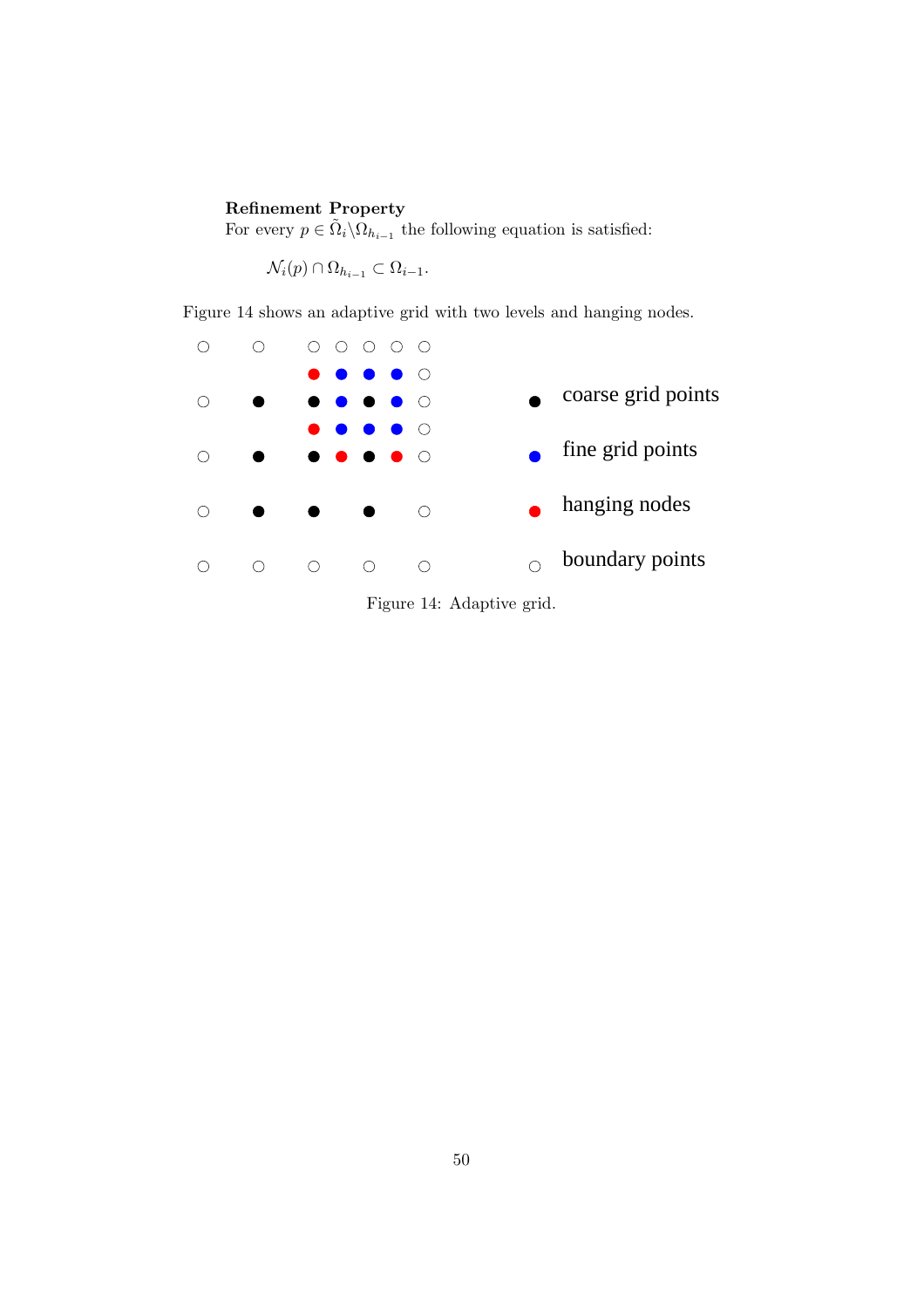**Refinement Property**
For every $p \in \tilde{\Omega}_i \backslash \Omega_{h_{i-1}}$ the following equation is satisfied:

$$\mathcal{N}_i(p) \cap \Omega_{h_{i-1}} \subset \Omega_{i-1}.$$

Figure 14 shows an adaptive grid with two levels and hanging nodes.

Figure 14: Adaptive grid.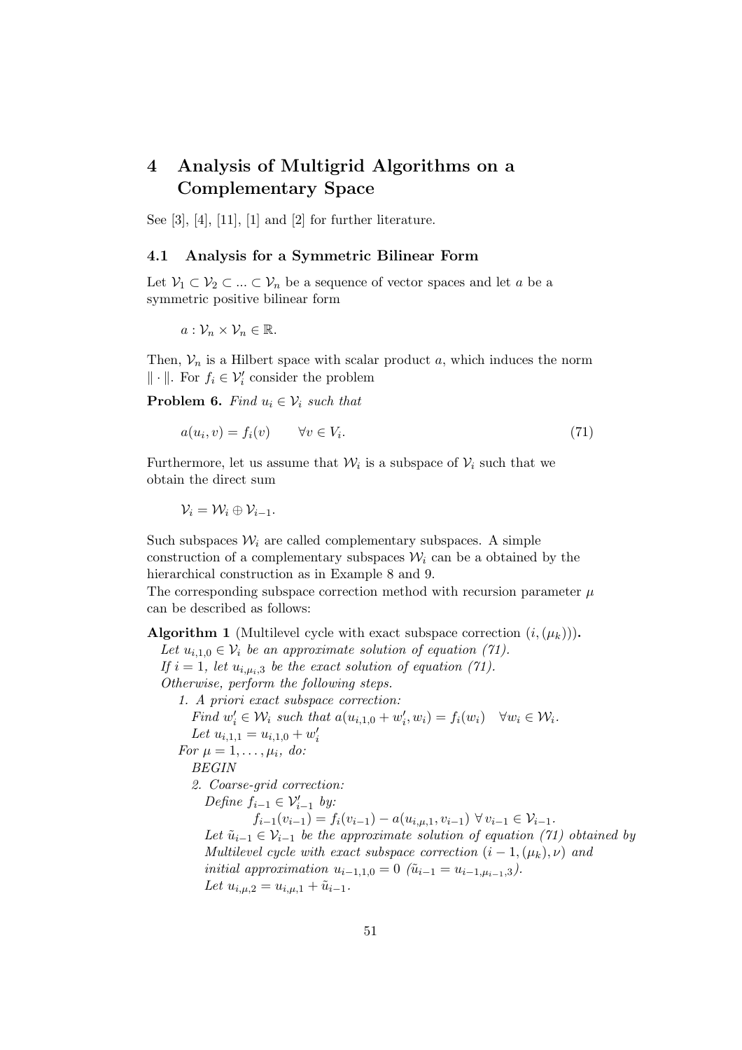# 4 Analysis of Multigrid Algorithms on a Complementary Space

See [3], [4], [11], [1] and [2] for further literature.

## 4.1 Analysis for a Symmetric Bilinear Form

Let $\mathcal{V}_1 \subset \mathcal{V}_2 \subset ... \subset \mathcal{V}_n$ be a sequence of vector spaces and let $a$ be a symmetric positive bilinear form

$$a : \mathcal{V}_n \times \mathcal{V}_n \in \mathbb{R}.$$

Then, $\mathcal{V}_n$ is a Hilbert space with scalar product $a$, which induces the norm $\| \cdot \|$. For $f_i \in \mathcal{V}_i'$ consider the problem

**Problem 6.** *Find $u_i \in \mathcal{V}_i$ such that*

$$a(u_i, v) = f_i(v) \qquad \forall v \in V_i. \tag{71}$$

Furthermore, let us assume that $\mathcal{W}_i$ is a subspace of $\mathcal{V}_i$ such that we obtain the direct sum

$$\mathcal{V}_i = \mathcal{W}_i \oplus \mathcal{V}_{i-1}.$$

Such subspaces $\mathcal{W}_i$ are called complementary subspaces. A simple construction of a complementary subspaces $\mathcal{W}_i$ can be a obtained by the hierarchical construction as in Example 8 and 9.
The corresponding subspace correction method with recursion parameter $\mu$ can be described as follows:

**Algorithm 1** (Multilevel cycle with exact subspace correction $(i, (\mu_k))$)**.**
*Let $u_{i,1,0} \in \mathcal{V}_i$ be an approximate solution of equation (71).*
*If $i = 1$, let $u_{i,\mu_i,3}$ be the exact solution of equation (71).*
*Otherwise, perform the following steps.*

*1. A priori exact subspace correction:*
*Find $w_i' \in \mathcal{W}_i$ such that $a(u_{i,1,0} + w_i', w_i) = f_i(w_i) \quad \forall w_i \in \mathcal{W}_i$.*
*Let $u_{i,1,1} = u_{i,1,0} + w_i'$*

*For $\mu = 1, \dots, \mu_i$, do:*
*BEGIN*

*2. Coarse-grid correction:*
*Define $f_{i-1} \in \mathcal{V}_{i-1}'$ by:*

$$f_{i-1}(v_{i-1}) = f_i(v_{i-1}) - a(u_{i,\mu,1}, v_{i-1}) \ \forall v_{i-1} \in \mathcal{V}_{i-1}.$$

*Let $\tilde{u}_{i-1} \in \mathcal{V}_{i-1}$ be the approximate solution of equation (71) obtained by Multilevel cycle with exact subspace correction $(i-1, (\mu_k), \nu)$ and initial approximation $u_{i-1,1,0} = 0$ ($\tilde{u}_{i-1} = u_{i-1,\mu_{i-1},3}$).*
*Let $u_{i,\mu,2} = u_{i,\mu,1} + \tilde{u}_{i-1}$.*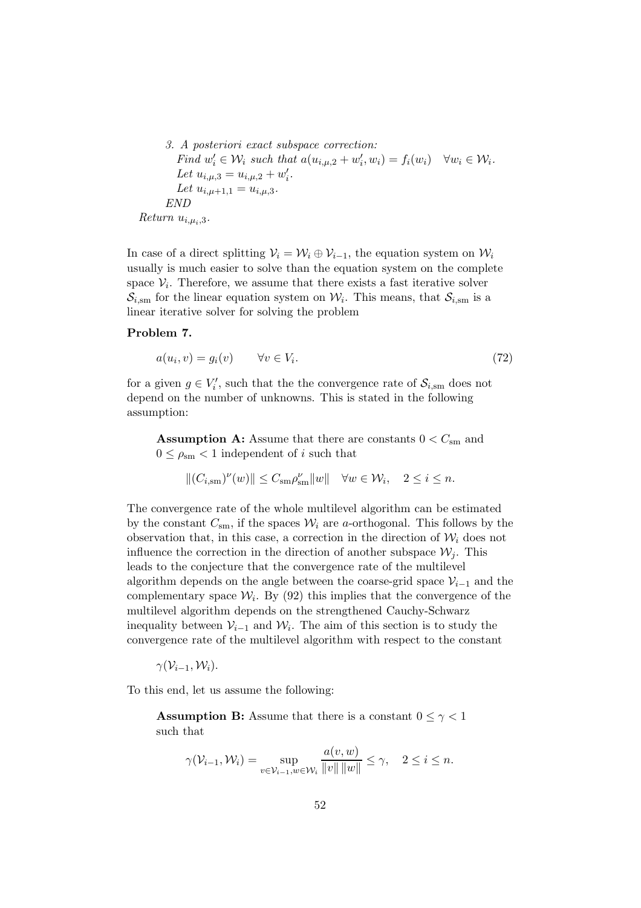*3. A posteriori exact subspace correction:*
*Find* $w'_i \in \mathcal{W}_i$ *such that* $a(u_{i,\mu,2} + w'_i, w_i) = f_i(w_i) \quad \forall w_i \in \mathcal{W}_i$.
*Let* $u_{i,\mu,3} = u_{i,\mu,2} + w'_i$.
*Let* $u_{i,\mu+1,1} = u_{i,\mu,3}$.
*END*
*Return* $u_{i,\mu_i,3}$.

In case of a direct splitting $\mathcal{V}_i = \mathcal{W}_i \oplus \mathcal{V}_{i-1}$, the equation system on $\mathcal{W}_i$ usually is much easier to solve than the equation system on the complete space $\mathcal{V}_i$. Therefore, we assume that there exists a fast iterative solver $\mathcal{S}_{i,\text{sm}}$ for the linear equation system on $\mathcal{W}_i$. This means, that $\mathcal{S}_{i,\text{sm}}$ is a linear iterative solver for solving the problem

**Problem 7.**

$$a(u_i, v) = g_i(v) \qquad \forall v \in V_i. \tag{72}$$

for a given $g \in V'_i$, such that the the convergence rate of $\mathcal{S}_{i,\text{sm}}$ does not depend on the number of unknowns. This is stated in the following assumption:

> **Assumption A:** Assume that there are constants $0 < C_{\text{sm}}$ and $0 \leq \rho_{\text{sm}} < 1$ independent of $i$ such that
>
> $$\|(C_{i,\text{sm}})^\nu(w)\| \leq C_{\text{sm}} \rho_{\text{sm}}^\nu \|w\| \quad \forall w \in \mathcal{W}_i, \quad 2 \leq i \leq n.$$

The convergence rate of the whole multilevel algorithm can be estimated by the constant $C_{\text{sm}}$, if the spaces $\mathcal{W}_i$ are $a$-orthogonal. This follows by the observation that, in this case, a correction in the direction of $\mathcal{W}_i$ does not influence the correction in the direction of another subspace $\mathcal{W}_j$. This leads to the conjecture that the convergence rate of the multilevel algorithm depends on the angle between the coarse-grid space $\mathcal{V}_{i-1}$ and the complementary space $\mathcal{W}_i$. By (92) this implies that the convergence of the multilevel algorithm depends on the strengthened Cauchy-Schwarz inequality between $\mathcal{V}_{i-1}$ and $\mathcal{W}_i$. The aim of this section is to study the convergence rate of the multilevel algorithm with respect to the constant

$$\gamma(\mathcal{V}_{i-1}, \mathcal{W}_i).$$

To this end, let us assume the following:

> **Assumption B:** Assume that there is a constant $0 \leq \gamma < 1$ such that
>
> $$\gamma(\mathcal{V}_{i-1}, \mathcal{W}_i) = \sup_{v \in \mathcal{V}_{i-1}, w \in \mathcal{W}_i} \frac{a(v, w)}{\|v\| \, \|w\|} \leq \gamma, \quad 2 \leq i \leq n.$$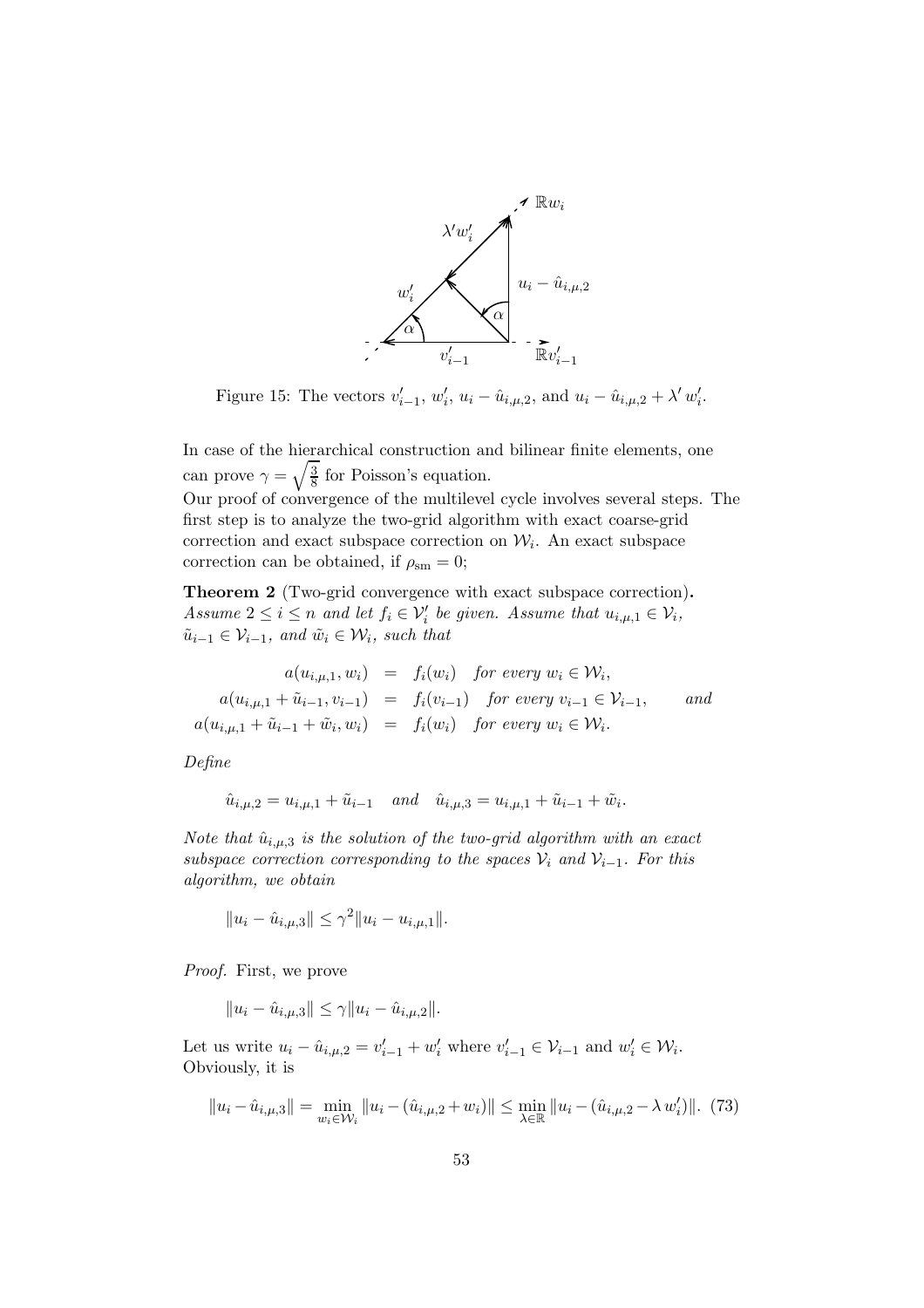Figure 15: The vectors $v'_{i-1}$, $w'_i$, $u_i - \hat{u}_{i,\mu,2}$, and $u_i - \hat{u}_{i,\mu,2} + \lambda' w'_i$.

In case of the hierarchical construction and bilinear finite elements, one can prove $\gamma = \sqrt{\frac{3}{8}}$ for Poisson's equation.

Our proof of convergence of the multilevel cycle involves several steps. The first step is to analyze the two-grid algorithm with exact coarse-grid correction and exact subspace correction on $\mathcal{W}_i$. An exact subspace correction can be obtained, if $\rho_{\text{sm}} = 0$;

**Theorem 2** (Two-grid convergence with exact subspace correction)**.** *Assume $2 \le i \le n$ and let $f_i \in \mathcal{V}'_i$ be given. Assume that $u_{i,\mu,1} \in \mathcal{V}_i$, $\tilde{u}_{i-1} \in \mathcal{V}_{i-1}$, and $\tilde{w}_i \in \mathcal{W}_i$, such that*

$$
\begin{aligned}
a(u_{i,\mu,1}, w_i) &= f_i(w_i) \quad \text{for every } w_i \in \mathcal{W}_i, \\
a(u_{i,\mu,1} + \tilde{u}_{i-1}, v_{i-1}) &= f_i(v_{i-1}) \quad \text{for every } v_{i-1} \in \mathcal{V}_{i-1}, \qquad \text{and} \\
a(u_{i,\mu,1} + \tilde{u}_{i-1} + \tilde{w}_i, w_i) &= f_i(w_i) \quad \text{for every } w_i \in \mathcal{W}_i.
\end{aligned}
$$

*Define*

$$
\hat{u}_{i,\mu,2} = u_{i,\mu,1} + \tilde{u}_{i-1} \quad \text{and} \quad \hat{u}_{i,\mu,3} = u_{i,\mu,1} + \tilde{u}_{i-1} + \tilde{w}_i.
$$

*Note that $\hat{u}_{i,\mu,3}$ is the solution of the two-grid algorithm with an exact subspace correction corresponding to the spaces $\mathcal{V}_i$ and $\mathcal{V}_{i-1}$. For this algorithm, we obtain*

$$
\|u_i - \hat{u}_{i,\mu,3}\| \le \gamma^2 \|u_i - u_{i,\mu,1}\|.
$$

*Proof.* First, we prove

$$
\|u_i - \hat{u}_{i,\mu,3}\| \le \gamma \|u_i - \hat{u}_{i,\mu,2}\|.
$$

Let us write $u_i - \hat{u}_{i,\mu,2} = v'_{i-1} + w'_i$ where $v'_{i-1} \in \mathcal{V}_{i-1}$ and $w'_i \in \mathcal{W}_i$. Obviously, it is

$$
\|u_i - \hat{u}_{i,\mu,3}\| = \min_{w_i \in \mathcal{W}_i} \|u_i - (\hat{u}_{i,\mu,2} + w_i)\| \le \min_{\lambda \in \mathbb{R}} \|u_i - (\hat{u}_{i,\mu,2} - \lambda\, w'_i)\|. \quad (73)
$$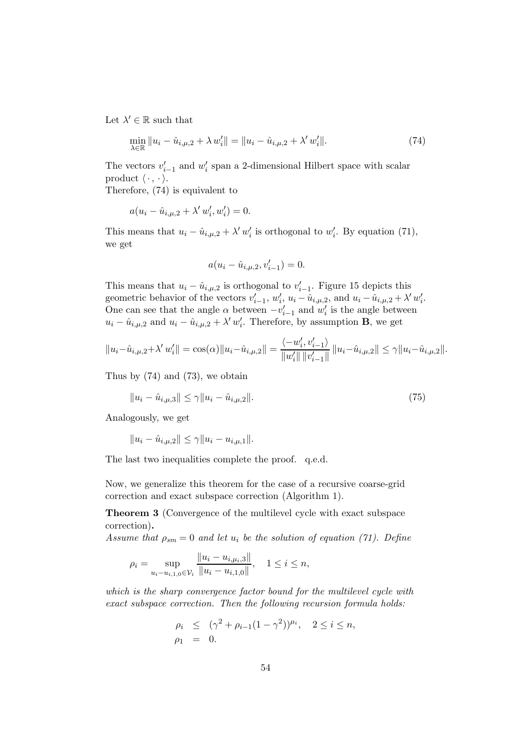Let $\lambda' \in \mathbb{R}$ such that

$$\min_{\lambda \in \mathbb{R}} \|u_i - \hat{u}_{i,\mu,2} + \lambda\, w_i'\| = \|u_i - \hat{u}_{i,\mu,2} + \lambda'\, w_i'\|. \tag{74}$$

The vectors $v_{i-1}'$ and $w_i'$ span a 2-dimensional Hilbert space with scalar product $\langle \cdot\,, \cdot \rangle$.
Therefore, (74) is equivalent to

$$a(u_i - \hat{u}_{i,\mu,2} + \lambda'\, w_i', w_i') = 0.$$

This means that $u_i - \hat{u}_{i,\mu,2} + \lambda'\, w_i'$ is orthogonal to $w_i'$. By equation (71), we get

$$a(u_i - \hat{u}_{i,\mu,2}, v_{i-1}') = 0.$$

This means that $u_i - \hat{u}_{i,\mu,2}$ is orthogonal to $v_{i-1}'$. Figure 15 depicts this geometric behavior of the vectors $v_{i-1}'$, $w_i'$, $u_i - \hat{u}_{i,\mu,2}$, and $u_i - \hat{u}_{i,\mu,2} + \lambda'\, w_i'$. One can see that the angle $\alpha$ between $-v_{i-1}'$ and $w_i'$ is the angle between $u_i - \hat{u}_{i,\mu,2}$ and $u_i - \hat{u}_{i,\mu,2} + \lambda'\, w_i'$. Therefore, by assumption **B**, we get

$$\|u_i - \hat{u}_{i,\mu,2} + \lambda'\, w_i'\| = \cos(\alpha)\|u_i - \hat{u}_{i,\mu,2}\| = \frac{\langle -w_i', v_{i-1}' \rangle}{\|w_i'\|\,\|v_{i-1}'\|}\,\|u_i - \hat{u}_{i,\mu,2}\| \le \gamma \|u_i - \hat{u}_{i,\mu,2}\|.$$

Thus by (74) and (73), we obtain

$$\|u_i - \hat{u}_{i,\mu,3}\| \le \gamma \|u_i - \hat{u}_{i,\mu,2}\|. \tag{75}$$

Analogously, we get

$$\|u_i - \hat{u}_{i,\mu,2}\| \le \gamma \|u_i - u_{i,\mu,1}\|.$$

The last two inequalities complete the proof. q.e.d.

Now, we generalize this theorem for the case of a recursive coarse-grid correction and exact subspace correction (Algorithm 1).

**Theorem 3** (Convergence of the multilevel cycle with exact subspace correction)**.**
*Assume that $\rho_{sm} = 0$ and let $u_i$ be the solution of equation (71). Define*

$$\rho_i = \sup_{u_i - u_{i,1,0} \in \mathcal{V}_i} \frac{\|u_i - u_{i,\mu_i,3}\|}{\|u_i - u_{i,1,0}\|}, \quad 1 \le i \le n,$$

*which is the sharp convergence factor bound for the multilevel cycle with exact subspace correction. Then the following recursion formula holds:*

$$\begin{aligned}
\rho_i &\le (\gamma^2 + \rho_{i-1}(1 - \gamma^2))^{\mu_i}, \quad 2 \le i \le n, \\
\rho_1 &= 0.
\end{aligned}$$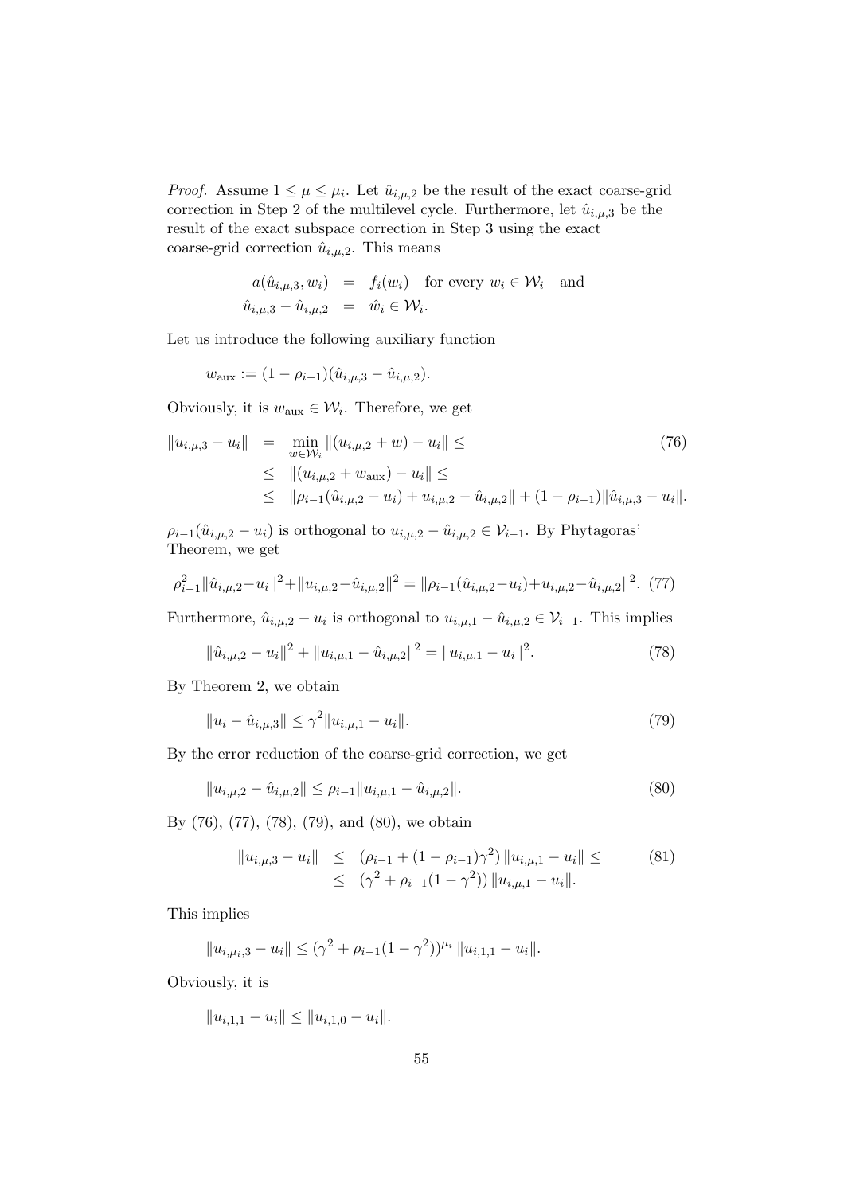*Proof.* Assume $1 \leq \mu \leq \mu_i$. Let $\hat{u}_{i,\mu,2}$ be the result of the exact coarse-grid correction in Step 2 of the multilevel cycle. Furthermore, let $\hat{u}_{i,\mu,3}$ be the result of the exact subspace correction in Step 3 using the exact coarse-grid correction $\hat{u}_{i,\mu,2}$. This means

$$
\begin{aligned}
a(\hat{u}_{i,\mu,3}, w_i) &= f_i(w_i) \quad \text{for every } w_i \in \mathcal{W}_i \quad \text{and} \\
\hat{u}_{i,\mu,3} - \hat{u}_{i,\mu,2} &= \hat{w}_i \in \mathcal{W}_i.
\end{aligned}
$$

Let us introduce the following auxiliary function

$$
w_{\text{aux}} := (1 - \rho_{i-1})(\hat{u}_{i,\mu,3} - \hat{u}_{i,\mu,2}).
$$

Obviously, it is $w_{\text{aux}} \in \mathcal{W}_i$. Therefore, we get

$$
\begin{aligned}
\|u_{i,\mu,3} - u_i\| &= \min_{w \in \mathcal{W}_i} \|(u_{i,\mu,2} + w) - u_i\| \leq \\
&\leq \|(u_{i,\mu,2} + w_{\text{aux}}) - u_i\| \leq \\
&\leq \|\rho_{i-1}(\hat{u}_{i,\mu,2} - u_i) + u_{i,\mu,2} - \hat{u}_{i,\mu,2}\| + (1 - \rho_{i-1})\|\hat{u}_{i,\mu,3} - u_i\|.
\end{aligned} \tag{76}
$$

$\rho_{i-1}(\hat{u}_{i,\mu,2} - u_i)$ is orthogonal to $u_{i,\mu,2} - \hat{u}_{i,\mu,2} \in \mathcal{V}_{i-1}$. By Phytagoras' Theorem, we get

$$
\rho_{i-1}^2 \|\hat{u}_{i,\mu,2} - u_i\|^2 + \|u_{i,\mu,2} - \hat{u}_{i,\mu,2}\|^2 = \|\rho_{i-1}(\hat{u}_{i,\mu,2} - u_i) + u_{i,\mu,2} - \hat{u}_{i,\mu,2}\|^2. \tag{77}
$$

Furthermore, $\hat{u}_{i,\mu,2} - u_i$ is orthogonal to $u_{i,\mu,1} - \hat{u}_{i,\mu,2} \in \mathcal{V}_{i-1}$. This implies

$$
\|\hat{u}_{i,\mu,2} - u_i\|^2 + \|u_{i,\mu,1} - \hat{u}_{i,\mu,2}\|^2 = \|u_{i,\mu,1} - u_i\|^2. \tag{78}
$$

By Theorem 2, we obtain

$$
\|u_i - \hat{u}_{i,\mu,3}\| \leq \gamma^2 \|u_{i,\mu,1} - u_i\|. \tag{79}
$$

By the error reduction of the coarse-grid correction, we get

$$
\|u_{i,\mu,2} - \hat{u}_{i,\mu,2}\| \leq \rho_{i-1} \|u_{i,\mu,1} - \hat{u}_{i,\mu,2}\|. \tag{80}
$$

By (76), (77), (78), (79), and (80), we obtain

$$
\begin{aligned}
\|u_{i,\mu,3} - u_i\| &\leq \left(\rho_{i-1} + (1 - \rho_{i-1})\gamma^2\right) \|u_{i,\mu,1} - u_i\| \leq \\
&\leq \left(\gamma^2 + \rho_{i-1}(1 - \gamma^2)\right) \|u_{i,\mu,1} - u_i\|.
\end{aligned} \tag{81}
$$

This implies

$$
\|u_{i,\mu_i,3} - u_i\| \leq (\gamma^2 + \rho_{i-1}(1 - \gamma^2))^{\mu_i} \|u_{i,1,1} - u_i\|.
$$

Obviously, it is

$$
\|u_{i,1,1} - u_i\| \leq \|u_{i,1,0} - u_i\|.
$$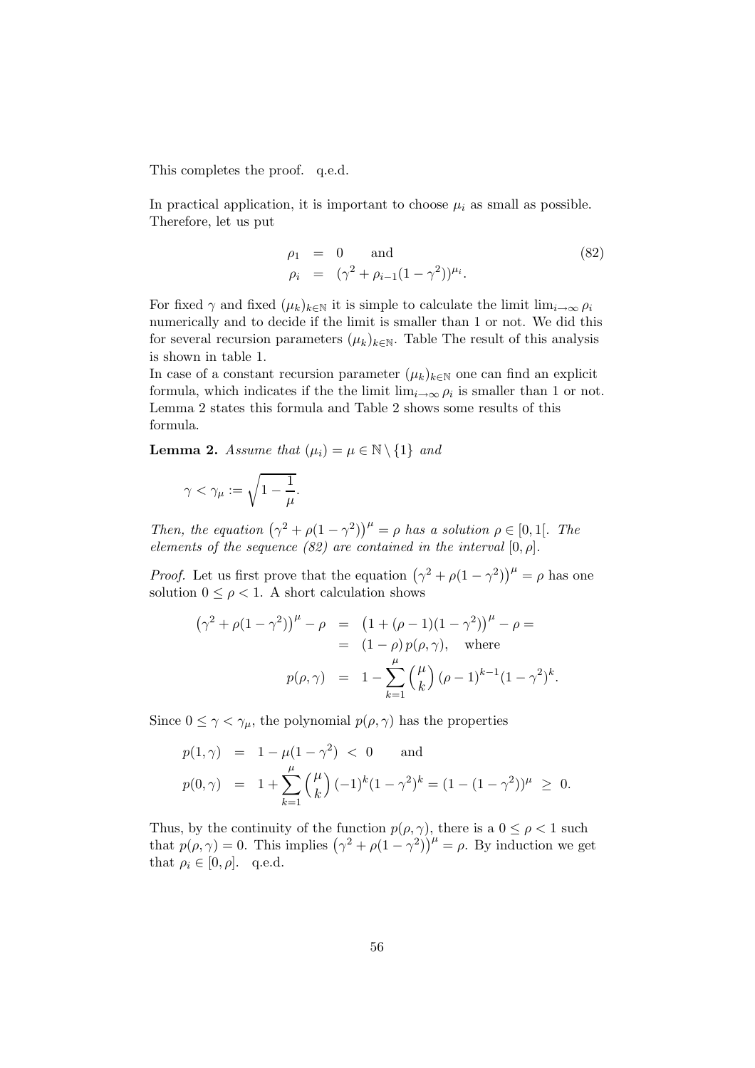This completes the proof. q.e.d.

In practical application, it is important to choose $\mu_i$ as small as possible. Therefore, let us put

$$\begin{aligned} \rho_1 &= 0 \quad \text{and} \\ \rho_i &= (\gamma^2 + \rho_{i-1}(1-\gamma^2))^{\mu_i}. \end{aligned} \tag{82}$$

For fixed $\gamma$ and fixed $(\mu_k)_{k\in\mathbb{N}}$ it is simple to calculate the limit $\lim_{i\to\infty} \rho_i$ numerically and to decide if the limit is smaller than 1 or not. We did this for several recursion parameters $(\mu_k)_{k\in\mathbb{N}}$. Table The result of this analysis is shown in table 1.

In case of a constant recursion parameter $(\mu_k)_{k\in\mathbb{N}}$ one can find an explicit formula, which indicates if the the limit $\lim_{i\to\infty} \rho_i$ is smaller than 1 or not. Lemma 2 states this formula and Table 2 shows some results of this formula.

**Lemma 2.** *Assume that* $(\mu_i) = \mu \in \mathbb{N} \setminus \{1\}$ *and*

$$\gamma < \gamma_\mu := \sqrt{1 - \frac{1}{\mu}}.$$

*Then, the equation* $\left(\gamma^2 + \rho(1-\gamma^2)\right)^\mu = \rho$ *has a solution* $\rho \in [0, 1[$. *The elements of the sequence (82) are contained in the interval* $[0, \rho]$.

*Proof.* Let us first prove that the equation $\left(\gamma^2 + \rho(1-\gamma^2)\right)^\mu = \rho$ has one solution $0 \le \rho < 1$. A short calculation shows

$$\begin{aligned} \left(\gamma^2 + \rho(1-\gamma^2)\right)^\mu - \rho &= \left(1 + (\rho - 1)(1-\gamma^2)\right)^\mu - \rho = \\ &= (1-\rho)\, p(\rho, \gamma), \quad \text{where} \\ p(\rho, \gamma) &= 1 - \sum_{k=1}^{\mu} \binom{\mu}{k} (\rho - 1)^{k-1} (1-\gamma^2)^k. \end{aligned}$$

Since $0 \le \gamma < \gamma_\mu$, the polynomial $p(\rho, \gamma)$ has the properties

$$\begin{aligned} p(1, \gamma) &= 1 - \mu(1-\gamma^2) < 0 \qquad \text{and} \\ p(0, \gamma) &= 1 + \sum_{k=1}^{\mu} \binom{\mu}{k} (-1)^k (1-\gamma^2)^k = (1 - (1-\gamma^2))^\mu \ \ge\ 0. \end{aligned}$$

Thus, by the continuity of the function $p(\rho, \gamma)$, there is a $0 \le \rho < 1$ such that $p(\rho, \gamma) = 0$. This implies $\left(\gamma^2 + \rho(1-\gamma^2)\right)^\mu = \rho$. By induction we get that $\rho_i \in [0, \rho]$. q.e.d.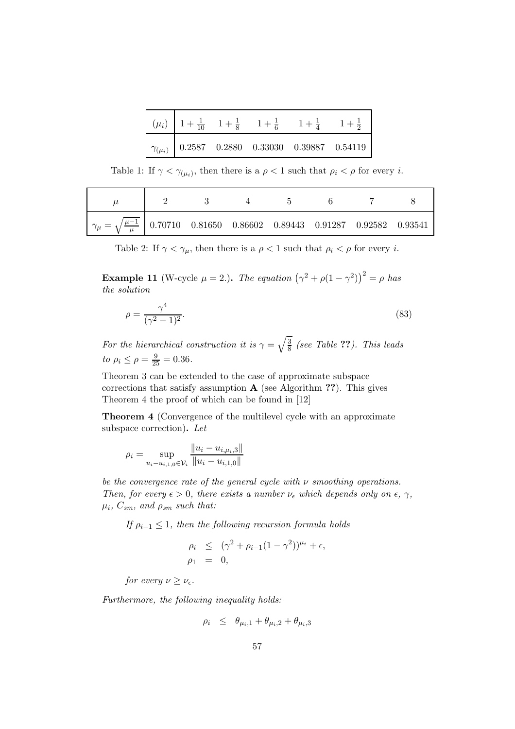| $(\mu_i)$ | $1+\frac{1}{10}$ | $1+\frac{1}{8}$ | $1+\frac{1}{6}$ | $1+\frac{1}{4}$ | $1+\frac{1}{2}$ |
|---|---|---|---|---|---|
| $\gamma_{(\mu_i)}$ | 0.2587 | 0.2880 | 0.33030 | 0.39887 | 0.54119 |

Table 1: If $\gamma < \gamma_{(\mu_i)}$, then there is a $\rho < 1$ such that $\rho_i < \rho$ for every $i$.

| $\mu$ | 2 | 3 | 4 | 5 | 6 | 7 | 8 |
|---|---|---|---|---|---|---|---|
| $\gamma_\mu = \sqrt{\frac{\mu-1}{\mu}}$ | 0.70710 | 0.81650 | 0.86602 | 0.89443 | 0.91287 | 0.92582 | 0.93541 |

Table 2: If $\gamma < \gamma_\mu$, then there is a $\rho < 1$ such that $\rho_i < \rho$ for every $i$.

**Example 11** (W-cycle $\mu = 2$.)**.** *The equation* $\left(\gamma^2 + \rho(1-\gamma^2)\right)^2 = \rho$ *has the solution*

$$\rho = \frac{\gamma^4}{(\gamma^2-1)^2}. \tag{83}$$

*For the hierarchical construction it is* $\gamma = \sqrt{\frac{3}{8}}$ *(see Table* **??***). This leads to* $\rho_i \leq \rho = \frac{9}{25} = 0.36$.

Theorem 3 can be extended to the case of approximate subspace corrections that satisfy assumption **A** (see Algorithm **??**). This gives Theorem 4 the proof of which can be found in [12]

**Theorem 4** (Convergence of the multilevel cycle with an approximate subspace correction)**.** *Let*

$$\rho_i = \sup_{u_i - u_{i,1,0} \in \mathcal{V}_i} \frac{\|u_i - u_{i,\mu_i,3}\|}{\|u_i - u_{i,1,0}\|}$$

*be the convergence rate of the general cycle with $\nu$ smoothing operations. Then, for every $\epsilon > 0$, there exists a number $\nu_\epsilon$ which depends only on $\epsilon$, $\gamma$, $\mu_i$, $C_{sm}$, and $\rho_{sm}$ such that:*

*If $\rho_{i-1} \leq 1$, then the following recursion formula holds*

$$\begin{aligned} \rho_i &\leq (\gamma^2 + \rho_{i-1}(1-\gamma^2))^{\mu_i} + \epsilon, \\ \rho_1 &= 0, \end{aligned}$$

*for every $\nu \geq \nu_\epsilon$.*

*Furthermore, the following inequality holds:*

$$\rho_i \leq \theta_{\mu_i,1} + \theta_{\mu_i,2} + \theta_{\mu_i,3}$$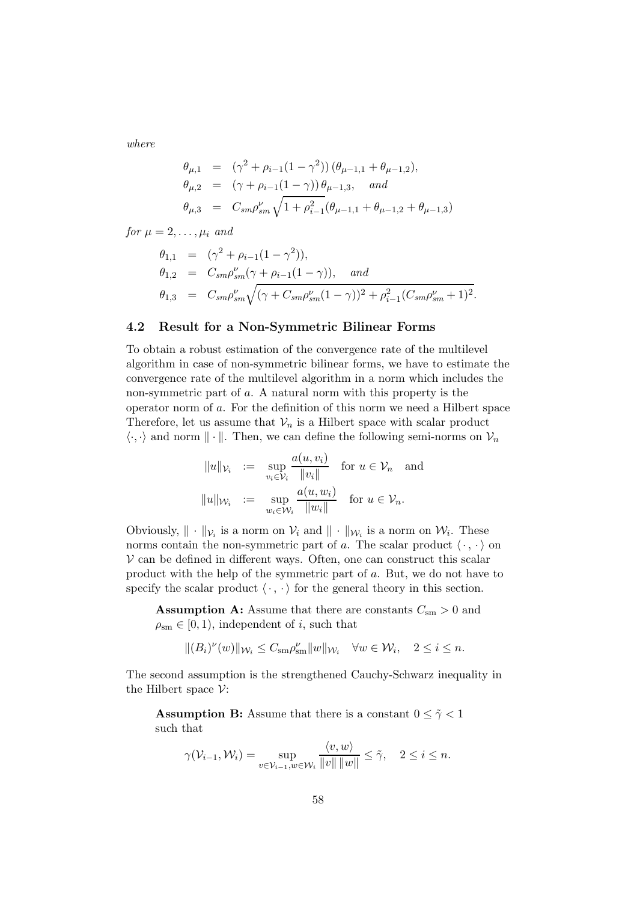*where*

$$
\begin{aligned}
\theta_{\mu,1} &= (\gamma^2 + \rho_{i-1}(1-\gamma^2))\,(\theta_{\mu-1,1} + \theta_{\mu-1,2}), \\
\theta_{\mu,2} &= (\gamma + \rho_{i-1}(1-\gamma))\,\theta_{\mu-1,3}, \quad \text{and} \\
\theta_{\mu,3} &= C_{sm}\rho_{sm}^{\nu}\sqrt{1+\rho_{i-1}^2}(\theta_{\mu-1,1} + \theta_{\mu-1,2} + \theta_{\mu-1,3})
\end{aligned}
$$

*for* $\mu = 2, \ldots, \mu_i$ *and*

$$
\begin{aligned}
\theta_{1,1} &= (\gamma^2 + \rho_{i-1}(1-\gamma^2)), \\
\theta_{1,2} &= C_{sm}\rho_{sm}^{\nu}(\gamma + \rho_{i-1}(1-\gamma)), \quad \text{and} \\
\theta_{1,3} &= C_{sm}\rho_{sm}^{\nu}\sqrt{(\gamma + C_{sm}\rho_{sm}^{\nu}(1-\gamma))^2 + \rho_{i-1}^2(C_{sm}\rho_{sm}^{\nu}+1)^2}.
\end{aligned}
$$

### 4.2 Result for a Non-Symmetric Bilinear Forms

To obtain a robust estimation of the convergence rate of the multilevel algorithm in case of non-symmetric bilinear forms, we have to estimate the convergence rate of the multilevel algorithm in a norm which includes the non-symmetric part of $a$. A natural norm with this property is the operator norm of $a$. For the definition of this norm we need a Hilbert space Therefore, let us assume that $\mathcal{V}_n$ is a Hilbert space with scalar product $\langle \cdot, \cdot \rangle$ and norm $\| \cdot \|$. Then, we can define the following semi-norms on $\mathcal{V}_n$

$$
\begin{aligned}
\|u\|_{\mathcal{V}_i} &:= \sup_{v_i \in \mathcal{V}_i} \frac{a(u, v_i)}{\|v_i\|} \quad \text{for } u \in \mathcal{V}_n \quad \text{and} \\
\|u\|_{\mathcal{W}_i} &:= \sup_{w_i \in \mathcal{W}_i} \frac{a(u, w_i)}{\|w_i\|} \quad \text{for } u \in \mathcal{V}_n.
\end{aligned}
$$

Obviously, $\| \cdot \|_{\mathcal{V}_i}$ is a norm on $\mathcal{V}_i$ and $\| \cdot \|_{\mathcal{W}_i}$ is a norm on $\mathcal{W}_i$. These norms contain the non-symmetric part of $a$. The scalar product $\langle \cdot, \cdot \rangle$ on $\mathcal{V}$ can be defined in different ways. Often, one can construct this scalar product with the help of the symmetric part of $a$. But, we do not have to specify the scalar product $\langle \cdot, \cdot \rangle$ for the general theory in this section.

> **Assumption A:** Assume that there are constants $C_{\rm sm} > 0$ and $\rho_{\rm sm} \in [0, 1)$, independent of $i$, such that
>
> $$\|(B_i)^{\nu}(w)\|_{\mathcal{W}_i} \le C_{\rm sm}\rho_{\rm sm}^{\nu}\|w\|_{\mathcal{W}_i} \quad \forall w \in \mathcal{W}_i, \quad 2 \le i \le n.$$

The second assumption is the strengthened Cauchy-Schwarz inequality in the Hilbert space $\mathcal{V}$:

> **Assumption B:** Assume that there is a constant $0 \le \tilde{\gamma} < 1$ such that
>
> $$\gamma(\mathcal{V}_{i-1}, \mathcal{W}_i) = \sup_{v \in \mathcal{V}_{i-1}, w \in \mathcal{W}_i} \frac{\langle v, w \rangle}{\|v\|\,\|w\|} \le \tilde{\gamma}, \quad 2 \le i \le n.$$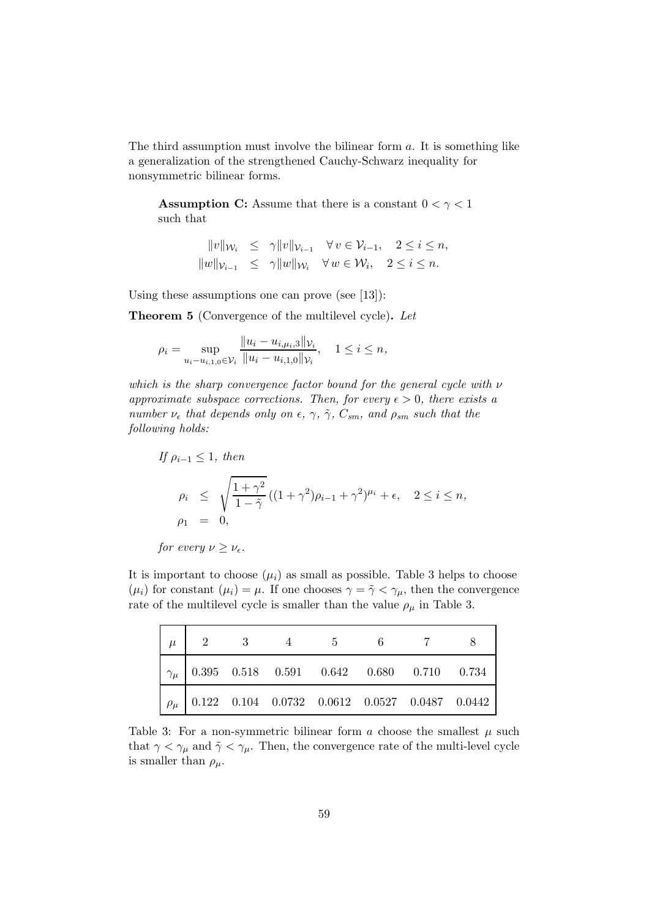The third assumption must involve the bilinear form $a$. It is something like a generalization of the strengthened Cauchy-Schwarz inequality for nonsymmetric bilinear forms.

**Assumption C:** Assume that there is a constant $0 < \gamma < 1$ such that

$$
\begin{aligned}
\|v\|_{\mathcal{W}_i} &\leq \gamma \|v\|_{\mathcal{V}_{i-1}} \quad \forall\, v \in \mathcal{V}_{i-1}, \quad 2 \leq i \leq n, \\
\|w\|_{\mathcal{V}_{i-1}} &\leq \gamma \|w\|_{\mathcal{W}_i} \quad \forall\, w \in \mathcal{W}_i, \quad 2 \leq i \leq n.
\end{aligned}
$$

Using these assumptions one can prove (see [13]):

**Theorem 5** (Convergence of the multilevel cycle)**.** *Let*

$$
\rho_i = \sup_{u_i - u_{i,1,0} \in \mathcal{V}_i} \frac{\|u_i - u_{i,\mu_i,3}\|_{\mathcal{V}_i}}{\|u_i - u_{i,1,0}\|_{\mathcal{V}_i}}, \quad 1 \leq i \leq n,
$$

*which is the sharp convergence factor bound for the general cycle with $\nu$ approximate subspace corrections. Then, for every $\epsilon > 0$, there exists a number $\nu_\epsilon$ that depends only on $\epsilon$, $\gamma$, $\tilde{\gamma}$, $C_{sm}$, and $\rho_{sm}$ such that the following holds:*

*If $\rho_{i-1} \leq 1$, then*

$$
\begin{aligned}
\rho_i &\leq \sqrt{\frac{1+\gamma^2}{1-\tilde{\gamma}}}\,((1+\gamma^2)\rho_{i-1} + \gamma^2)^{\mu_i} + \epsilon, \quad 2 \leq i \leq n, \\
\rho_1 &= 0,
\end{aligned}
$$

*for every $\nu \geq \nu_\epsilon$.*

It is important to choose $(\mu_i)$ as small as possible. Table 3 helps to choose $(\mu_i)$ for constant $(\mu_i) = \mu$. If one chooses $\gamma = \tilde{\gamma} < \gamma_\mu$, then the convergence rate of the multilevel cycle is smaller than the value $\rho_\mu$ in Table 3.

| $\mu$ | 2 | 3 | 4 | 5 | 6 | 7 | 8 |
|---|---|---|---|---|---|---|---|
| $\gamma_\mu$ | 0.395 | 0.518 | 0.591 | 0.642 | 0.680 | 0.710 | 0.734 |
| $\rho_\mu$ | 0.122 | 0.104 | 0.0732 | 0.0612 | 0.0527 | 0.0487 | 0.0442 |

Table 3: For a non-symmetric bilinear form $a$ choose the smallest $\mu$ such that $\gamma < \gamma_\mu$ and $\tilde{\gamma} < \gamma_\mu$. Then, the convergence rate of the multi-level cycle is smaller than $\rho_\mu$.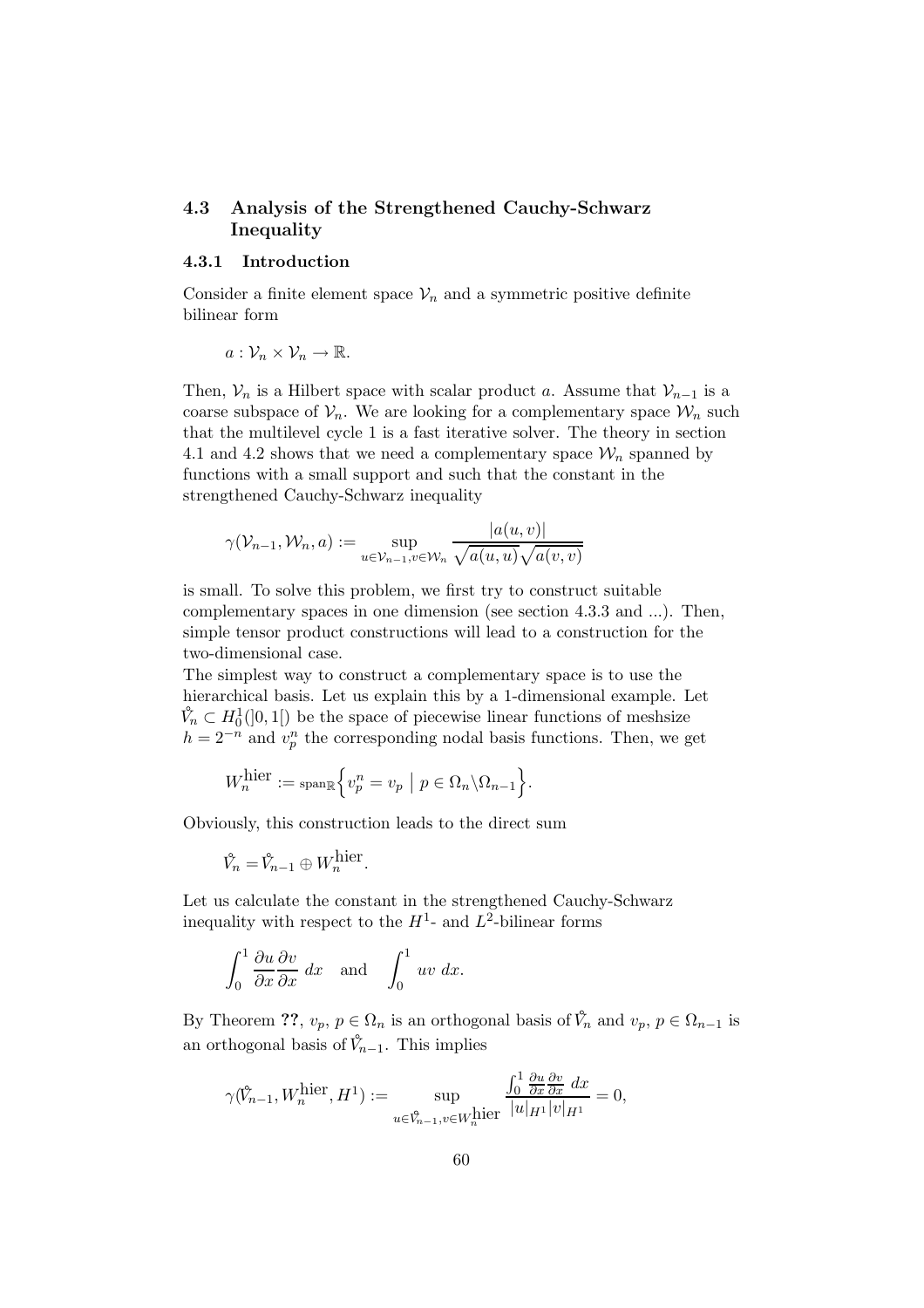## 4.3 Analysis of the Strengthened Cauchy-Schwarz Inequality

### 4.3.1 Introduction

Consider a finite element space $\mathcal{V}_n$ and a symmetric positive definite bilinear form

$$a : \mathcal{V}_n \times \mathcal{V}_n \to \mathbb{R}.$$

Then, $\mathcal{V}_n$ is a Hilbert space with scalar product $a$. Assume that $\mathcal{V}_{n-1}$ is a coarse subspace of $\mathcal{V}_n$. We are looking for a complementary space $\mathcal{W}_n$ such that the multilevel cycle 1 is a fast iterative solver. The theory in section 4.1 and 4.2 shows that we need a complementary space $\mathcal{W}_n$ spanned by functions with a small support and such that the constant in the strengthened Cauchy-Schwarz inequality

$$\gamma(\mathcal{V}_{n-1}, \mathcal{W}_n, a) := \sup_{u \in \mathcal{V}_{n-1}, v \in \mathcal{W}_n} \frac{|a(u,v)|}{\sqrt{a(u,u)}\sqrt{a(v,v)}}$$

is small. To solve this problem, we first try to construct suitable complementary spaces in one dimension (see section 4.3.3 and ...). Then, simple tensor product constructions will lead to a construction for the two-dimensional case.
The simplest way to construct a complementary space is to use the hierarchical basis. Let us explain this by a 1-dimensional example. Let $\mathring{V}_n \subset H_0^1(]0,1[)$ be the space of piecewise linear functions of meshsize $h = 2^{-n}$ and $v_p^n$ the corresponding nodal basis functions. Then, we get

$$W_n^{\text{hier}} := \text{span}_{\mathbb{R}}\Big\{ v_p^n = v_p \;\Big|\; p \in \Omega_n \backslash \Omega_{n-1} \Big\}.$$

Obviously, this construction leads to the direct sum

$$\mathring{V}_n = \mathring{V}_{n-1} \oplus W_n^{\text{hier}}.$$

Let us calculate the constant in the strengthened Cauchy-Schwarz inequality with respect to the $H^1$- and $L^2$-bilinear forms

$$\int_0^1 \frac{\partial u}{\partial x}\frac{\partial v}{\partial x}\, dx \quad \text{and} \quad \int_0^1 uv\, dx.$$

By Theorem ??, $v_p$, $p \in \Omega_n$ is an orthogonal basis of $\mathring{V}_n$ and $v_p$, $p \in \Omega_{n-1}$ is an orthogonal basis of $\mathring{V}_{n-1}$. This implies

$$\gamma(\mathring{V}_{n-1}, W_n^{\text{hier}}, H^1) := \sup_{u \in \mathring{V}_{n-1}, v \in W_n^{\text{hier}}} \frac{\int_0^1 \frac{\partial u}{\partial x}\frac{\partial v}{\partial x}\, dx}{|u|_{H^1}|v|_{H^1}} = 0,$$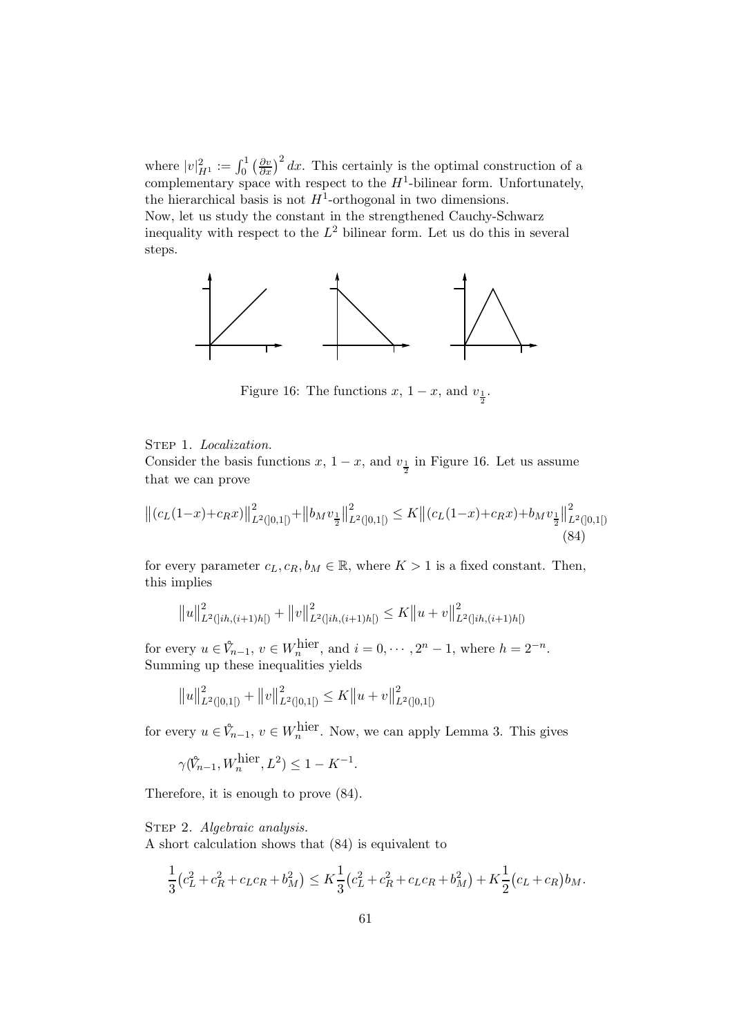where $|v|^2_{H^1} := \int_0^1 \left(\frac{\partial v}{\partial x}\right)^2 dx$. This certainly is the optimal construction of a complementary space with respect to the $H^1$-bilinear form. Unfortunately, the hierarchical basis is not $H^1$-orthogonal in two dimensions.
Now, let us study the constant in the strengthened Cauchy-Schwarz inequality with respect to the $L^2$ bilinear form. Let us do this in several steps.

Figure 16: The functions $x$, $1-x$, and $v_{\frac{1}{2}}$.

STEP 1. *Localization.*
Consider the basis functions $x$, $1-x$, and $v_{\frac{1}{2}}$ in Figure 16. Let us assume that we can prove

$$\left\|(c_L(1-x)+c_Rx)\right\|^2_{L^2(]0,1[)}+\left\|b_M v_{\frac{1}{2}}\right\|^2_{L^2(]0,1[)} \leq K\left\|(c_L(1-x)+c_Rx)+b_M v_{\frac{1}{2}}\right\|^2_{L^2(]0,1[)} \tag{84}$$

for every parameter $c_L, c_R, b_M \in \mathbb{R}$, where $K > 1$ is a fixed constant. Then, this implies

$$\left\|u\right\|^2_{L^2(]ih,(i+1)h[)} + \left\|v\right\|^2_{L^2(]ih,(i+1)h[)} \leq K\left\|u+v\right\|^2_{L^2(]ih,(i+1)h[)}$$

for every $u \in \mathring{V}_{n-1}$, $v \in W_n^{\text{hier}}$, and $i = 0, \cdots, 2^n - 1$, where $h = 2^{-n}$.
Summing up these inequalities yields

$$\left\|u\right\|^2_{L^2(]0,1[)} + \left\|v\right\|^2_{L^2(]0,1[)} \leq K\left\|u+v\right\|^2_{L^2(]0,1[)}$$

for every $u \in \mathring{V}_{n-1}$, $v \in W_n^{\text{hier}}$. Now, we can apply Lemma 3. This gives

$$\gamma(\mathring{V}_{n-1}, W_n^{\text{hier}}, L^2) \leq 1 - K^{-1}.$$

Therefore, it is enough to prove (84).

STEP 2. *Algebraic analysis.*
A short calculation shows that (84) is equivalent to

$$\frac{1}{3}\left(c_L^2 + c_R^2 + c_Lc_R + b_M^2\right) \leq K\frac{1}{3}\left(c_L^2 + c_R^2 + c_Lc_R + b_M^2\right) + K\frac{1}{2}\left(c_L + c_R\right)b_M.$$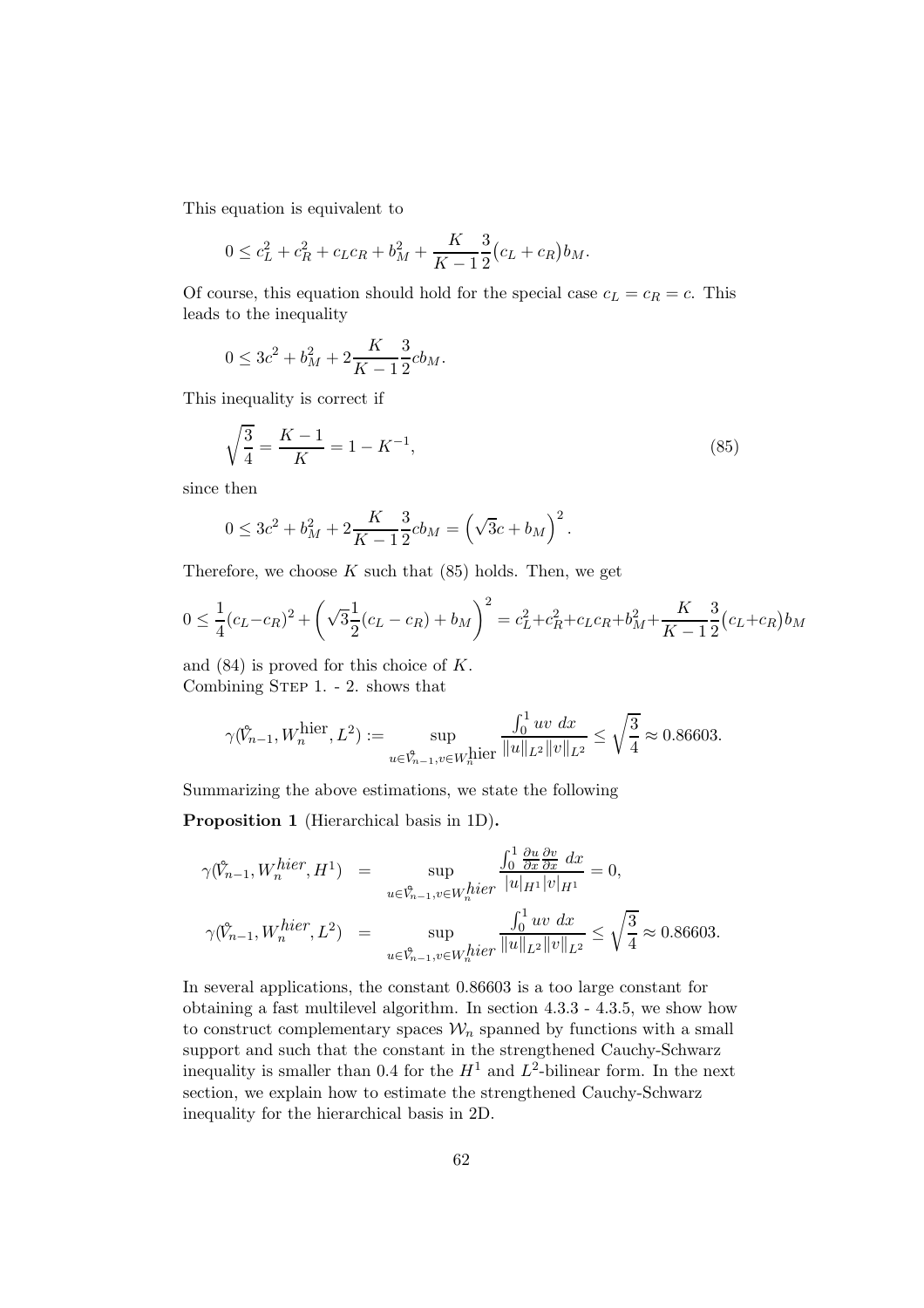This equation is equivalent to

$$0 \leq c_L^2 + c_R^2 + c_L c_R + b_M^2 + \frac{K}{K-1}\frac{3}{2}(c_L + c_R)b_M.$$

Of course, this equation should hold for the special case $c_L = c_R = c$. This leads to the inequality

$$0 \leq 3c^2 + b_M^2 + 2\frac{K}{K-1}\frac{3}{2}cb_M.$$

This inequality is correct if

$$\sqrt{\frac{3}{4}} = \frac{K-1}{K} = 1 - K^{-1}, \tag{85}$$

since then

$$0 \leq 3c^2 + b_M^2 + 2\frac{K}{K-1}\frac{3}{2}cb_M = \left(\sqrt{3}c + b_M\right)^2.$$

Therefore, we choose $K$ such that (85) holds. Then, we get

$$0 \leq \frac{1}{4}(c_L - c_R)^2 + \left(\sqrt{3}\frac{1}{2}(c_L - c_R) + b_M\right)^2 = c_L^2 + c_R^2 + c_L c_R + b_M^2 + \frac{K}{K-1}\frac{3}{2}(c_L + c_R)b_M$$

and (84) is proved for this choice of $K$.
Combining Step 1. - 2. shows that

$$\gamma(\mathring{V}_{n-1}, W_n^{\text{hier}}, L^2) := \sup_{u \in \mathring{V}_{n-1}, v \in W_n^{\text{hier}}} \frac{\int_0^1 uv \; dx}{\|u\|_{L^2}\|v\|_{L^2}} \leq \sqrt{\frac{3}{4}} \approx 0.86603.$$

Summarizing the above estimations, we state the following

**Proposition 1** (Hierarchical basis in 1D)**.**

$$\gamma(\mathring{V}_{n-1}, W_n^{hier}, H^1) = \sup_{u \in \mathring{V}_{n-1}, v \in W_n^{hier}} \frac{\int_0^1 \frac{\partial u}{\partial x}\frac{\partial v}{\partial x} \; dx}{|u|_{H^1}|v|_{H^1}} = 0,$$

$$\gamma(\mathring{V}_{n-1}, W_n^{hier}, L^2) = \sup_{u \in \mathring{V}_{n-1}, v \in W_n^{hier}} \frac{\int_0^1 uv \; dx}{\|u\|_{L^2}\|v\|_{L^2}} \leq \sqrt{\frac{3}{4}} \approx 0.86603.$$

In several applications, the constant 0.86603 is a too large constant for obtaining a fast multilevel algorithm. In section 4.3.3 - 4.3.5, we show how to construct complementary spaces $\mathcal{W}_n$ spanned by functions with a small support and such that the constant in the strengthened Cauchy-Schwarz inequality is smaller than 0.4 for the $H^1$ and $L^2$-bilinear form. In the next section, we explain how to estimate the strengthened Cauchy-Schwarz inequality for the hierarchical basis in 2D.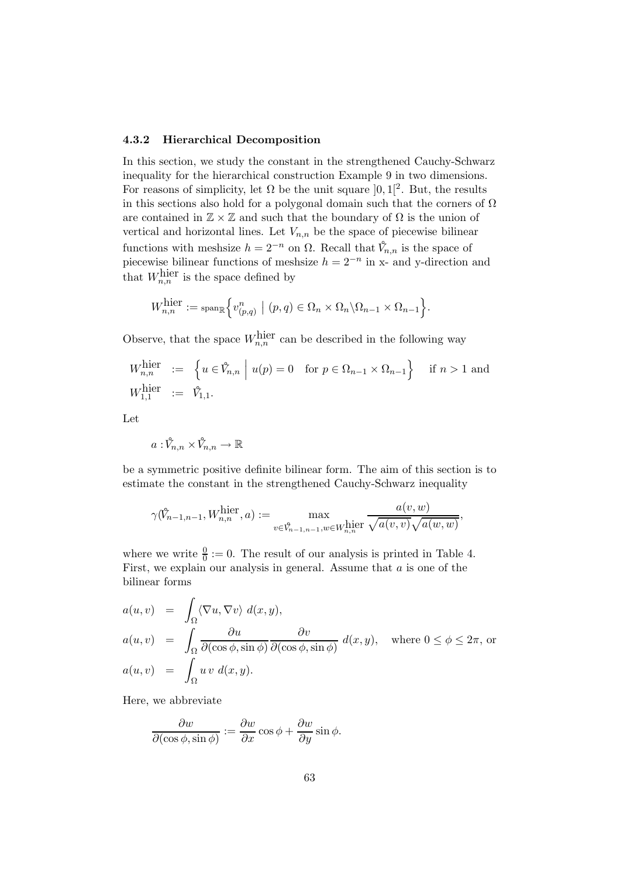### 4.3.2 Hierarchical Decomposition

In this section, we study the constant in the strengthened Cauchy-Schwarz inequality for the hierarchical construction Example 9 in two dimensions. For reasons of simplicity, let $\Omega$ be the unit square $]0,1[^2$. But, the results in this sections also hold for a polygonal domain such that the corners of $\Omega$ are contained in $\mathbb{Z} \times \mathbb{Z}$ and such that the boundary of $\Omega$ is the union of vertical and horizontal lines. Let $V_{n,n}$ be the space of piecewise bilinear functions with meshsize $h = 2^{-n}$ on $\Omega$. Recall that $\mathring{V}_{n,n}$ is the space of piecewise bilinear functions of meshsize $h = 2^{-n}$ in x- and y-direction and that $W^{\text{hier}}_{n,n}$ is the space defined by

$$W^{\text{hier}}_{n,n} := \text{span}_{\mathbb{R}}\Big\{ v^n_{(p,q)} \;\big|\; (p,q) \in \Omega_n \times \Omega_n \backslash \Omega_{n-1} \times \Omega_{n-1} \Big\}.$$

Observe, that the space $W^{\text{hier}}_{n,n}$ can be described in the following way

$$\begin{aligned}
W^{\text{hier}}_{n,n} &:= \Big\{ u \in \mathring{V}_{n,n} \;\Big|\; u(p) = 0 \quad \text{for } p \in \Omega_{n-1} \times \Omega_{n-1} \Big\} \quad \text{if } n > 1 \text{ and} \\
W^{\text{hier}}_{1,1} &:= \mathring{V}_{1,1}.
\end{aligned}$$

Let

$$a : \mathring{V}_{n,n} \times \mathring{V}_{n,n} \to \mathbb{R}$$

be a symmetric positive definite bilinear form. The aim of this section is to estimate the constant in the strengthened Cauchy-Schwarz inequality

$$\gamma(\mathring{V}_{n-1,n-1}, W^{\text{hier}}_{n,n}, a) := \max_{v \in \mathring{V}_{n-1,n-1}, w \in W^{\text{hier}}_{n,n}} \frac{a(v,w)}{\sqrt{a(v,v)}\sqrt{a(w,w)}},$$

where we write $\frac{0}{0} := 0$. The result of our analysis is printed in Table 4. First, we explain our analysis in general. Assume that $a$ is one of the bilinear forms

$$\begin{aligned}
a(u,v) &= \int_\Omega \langle \nabla u, \nabla v \rangle \; d(x,y), \\
a(u,v) &= \int_\Omega \frac{\partial u}{\partial(\cos\phi, \sin\phi)} \frac{\partial v}{\partial(\cos\phi, \sin\phi)} \; d(x,y), \quad \text{where } 0 \leq \phi \leq 2\pi, \text{ or} \\
a(u,v) &= \int_\Omega u\, v \; d(x,y).
\end{aligned}$$

Here, we abbreviate

$$\frac{\partial w}{\partial(\cos\phi, \sin\phi)} := \frac{\partial w}{\partial x}\cos\phi + \frac{\partial w}{\partial y}\sin\phi.$$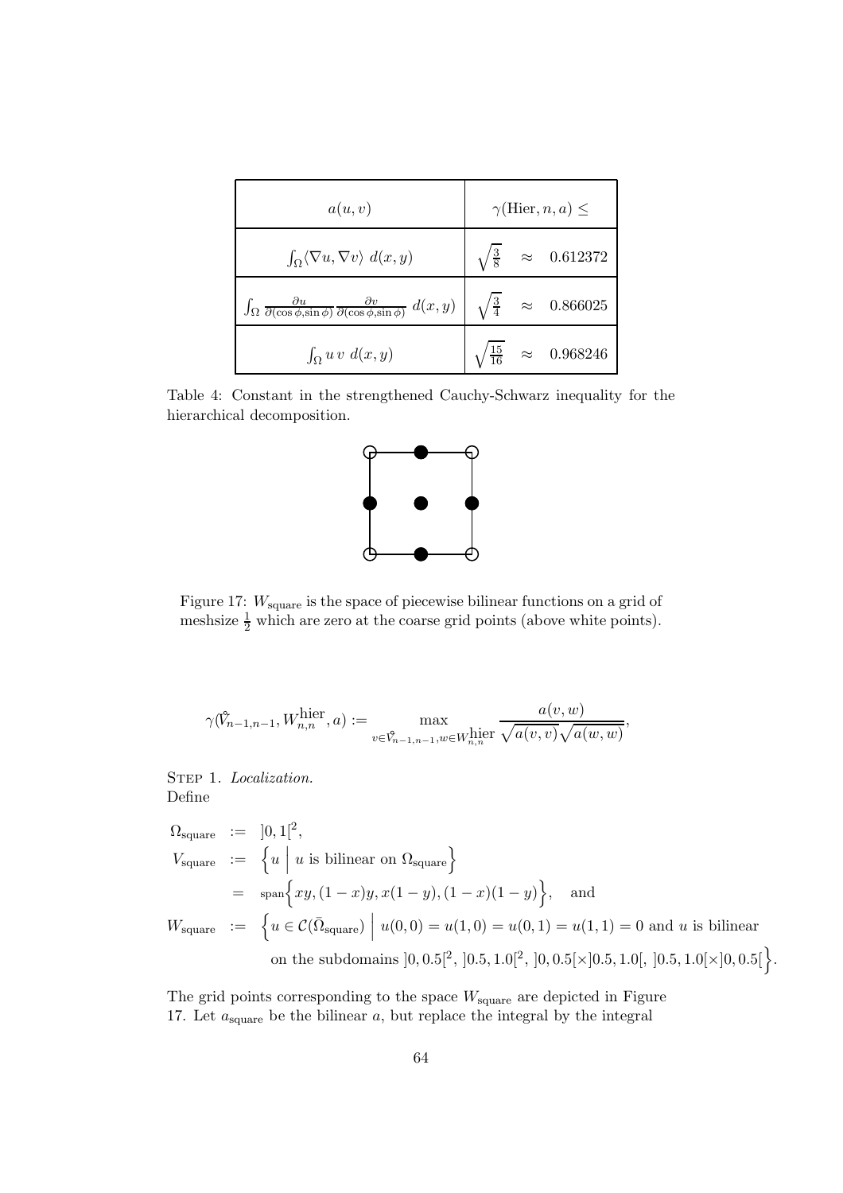| $a(u,v)$ | $\gamma(\text{Hier}, n, a) \leq$ |
|---|---|
| $\int_\Omega \langle \nabla u, \nabla v \rangle \; d(x,y)$ | $\sqrt{\frac{3}{8}} \quad \approx \quad 0.612372$ |
| $\int_\Omega \frac{\partial u}{\partial(\cos\phi, \sin\phi)} \frac{\partial v}{\partial(\cos\phi, \sin\phi)} \; d(x,y)$ | $\sqrt{\frac{3}{4}} \quad \approx \quad 0.866025$ |
| $\int_\Omega u \, v \; d(x,y)$ | $\sqrt{\frac{15}{16}} \quad \approx \quad 0.968246$ |

Table 4: Constant in the strengthened Cauchy-Schwarz inequality for the hierarchical decomposition.

Figure 17: $W_{\text{square}}$ is the space of piecewise bilinear functions on a grid of meshsize $\frac{1}{2}$ which are zero at the coarse grid points (above white points).

$$\gamma(\mathring{V}_{n-1,n-1}, W^{\text{hier}}_{n,n}, a) := \max_{v \in \mathring{V}_{n-1,n-1}, w \in W^{\text{hier}}_{n,n}} \frac{a(v,w)}{\sqrt{a(v,v)}\sqrt{a(w,w)}},$$

STEP 1. *Localization.*
Define

$$\begin{aligned}
\Omega_{\text{square}} &:= \;]0,1[^2, \\
V_{\text{square}} &:= \Big\{ u \;\Big|\; u \text{ is bilinear on } \Omega_{\text{square}} \Big\} \\
&= \text{span}\Big\{ xy, (1-x)y, x(1-y), (1-x)(1-y) \Big\}, \quad \text{and} \\
W_{\text{square}} &:= \Big\{ u \in \mathcal{C}(\bar{\Omega}_{\text{square}}) \;\Big|\; u(0,0) = u(1,0) = u(0,1) = u(1,1) = 0 \text{ and } u \text{ is bilinear} \\
&\qquad \text{on the subdomains } ]0,0.5[^2, \; ]0.5,1.0[^2, \; ]0,0.5[\times]0.5,1.0[, \; ]0.5,1.0[\times]0,0.5[ \Big\}.
\end{aligned}$$

The grid points corresponding to the space $W_{\text{square}}$ are depicted in Figure 17. Let $a_{\text{square}}$ be the bilinear $a$, but replace the integral by the integral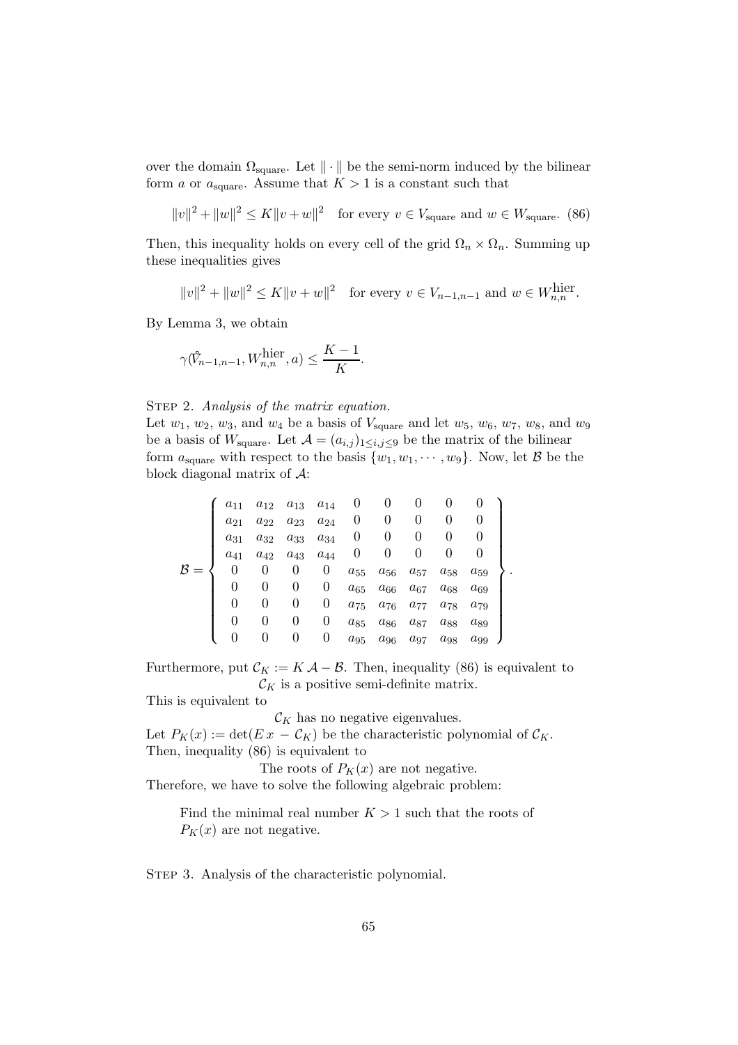over the domain $\Omega_{\text{square}}$. Let $\|\cdot\|$ be the semi-norm induced by the bilinear form $a$ or $a_{\text{square}}$. Assume that $K > 1$ is a constant such that

$$\|v\|^2 + \|w\|^2 \leq K\|v + w\|^2 \quad \text{for every } v \in V_{\text{square}} \text{ and } w \in W_{\text{square}}. \tag{86}$$

Then, this inequality holds on every cell of the grid $\Omega_n \times \Omega_n$. Summing up these inequalities gives

$$\|v\|^2 + \|w\|^2 \leq K\|v + w\|^2 \quad \text{for every } v \in V_{n-1,n-1} \text{ and } w \in W_{n,n}^{\text{hier}}.$$

By Lemma 3, we obtain

$$\gamma(\mathring{V}_{n-1,n-1}, W_{n,n}^{\text{hier}}, a) \leq \frac{K-1}{K}.$$

STEP 2. *Analysis of the matrix equation.*

Let $w_1$, $w_2$, $w_3$, and $w_4$ be a basis of $V_{\text{square}}$ and let $w_5$, $w_6$, $w_7$, $w_8$, and $w_9$ be a basis of $W_{\text{square}}$. Let $\mathcal{A} = (a_{i,j})_{1\leq i,j\leq 9}$ be the matrix of the bilinear form $a_{\text{square}}$ with respect to the basis $\{w_1, w_1, \cdots, w_9\}$. Now, let $\mathcal{B}$ be the block diagonal matrix of $\mathcal{A}$:

$$\mathcal{B} = \left\{ \begin{array}{ccccccccc} a_{11} & a_{12} & a_{13} & a_{14} & 0 & 0 & 0 & 0 & 0 \\ a_{21} & a_{22} & a_{23} & a_{24} & 0 & 0 & 0 & 0 & 0 \\ a_{31} & a_{32} & a_{33} & a_{34} & 0 & 0 & 0 & 0 & 0 \\ a_{41} & a_{42} & a_{43} & a_{44} & 0 & 0 & 0 & 0 & 0 \\ 0 & 0 & 0 & 0 & a_{55} & a_{56} & a_{57} & a_{58} & a_{59} \\ 0 & 0 & 0 & 0 & a_{65} & a_{66} & a_{67} & a_{68} & a_{69} \\ 0 & 0 & 0 & 0 & a_{75} & a_{76} & a_{77} & a_{78} & a_{79} \\ 0 & 0 & 0 & 0 & a_{85} & a_{86} & a_{87} & a_{88} & a_{89} \\ 0 & 0 & 0 & 0 & a_{95} & a_{96} & a_{97} & a_{98} & a_{99} \end{array} \right\}.$$

Furthermore, put $\mathcal{C}_K := K\,\mathcal{A} - \mathcal{B}$. Then, inequality (86) is equivalent to

$\mathcal{C}_K$ is a positive semi-definite matrix.

This is equivalent to

$\mathcal{C}_K$ has no negative eigenvalues.

Let $P_K(x) := \det(E\,x - \mathcal{C}_K)$ be the characteristic polynomial of $\mathcal{C}_K$. Then, inequality (86) is equivalent to

The roots of $P_K(x)$ are not negative.

Therefore, we have to solve the following algebraic problem:

> Find the minimal real number $K > 1$ such that the roots of $P_K(x)$ are not negative.

STEP 3. Analysis of the characteristic polynomial.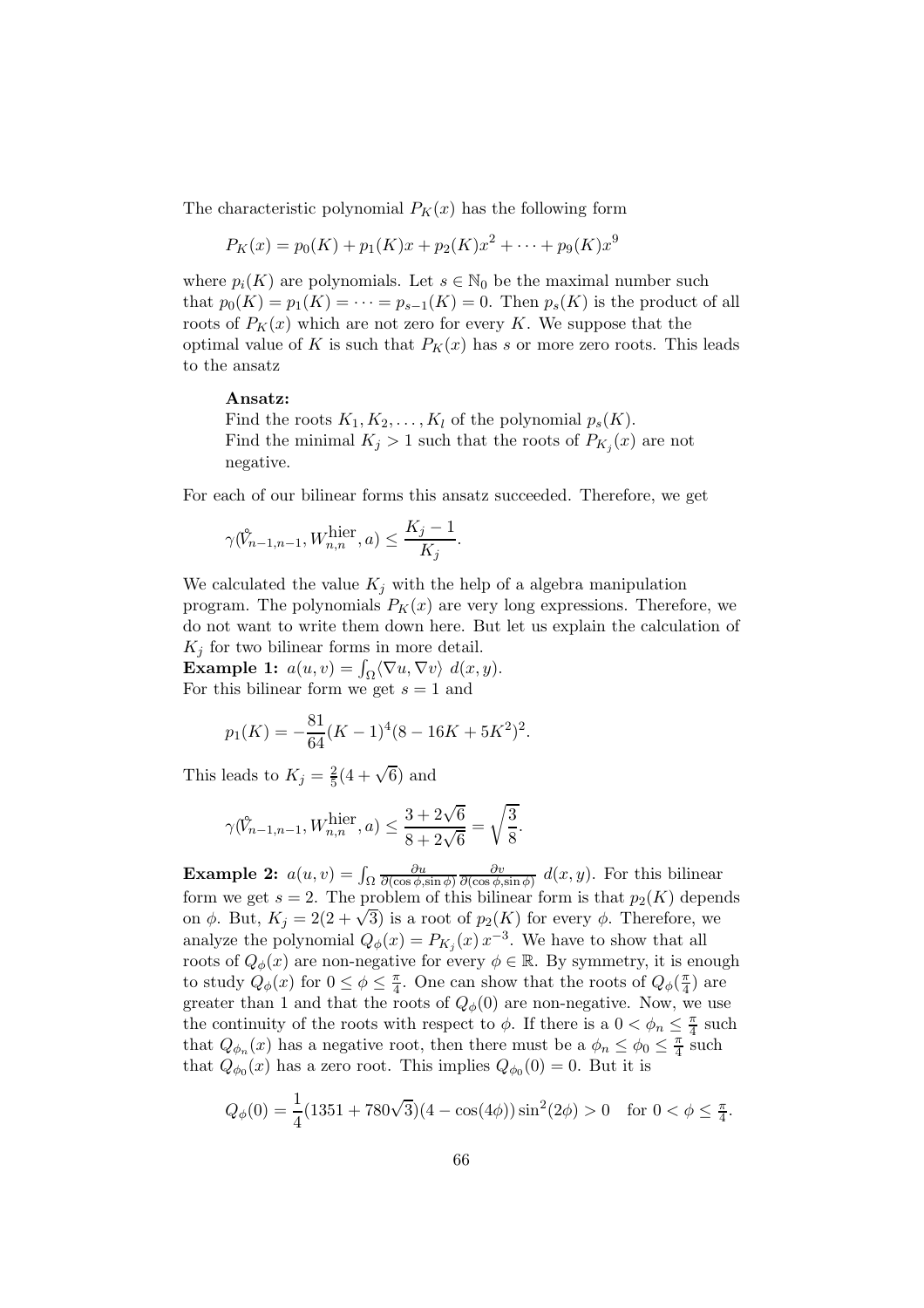The characteristic polynomial $P_K(x)$ has the following form

$$P_K(x) = p_0(K) + p_1(K)x + p_2(K)x^2 + \cdots + p_9(K)x^9$$

where $p_i(K)$ are polynomials. Let $s \in \mathbb{N}_0$ be the maximal number such that $p_0(K) = p_1(K) = \cdots = p_{s-1}(K) = 0$. Then $p_s(K)$ is the product of all roots of $P_K(x)$ which are not zero for every $K$. We suppose that the optimal value of $K$ is such that $P_K(x)$ has $s$ or more zero roots. This leads to the ansatz

> **Ansatz:**
> Find the roots $K_1, K_2, \ldots, K_l$ of the polynomial $p_s(K)$.
> Find the minimal $K_j > 1$ such that the roots of $P_{K_j}(x)$ are not negative.

For each of our bilinear forms this ansatz succeeded. Therefore, we get

$$\gamma(\mathring{V}_{n-1,n-1}, W_{n,n}^{\text{hier}}, a) \leq \frac{K_j - 1}{K_j}.$$

We calculated the value $K_j$ with the help of a algebra manipulation program. The polynomials $P_K(x)$ are very long expressions. Therefore, we do not want to write them down here. But let us explain the calculation of $K_j$ for two bilinear forms in more detail.

**Example 1:** $a(u,v) = \int_\Omega \langle \nabla u, \nabla v \rangle \; d(x,y)$.
For this bilinear form we get $s = 1$ and

$$p_1(K) = -\frac{81}{64}(K-1)^4(8 - 16K + 5K^2)^2.$$

This leads to $K_j = \frac{2}{5}(4 + \sqrt{6})$ and

$$\gamma(\mathring{V}_{n-1,n-1}, W_{n,n}^{\text{hier}}, a) \leq \frac{3 + 2\sqrt{6}}{8 + 2\sqrt{6}} = \sqrt{\frac{3}{8}}.$$

**Example 2:** $a(u,v) = \int_\Omega \frac{\partial u}{\partial(\cos\phi, \sin\phi)} \frac{\partial v}{\partial(\cos\phi, \sin\phi)} \; d(x,y)$. For this bilinear form we get $s = 2$. The problem of this bilinear form is that $p_2(K)$ depends on $\phi$. But, $K_j = 2(2 + \sqrt{3})$ is a root of $p_2(K)$ for every $\phi$. Therefore, we analyze the polynomial $Q_\phi(x) = P_{K_j}(x)\, x^{-3}$. We have to show that all roots of $Q_\phi(x)$ are non-negative for every $\phi \in \mathbb{R}$. By symmetry, it is enough to study $Q_\phi(x)$ for $0 \leq \phi \leq \frac{\pi}{4}$. One can show that the roots of $Q_\phi(\frac{\pi}{4})$ are greater than 1 and that the roots of $Q_\phi(0)$ are non-negative. Now, we use the continuity of the roots with respect to $\phi$. If there is a $0 < \phi_n \leq \frac{\pi}{4}$ such that $Q_{\phi_n}(x)$ has a negative root, then there must be a $\phi_n \leq \phi_0 \leq \frac{\pi}{4}$ such that $Q_{\phi_0}(x)$ has a zero root. This implies $Q_{\phi_0}(0) = 0$. But it is

$$Q_\phi(0) = \frac{1}{4}(1351 + 780\sqrt{3})(4 - \cos(4\phi))\sin^2(2\phi) > 0 \quad \text{for } 0 < \phi \leq \tfrac{\pi}{4}.$$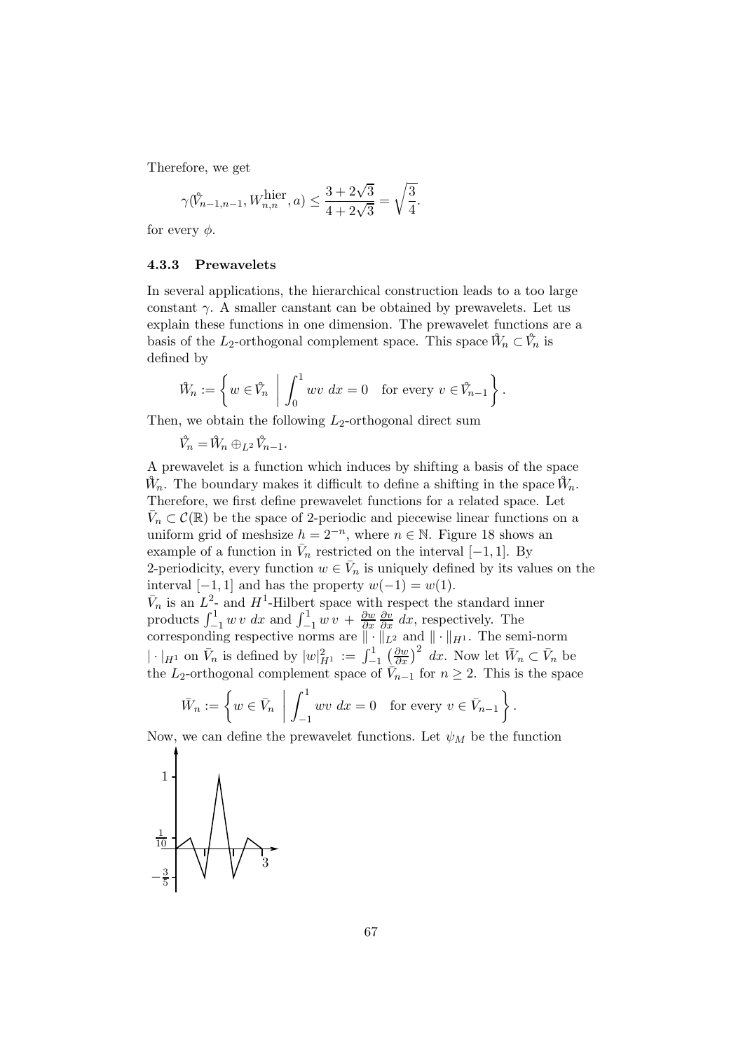Therefore, we get

$$\gamma(\mathring{V}_{n-1,n-1}, W^{\text{hier}}_{n,n}, a) \leq \frac{3+2\sqrt{3}}{4+2\sqrt{3}} = \sqrt{\frac{3}{4}}.$$

for every $\phi$.

### 4.3.3 Prewavelets

In several applications, the hierarchical construction leads to a too large constant $\gamma$. A smaller canstant can be obtained by prewavelets. Let us explain these functions in one dimension. The prewavelet functions are a basis of the $L_2$-orthogonal complement space. This space $\mathring{W}_n \subset \mathring{V}_n$ is defined by

$$\mathring{W}_n := \left\{ w \in \mathring{V}_n \;\middle|\; \int_0^1 wv \; dx = 0 \quad \text{for every } v \in \mathring{V}_{n-1} \right\}.$$

Then, we obtain the following $L_2$-orthogonal direct sum

$$\mathring{V}_n = \mathring{W}_n \oplus_{L^2} \mathring{V}_{n-1}.$$

A prewavelet is a function which induces by shifting a basis of the space $\mathring{W}_n$. The boundary makes it difficult to define a shifting in the space $\mathring{W}_n$. Therefore, we first define prewavelet functions for a related space. Let $\bar{V}_n \subset \mathcal{C}(\mathbb{R})$ be the space of 2-periodic and piecewise linear functions on a uniform grid of meshsize $h = 2^{-n}$, where $n \in \mathbb{N}$. Figure 18 shows an example of a function in $\bar{V}_n$ restricted on the interval $[-1, 1]$. By 2-periodicity, every function $w \in \bar{V}_n$ is uniquely defined by its values on the interval $[-1, 1]$ and has the property $w(-1) = w(1)$.
$\bar{V}_n$ is an $L^2$- and $H^1$-Hilbert space with respect the standard inner products $\int_{-1}^1 w\, v \; dx$ and $\int_{-1}^1 w\, v + \frac{\partial w}{\partial x} \frac{\partial v}{\partial x} \; dx$, respectively. The corresponding respective norms are $\| \cdot \|_{L^2}$ and $\| \cdot \|_{H^1}$. The semi-norm $| \cdot |_{H^1}$ on $\bar{V}_n$ is defined by $|w|^2_{H^1} := \int_{-1}^1 \left(\frac{\partial w}{\partial x}\right)^2 \; dx$. Now let $\bar{W}_n \subset \bar{V}_n$ be the $L_2$-orthogonal complement space of $\bar{V}_{n-1}$ for $n \geq 2$. This is the space

$$\bar{W}_n := \left\{ w \in \bar{V}_n \;\middle|\; \int_{-1}^1 wv \; dx = 0 \quad \text{for every } v \in \bar{V}_{n-1} \right\}.$$

Now, we can define the prewavelet functions. Let $\psi_M$ be the function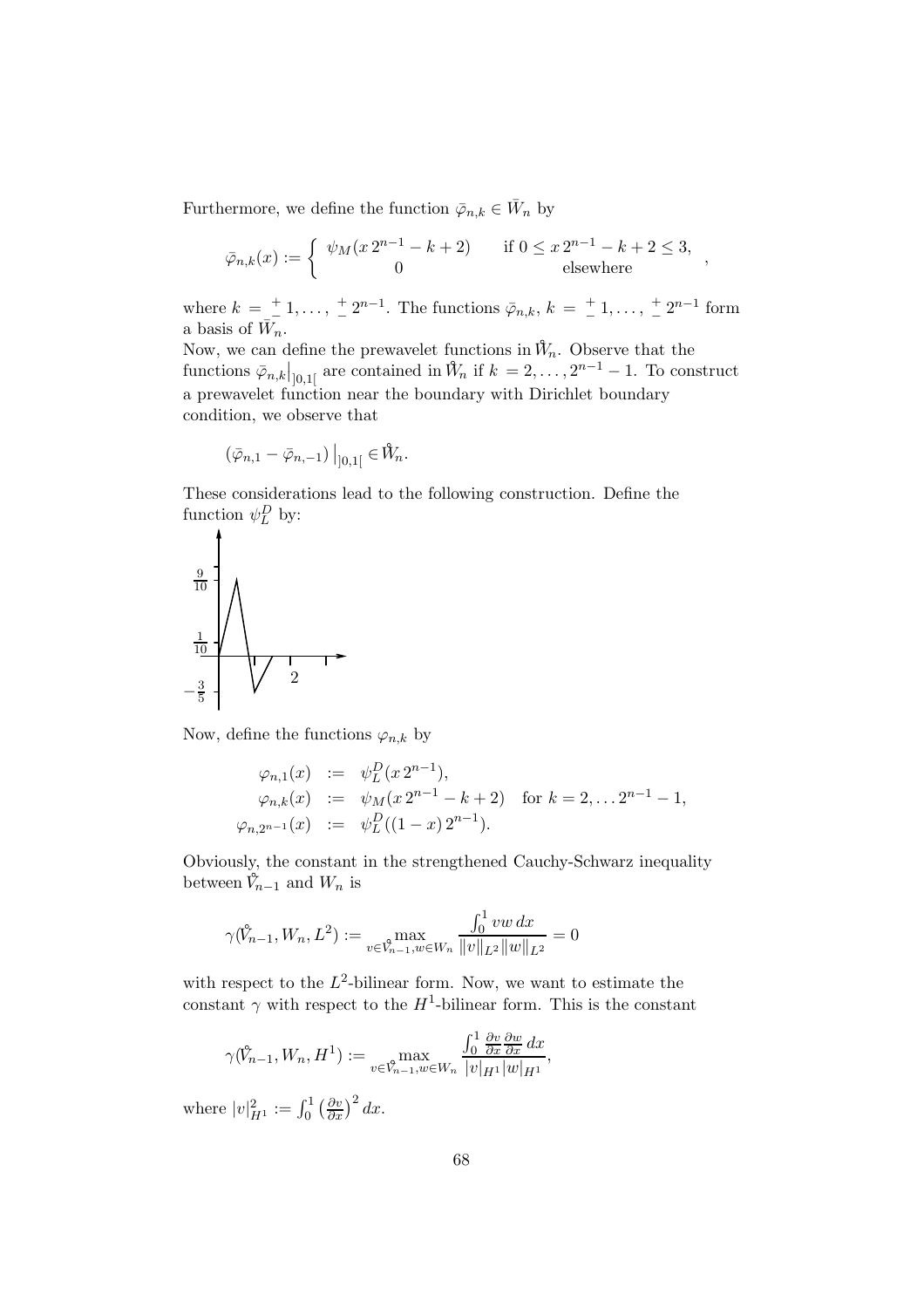Furthermore, we define the function $\bar{\varphi}_{n,k} \in \bar{W}_n$ by

$$\bar{\varphi}_{n,k}(x) := \begin{cases} \psi_M(x\,2^{n-1} - k + 2) & \text{if } 0 \leq x\,2^{n-1} - k + 2 \leq 3, \\ 0 & \text{elsewhere} \end{cases},$$

where $k = {}^{+}_{-}1, \ldots, {}^{+}_{-}2^{n-1}$. The functions $\bar{\varphi}_{n,k}$, $k = {}^{+}_{-}1, \ldots, {}^{+}_{-}2^{n-1}$ form a basis of $\bar{W}_n$.

Now, we can define the prewavelet functions in $\mathring{W}_n$. Observe that the functions $\bar{\varphi}_{n,k}\big|_{]0,1[}$ are contained in $\mathring{W}_n$ if $k = 2, \ldots, 2^{n-1} - 1$. To construct a prewavelet function near the boundary with Dirichlet boundary condition, we observe that

$$(\bar{\varphi}_{n,1} - \bar{\varphi}_{n,-1})\big|_{]0,1[} \in \mathring{W}_n.$$

These considerations lead to the following construction. Define the function $\psi_L^D$ by:

Now, define the functions $\varphi_{n,k}$ by

$$\begin{aligned} \varphi_{n,1}(x) &:= \psi_L^D(x\,2^{n-1}), \\ \varphi_{n,k}(x) &:= \psi_M(x\,2^{n-1} - k + 2) \quad \text{for } k = 2, \ldots 2^{n-1} - 1, \\ \varphi_{n,2^{n-1}}(x) &:= \psi_L^D((1-x)\,2^{n-1}). \end{aligned}$$

Obviously, the constant in the strengthened Cauchy-Schwarz inequality between $\mathring{V}_{n-1}$ and $W_n$ is

$$\gamma(\mathring{V}_{n-1}, W_n, L^2) := \max_{v \in \mathring{V}_{n-1}, w \in W_n} \frac{\int_0^1 vw\,dx}{\|v\|_{L^2}\|w\|_{L^2}} = 0$$

with respect to the $L^2$-bilinear form. Now, we want to estimate the constant $\gamma$ with respect to the $H^1$-bilinear form. This is the constant

$$\gamma(\mathring{V}_{n-1}, W_n, H^1) := \max_{v \in \mathring{V}_{n-1}, w \in W_n} \frac{\int_0^1 \frac{\partial v}{\partial x}\frac{\partial w}{\partial x}\,dx}{|v|_{H^1}|w|_{H^1}},$$

where $|v|_{H^1}^2 := \int_0^1 \left(\frac{\partial v}{\partial x}\right)^2 dx$.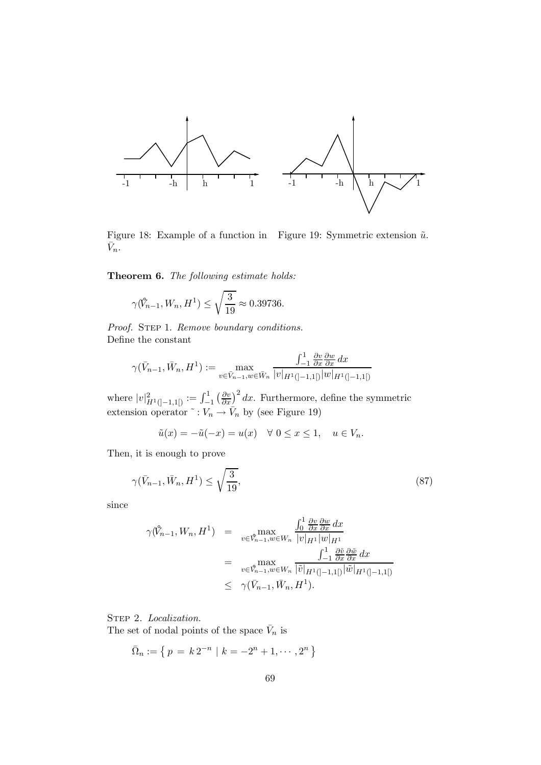Figure 18: Example of a function in $\bar{V}_n$.

Figure 19: Symmetric extension $\tilde{u}$.

**Theorem 6.** *The following estimate holds:*

$$\gamma(\mathring{V}_{n-1}, W_n, H^1) \leq \sqrt{\frac{3}{19}} \approx 0.39736.$$

*Proof.* Step 1. *Remove boundary conditions.*
Define the constant

$$\gamma(\bar{V}_{n-1}, \bar{W}_n, H^1) := \max_{v \in \bar{V}_{n-1}, w \in \bar{W}_n} \frac{\int_{-1}^{1} \frac{\partial v}{\partial x} \frac{\partial w}{\partial x} \, dx}{|v|_{H^1(]-1,1[)} |w|_{H^1(]-1,1[)}}$$

where $|v|^2_{H^1(]-1,1[)} := \int_{-1}^{1} \left(\frac{\partial v}{\partial x}\right)^2 dx$. Furthermore, define the symmetric extension operator $\tilde{} : V_n \to \bar{V}_n$ by (see Figure 19)

$$\tilde{u}(x) = -\tilde{u}(-x) = u(x) \quad \forall \; 0 \leq x \leq 1, \quad u \in V_n.$$

Then, it is enough to prove

$$\gamma(\bar{V}_{n-1}, \bar{W}_n, H^1) \leq \sqrt{\frac{3}{19}}, \tag{87}$$

since

$$\begin{aligned}
\gamma(\mathring{V}_{n-1}, W_n, H^1) &= \max_{v \in \mathring{V}_{n-1}, w \in W_n} \frac{\int_{0}^{1} \frac{\partial v}{\partial x} \frac{\partial w}{\partial x} \, dx}{|v|_{H^1} |w|_{H^1}} \\
&= \max_{v \in \mathring{V}_{n-1}, w \in W_n} \frac{\int_{-1}^{1} \frac{\partial \tilde{v}}{\partial x} \frac{\partial \tilde{w}}{\partial x} \, dx}{|\tilde{v}|_{H^1(]-1,1[)} |\tilde{w}|_{H^1(]-1,1[)}} \\
&\leq \gamma(\bar{V}_{n-1}, \bar{W}_n, H^1).
\end{aligned}$$

Step 2. *Localization.*
The set of nodal points of the space $\bar{V}_n$ is

$$\bar{\Omega}_n := \left\{ \, p \, = \, k \, 2^{-n} \mid k = -2^n + 1, \cdots, 2^n \, \right\}$$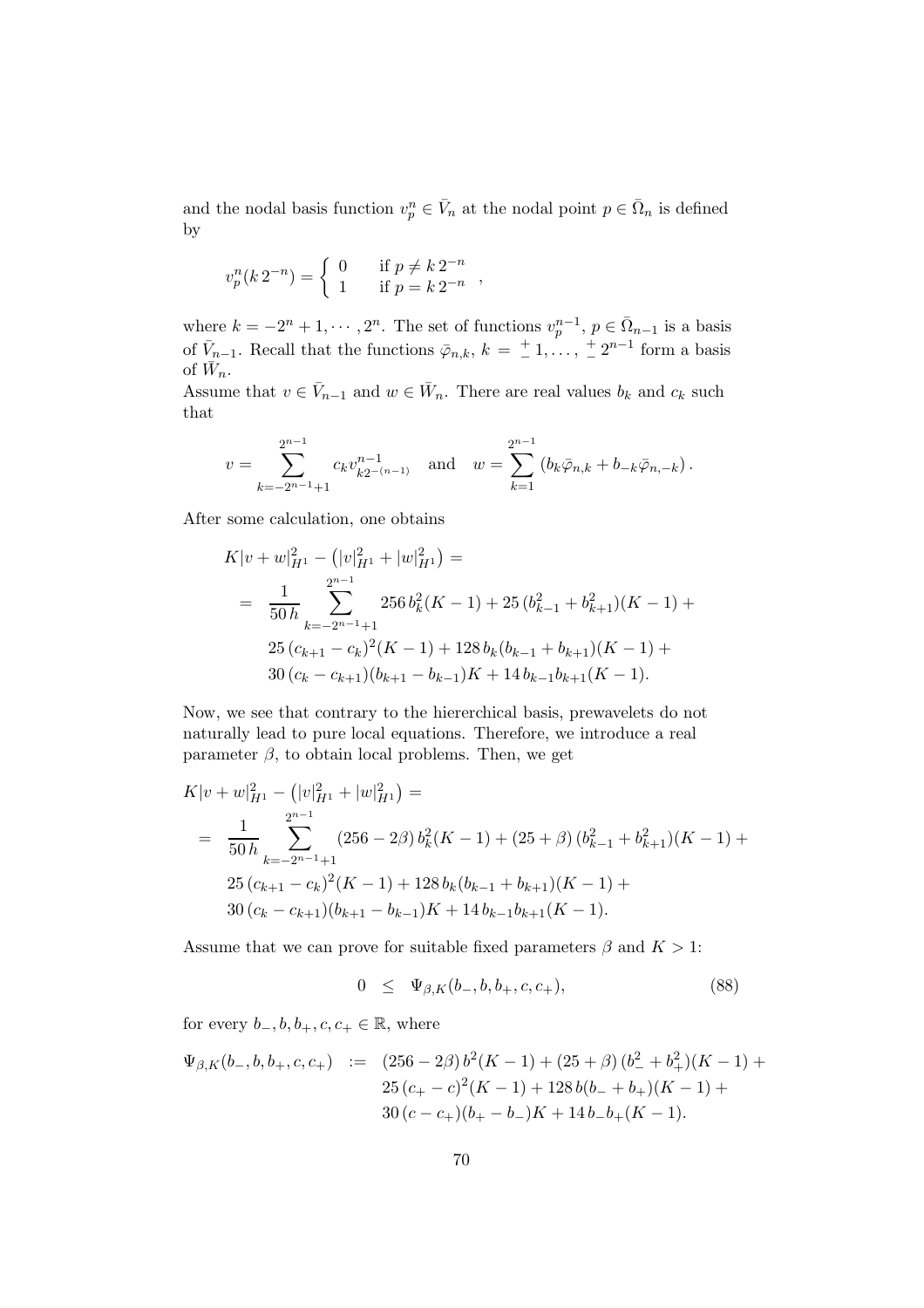and the nodal basis function $v_p^n \in \bar{V}_n$ at the nodal point $p \in \bar{\Omega}_n$ is defined by

$$v_p^n(k\,2^{-n}) = \begin{cases} 0 & \text{if } p \neq k\,2^{-n} \\ 1 & \text{if } p = k\,2^{-n} \end{cases},$$

where $k = -2^n + 1, \cdots, 2^n$. The set of functions $v_p^{n-1}$, $p \in \bar{\Omega}_{n-1}$ is a basis of $\bar{V}_{n-1}$. Recall that the functions $\bar{\varphi}_{n,k}$, $k = {}^{+}_{-}1, \ldots, {}^{+}_{-}2^{n-1}$ form a basis of $\bar{W}_n$.

Assume that $v \in \bar{V}_{n-1}$ and $w \in \bar{W}_n$. There are real values $b_k$ and $c_k$ such that

$$v = \sum_{k=-2^{n-1}+1}^{2^{n-1}} c_k v_{k2^{-(n-1)}}^{n-1} \quad \text{and} \quad w = \sum_{k=1}^{2^{n-1}} \left( b_k \bar{\varphi}_{n,k} + b_{-k} \bar{\varphi}_{n,-k} \right).$$

After some calculation, one obtains

$$\begin{aligned}
& K|v+w|_{H^1}^2 - \left( |v|_{H^1}^2 + |w|_{H^1}^2 \right) = \\
&= \frac{1}{50\,h} \sum_{k=-2^{n-1}+1}^{2^{n-1}} 256\, b_k^2 (K-1) + 25\,(b_{k-1}^2 + b_{k+1}^2)(K-1) + \\
& \quad 25\,(c_{k+1} - c_k)^2 (K-1) + 128\, b_k (b_{k-1} + b_{k+1})(K-1) + \\
& \quad 30\,(c_k - c_{k+1})(b_{k+1} - b_{k-1}) K + 14\, b_{k-1} b_{k+1} (K-1).
\end{aligned}$$

Now, we see that contrary to the hiererchical basis, prewavelets do not naturally lead to pure local equations. Therefore, we introduce a real parameter $\beta$, to obtain local problems. Then, we get

$$\begin{aligned}
& K|v+w|_{H^1}^2 - \left( |v|_{H^1}^2 + |w|_{H^1}^2 \right) = \\
&= \frac{1}{50\,h} \sum_{k=-2^{n-1}+1}^{2^{n-1}} (256 - 2\beta)\, b_k^2 (K-1) + (25+\beta)\,(b_{k-1}^2 + b_{k+1}^2)(K-1) + \\
& \quad 25\,(c_{k+1} - c_k)^2 (K-1) + 128\, b_k (b_{k-1} + b_{k+1})(K-1) + \\
& \quad 30\,(c_k - c_{k+1})(b_{k+1} - b_{k-1}) K + 14\, b_{k-1} b_{k+1} (K-1).
\end{aligned}$$

Assume that we can prove for suitable fixed parameters $\beta$ and $K > 1$:

$$0 \quad \leq \quad \Psi_{\beta,K}(b_-, b, b_+, c, c_+), \tag{88}$$

for every $b_-, b, b_+, c, c_+ \in \mathbb{R}$, where

$$\begin{aligned}
\Psi_{\beta,K}(b_-, b, b_+, c, c_+) \quad := \quad & (256 - 2\beta)\, b^2 (K-1) + (25+\beta)\,(b_-^2 + b_+^2)(K-1) + \\
& 25\,(c_+ - c)^2 (K-1) + 128\, b(b_- + b_+)(K-1) + \\
& 30\,(c - c_+)(b_+ - b_-) K + 14\, b_- b_+ (K-1).
\end{aligned}$$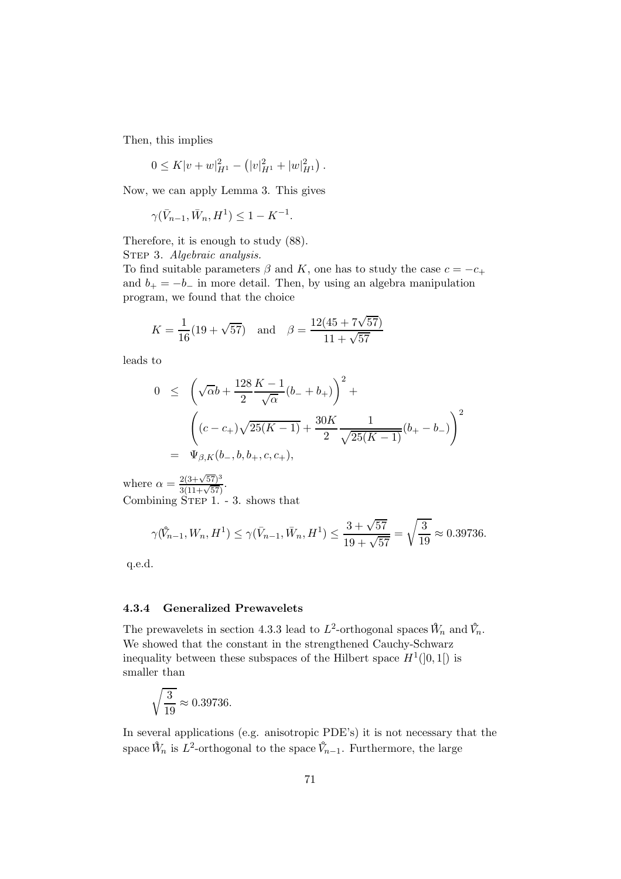Then, this implies

$$0 \leq K|v + w|^2_{H^1} - \left(|v|^2_{H^1} + |w|^2_{H^1}\right).$$

Now, we can apply Lemma 3. This gives

$$\gamma(\bar{V}_{n-1}, \bar{W}_n, H^1) \leq 1 - K^{-1}.$$

Therefore, it is enough to study (88).

STEP 3. *Algebraic analysis.*

To find suitable parameters $\beta$ and $K$, one has to study the case $c = -c_+$ and $b_+ = -b_-$ in more detail. Then, by using an algebra manipulation program, we found that the choice

$$K = \frac{1}{16}(19 + \sqrt{57}) \quad \text{and} \quad \beta = \frac{12(45 + 7\sqrt{57})}{11 + \sqrt{57}}$$

leads to

$$\begin{aligned} 0 &\leq \left(\sqrt{\alpha}b + \frac{128}{2}\frac{K-1}{\sqrt{\alpha}}(b_- + b_+)\right)^2 + \\ &\quad \left((c - c_+)\sqrt{25(K-1)} + \frac{30K}{2}\frac{1}{\sqrt{25(K-1)}}(b_+ - b_-)\right)^2 \\ &= \Psi_{\beta,K}(b_-, b, b_+, c, c_+), \end{aligned}$$

where $\alpha = \frac{2(3+\sqrt{57})^3}{3(11+\sqrt{57})}$.

Combining STEP 1. - 3. shows that

$$\gamma(\mathring{V}_{n-1}, W_n, H^1) \leq \gamma(\bar{V}_{n-1}, \bar{W}_n, H^1) \leq \frac{3 + \sqrt{57}}{19 + \sqrt{57}} = \sqrt{\frac{3}{19}} \approx 0.39736.$$

q.e.d.

### 4.3.4 Generalized Prewavelets

The prewavelets in section 4.3.3 lead to $L^2$-orthogonal spaces $\mathring{W}_n$ and $\mathring{V}_n$. We showed that the constant in the strengthened Cauchy-Schwarz inequality between these subspaces of the Hilbert space $H^1(]0,1[)$ is smaller than

$$\sqrt{\frac{3}{19}} \approx 0.39736.$$

In several applications (e.g. anisotropic PDE's) it is not necessary that the space $\mathring{W}_n$ is $L^2$-orthogonal to the space $\mathring{V}_{n-1}$. Furthermore, the large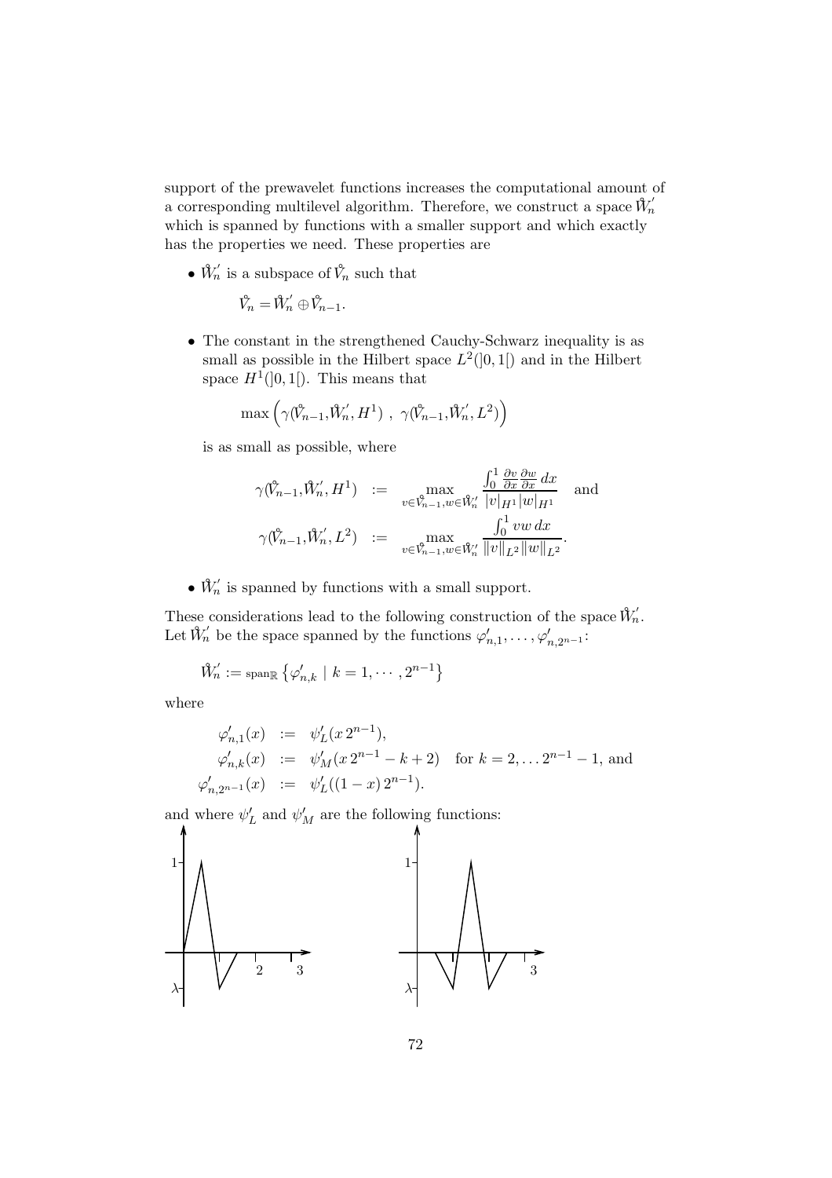support of the prewavelet functions increases the computational amount of a corresponding multilevel algorithm. Therefore, we construct a space $\mathring{W}_n'$ which is spanned by functions with a smaller support and which exactly has the properties we need. These properties are

- $\mathring{W}_n'$ is a subspace of $\mathring{V}_n$ such that

$$\mathring{V}_n = \mathring{W}_n' \oplus \mathring{V}_{n-1}.$$

- The constant in the strengthened Cauchy-Schwarz inequality is as small as possible in the Hilbert space $L^2(]0,1[)$ and in the Hilbert space $H^1(]0,1[)$. This means that

$$\max\left(\gamma(\mathring{V}_{n-1}, \mathring{W}_n', H^1)\ ,\ \gamma(\mathring{V}_{n-1}, \mathring{W}_n', L^2)\right)$$

is as small as possible, where

$$\begin{aligned}
\gamma(\mathring{V}_{n-1}, \mathring{W}_n', H^1) &:= \max_{v \in \mathring{V}_{n-1}, w \in \mathring{W}_n'} \frac{\int_0^1 \frac{\partial v}{\partial x}\frac{\partial w}{\partial x}\, dx}{|v|_{H^1}|w|_{H^1}} \quad \text{and} \\
\gamma(\mathring{V}_{n-1}, \mathring{W}_n', L^2) &:= \max_{v \in \mathring{V}_{n-1}, w \in \mathring{W}_n'} \frac{\int_0^1 vw\, dx}{\|v\|_{L^2}\|w\|_{L^2}}.
\end{aligned}$$

- $\mathring{W}_n'$ is spanned by functions with a small support.

These considerations lead to the following construction of the space $\mathring{W}_n'$. Let $\mathring{W}_n'$ be the space spanned by the functions $\varphi_{n,1}', \ldots, \varphi_{n,2^{n-1}}'$:

$$\mathring{W}_n' := \operatorname{span}_{\mathbb{R}}\left\{\varphi_{n,k}' \mid k = 1, \cdots, 2^{n-1}\right\}$$

where

$$\begin{aligned}
\varphi_{n,1}'(x) &:= \psi_L'(x\, 2^{n-1}), \\
\varphi_{n,k}'(x) &:= \psi_M'(x\, 2^{n-1} - k + 2) \quad \text{for } k = 2, \ldots 2^{n-1} - 1, \text{ and} \\
\varphi_{n,2^{n-1}}'(x) &:= \psi_L'((1-x)\, 2^{n-1}).
\end{aligned}$$

and where $\psi_L'$ and $\psi_M'$ are the following functions: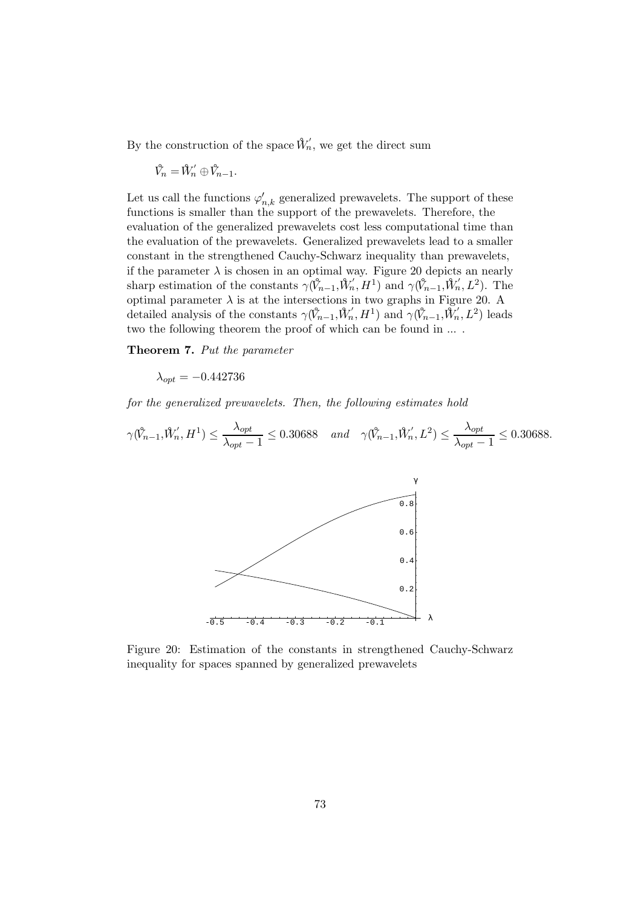By the construction of the space $\mathring{W}_n'$, we get the direct sum

$$\mathring{V}_n = \mathring{W}_n' \oplus \mathring{V}_{n-1}.$$

Let us call the functions $\varphi_{n,k}'$ generalized prewavelets. The support of these functions is smaller than the support of the prewavelets. Therefore, the evaluation of the generalized prewavelets cost less computational time than the evaluation of the prewavelets. Generalized prewavelets lead to a smaller constant in the strengthened Cauchy-Schwarz inequality than prewavelets, if the parameter $\lambda$ is chosen in an optimal way. Figure 20 depicts an nearly sharp estimation of the constants $\gamma(\mathring{V}_{n-1}, \mathring{W}_n', H^1)$ and $\gamma(\mathring{V}_{n-1}, \mathring{W}_n', L^2)$. The optimal parameter $\lambda$ is at the intersections in two graphs in Figure 20. A detailed analysis of the constants $\gamma(\mathring{V}_{n-1}, \mathring{W}_n', H^1)$ and $\gamma(\mathring{V}_{n-1}, \mathring{W}_n', L^2)$ leads two the following theorem the proof of which can be found in ... .

**Theorem 7.** *Put the parameter*

$$\lambda_{opt} = -0.442736$$

*for the generalized prewavelets. Then, the following estimates hold*

$$\gamma(\mathring{V}_{n-1}, \mathring{W}_n', H^1) \leq \frac{\lambda_{opt}}{\lambda_{opt} - 1} \leq 0.30688 \quad \textit{and} \quad \gamma(\mathring{V}_{n-1}, \mathring{W}_n', L^2) \leq \frac{\lambda_{opt}}{\lambda_{opt} - 1} \leq 0.30688.$$

Figure 20: Estimation of the constants in strengthened Cauchy-Schwarz inequality for spaces spanned by generalized prewavelets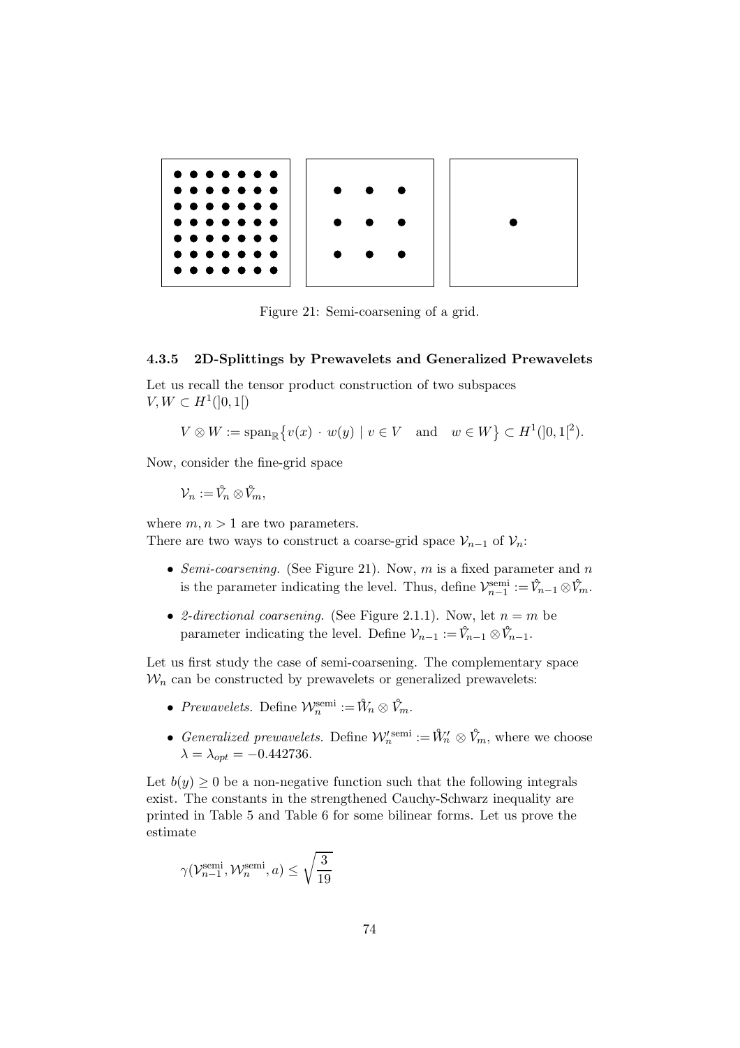Figure 21: Semi-coarsening of a grid.

### 4.3.5 2D-Splittings by Prewavelets and Generalized Prewavelets

Let us recall the tensor product construction of two subspaces $V, W \subset H^1(]0,1[)$

$$V \otimes W := \operatorname{span}_{\mathbb{R}}\{v(x) \cdot w(y) \mid v \in V \quad \text{and} \quad w \in W\} \subset H^1(]0,1[^2).$$

Now, consider the fine-grid space

$$\mathcal{V}_n := \mathring{V}_n \otimes \mathring{V}_m,$$

where $m, n > 1$ are two parameters.

There are two ways to construct a coarse-grid space $\mathcal{V}_{n-1}$ of $\mathcal{V}_n$:

- *Semi-coarsening.* (See Figure 21). Now, $m$ is a fixed parameter and $n$ is the parameter indicating the level. Thus, define $\mathcal{V}_{n-1}^{\text{semi}} := \mathring{V}_{n-1} \otimes \mathring{V}_m$.
- *2-directional coarsening.* (See Figure 2.1.1). Now, let $n = m$ be parameter indicating the level. Define $\mathcal{V}_{n-1} := \mathring{V}_{n-1} \otimes \mathring{V}_{n-1}$.

Let us first study the case of semi-coarsening. The complementary space $\mathcal{W}_n$ can be constructed by prewavelets or generalized prewavelets:

- *Prewavelets.* Define $\mathcal{W}_n^{\text{semi}} := \mathring{W}_n \otimes \mathring{V}_m$.
- *Generalized prewavelets.* Define $\mathcal{W}_n'^{\text{semi}} := \mathring{W}_n' \otimes \mathring{V}_m$, where we choose $\lambda = \lambda_{opt} = -0.442736$.

Let $b(y) \geq 0$ be a non-negative function such that the following integrals exist. The constants in the strengthened Cauchy-Schwarz inequality are printed in Table 5 and Table 6 for some bilinear forms. Let us prove the estimate

$$\gamma(\mathcal{V}_{n-1}^{\text{semi}}, \mathcal{W}_n^{\text{semi}}, a) \leq \sqrt{\frac{3}{19}}$$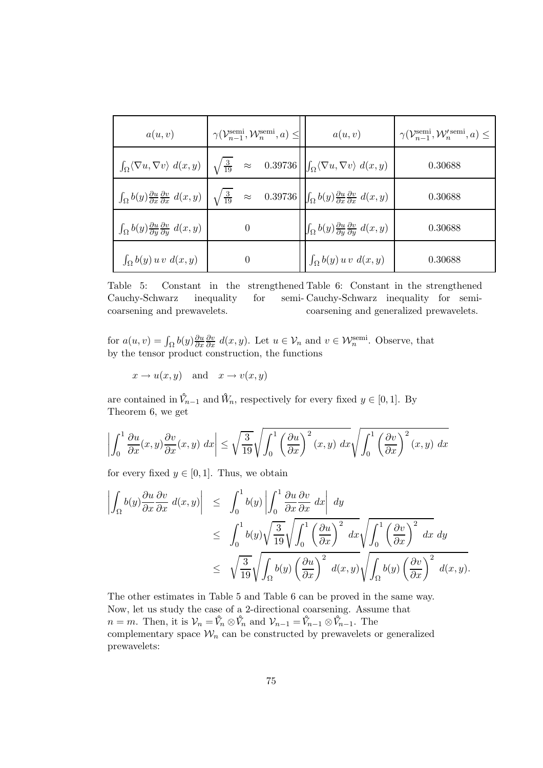| $a(u,v)$ | $\gamma(\mathcal{V}_{n-1}^{\text{semi}}, \mathcal{W}_n^{\text{semi}}, a) \leq$ |
|---|---|
| $\int_\Omega \langle \nabla u, \nabla v \rangle \; d(x,y)$ | $\sqrt{\frac{3}{19}} \approx 0.39736$ |
| $\int_\Omega b(y) \frac{\partial u}{\partial x} \frac{\partial v}{\partial x} \; d(x,y)$ | $\sqrt{\frac{3}{19}} \approx 0.39736$ |
| $\int_\Omega b(y) \frac{\partial u}{\partial y} \frac{\partial v}{\partial y} \; d(x,y)$ | 0 |
| $\int_\Omega b(y) \, u \, v \; d(x,y)$ | 0 |

Table 5: Constant in the strengthened Cauchy-Schwarz inequality for semi-coarsening and prewavelets.

| $a(u,v)$ | $\gamma(\mathcal{V}_{n-1}^{\text{semi}}, \mathcal{W}'^{\text{semi}}_n, a) \leq$ |
|---|---|
| $\int_\Omega \langle \nabla u, \nabla v \rangle \; d(x,y)$ | 0.30688 |
| $\int_\Omega b(y) \frac{\partial u}{\partial x} \frac{\partial v}{\partial x} \; d(x,y)$ | 0.30688 |
| $\int_\Omega b(y) \frac{\partial u}{\partial y} \frac{\partial v}{\partial y} \; d(x,y)$ | 0.30688 |
| $\int_\Omega b(y) \, u \, v \; d(x,y)$ | 0.30688 |

Table 6: Constant in the strengthened Cauchy-Schwarz inequality for semi-coarsening and generalized prewavelets.

for $a(u,v) = \int_\Omega b(y) \frac{\partial u}{\partial x} \frac{\partial v}{\partial x} \; d(x,y)$. Let $u \in \mathcal{V}_n$ and $v \in \mathcal{W}_n^{\text{semi}}$. Observe, that by the tensor product construction, the functions

$$x \to u(x,y) \quad \text{and} \quad x \to v(x,y)$$

are contained in $\mathring{V}_{n-1}$ and $\mathring{W}_n$, respectively for every fixed $y \in [0,1]$. By Theorem 6, we get

$$\left| \int_0^1 \frac{\partial u}{\partial x}(x,y) \frac{\partial v}{\partial x}(x,y) \; dx \right| \leq \sqrt{\frac{3}{19}} \sqrt{\int_0^1 \left( \frac{\partial u}{\partial x} \right)^2 (x,y) \; dx} \sqrt{\int_0^1 \left( \frac{\partial v}{\partial x} \right)^2 (x,y) \; dx}$$

for every fixed $y \in [0,1]$. Thus, we obtain

$$\begin{aligned}
\left| \int_\Omega b(y) \frac{\partial u}{\partial x} \frac{\partial v}{\partial x} \; d(x,y) \right| &\leq \int_0^1 b(y) \left| \int_0^1 \frac{\partial u}{\partial x} \frac{\partial v}{\partial x} \; dx \right| \; dy \\
&\leq \int_0^1 b(y) \sqrt{\frac{3}{19}} \sqrt{\int_0^1 \left( \frac{\partial u}{\partial x} \right)^2 \; dx} \sqrt{\int_0^1 \left( \frac{\partial v}{\partial x} \right)^2 \; dx} \; dy \\
&\leq \sqrt{\frac{3}{19}} \sqrt{\int_\Omega b(y) \left( \frac{\partial u}{\partial x} \right)^2 \; d(x,y)} \sqrt{\int_\Omega b(y) \left( \frac{\partial v}{\partial x} \right)^2 \; d(x,y)}.
\end{aligned}$$

The other estimates in Table 5 and Table 6 can be proved in the same way. Now, let us study the case of a 2-directional coarsening. Assume that $n = m$. Then, it is $\mathcal{V}_n = \mathring{V}_n \otimes \mathring{V}_n$ and $\mathcal{V}_{n-1} = \mathring{V}_{n-1} \otimes \mathring{V}_{n-1}$. The complementary space $\mathcal{W}_n$ can be constructed by prewavelets or generalized prewavelets: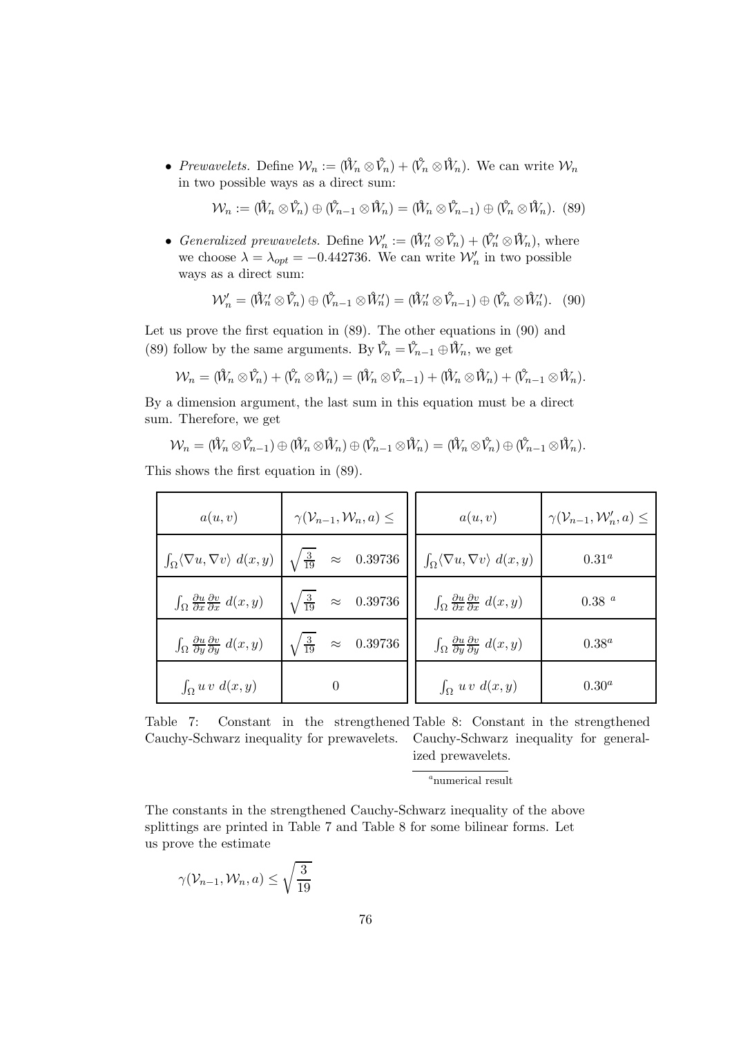- *Prewavelets.* Define $\mathcal{W}_n := (\mathring{W}_n \otimes \mathring{V}_n) + (\mathring{V}_n \otimes \mathring{W}_n)$. We can write $\mathcal{W}_n$ in two possible ways as a direct sum:

$$\mathcal{W}_n := (\mathring{W}_n \otimes \mathring{V}_n) \oplus (\mathring{V}_{n-1} \otimes \mathring{W}_n) = (\mathring{W}_n \otimes \mathring{V}_{n-1}) \oplus (\mathring{V}_n \otimes \mathring{W}_n). \quad (89)$$

- *Generalized prewavelets.* Define $\mathcal{W}'_n := (\mathring{W}'_n \otimes \mathring{V}_n) + (\mathring{V}'_n \otimes \mathring{W}_n)$, where we choose $\lambda = \lambda_{opt} = -0.442736$. We can write $\mathcal{W}'_n$ in two possible ways as a direct sum:

$$\mathcal{W}'_n = (\mathring{W}'_n \otimes \mathring{V}_n) \oplus (\mathring{V}_{n-1} \otimes \mathring{W}'_n) = (\mathring{W}'_n \otimes \mathring{V}_{n-1}) \oplus (\mathring{V}_n \otimes \mathring{W}'_n). \quad (90)$$

Let us prove the first equation in (89). The other equations in (90) and (89) follow by the same arguments. By $\mathring{V}_n = \mathring{V}_{n-1} \oplus \mathring{W}_n$, we get

$$\mathcal{W}_n = (\mathring{W}_n \otimes \mathring{V}_n) + (\mathring{V}_n \otimes \mathring{W}_n) = (\mathring{W}_n \otimes \mathring{V}_{n-1}) + (\mathring{W}_n \otimes \mathring{W}_n) + (\mathring{V}_{n-1} \otimes \mathring{W}_n).$$

By a dimension argument, the last sum in this equation must be a direct sum. Therefore, we get

$$\mathcal{W}_n = (\mathring{W}_n \otimes \mathring{V}_{n-1}) \oplus (\mathring{W}_n \otimes \mathring{W}_n) \oplus (\mathring{V}_{n-1} \otimes \mathring{W}_n) = (\mathring{W}_n \otimes \mathring{V}_n) \oplus (\mathring{V}_{n-1} \otimes \mathring{W}_n).$$

This shows the first equation in (89).

| $a(u,v)$ | $\gamma(\mathcal{V}_{n-1}, \mathcal{W}_n, a) \leq$ |
|---|---|
| $\int_\Omega \langle \nabla u, \nabla v \rangle \ d(x,y)$ | $\sqrt{\frac{3}{19}} \approx 0.39736$ |
| $\int_\Omega \frac{\partial u}{\partial x} \frac{\partial v}{\partial x} \ d(x,y)$ | $\sqrt{\frac{3}{19}} \approx 0.39736$ |
| $\int_\Omega \frac{\partial u}{\partial y} \frac{\partial v}{\partial y} \ d(x,y)$ | $\sqrt{\frac{3}{19}} \approx 0.39736$ |
| $\int_\Omega u \, v \ d(x,y)$ | 0 |

Table 7: Constant in the strengthened Cauchy-Schwarz inequality for prewavelets.

| $a(u,v)$ | $\gamma(\mathcal{V}_{n-1}, \mathcal{W}'_n, a) \leq$ |
|---|---|
| $\int_\Omega \langle \nabla u, \nabla v \rangle \ d(x,y)$ | 0.31[a] |
| $\int_\Omega \frac{\partial u}{\partial x} \frac{\partial v}{\partial x} \ d(x,y)$ | 0.38 [a] |
| $\int_\Omega \frac{\partial u}{\partial y} \frac{\partial v}{\partial y} \ d(x,y)$ | 0.38[a] |
| $\int_\Omega u \, v \ d(x,y)$ | 0.30[a] |

Table 8: Constant in the strengthened Cauchy-Schwarz inequality for generalized prewavelets.

[a]numerical result

The constants in the strengthened Cauchy-Schwarz inequality of the above splittings are printed in Table 7 and Table 8 for some bilinear forms. Let us prove the estimate

$$\gamma(\mathcal{V}_{n-1}, \mathcal{W}_n, a) \leq \sqrt{\frac{3}{19}}$$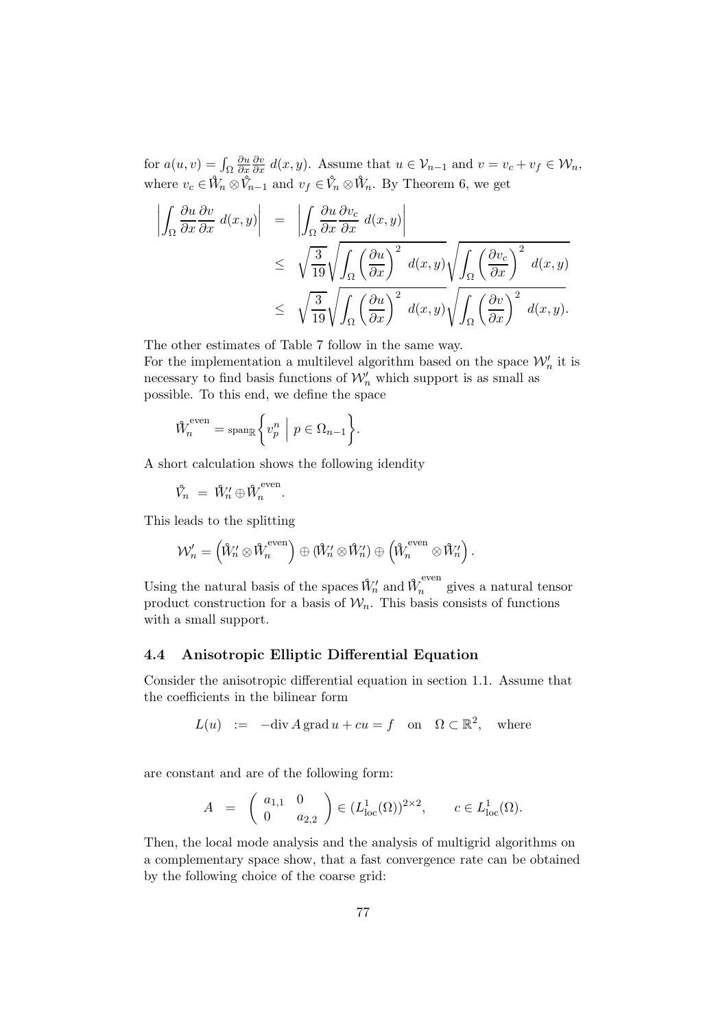for $a(u,v) = \int_\Omega \frac{\partial u}{\partial x}\frac{\partial v}{\partial x}\; d(x,y)$. Assume that $u \in \mathcal{V}_{n-1}$ and $v = v_c + v_f \in \mathcal{W}_n$, where $v_c \in \mathring{W}_n \otimes \mathring{V}_{n-1}$ and $v_f \in \mathring{V}_n \otimes \mathring{W}_n$. By Theorem 6, we get

$$
\begin{aligned}
\left| \int_\Omega \frac{\partial u}{\partial x}\frac{\partial v}{\partial x}\; d(x,y) \right| &= \left| \int_\Omega \frac{\partial u}{\partial x}\frac{\partial v_c}{\partial x}\; d(x,y) \right| \\
&\leq \sqrt{\frac{3}{19}} \sqrt{\int_\Omega \left(\frac{\partial u}{\partial x}\right)^2\; d(x,y)} \sqrt{\int_\Omega \left(\frac{\partial v_c}{\partial x}\right)^2\; d(x,y)} \\
&\leq \sqrt{\frac{3}{19}} \sqrt{\int_\Omega \left(\frac{\partial u}{\partial x}\right)^2\; d(x,y)} \sqrt{\int_\Omega \left(\frac{\partial v}{\partial x}\right)^2\; d(x,y)}.
\end{aligned}
$$

The other estimates of Table 7 follow in the same way.
For the implementation a multilevel algorithm based on the space $\mathcal{W}'_n$ it is necessary to find basis functions of $\mathcal{W}'_n$ which support is as small as possible. To this end, we define the space

$$
\mathring{W}_n^{\text{even}} = \text{span}_{\mathbb{R}} \left\{ v_p^n \;\middle|\; p \in \Omega_{n-1} \right\}.
$$

A short calculation shows the following idendity

$$
\mathring{V}_n \;=\; \mathring{W}'_n \oplus \mathring{W}_n^{\text{even}}.
$$

This leads to the splitting

$$
\mathcal{W}'_n = \left(\mathring{W}'_n \otimes \mathring{W}_n^{\text{even}}\right) \oplus \left(\mathring{W}'_n \otimes \mathring{W}'_n\right) \oplus \left(\mathring{W}_n^{\text{even}} \otimes \mathring{W}'_n\right).
$$

Using the natural basis of the spaces $\mathring{W}'_n$ and $\mathring{W}_n^{\text{even}}$ gives a natural tensor product construction for a basis of $\mathcal{W}_n$. This basis consists of functions with a small support.

### 4.4 Anisotropic Elliptic Differential Equation

Consider the anisotropic differential equation in section 1.1. Assume that the coefficients in the bilinear form

$$
L(u) \;:=\; -\text{div}\, A\, \text{grad}\, u + cu = f \quad \text{on} \quad \Omega \subset \mathbb{R}^2, \quad \text{where}
$$

are constant and are of the following form:

$$
A \;=\; \begin{pmatrix} a_{1,1} & 0 \\ 0 & a_{2,2} \end{pmatrix} \in (L^1_{\text{loc}}(\Omega))^{2\times 2}, \qquad c \in L^1_{\text{loc}}(\Omega).
$$

Then, the local mode analysis and the analysis of multigrid algorithms on a complementary space show, that a fast convergence rate can be obtained by the following choice of the coarse grid: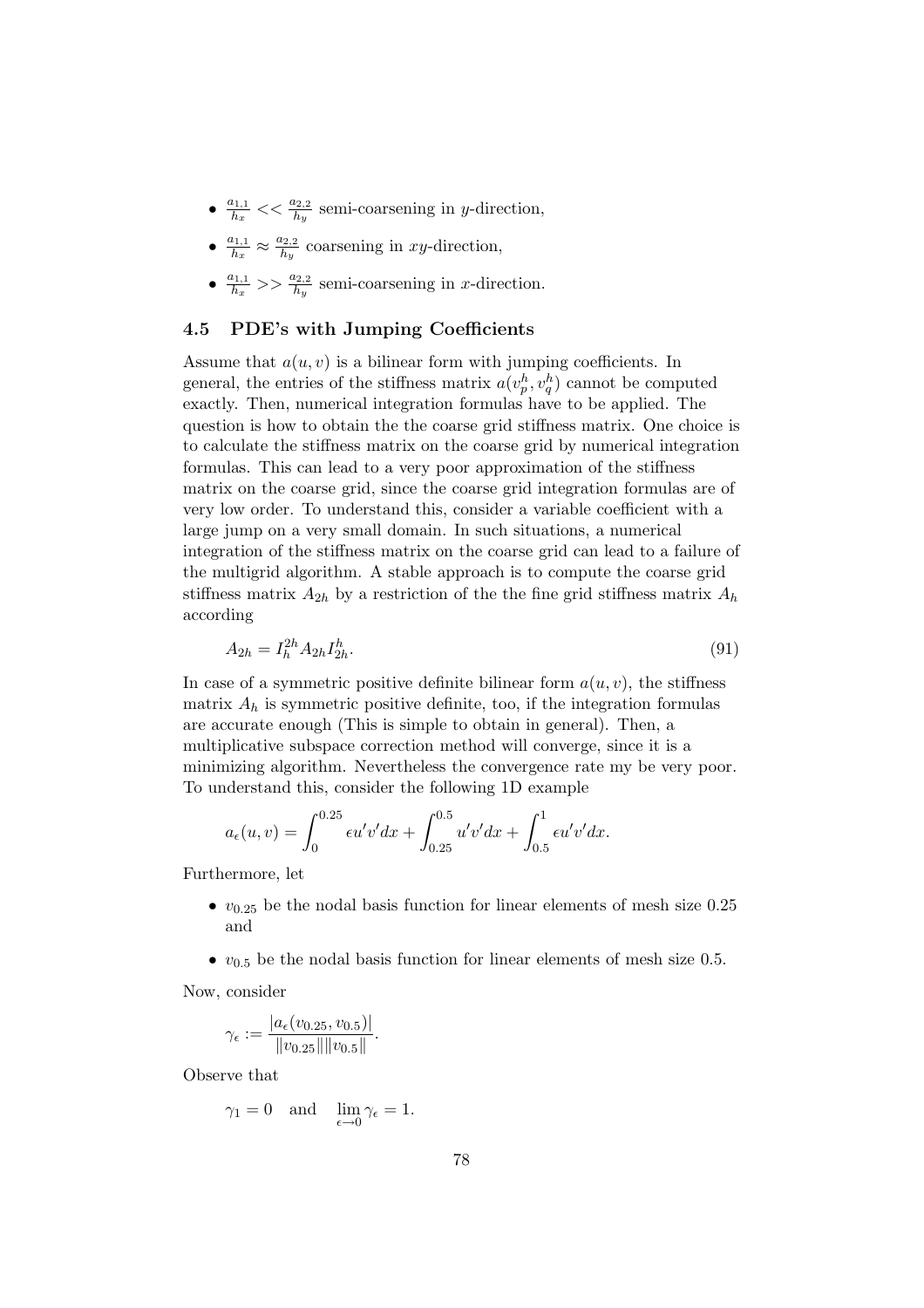- $\frac{a_{1,1}}{h_x} << \frac{a_{2,2}}{h_y}$ semi-coarsening in $y$-direction,
- $\frac{a_{1,1}}{h_x} \approx \frac{a_{2,2}}{h_y}$ coarsening in $xy$-direction,
- $\frac{a_{1,1}}{h_x} >> \frac{a_{2,2}}{h_y}$ semi-coarsening in $x$-direction.

### 4.5 PDE's with Jumping Coefficients

Assume that $a(u, v)$ is a bilinear form with jumping coefficients. In general, the entries of the stiffness matrix $a(v_p^h, v_q^h)$ cannot be computed exactly. Then, numerical integration formulas have to be applied. The question is how to obtain the the coarse grid stiffness matrix. One choice is to calculate the stiffness matrix on the coarse grid by numerical integration formulas. This can lead to a very poor approximation of the stiffness matrix on the coarse grid, since the coarse grid integration formulas are of very low order. To understand this, consider a variable coefficient with a large jump on a very small domain. In such situations, a numerical integration of the stiffness matrix on the coarse grid can lead to a failure of the multigrid algorithm. A stable approach is to compute the coarse grid stiffness matrix $A_{2h}$ by a restriction of the the fine grid stiffness matrix $A_h$ according

$$A_{2h} = I_h^{2h} A_{2h} I_{2h}^h. \tag{91}$$

In case of a symmetric positive definite bilinear form $a(u, v)$, the stiffness matrix $A_h$ is symmetric positive definite, too, if the integration formulas are accurate enough (This is simple to obtain in general). Then, a multiplicative subspace correction method will converge, since it is a minimizing algorithm. Nevertheless the convergence rate my be very poor. To understand this, consider the following 1D example

$$a_\epsilon(u, v) = \int_0^{0.25} \epsilon u'v'dx + \int_{0.25}^{0.5} u'v'dx + \int_{0.5}^{1} \epsilon u'v'dx.$$

Furthermore, let

- $v_{0.25}$ be the nodal basis function for linear elements of mesh size 0.25 and
- $v_{0.5}$ be the nodal basis function for linear elements of mesh size 0.5.

Now, consider

$$\gamma_\epsilon := \frac{|a_\epsilon(v_{0.25}, v_{0.5})|}{\|v_{0.25}\| \|v_{0.5}\|}.$$

Observe that

$$\gamma_1 = 0 \quad \text{and} \quad \lim_{\epsilon \to 0} \gamma_\epsilon = 1.$$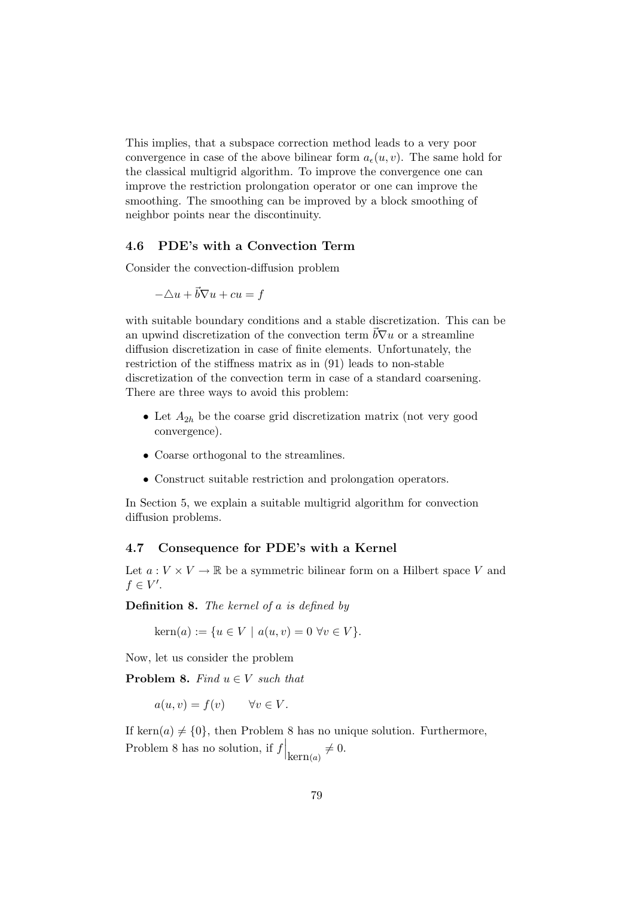This implies, that a subspace correction method leads to a very poor convergence in case of the above bilinear form $a_\epsilon(u,v)$. The same hold for the classical multigrid algorithm. To improve the convergence one can improve the restriction prolongation operator or one can improve the smoothing. The smoothing can be improved by a block smoothing of neighbor points near the discontinuity.

### 4.6 PDE's with a Convection Term

Consider the convection-diffusion problem

$$-\triangle u + \vec{b}\nabla u + cu = f$$

with suitable boundary conditions and a stable discretization. This can be an upwind discretization of the convection term $\vec{b}\nabla u$ or a streamline diffusion discretization in case of finite elements. Unfortunately, the restriction of the stiffness matrix as in (91) leads to non-stable discretization of the convection term in case of a standard coarsening. There are three ways to avoid this problem:

- Let $A_{2h}$ be the coarse grid discretization matrix (not very good convergence).
- Coarse orthogonal to the streamlines.
- Construct suitable restriction and prolongation operators.

In Section 5, we explain a suitable multigrid algorithm for convection diffusion problems.

### 4.7 Consequence for PDE's with a Kernel

Let $a : V \times V \to \mathbb{R}$ be a symmetric bilinear form on a Hilbert space $V$ and $f \in V'$.

**Definition 8.** *The kernel of $a$ is defined by*

$$\text{kern}(a) := \{u \in V \mid a(u,v) = 0 \ \forall v \in V\}.$$

Now, let us consider the problem

**Problem 8.** *Find $u \in V$ such that*

$$a(u,v) = f(v) \qquad \forall v \in V.$$

If $\text{kern}(a) \neq \{0\}$, then Problem 8 has no unique solution. Furthermore, Problem 8 has no solution, if $f\Big|_{\text{kern}(a)} \neq 0$.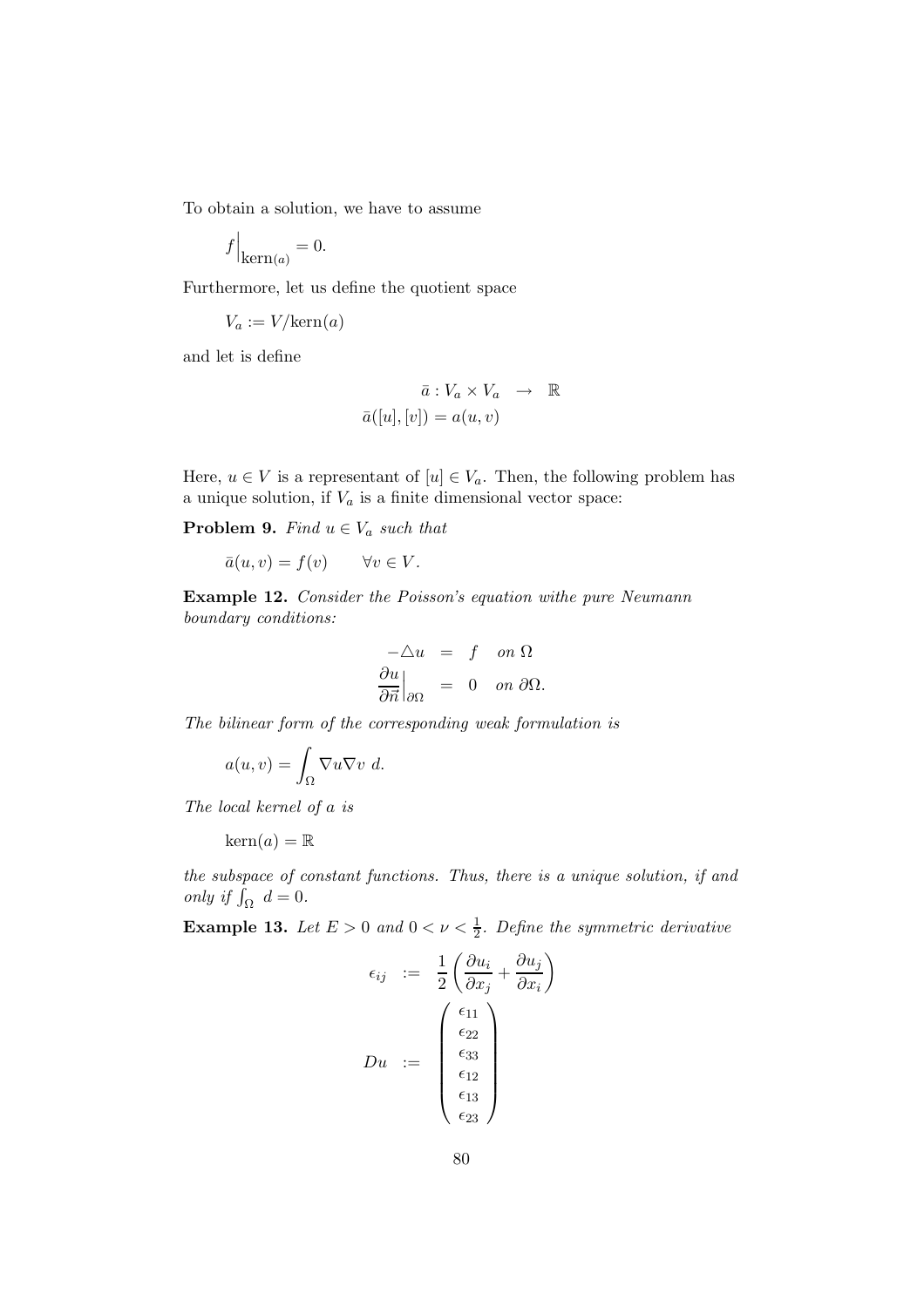To obtain a solution, we have to assume

$$f\Big|_{\mathrm{kern}(a)} = 0.$$

Furthermore, let us define the quotient space

$$V_a := V/\mathrm{kern}(a)$$

and let is define

$$\begin{aligned} \bar{a} : V_a \times V_a &\rightarrow \mathbb{R} \\ \bar{a}([u],[v]) &= a(u,v) \end{aligned}$$

Here, $u \in V$ is a representant of $[u] \in V_a$. Then, the following problem has a unique solution, if $V_a$ is a finite dimensional vector space:

**Problem 9.** *Find* $u \in V_a$ *such that*

$$\bar{a}(u,v) = f(v) \qquad \forall v \in V.$$

**Example 12.** *Consider the Poisson's equation withe pure Neumann boundary conditions:*

$$\begin{aligned} -\triangle u &= f \quad on\ \Omega \\ \frac{\partial u}{\partial \vec{n}}\Big|_{\partial\Omega} &= 0 \quad on\ \partial\Omega. \end{aligned}$$

*The bilinear form of the corresponding weak formulation is*

$$a(u,v) = \int_\Omega \nabla u \nabla v \ d.$$

*The local kernel of* $a$ *is*

$$\mathrm{kern}(a) = \mathbb{R}$$

*the subspace of constant functions. Thus, there is a unique solution, if and only if* $\int_\Omega \ d = 0$.

**Example 13.** *Let* $E > 0$ *and* $0 < \nu < \frac{1}{2}$. *Define the symmetric derivative*

$$\begin{aligned} \epsilon_{ij} &:= \frac{1}{2}\left(\frac{\partial u_i}{\partial x_j} + \frac{\partial u_j}{\partial x_i}\right) \\ Du &:= \begin{pmatrix} \epsilon_{11} \\ \epsilon_{22} \\ \epsilon_{33} \\ \epsilon_{12} \\ \epsilon_{13} \\ \epsilon_{23} \end{pmatrix} \end{aligned}$$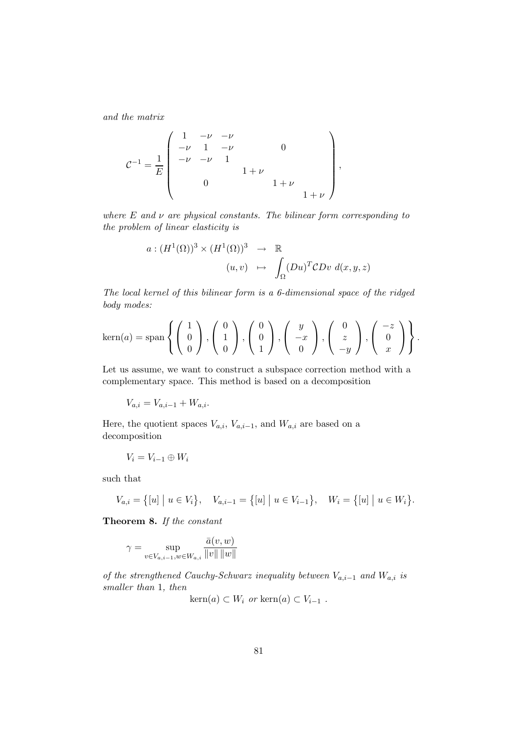*and the matrix*

$$\mathcal{C}^{-1} = \frac{1}{E} \begin{pmatrix} 1 & -\nu & -\nu & & & \\ -\nu & 1 & -\nu & & 0 & \\ -\nu & -\nu & 1 & & & \\ & & & 1+\nu & & \\ & 0 & & & 1+\nu & \\ & & & & & 1+\nu \end{pmatrix},$$

*where $E$ and $\nu$ are physical constants. The bilinear form corresponding to the problem of linear elasticity is*

$$\begin{aligned} a : (H^1(\Omega))^3 \times (H^1(\Omega))^3 &\rightarrow \mathbb{R} \\ (u, v) &\mapsto \int_\Omega (Du)^T \mathcal{C} Dv \; d(x, y, z) \end{aligned}$$

*The local kernel of this bilinear form is a 6-dimensional space of the ridged body modes:*

$$\operatorname{kern}(a) = \operatorname{span} \left\{ \begin{pmatrix} 1 \\ 0 \\ 0 \end{pmatrix}, \begin{pmatrix} 0 \\ 1 \\ 0 \end{pmatrix}, \begin{pmatrix} 0 \\ 0 \\ 1 \end{pmatrix}, \begin{pmatrix} y \\ -x \\ 0 \end{pmatrix}, \begin{pmatrix} 0 \\ z \\ -y \end{pmatrix}, \begin{pmatrix} -z \\ 0 \\ x \end{pmatrix} \right\}.$$

Let us assume, we want to construct a subspace correction method with a complementary space. This method is based on a decomposition

$$V_{a,i} = V_{a,i-1} + W_{a,i}.$$

Here, the quotient spaces $V_{a,i}$, $V_{a,i-1}$, and $W_{a,i}$ are based on a decomposition

$$V_i = V_{i-1} \oplus W_i$$

such that

$$V_{a,i} = \{[u] \mid u \in V_i\}, \quad V_{a,i-1} = \{[u] \mid u \in V_{i-1}\}, \quad W_i = \{[u] \mid u \in W_i\}.$$

**Theorem 8.** *If the constant*

$$\gamma = \sup_{v \in V_{a,i-1}, w \in W_{a,i}} \frac{\bar{a}(v, w)}{\|v\| \, \|w\|}$$

*of the strengthened Cauchy-Schwarz inequality between $V_{a,i-1}$ and $W_{a,i}$ is smaller than 1, then*

$$\operatorname{kern}(a) \subset W_i \text{ or } \operatorname{kern}(a) \subset V_{i-1} .$$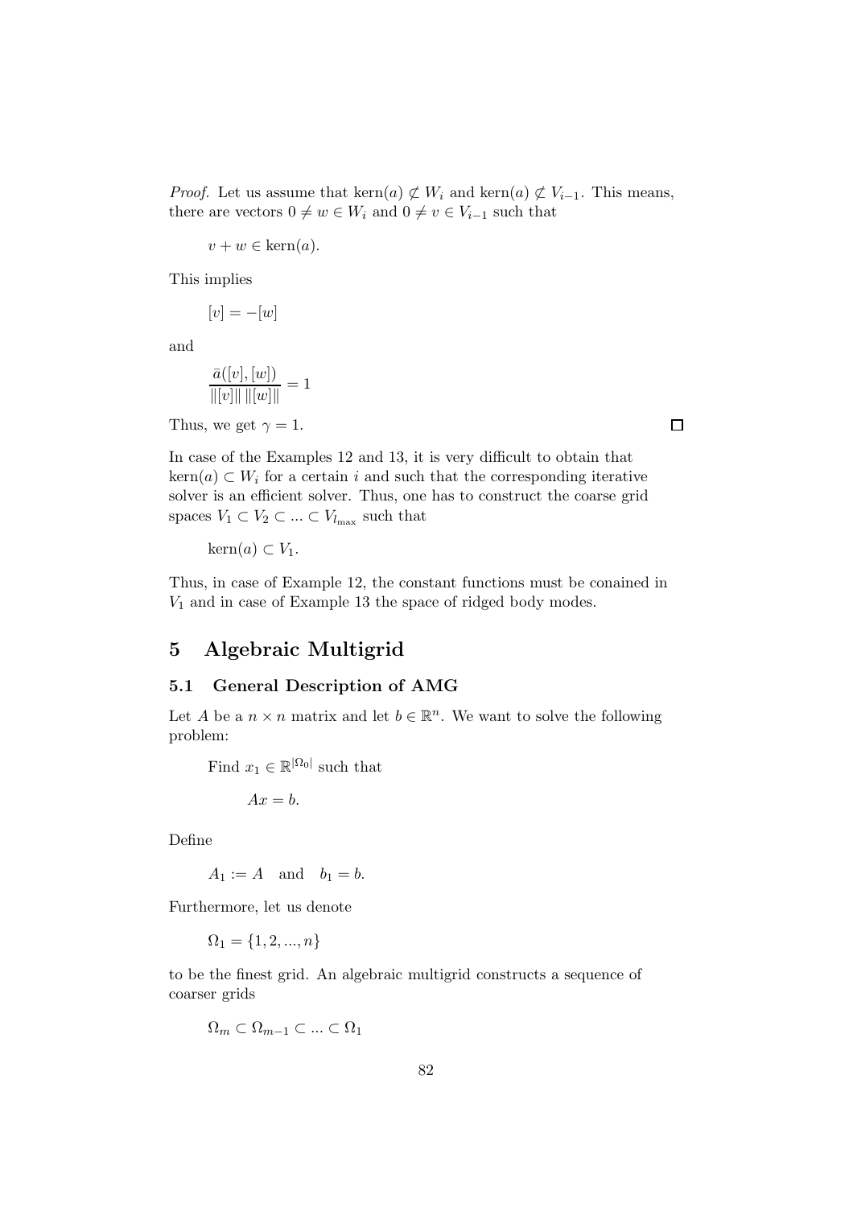*Proof.* Let us assume that $\text{kern}(a) \not\subset W_i$ and $\text{kern}(a) \not\subset V_{i-1}$. This means, there are vectors $0 \neq w \in W_i$ and $0 \neq v \in V_{i-1}$ such that

$$v + w \in \text{kern}(a).$$

This implies

$$[v] = -[w]$$

and

$$\frac{\bar{a}([v],[w])}{\|[v]\| \, \|[w]\|} = 1$$

Thus, we get $\gamma = 1$. □

In case of the Examples 12 and 13, it is very difficult to obtain that $\text{kern}(a) \subset W_i$ for a certain $i$ and such that the corresponding iterative solver is an efficient solver. Thus, one has to construct the coarse grid spaces $V_1 \subset V_2 \subset ... \subset V_{l_{\max}}$ such that

$$\text{kern}(a) \subset V_1.$$

Thus, in case of Example 12, the constant functions must be conained in $V_1$ and in case of Example 13 the space of ridged body modes.

## 5 Algebraic Multigrid

### 5.1 General Description of AMG

Let $A$ be a $n \times n$ matrix and let $b \in \mathbb{R}^n$. We want to solve the following problem:

Find $x_1 \in \mathbb{R}^{|\Omega_0|}$ such that

$$Ax = b.$$

Define

$$A_1 := A \quad \text{and} \quad b_1 = b.$$

Furthermore, let us denote

$$\Omega_1 = \{1, 2, ..., n\}$$

to be the finest grid. An algebraic multigrid constructs a sequence of coarser grids

$$\Omega_m \subset \Omega_{m-1} \subset ... \subset \Omega_1$$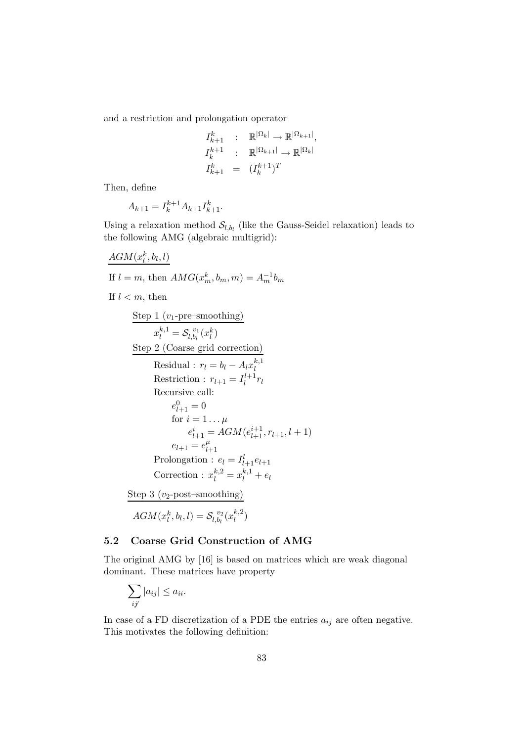and a restriction and prolongation operator

$$
\begin{aligned}
I_{k+1}^{k} &: \mathbb{R}^{|\Omega_k|} \rightarrow \mathbb{R}^{|\Omega_{k+1}|}, \\
I_{k}^{k+1} &: \mathbb{R}^{|\Omega_{k+1}|} \rightarrow \mathbb{R}^{|\Omega_k|} \\
I_{k+1}^{k} &= (I_{k}^{k+1})^T
\end{aligned}
$$

Then, define

$$A_{k+1} = I_{k}^{k+1} A_{k+1} I_{k+1}^{k}.$$

Using a relaxation method $\mathcal{S}_{l,b_l}$ (like the Gauss-Seidel relaxation) leads to the following AMG (algebraic multigrid):

$AGM(x_l^k, b_l, l)$

If $l = m$, then $AMG(x_m^k, b_m, m) = A_m^{-1} b_m$

If $l < m$, then

Step 1 ($v_1$-pre–smoothing)

$x_l^{k,1} = \mathcal{S}_{l,b_l}^{\ v_1}(x_l^k)$

Step 2 (Coarse grid correction)

Residual : $r_l = b_l - A_l x_l^{k,1}$

Restriction : $r_{l+1} = I_l^{l+1} r_l$

Recursive call:

$e_{l+1}^0 = 0$

for $i = 1 \ldots \mu$

$e_{l+1}^i = AGM(e_{l+1}^{i+1}, r_{l+1}, l+1)$

$e_{l+1} = e_{l+1}^{\mu}$

Prolongation : $e_l = I_{l+1}^{l} e_{l+1}$

Correction : $x_l^{k,2} = x_l^{k,1} + e_l$

Step 3 ($v_2$-post–smoothing)

$AGM(x_l^k, b_l, l) = \mathcal{S}_{l,b_l}^{\ v_2}(x_l^{k,2})$

## 5.2 Coarse Grid Construction of AMG

The original AMG by [16] is based on matrices which are weak diagonal dominant. These matrices have property

$$\sum_{i \not j} |a_{ij}| \leq a_{ii}.$$

In case of a FD discretization of a PDE the entries $a_{ij}$ are often negative. This motivates the following definition: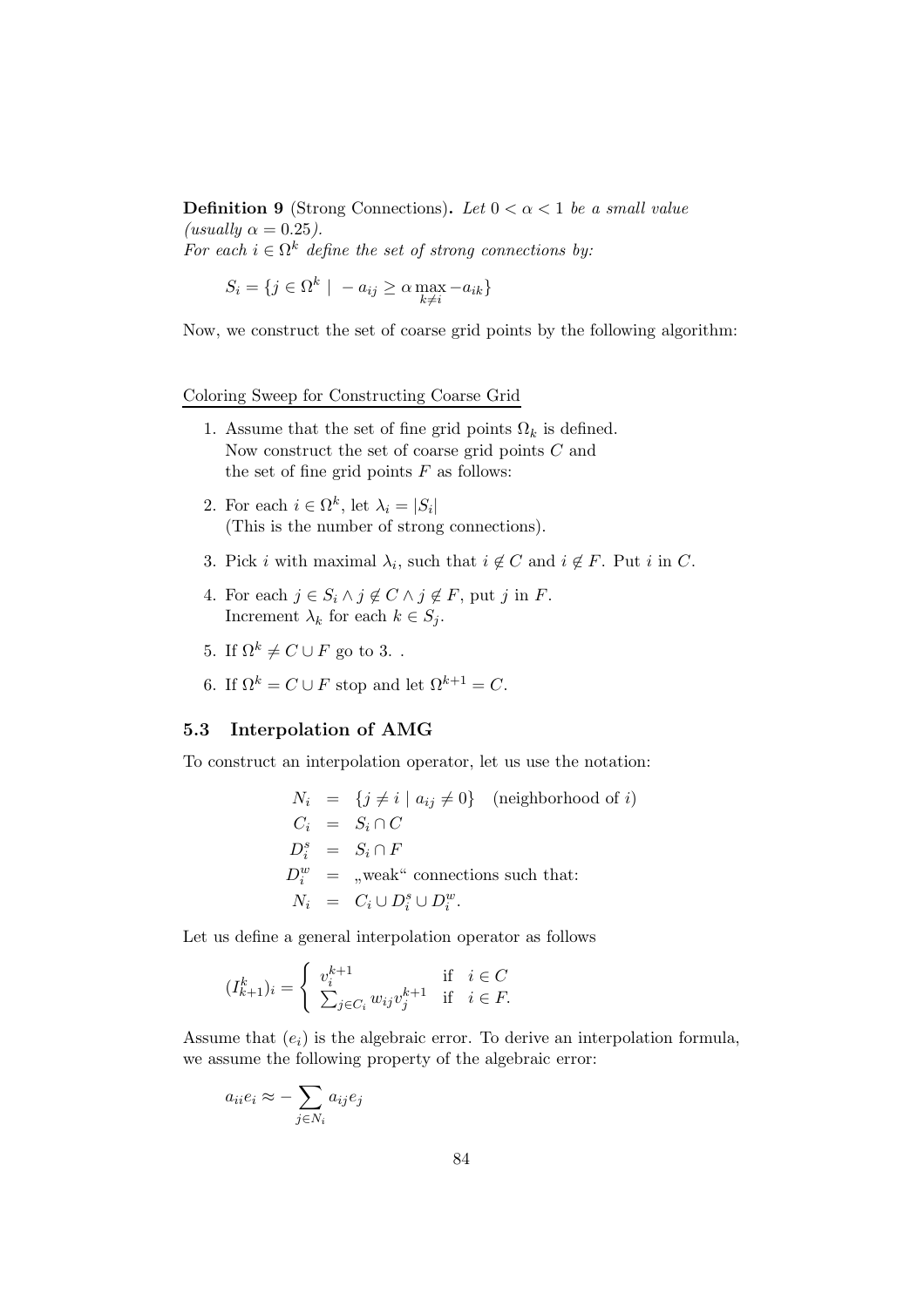**Definition 9** (Strong Connections)**.** *Let $0 < \alpha < 1$ be a small value (usually $\alpha = 0.25$).*
*For each $i \in \Omega^k$ define the set of strong connections by:*

$$S_i = \{j \in \Omega^k \mid -a_{ij} \geq \alpha \max_{k \neq i} -a_{ik}\}$$

Now, we construct the set of coarse grid points by the following algorithm:

<u>Coloring Sweep for Constructing Coarse Grid</u>

1. Assume that the set of fine grid points $\Omega_k$ is defined.
   Now construct the set of coarse grid points $C$ and the set of fine grid points $F$ as follows:
2. For each $i \in \Omega^k$, let $\lambda_i = |S_i|$
   (This is the number of strong connections).
3. Pick $i$ with maximal $\lambda_i$, such that $i \notin C$ and $i \notin F$. Put $i$ in $C$.
4. For each $j \in S_i \wedge j \notin C \wedge j \notin F$, put $j$ in $F$.
   Increment $\lambda_k$ for each $k \in S_j$.
5. If $\Omega^k \neq C \cup F$ go to 3. .
6. If $\Omega^k = C \cup F$ stop and let $\Omega^{k+1} = C$.

### 5.3 Interpolation of AMG

To construct an interpolation operator, let us use the notation:

$$\begin{aligned} N_i &= \{j \neq i \mid a_{ij} \neq 0\} \quad \text{(neighborhood of } i\text{)} \\ C_i &= S_i \cap C \\ D_i^s &= S_i \cap F \\ D_i^w &= \text{„weak“ connections such that:} \\ N_i &= C_i \cup D_i^s \cup D_i^w. \end{aligned}$$

Let us define a general interpolation operator as follows

$$(I_{k+1}^k)_i = \begin{cases} v_i^{k+1} & \text{if} \quad i \in C \\ \sum_{j \in C_i} w_{ij} v_j^{k+1} & \text{if} \quad i \in F. \end{cases}$$

Assume that $(e_i)$ is the algebraic error. To derive an interpolation formula, we assume the following property of the algebraic error:

$$a_{ii} e_i \approx -\sum_{j \in N_i} a_{ij} e_j$$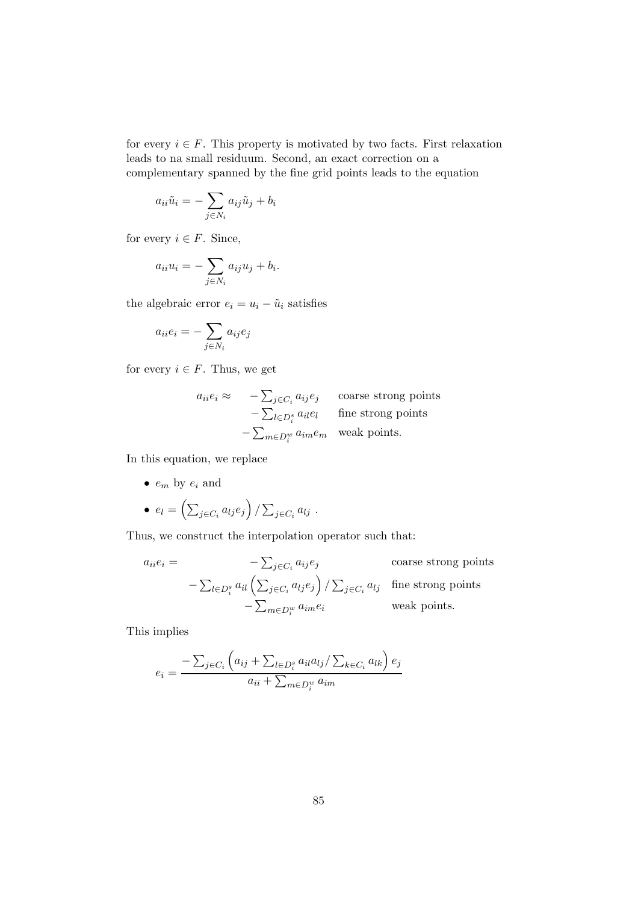for every $i \in F$. This property is motivated by two facts. First relaxation leads to na small residuum. Second, an exact correction on a complementary spanned by the fine grid points leads to the equation

$$a_{ii}\tilde{u}_i = -\sum_{j\in N_i} a_{ij}\tilde{u}_j + b_i$$

for every $i \in F$. Since,

$$a_{ii}u_i = -\sum_{j\in N_i} a_{ij}u_j + b_i.$$

the algebraic error $e_i = u_i - \tilde{u}_i$ satisfies

$$a_{ii}e_i = -\sum_{j\in N_i} a_{ij}e_j$$

for every $i \in F$. Thus, we get

$$\begin{array}{rll} a_{ii}e_i \approx & -\sum_{j\in C_i} a_{ij}e_j & \text{coarse strong points} \\ & -\sum_{l\in D_i^s} a_{il}e_l & \text{fine strong points} \\ & -\sum_{m\in D_i^w} a_{im}e_m & \text{weak points.} \end{array}$$

In this equation, we replace

- $e_m$ by $e_i$ and
- $e_l = \left(\sum_{j\in C_i} a_{lj}e_j\right)/\sum_{j\in C_i} a_{lj}$ .

Thus, we construct the interpolation operator such that:

$$\begin{array}{rcl} a_{ii}e_i = & -\sum_{j\in C_i} a_{ij}e_j & \text{coarse strong points} \\ & -\sum_{l\in D_i^s} a_{il}\left(\sum_{j\in C_i} a_{lj}e_j\right)/\sum_{j\in C_i} a_{lj} & \text{fine strong points} \\ & -\sum_{m\in D_i^w} a_{im}e_i & \text{weak points.} \end{array}$$

This implies

$$e_i = \frac{-\sum_{j\in C_i}\left(a_{ij} + \sum_{l\in D_i^s} a_{il}a_{lj}/\sum_{k\in C_i} a_{lk}\right)e_j}{a_{ii} + \sum_{m\in D_i^w} a_{im}}$$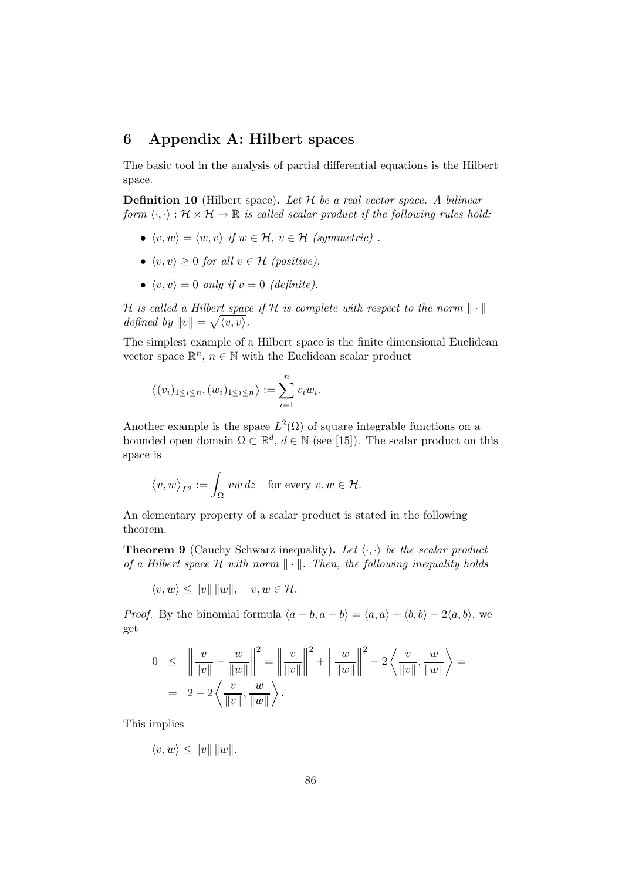# 6 Appendix A: Hilbert spaces

The basic tool in the analysis of partial differential equations is the Hilbert space.

**Definition 10** (Hilbert space)**.** *Let $\mathcal{H}$ be a real vector space. A bilinear form $\langle\cdot,\cdot\rangle : \mathcal{H}\times\mathcal{H}\to\mathbb{R}$ is called scalar product if the following rules hold:*

- *$\langle v,w\rangle = \langle w,v\rangle$ if $w\in\mathcal{H}$, $v\in\mathcal{H}$ (symmetric) .*
- *$\langle v,v\rangle \geq 0$ for all $v\in\mathcal{H}$ (positive).*
- *$\langle v,v\rangle = 0$ only if $v=0$ (definite).*

*$\mathcal{H}$ is called a Hilbert space if $\mathcal{H}$ is complete with respect to the norm $\|\cdot\|$ defined by $\|v\| = \sqrt{\langle v,v\rangle}$.*

The simplest example of a Hilbert space is the finite dimensional Euclidean vector space $\mathbb{R}^n$, $n\in\mathbb{N}$ with the Euclidean scalar product

$$\big\langle (v_i)_{1\leq i\leq n}, (w_i)_{1\leq i\leq n}\big\rangle := \sum_{i=1}^{n} v_i w_i.$$

Another example is the space $L^2(\Omega)$ of square integrable functions on a bounded open domain $\Omega\subset\mathbb{R}^d$, $d\in\mathbb{N}$ (see [15]). The scalar product on this space is

$$\big\langle v,w\big\rangle_{L^2} := \int_\Omega vw\,dz \quad \text{for every } v,w\in\mathcal{H}.$$

An elementary property of a scalar product is stated in the following theorem.

**Theorem 9** (Cauchy Schwarz inequality)**.** *Let $\langle\cdot,\cdot\rangle$ be the scalar product of a Hilbert space $\mathcal{H}$ with norm $\|\cdot\|$. Then, the following inequality holds*

$$\langle v,w\rangle \leq \|v\|\,\|w\|, \quad v,w\in\mathcal{H}.$$

*Proof.* By the binomial formula $\langle a-b,a-b\rangle = \langle a,a\rangle + \langle b,b\rangle - 2\langle a,b\rangle$, we get

$$\begin{aligned} 0 &\leq \left\|\frac{v}{\|v\|} - \frac{w}{\|w\|}\right\|^2 = \left\|\frac{v}{\|v\|}\right\|^2 + \left\|\frac{w}{\|w\|}\right\|^2 - 2\left\langle \frac{v}{\|v\|}, \frac{w}{\|w\|}\right\rangle = \\ &= 2 - 2\left\langle \frac{v}{\|v\|}, \frac{w}{\|w\|}\right\rangle. \end{aligned}$$

This implies

$$\langle v,w\rangle \leq \|v\|\,\|w\|.$$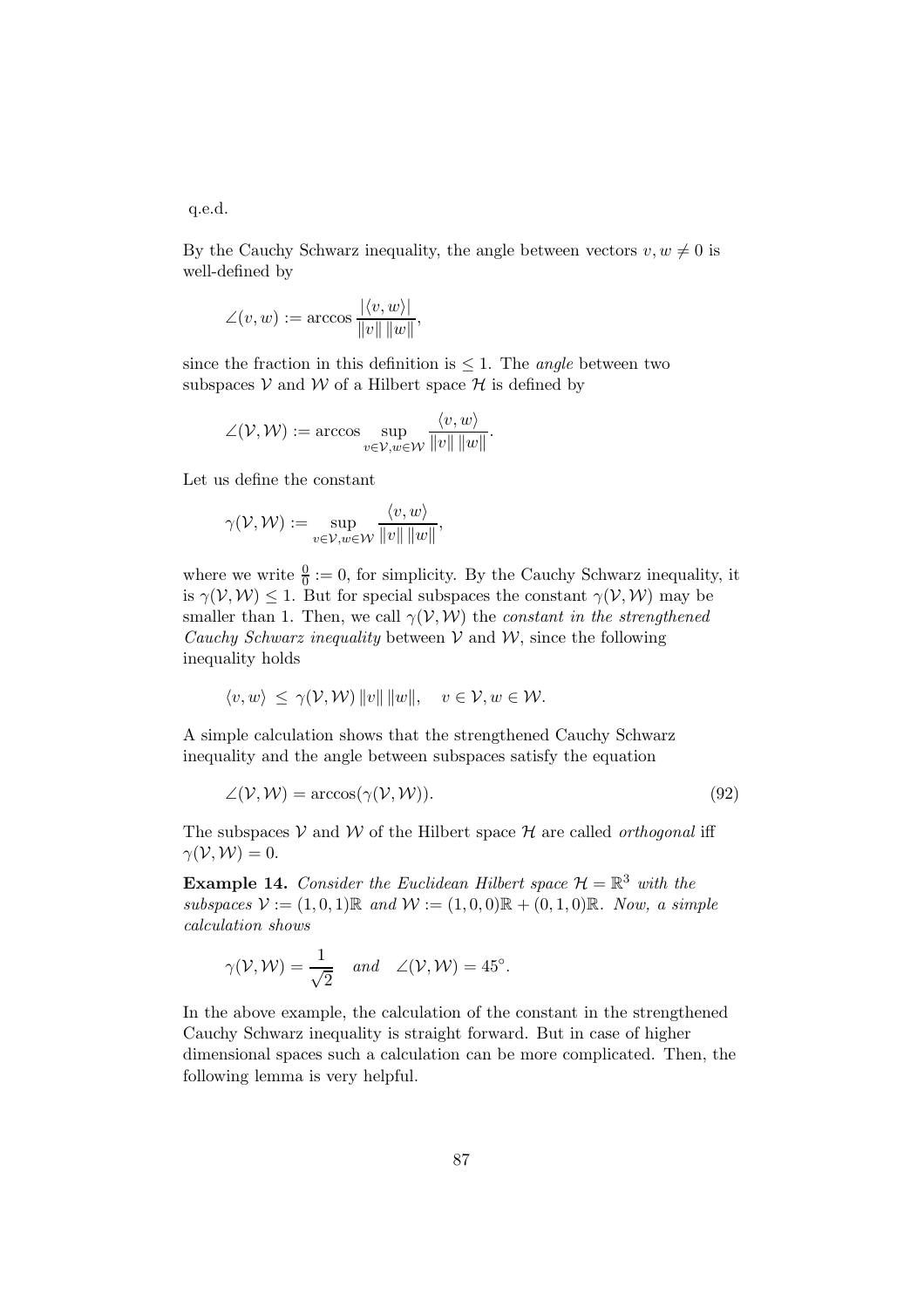q.e.d.

By the Cauchy Schwarz inequality, the angle between vectors $v, w \neq 0$ is well-defined by

$$\angle(v, w) := \arccos \frac{|\langle v, w \rangle|}{\|v\| \, \|w\|},$$

since the fraction in this definition is $\leq 1$. The *angle* between two subspaces $\mathcal{V}$ and $\mathcal{W}$ of a Hilbert space $\mathcal{H}$ is defined by

$$\angle(\mathcal{V}, \mathcal{W}) := \arccos \sup_{v \in \mathcal{V}, w \in \mathcal{W}} \frac{\langle v, w \rangle}{\|v\| \, \|w\|}.$$

Let us define the constant

$$\gamma(\mathcal{V}, \mathcal{W}) := \sup_{v \in \mathcal{V}, w \in \mathcal{W}} \frac{\langle v, w \rangle}{\|v\| \, \|w\|},$$

where we write $\frac{0}{0} := 0$, for simplicity. By the Cauchy Schwarz inequality, it is $\gamma(\mathcal{V}, \mathcal{W}) \leq 1$. But for special subspaces the constant $\gamma(\mathcal{V}, \mathcal{W})$ may be smaller than 1. Then, we call $\gamma(\mathcal{V}, \mathcal{W})$ the *constant in the strengthened Cauchy Schwarz inequality* between $\mathcal{V}$ and $\mathcal{W}$, since the following inequality holds

$$\langle v, w \rangle \;\leq\; \gamma(\mathcal{V}, \mathcal{W}) \, \|v\| \, \|w\|, \quad v \in \mathcal{V}, w \in \mathcal{W}.$$

A simple calculation shows that the strengthened Cauchy Schwarz inequality and the angle between subspaces satisfy the equation

$$\angle(\mathcal{V}, \mathcal{W}) = \arccos(\gamma(\mathcal{V}, \mathcal{W})). \tag{92}$$

The subspaces $\mathcal{V}$ and $\mathcal{W}$ of the Hilbert space $\mathcal{H}$ are called *orthogonal* iff $\gamma(\mathcal{V}, \mathcal{W}) = 0$.

**Example 14.** *Consider the Euclidean Hilbert space $\mathcal{H} = \mathbb{R}^3$ with the subspaces $\mathcal{V} := (1, 0, 1)\mathbb{R}$ and $\mathcal{W} := (1, 0, 0)\mathbb{R} + (0, 1, 0)\mathbb{R}$. Now, a simple calculation shows*

$$\gamma(\mathcal{V}, \mathcal{W}) = \frac{1}{\sqrt{2}} \quad \text{and} \quad \angle(\mathcal{V}, \mathcal{W}) = 45^\circ.$$

In the above example, the calculation of the constant in the strengthened Cauchy Schwarz inequality is straight forward. But in case of higher dimensional spaces such a calculation can be more complicated. Then, the following lemma is very helpful.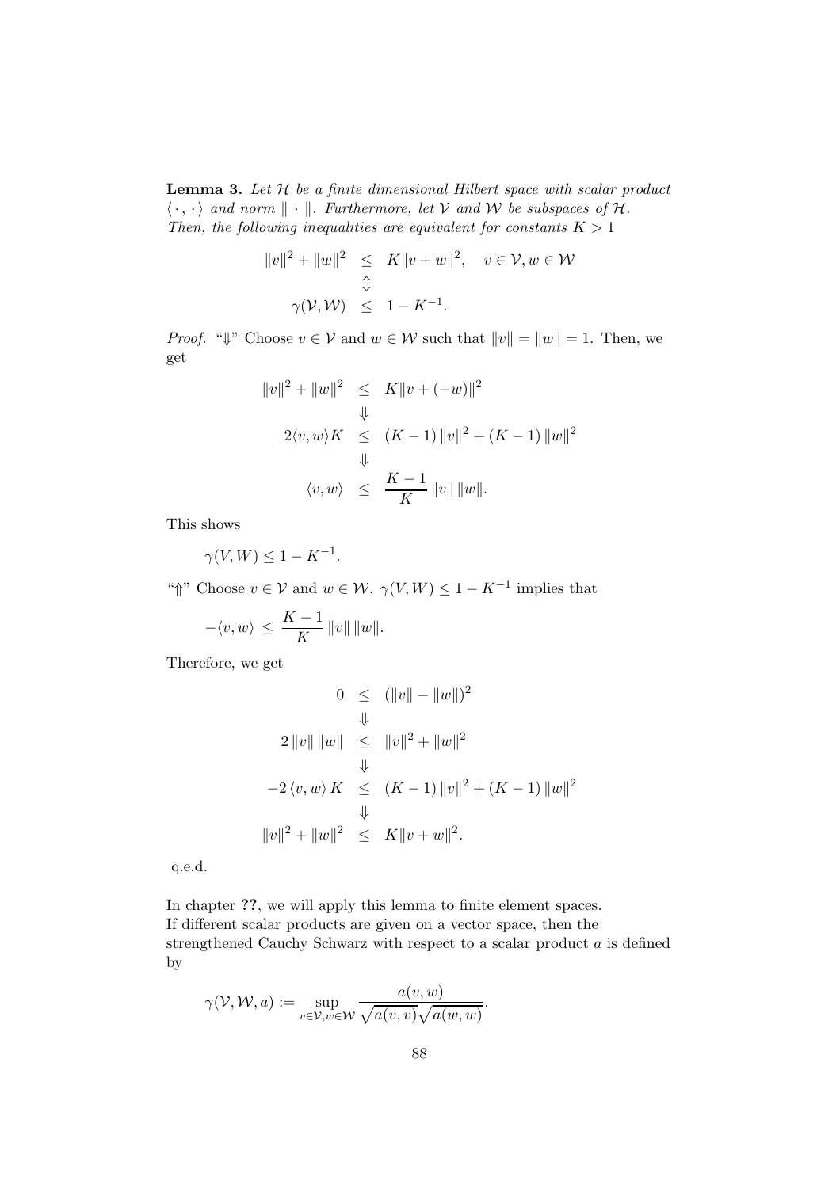**Lemma 3.** *Let $\mathcal{H}$ be a finite dimensional Hilbert space with scalar product $\langle \cdot, \cdot \rangle$ and norm $\| \cdot \|$. Furthermore, let $\mathcal{V}$ and $\mathcal{W}$ be subspaces of $\mathcal{H}$. Then, the following inequalities are equivalent for constants $K > 1$*

$$
\begin{array}{rcl}
\|v\|^2 + \|w\|^2 & \leq & K\|v+w\|^2, \quad v \in \mathcal{V}, w \in \mathcal{W} \\
& \Updownarrow & \\
\gamma(\mathcal{V}, \mathcal{W}) & \leq & 1 - K^{-1}.
\end{array}
$$

*Proof.* "$\Downarrow$" Choose $v \in \mathcal{V}$ and $w \in \mathcal{W}$ such that $\|v\| = \|w\| = 1$. Then, we get

$$
\begin{array}{rcl}
\|v\|^2 + \|w\|^2 & \leq & K\|v + (-w)\|^2 \\
& \Downarrow & \\
2\langle v, w\rangle K & \leq & (K-1)\,\|v\|^2 + (K-1)\,\|w\|^2 \\
& \Downarrow & \\
\langle v, w\rangle & \leq & \dfrac{K-1}{K}\,\|v\|\,\|w\|.
\end{array}
$$

This shows

$$
\gamma(V, W) \leq 1 - K^{-1}.
$$

"$\Uparrow$" Choose $v \in \mathcal{V}$ and $w \in \mathcal{W}$. $\gamma(V, W) \leq 1 - K^{-1}$ implies that

$$
-\langle v, w\rangle \leq \frac{K-1}{K}\,\|v\|\,\|w\|.
$$

Therefore, we get

$$
\begin{array}{rcl}
0 & \leq & (\|v\| - \|w\|)^2 \\
& \Downarrow & \\
2\,\|v\|\,\|w\| & \leq & \|v\|^2 + \|w\|^2 \\
& \Downarrow & \\
-2\,\langle v, w\rangle\, K & \leq & (K-1)\,\|v\|^2 + (K-1)\,\|w\|^2 \\
& \Downarrow & \\
\|v\|^2 + \|w\|^2 & \leq & K\|v + w\|^2.
\end{array}
$$

q.e.d.

In chapter **??**, we will apply this lemma to finite element spaces.
If different scalar products are given on a vector space, then the strengthened Cauchy Schwarz with respect to a scalar product $a$ is defined by

$$
\gamma(\mathcal{V}, \mathcal{W}, a) := \sup_{v \in \mathcal{V}, w \in \mathcal{W}} \frac{a(v, w)}{\sqrt{a(v, v)}\sqrt{a(w, w)}}.
$$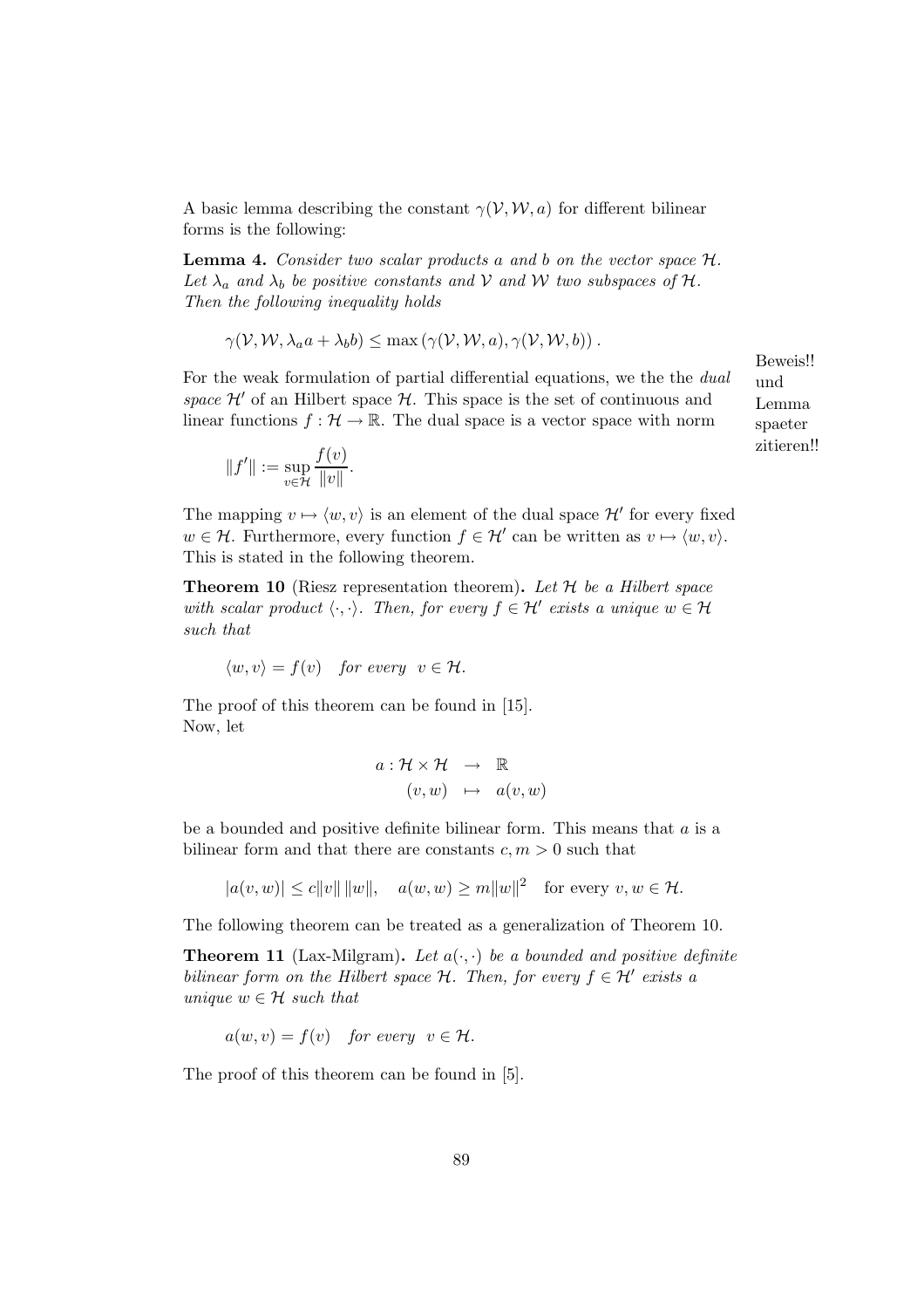A basic lemma describing the constant $\gamma(\mathcal{V}, \mathcal{W}, a)$ for different bilinear forms is the following:

**Lemma 4.** *Consider two scalar products $a$ and $b$ on the vector space $\mathcal{H}$. Let $\lambda_a$ and $\lambda_b$ be positive constants and $\mathcal{V}$ and $\mathcal{W}$ two subspaces of $\mathcal{H}$. Then the following inequality holds*

$$\gamma(\mathcal{V}, \mathcal{W}, \lambda_a a + \lambda_b b) \leq \max \left( \gamma(\mathcal{V}, \mathcal{W}, a), \gamma(\mathcal{V}, \mathcal{W}, b) \right).$$

Beweis!! und Lemma spaeter zitieren!!

For the weak formulation of partial differential equations, we the the *dual space* $\mathcal{H}'$ of an Hilbert space $\mathcal{H}$. This space is the set of continuous and linear functions $f : \mathcal{H} \to \mathbb{R}$. The dual space is a vector space with norm

$$\|f'\| := \sup_{v \in \mathcal{H}} \frac{f(v)}{\|v\|}.$$

The mapping $v \mapsto \langle w, v \rangle$ is an element of the dual space $\mathcal{H}'$ for every fixed $w \in \mathcal{H}$. Furthermore, every function $f \in \mathcal{H}'$ can be written as $v \mapsto \langle w, v \rangle$. This is stated in the following theorem.

**Theorem 10** (Riesz representation theorem)**.** *Let $\mathcal{H}$ be a Hilbert space with scalar product $\langle \cdot, \cdot \rangle$. Then, for every $f \in \mathcal{H}'$ exists a unique $w \in \mathcal{H}$ such that*

$$\langle w, v \rangle = f(v) \quad \textit{for every} \quad v \in \mathcal{H}.$$

The proof of this theorem can be found in [15].
Now, let

$$\begin{array}{rcl} a : \mathcal{H} \times \mathcal{H} & \to & \mathbb{R} \\ (v, w) & \mapsto & a(v, w) \end{array}$$

be a bounded and positive definite bilinear form. This means that $a$ is a bilinear form and that there are constants $c, m > 0$ such that

$$|a(v, w)| \leq c\|v\| \, \|w\|, \quad a(w, w) \geq m\|w\|^2 \quad \text{for every } v, w \in \mathcal{H}.$$

The following theorem can be treated as a generalization of Theorem 10.

**Theorem 11** (Lax-Milgram)**.** *Let $a(\cdot, \cdot)$ be a bounded and positive definite bilinear form on the Hilbert space $\mathcal{H}$. Then, for every $f \in \mathcal{H}'$ exists a unique $w \in \mathcal{H}$ such that*

$$a(w, v) = f(v) \quad \textit{for every} \quad v \in \mathcal{H}.$$

The proof of this theorem can be found in [5].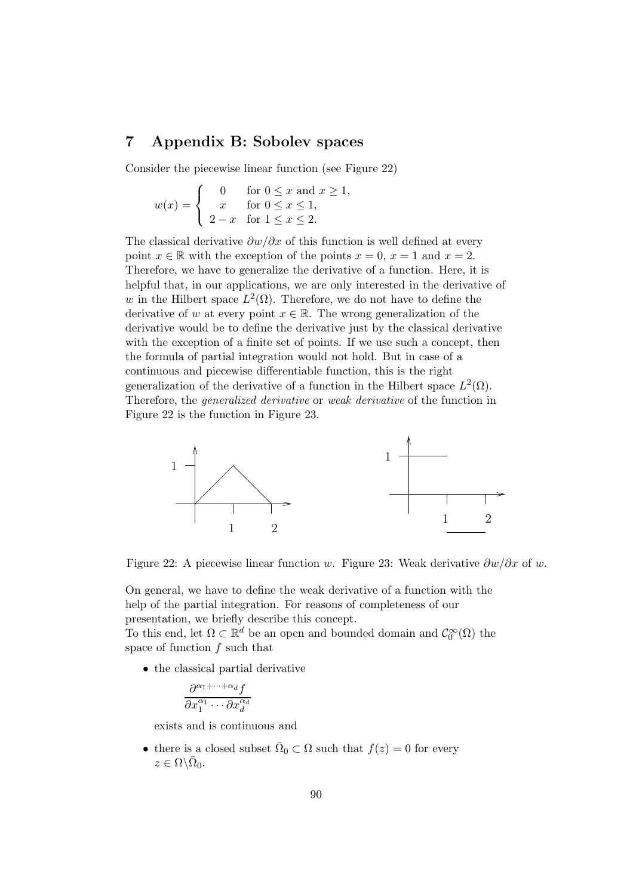# 7 Appendix B: Sobolev spaces

Consider the piecewise linear function (see Figure 22)

$$w(x) = \begin{cases} 0 & \text{for } 0 \leq x \text{ and } x \geq 1, \\ x & \text{for } 0 \leq x \leq 1, \\ 2 - x & \text{for } 1 \leq x \leq 2. \end{cases}$$

The classical derivative $\partial w / \partial x$ of this function is well defined at every point $x \in \mathbb{R}$ with the exception of the points $x = 0$, $x = 1$ and $x = 2$. Therefore, we have to generalize the derivative of a function. Here, it is helpful that, in our applications, we are only interested in the derivative of $w$ in the Hilbert space $L^2(\Omega)$. Therefore, we do not have to define the derivative of $w$ at every point $x \in \mathbb{R}$. The wrong generalization of the derivative would be to define the derivative just by the classical derivative with the exception of a finite set of points. If we use such a concept, then the formula of partial integration would not hold. But in case of a continuous and piecewise differentiable function, this is the right generalization of the derivative of a function in the Hilbert space $L^2(\Omega)$. Therefore, the *generalized derivative* or *weak derivative* of the function in Figure 22 is the function in Figure 23.

Figure 22: A piecewise linear function $w$. Figure 23: Weak derivative $\partial w / \partial x$ of $w$.

On general, we have to define the weak derivative of a function with the help of the partial integration. For reasons of completeness of our presentation, we briefly describe this concept.

To this end, let $\Omega \subset \mathbb{R}^d$ be an open and bounded domain and $\mathcal{C}_0^\infty(\Omega)$ the space of function $f$ such that

- the classical partial derivative

  $$\frac{\partial^{\alpha_1 + \cdots + \alpha_d} f}{\partial x_1^{\alpha_1} \cdots \partial x_d^{\alpha_d}}$$

  exists and is continuous and

- there is a closed subset $\bar{\Omega}_0 \subset \Omega$ such that $f(z) = 0$ for every $z \in \Omega \backslash \bar{\Omega}_0$.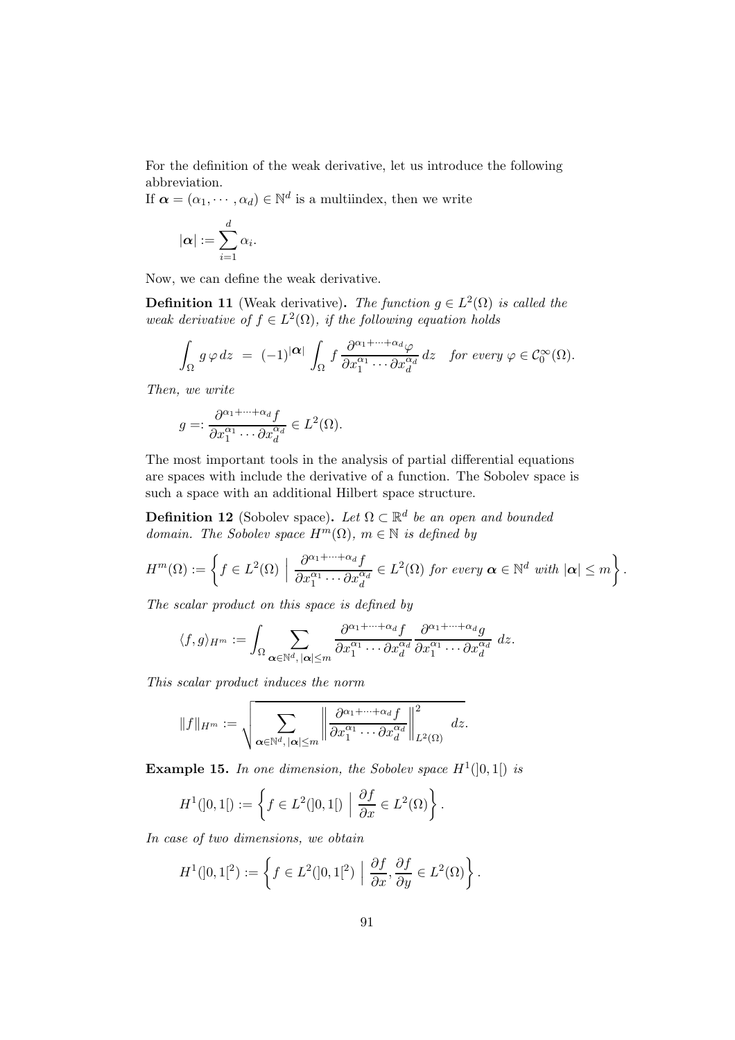For the definition of the weak derivative, let us introduce the following abbreviation.

If $\boldsymbol{\alpha} = (\alpha_1, \cdots, \alpha_d) \in \mathbb{N}^d$ is a multiindex, then we write

$$|\boldsymbol{\alpha}| := \sum_{i=1}^{d} \alpha_i.$$

Now, we can define the weak derivative.

**Definition 11** (Weak derivative)**.** *The function $g \in L^2(\Omega)$ is called the weak derivative of $f \in L^2(\Omega)$, if the following equation holds*

$$\int_\Omega g \, \varphi \, dz \;=\; (-1)^{|\boldsymbol{\alpha}|} \int_\Omega f \, \frac{\partial^{\alpha_1 + \cdots + \alpha_d} \varphi}{\partial x_1^{\alpha_1} \cdots \partial x_d^{\alpha_d}} \, dz \quad \text{for every } \varphi \in \mathcal{C}_0^\infty(\Omega).$$

*Then, we write*

$$g =: \frac{\partial^{\alpha_1 + \cdots + \alpha_d} f}{\partial x_1^{\alpha_1} \cdots \partial x_d^{\alpha_d}} \in L^2(\Omega).$$

The most important tools in the analysis of partial differential equations are spaces with include the derivative of a function. The Sobolev space is such a space with an additional Hilbert space structure.

**Definition 12** (Sobolev space)**.** *Let $\Omega \subset \mathbb{R}^d$ be an open and bounded domain. The Sobolev space $H^m(\Omega)$, $m \in \mathbb{N}$ is defined by*

$$H^m(\Omega) := \left\{ f \in L^2(\Omega) \;\middle|\; \frac{\partial^{\alpha_1 + \cdots + \alpha_d} f}{\partial x_1^{\alpha_1} \cdots \partial x_d^{\alpha_d}} \in L^2(\Omega) \text{ for every } \boldsymbol{\alpha} \in \mathbb{N}^d \text{ with } |\boldsymbol{\alpha}| \leq m \right\}.$$

*The scalar product on this space is defined by*

$$\langle f, g \rangle_{H^m} := \int_\Omega \sum_{\boldsymbol{\alpha} \in \mathbb{N}^d, \, |\boldsymbol{\alpha}| \leq m} \frac{\partial^{\alpha_1 + \cdots + \alpha_d} f}{\partial x_1^{\alpha_1} \cdots \partial x_d^{\alpha_d}} \frac{\partial^{\alpha_1 + \cdots + \alpha_d} g}{\partial x_1^{\alpha_1} \cdots \partial x_d^{\alpha_d}} \; dz.$$

*This scalar product induces the norm*

$$\|f\|_{H^m} := \sqrt{\sum_{\boldsymbol{\alpha} \in \mathbb{N}^d, \, |\boldsymbol{\alpha}| \leq m} \left\| \frac{\partial^{\alpha_1 + \cdots + \alpha_d} f}{\partial x_1^{\alpha_1} \cdots \partial x_d^{\alpha_d}} \right\|_{L^2(\Omega)}^2 \; dz}.$$

**Example 15.** *In one dimension, the Sobolev space $H^1(]0,1[)$ is*

$$H^1(]0,1[) := \left\{ f \in L^2(]0,1[) \;\middle|\; \frac{\partial f}{\partial x} \in L^2(\Omega) \right\}.$$

*In case of two dimensions, we obtain*

$$H^1(]0,1[^2) := \left\{ f \in L^2(]0,1[^2) \;\middle|\; \frac{\partial f}{\partial x}, \frac{\partial f}{\partial y} \in L^2(\Omega) \right\}.$$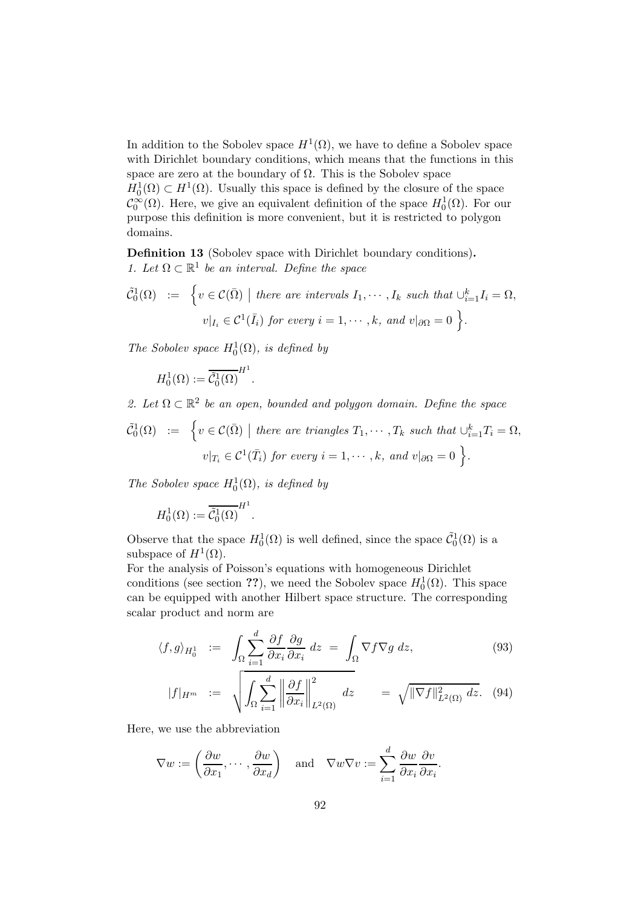In addition to the Sobolev space $H^1(\Omega)$, we have to define a Sobolev space with Dirichlet boundary conditions, which means that the functions in this space are zero at the boundary of $\Omega$. This is the Sobolev space $H_0^1(\Omega) \subset H^1(\Omega)$. Usually this space is defined by the closure of the space $\mathcal{C}_0^\infty(\Omega)$. Here, we give an equivalent definition of the space $H_0^1(\Omega)$. For our purpose this definition is more convenient, but it is restricted to polygon domains.

**Definition 13** (Sobolev space with Dirichlet boundary conditions)**.**
*1. Let $\Omega \subset \mathbb{R}^1$ be an interval. Define the space*

$$
\begin{aligned}
\tilde{\mathcal{C}}_0^1(\Omega) \;:=\; \Big\{ v \in \mathcal{C}(\bar{\Omega}) \;\Big|\; & \text{there are intervals } I_1, \cdots, I_k \text{ such that } \cup_{i=1}^k I_i = \Omega, \\
& v|_{I_i} \in \mathcal{C}^1(\bar{I}_i) \text{ for every } i = 1, \cdots, k, \text{ and } v|_{\partial\Omega} = 0 \Big\}.
\end{aligned}
$$

*The Sobolev space $H_0^1(\Omega)$, is defined by*

$$
H_0^1(\Omega) := \overline{\tilde{\mathcal{C}}_0^1(\Omega)}^{H^1}.
$$

*2. Let $\Omega \subset \mathbb{R}^2$ be an open, bounded and polygon domain. Define the space*

$$
\begin{aligned}
\tilde{\mathcal{C}}_0^1(\Omega) \;:=\; \Big\{ v \in \mathcal{C}(\bar{\Omega}) \;\Big|\; & \text{there are triangles } T_1, \cdots, T_k \text{ such that } \cup_{i=1}^k T_i = \Omega, \\
& v|_{T_i} \in \mathcal{C}^1(\bar{T}_i) \text{ for every } i = 1, \cdots, k, \text{ and } v|_{\partial\Omega} = 0 \Big\}.
\end{aligned}
$$

*The Sobolev space $H_0^1(\Omega)$, is defined by*

$$
H_0^1(\Omega) := \overline{\tilde{\mathcal{C}}_0^1(\Omega)}^{H^1}.
$$

Observe that the space $H_0^1(\Omega)$ is well defined, since the space $\tilde{\mathcal{C}}_0^1(\Omega)$ is a subspace of $H^1(\Omega)$.
For the analysis of Poisson's equations with homogeneous Dirichlet conditions (see section **??**), we need the Sobolev space $H_0^1(\Omega)$. This space can be equipped with another Hilbert space structure. The corresponding scalar product and norm are

$$
\langle f, g \rangle_{H_0^1} \;:=\; \int_\Omega \sum_{i=1}^d \frac{\partial f}{\partial x_i} \frac{\partial g}{\partial x_i} \, dz \;=\; \int_\Omega \nabla f \nabla g \, dz, \tag{93}
$$

$$
|f|_{H^m} \;:=\; \sqrt{\int_\Omega \sum_{i=1}^d \left\| \frac{\partial f}{\partial x_i} \right\|_{L^2(\Omega)}^2 dz} \;=\; \sqrt{\|\nabla f\|_{L^2(\Omega)}^2 \, dz}. \tag{94}
$$

Here, we use the abbreviation

$$
\nabla w := \left( \frac{\partial w}{\partial x_1}, \cdots, \frac{\partial w}{\partial x_d} \right) \quad \text{and} \quad \nabla w \nabla v := \sum_{i=1}^d \frac{\partial w}{\partial x_i} \frac{\partial v}{\partial x_i}.
$$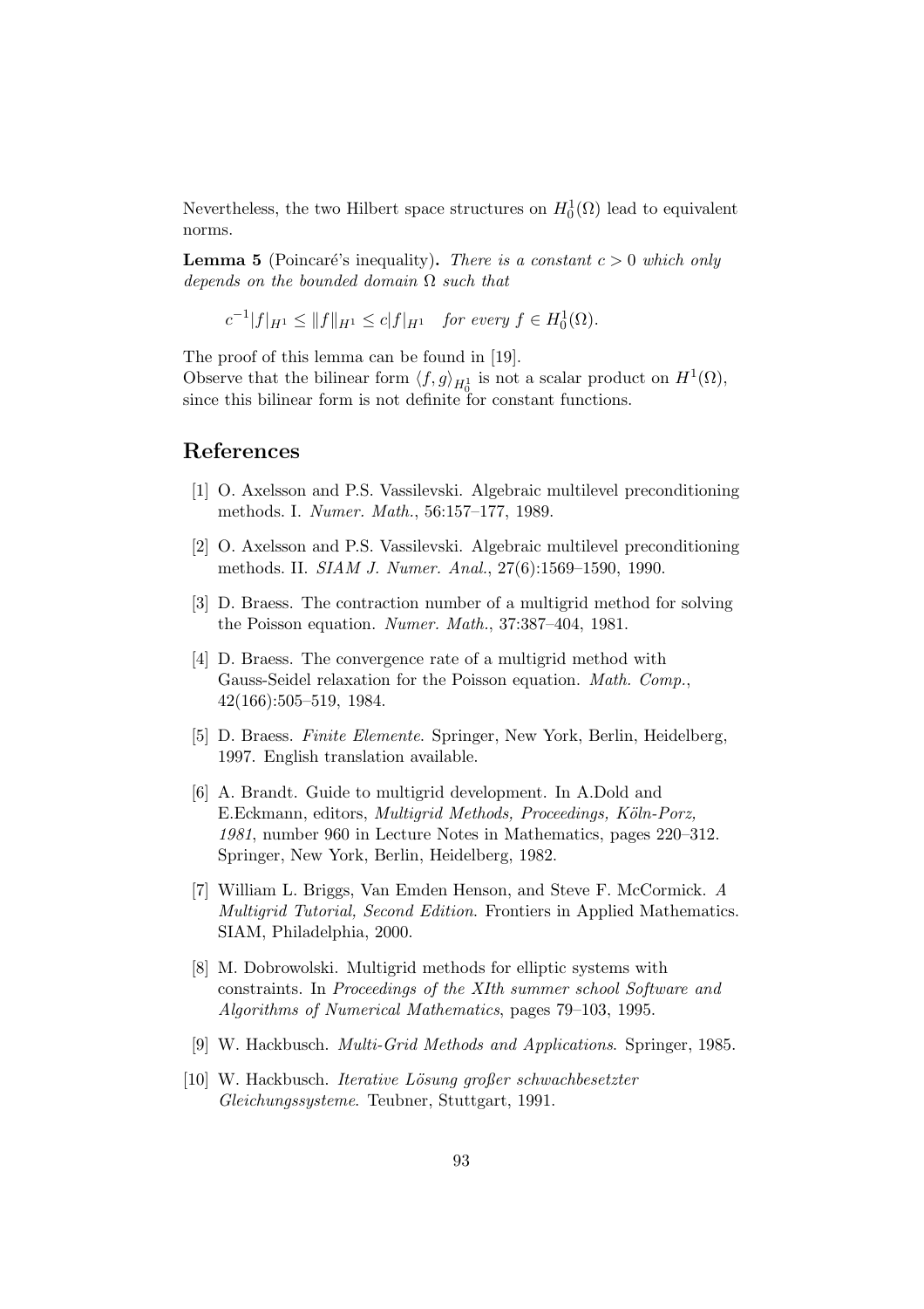Nevertheless, the two Hilbert space structures on $H_0^1(\Omega)$ lead to equivalent norms.

**Lemma 5** (Poincaré's inequality)**.** *There is a constant $c > 0$ which only depends on the bounded domain $\Omega$ such that*

$$c^{-1}|f|_{H^1} \leq \|f\|_{H^1} \leq c|f|_{H^1} \quad \textit{for every } f \in H_0^1(\Omega).$$

The proof of this lemma can be found in [19].
Observe that the bilinear form $\langle f, g \rangle_{H_0^1}$ is not a scalar product on $H^1(\Omega)$, since this bilinear form is not definite for constant functions.

## References

[1] O. Axelsson and P.S. Vassilevski. Algebraic multilevel preconditioning methods. I. *Numer. Math.*, 56:157–177, 1989.

[2] O. Axelsson and P.S. Vassilevski. Algebraic multilevel preconditioning methods. II. *SIAM J. Numer. Anal.*, 27(6):1569–1590, 1990.

[3] D. Braess. The contraction number of a multigrid method for solving the Poisson equation. *Numer. Math.*, 37:387–404, 1981.

[4] D. Braess. The convergence rate of a multigrid method with Gauss-Seidel relaxation for the Poisson equation. *Math. Comp.*, 42(166):505–519, 1984.

[5] D. Braess. *Finite Elemente*. Springer, New York, Berlin, Heidelberg, 1997. English translation available.

[6] A. Brandt. Guide to multigrid development. In A.Dold and E.Eckmann, editors, *Multigrid Methods, Proceedings, Köln-Porz, 1981*, number 960 in Lecture Notes in Mathematics, pages 220–312. Springer, New York, Berlin, Heidelberg, 1982.

[7] William L. Briggs, Van Emden Henson, and Steve F. McCormick. *A Multigrid Tutorial, Second Edition*. Frontiers in Applied Mathematics. SIAM, Philadelphia, 2000.

[8] M. Dobrowolski. Multigrid methods for elliptic systems with constraints. In *Proceedings of the XIth summer school Software and Algorithms of Numerical Mathematics*, pages 79–103, 1995.

[9] W. Hackbusch. *Multi-Grid Methods and Applications*. Springer, 1985.

[10] W. Hackbusch. *Iterative Lösung großer schwachbesetzter Gleichungssysteme*. Teubner, Stuttgart, 1991.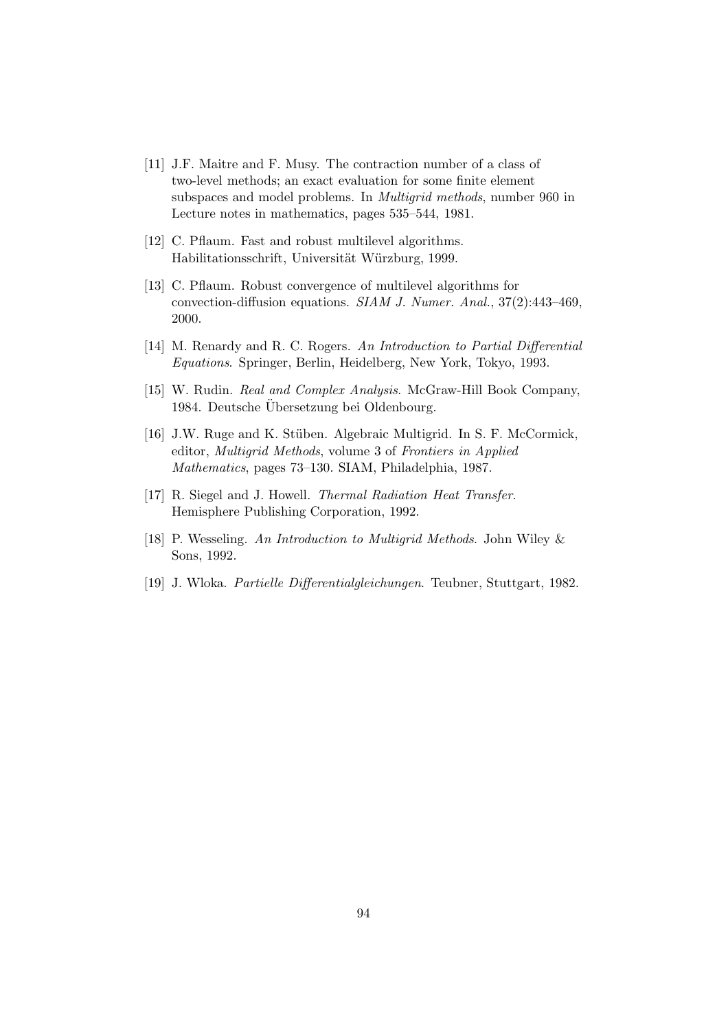[11] J.F. Maitre and F. Musy. The contraction number of a class of two-level methods; an exact evaluation for some finite element subspaces and model problems. In *Multigrid methods*, number 960 in Lecture notes in mathematics, pages 535–544, 1981.

[12] C. Pflaum. Fast and robust multilevel algorithms. Habilitationsschrift, Universität Würzburg, 1999.

[13] C. Pflaum. Robust convergence of multilevel algorithms for convection-diffusion equations. *SIAM J. Numer. Anal.*, 37(2):443–469, 2000.

[14] M. Renardy and R. C. Rogers. *An Introduction to Partial Differential Equations*. Springer, Berlin, Heidelberg, New York, Tokyo, 1993.

[15] W. Rudin. *Real and Complex Analysis*. McGraw-Hill Book Company, 1984. Deutsche Übersetzung bei Oldenbourg.

[16] J.W. Ruge and K. Stüben. Algebraic Multigrid. In S. F. McCormick, editor, *Multigrid Methods*, volume 3 of *Frontiers in Applied Mathematics*, pages 73–130. SIAM, Philadelphia, 1987.

[17] R. Siegel and J. Howell. *Thermal Radiation Heat Transfer*. Hemisphere Publishing Corporation, 1992.

[18] P. Wesseling. *An Introduction to Multigrid Methods*. John Wiley & Sons, 1992.

[19] J. Wloka. *Partielle Differentialgleichungen*. Teubner, Stuttgart, 1982.